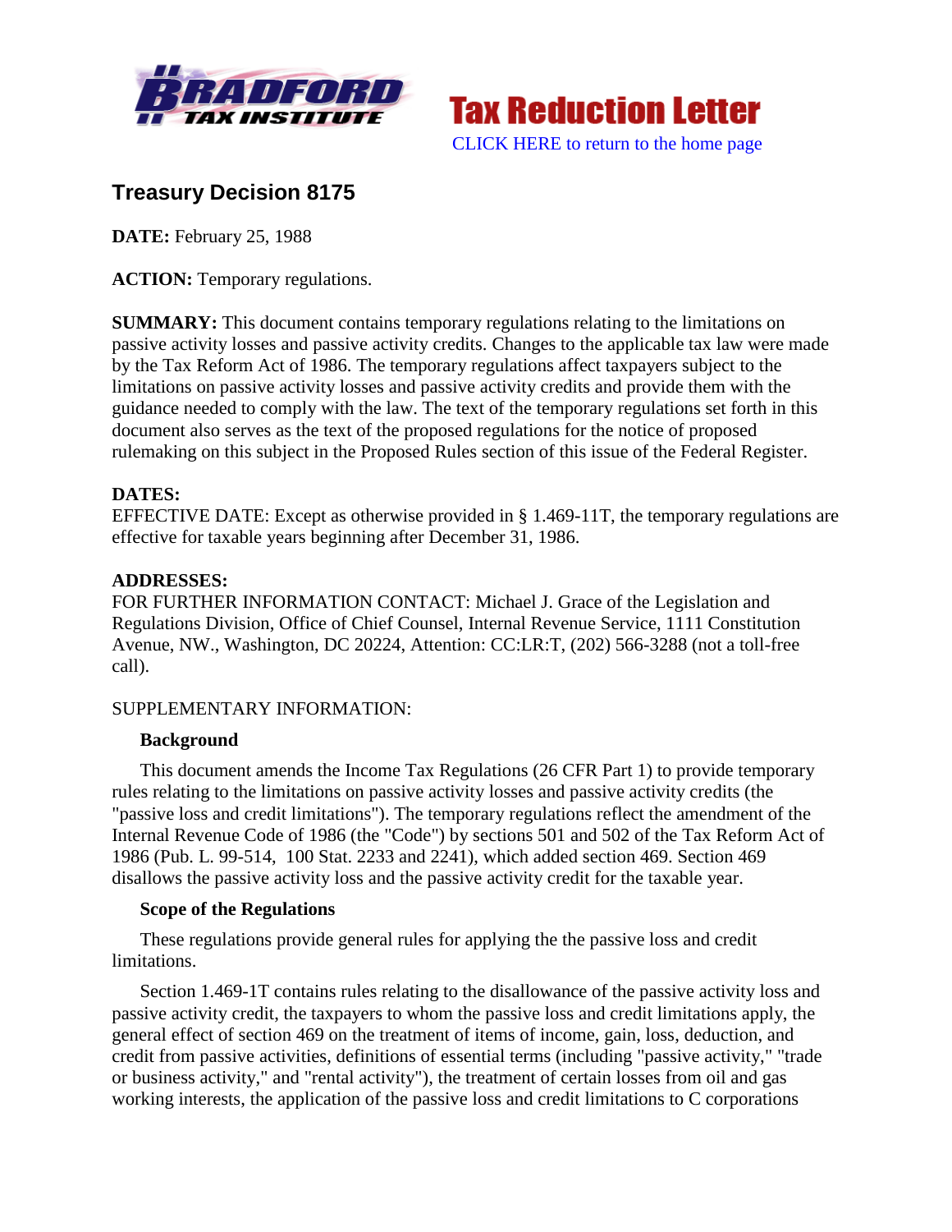Tax Reduction Letter

CLICK HERE to return to the home page

## Treasury Decision 8175

**DATE:** February 25, 1988

**ACTION:** Temporary regulations.

**SUMMARY:** This document contains temporary regulations relating to the limitations on passive activity losses and passive activity credits. Changes to the applicable tax law were made by the Tax Reform Act of 1986. The temporary regulations affect taxpayers subject to the limitations on passive activity losses and passive activity credits and provide them with the guidance needed to comply with the law. The text of the temporary regulations set forth in this document also serves as the text of the proposed regulations for the notice of proposed rulemaking on this subject in the Proposed Rules section of this issue of the Federal Register.

**DATES:**
EFFECTIVE DATE: Except as otherwise provided in § 1.469-11T, the temporary regulations are effective for taxable years beginning after December 31, 1986.

**ADDRESSES:**
FOR FURTHER INFORMATION CONTACT: Michael J. Grace of the Legislation and Regulations Division, Office of Chief Counsel, Internal Revenue Service, 1111 Constitution Avenue, NW., Washington, DC 20224, Attention: CC:LR:T, (202) 566-3288 (not a toll-free call).

SUPPLEMENTARY INFORMATION:

**Background**

This document amends the Income Tax Regulations (26 CFR Part 1) to provide temporary rules relating to the limitations on passive activity losses and passive activity credits (the "passive loss and credit limitations"). The temporary regulations reflect the amendment of the Internal Revenue Code of 1986 (the "Code") by sections 501 and 502 of the Tax Reform Act of 1986 (Pub. L. 99-514, 100 Stat. 2233 and 2241), which added section 469. Section 469 disallows the passive activity loss and the passive activity credit for the taxable year.

**Scope of the Regulations**

These regulations provide general rules for applying the the passive loss and credit limitations.

Section 1.469-1T contains rules relating to the disallowance of the passive activity loss and passive activity credit, the taxpayers to whom the passive loss and credit limitations apply, the general effect of section 469 on the treatment of items of income, gain, loss, deduction, and credit from passive activities, definitions of essential terms (including "passive activity," "trade or business activity," and "rental activity"), the treatment of certain losses from oil and gas working interests, the application of the passive loss and credit limitations to C corporations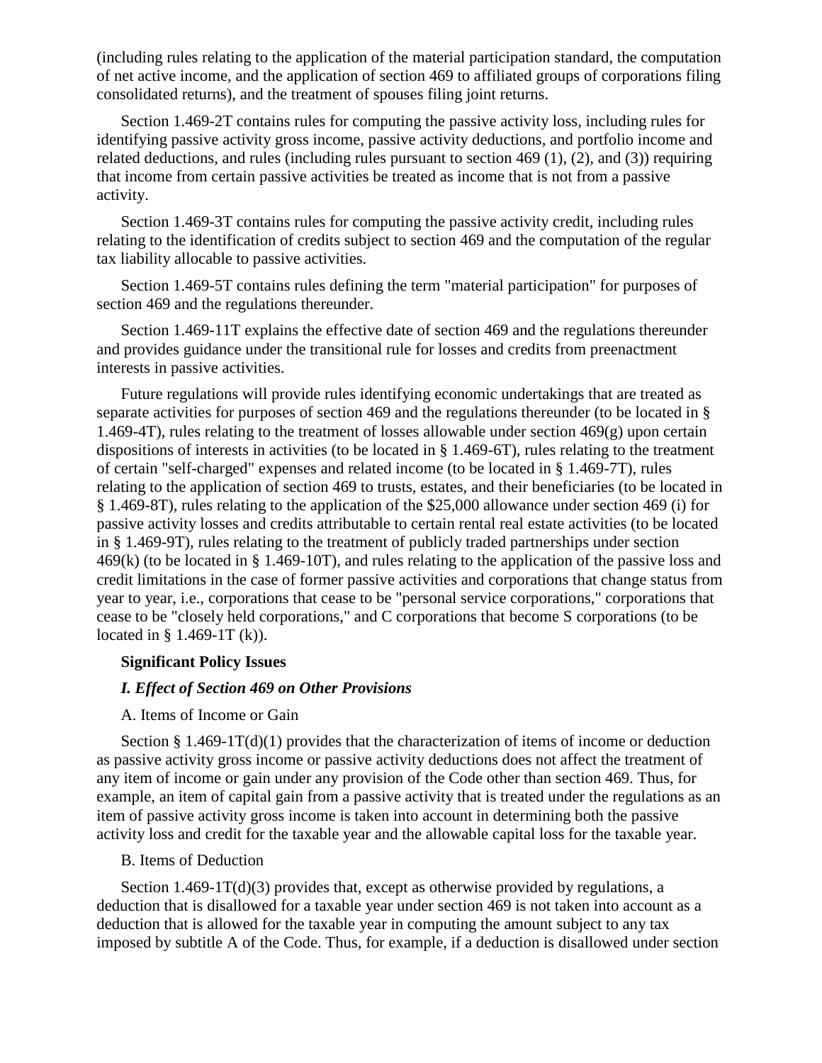(including rules relating to the application of the material participation standard, the computation of net active income, and the application of section 469 to affiliated groups of corporations filing consolidated returns), and the treatment of spouses filing joint returns.

Section 1.469-2T contains rules for computing the passive activity loss, including rules for identifying passive activity gross income, passive activity deductions, and portfolio income and related deductions, and rules (including rules pursuant to section 469 (1), (2), and (3)) requiring that income from certain passive activities be treated as income that is not from a passive activity.

Section 1.469-3T contains rules for computing the passive activity credit, including rules relating to the identification of credits subject to section 469 and the computation of the regular tax liability allocable to passive activities.

Section 1.469-5T contains rules defining the term "material participation" for purposes of section 469 and the regulations thereunder.

Section 1.469-11T explains the effective date of section 469 and the regulations thereunder and provides guidance under the transitional rule for losses and credits from preenactment interests in passive activities.

Future regulations will provide rules identifying economic undertakings that are treated as separate activities for purposes of section 469 and the regulations thereunder (to be located in § 1.469-4T), rules relating to the treatment of losses allowable under section 469(g) upon certain dispositions of interests in activities (to be located in § 1.469-6T), rules relating to the treatment of certain "self-charged" expenses and related income (to be located in § 1.469-7T), rules relating to the application of section 469 to trusts, estates, and their beneficiaries (to be located in § 1.469-8T), rules relating to the application of the $25,000 allowance under section 469 (i) for passive activity losses and credits attributable to certain rental real estate activities (to be located in § 1.469-9T), rules relating to the treatment of publicly traded partnerships under section 469(k) (to be located in § 1.469-10T), and rules relating to the application of the passive loss and credit limitations in the case of former passive activities and corporations that change status from year to year, i.e., corporations that cease to be "personal service corporations," corporations that cease to be "closely held corporations," and C corporations that become S corporations (to be located in § 1.469-1T (k)).

**Significant Policy Issues**

***I. Effect of Section 469 on Other Provisions***

A. Items of Income or Gain

Section § 1.469-1T(d)(1) provides that the characterization of items of income or deduction as passive activity gross income or passive activity deductions does not affect the treatment of any item of income or gain under any provision of the Code other than section 469. Thus, for example, an item of capital gain from a passive activity that is treated under the regulations as an item of passive activity gross income is taken into account in determining both the passive activity loss and credit for the taxable year and the allowable capital loss for the taxable year.

B. Items of Deduction

Section 1.469-1T(d)(3) provides that, except as otherwise provided by regulations, a deduction that is disallowed for a taxable year under section 469 is not taken into account as a deduction that is allowed for the taxable year in computing the amount subject to any tax imposed by subtitle A of the Code. Thus, for example, if a deduction is disallowed under section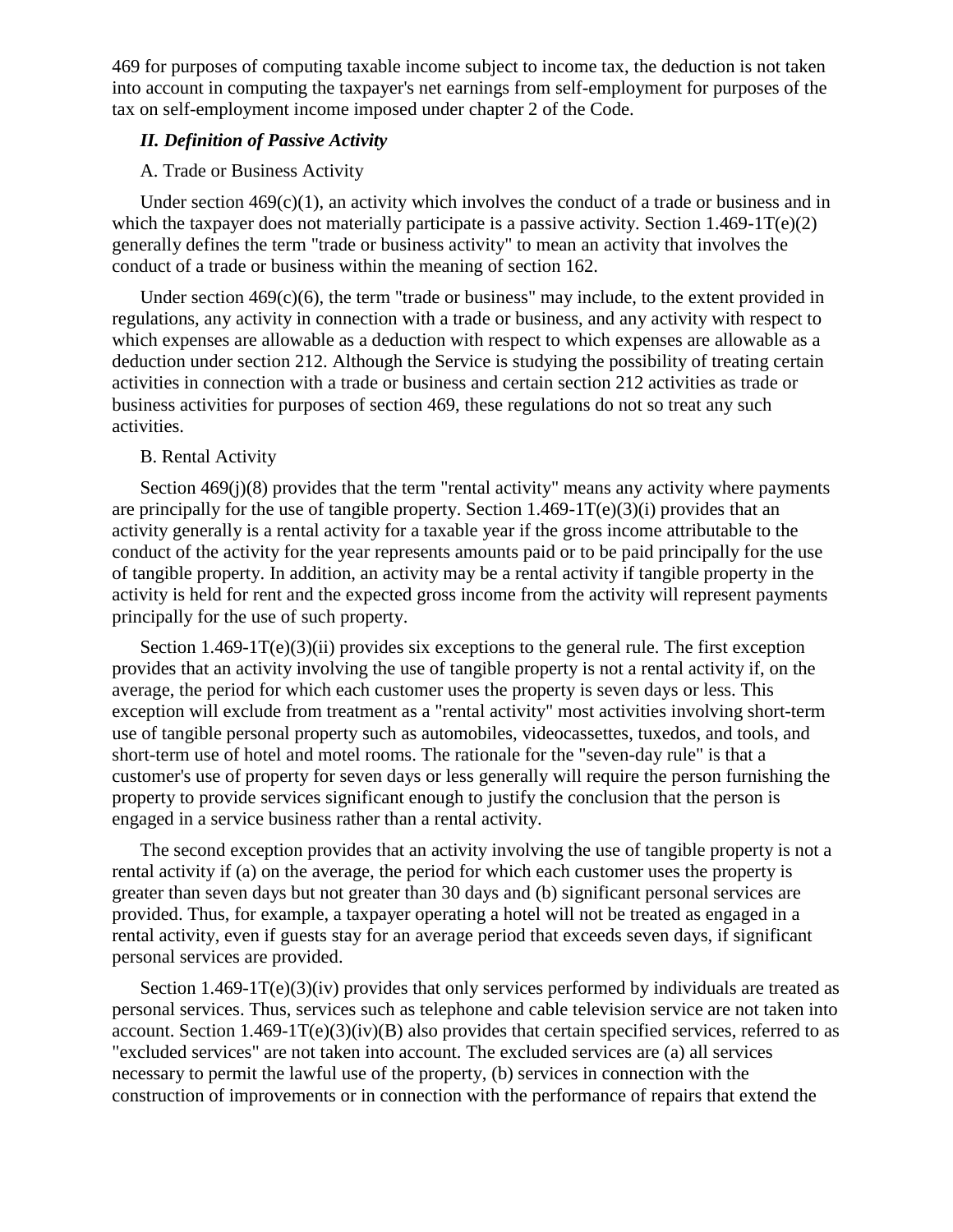469 for purposes of computing taxable income subject to income tax, the deduction is not taken into account in computing the taxpayer's net earnings from self-employment for purposes of the tax on self-employment income imposed under chapter 2 of the Code.

### *II. Definition of Passive Activity*

A. Trade or Business Activity

Under section 469(c)(1), an activity which involves the conduct of a trade or business and in which the taxpayer does not materially participate is a passive activity. Section 1.469-1T(e)(2) generally defines the term "trade or business activity" to mean an activity that involves the conduct of a trade or business within the meaning of section 162.

Under section 469(c)(6), the term "trade or business" may include, to the extent provided in regulations, any activity in connection with a trade or business, and any activity with respect to which expenses are allowable as a deduction with respect to which expenses are allowable as a deduction under section 212. Although the Service is studying the possibility of treating certain activities in connection with a trade or business and certain section 212 activities as trade or business activities for purposes of section 469, these regulations do not so treat any such activities.

B. Rental Activity

Section 469(j)(8) provides that the term "rental activity" means any activity where payments are principally for the use of tangible property. Section 1.469-1T(e)(3)(i) provides that an activity generally is a rental activity for a taxable year if the gross income attributable to the conduct of the activity for the year represents amounts paid or to be paid principally for the use of tangible property. In addition, an activity may be a rental activity if tangible property in the activity is held for rent and the expected gross income from the activity will represent payments principally for the use of such property.

Section 1.469-1T(e)(3)(ii) provides six exceptions to the general rule. The first exception provides that an activity involving the use of tangible property is not a rental activity if, on the average, the period for which each customer uses the property is seven days or less. This exception will exclude from treatment as a "rental activity" most activities involving short-term use of tangible personal property such as automobiles, videocassettes, tuxedos, and tools, and short-term use of hotel and motel rooms. The rationale for the "seven-day rule" is that a customer's use of property for seven days or less generally will require the person furnishing the property to provide services significant enough to justify the conclusion that the person is engaged in a service business rather than a rental activity.

The second exception provides that an activity involving the use of tangible property is not a rental activity if (a) on the average, the period for which each customer uses the property is greater than seven days but not greater than 30 days and (b) significant personal services are provided. Thus, for example, a taxpayer operating a hotel will not be treated as engaged in a rental activity, even if guests stay for an average period that exceeds seven days, if significant personal services are provided.

Section 1.469-1T(e)(3)(iv) provides that only services performed by individuals are treated as personal services. Thus, services such as telephone and cable television service are not taken into account. Section 1.469-1T(e)(3)(iv)(B) also provides that certain specified services, referred to as "excluded services" are not taken into account. The excluded services are (a) all services necessary to permit the lawful use of the property, (b) services in connection with the construction of improvements or in connection with the performance of repairs that extend the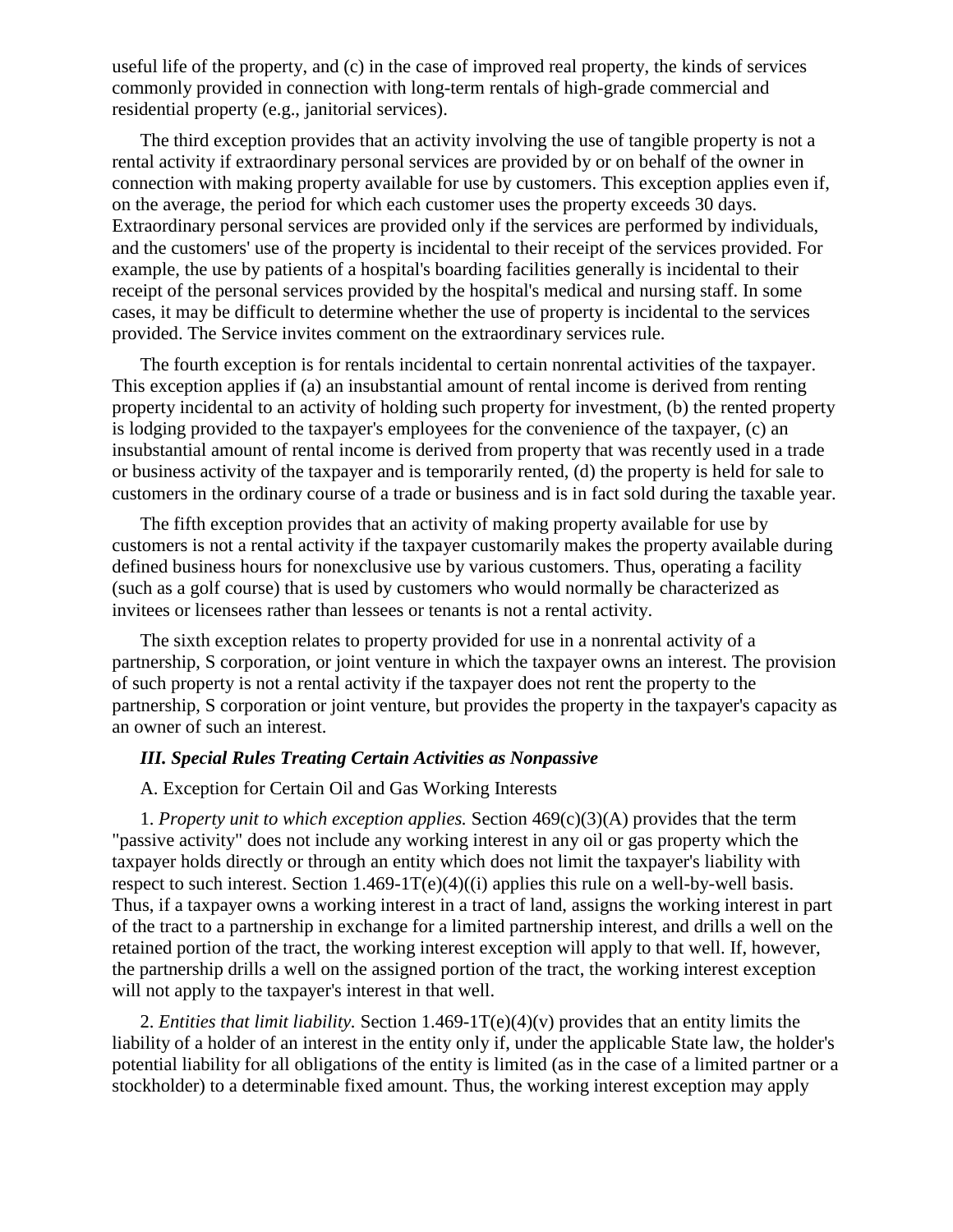useful life of the property, and (c) in the case of improved real property, the kinds of services commonly provided in connection with long-term rentals of high-grade commercial and residential property (e.g., janitorial services).

The third exception provides that an activity involving the use of tangible property is not a rental activity if extraordinary personal services are provided by or on behalf of the owner in connection with making property available for use by customers. This exception applies even if, on the average, the period for which each customer uses the property exceeds 30 days. Extraordinary personal services are provided only if the services are performed by individuals, and the customers' use of the property is incidental to their receipt of the services provided. For example, the use by patients of a hospital's boarding facilities generally is incidental to their receipt of the personal services provided by the hospital's medical and nursing staff. In some cases, it may be difficult to determine whether the use of property is incidental to the services provided. The Service invites comment on the extraordinary services rule.

The fourth exception is for rentals incidental to certain nonrental activities of the taxpayer. This exception applies if (a) an insubstantial amount of rental income is derived from renting property incidental to an activity of holding such property for investment, (b) the rented property is lodging provided to the taxpayer's employees for the convenience of the taxpayer, (c) an insubstantial amount of rental income is derived from property that was recently used in a trade or business activity of the taxpayer and is temporarily rented, (d) the property is held for sale to customers in the ordinary course of a trade or business and is in fact sold during the taxable year.

The fifth exception provides that an activity of making property available for use by customers is not a rental activity if the taxpayer customarily makes the property available during defined business hours for nonexclusive use by various customers. Thus, operating a facility (such as a golf course) that is used by customers who would normally be characterized as invitees or licensees rather than lessees or tenants is not a rental activity.

The sixth exception relates to property provided for use in a nonrental activity of a partnership, S corporation, or joint venture in which the taxpayer owns an interest. The provision of such property is not a rental activity if the taxpayer does not rent the property to the partnership, S corporation or joint venture, but provides the property in the taxpayer's capacity as an owner of such an interest.

### *III. Special Rules Treating Certain Activities as Nonpassive*

A. Exception for Certain Oil and Gas Working Interests

1. *Property unit to which exception applies.* Section 469(c)(3)(A) provides that the term "passive activity" does not include any working interest in any oil or gas property which the taxpayer holds directly or through an entity which does not limit the taxpayer's liability with respect to such interest. Section 1.469-1T(e)(4)((i) applies this rule on a well-by-well basis. Thus, if a taxpayer owns a working interest in a tract of land, assigns the working interest in part of the tract to a partnership in exchange for a limited partnership interest, and drills a well on the retained portion of the tract, the working interest exception will apply to that well. If, however, the partnership drills a well on the assigned portion of the tract, the working interest exception will not apply to the taxpayer's interest in that well.

2. *Entities that limit liability.* Section 1.469-1T(e)(4)(v) provides that an entity limits the liability of a holder of an interest in the entity only if, under the applicable State law, the holder's potential liability for all obligations of the entity is limited (as in the case of a limited partner or a stockholder) to a determinable fixed amount. Thus, the working interest exception may apply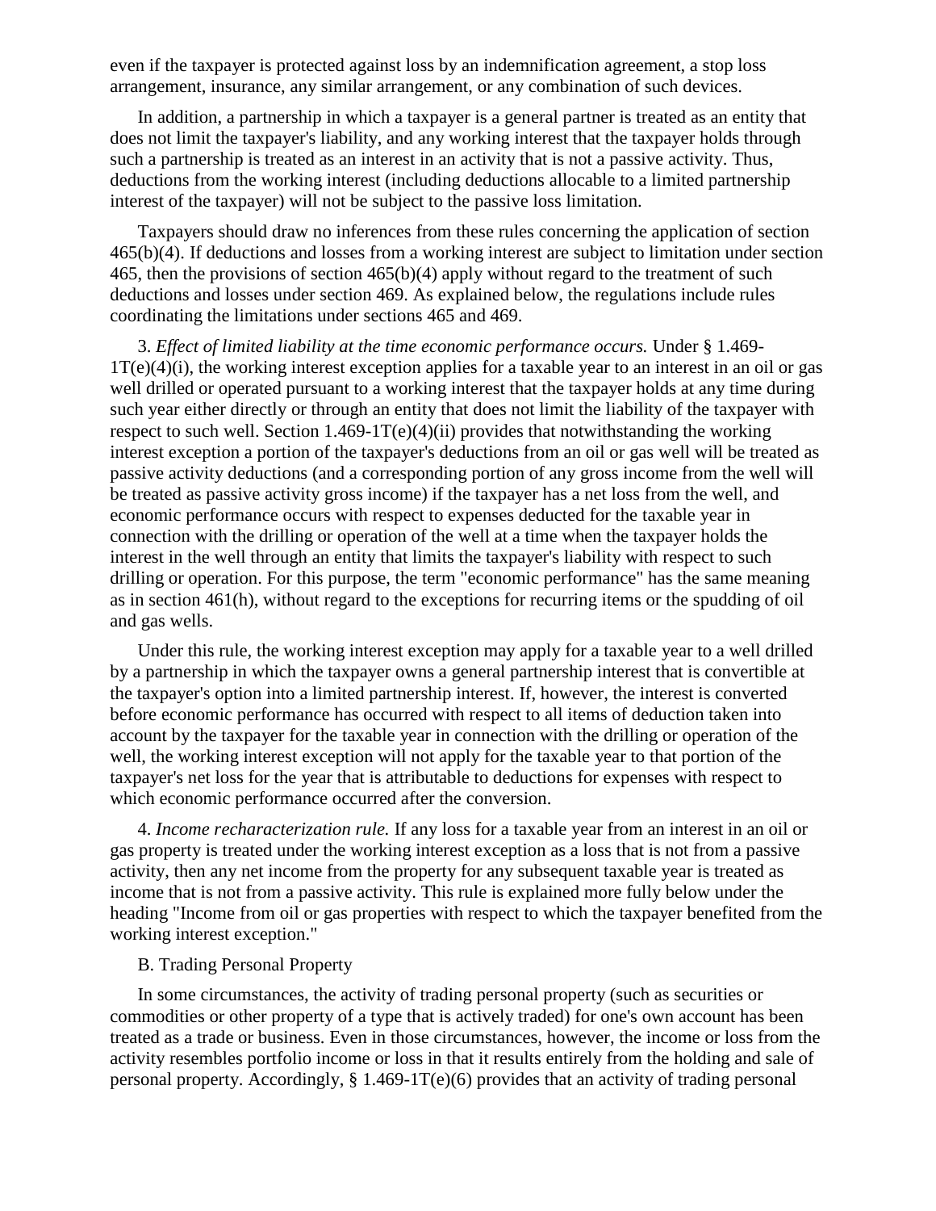even if the taxpayer is protected against loss by an indemnification agreement, a stop loss arrangement, insurance, any similar arrangement, or any combination of such devices.

In addition, a partnership in which a taxpayer is a general partner is treated as an entity that does not limit the taxpayer's liability, and any working interest that the taxpayer holds through such a partnership is treated as an interest in an activity that is not a passive activity. Thus, deductions from the working interest (including deductions allocable to a limited partnership interest of the taxpayer) will not be subject to the passive loss limitation.

Taxpayers should draw no inferences from these rules concerning the application of section 465(b)(4). If deductions and losses from a working interest are subject to limitation under section 465, then the provisions of section 465(b)(4) apply without regard to the treatment of such deductions and losses under section 469. As explained below, the regulations include rules coordinating the limitations under sections 465 and 469.

3. *Effect of limited liability at the time economic performance occurs.* Under § 1.469-1T(e)(4)(i), the working interest exception applies for a taxable year to an interest in an oil or gas well drilled or operated pursuant to a working interest that the taxpayer holds at any time during such year either directly or through an entity that does not limit the liability of the taxpayer with respect to such well. Section 1.469-1T(e)(4)(ii) provides that notwithstanding the working interest exception a portion of the taxpayer's deductions from an oil or gas well will be treated as passive activity deductions (and a corresponding portion of any gross income from the well will be treated as passive activity gross income) if the taxpayer has a net loss from the well, and economic performance occurs with respect to expenses deducted for the taxable year in connection with the drilling or operation of the well at a time when the taxpayer holds the interest in the well through an entity that limits the taxpayer's liability with respect to such drilling or operation. For this purpose, the term "economic performance" has the same meaning as in section 461(h), without regard to the exceptions for recurring items or the spudding of oil and gas wells.

Under this rule, the working interest exception may apply for a taxable year to a well drilled by a partnership in which the taxpayer owns a general partnership interest that is convertible at the taxpayer's option into a limited partnership interest. If, however, the interest is converted before economic performance has occurred with respect to all items of deduction taken into account by the taxpayer for the taxable year in connection with the drilling or operation of the well, the working interest exception will not apply for the taxable year to that portion of the taxpayer's net loss for the year that is attributable to deductions for expenses with respect to which economic performance occurred after the conversion.

4. *Income recharacterization rule.* If any loss for a taxable year from an interest in an oil or gas property is treated under the working interest exception as a loss that is not from a passive activity, then any net income from the property for any subsequent taxable year is treated as income that is not from a passive activity. This rule is explained more fully below under the heading "Income from oil or gas properties with respect to which the taxpayer benefited from the working interest exception."

B. Trading Personal Property

In some circumstances, the activity of trading personal property (such as securities or commodities or other property of a type that is actively traded) for one's own account has been treated as a trade or business. Even in those circumstances, however, the income or loss from the activity resembles portfolio income or loss in that it results entirely from the holding and sale of personal property. Accordingly, § 1.469-1T(e)(6) provides that an activity of trading personal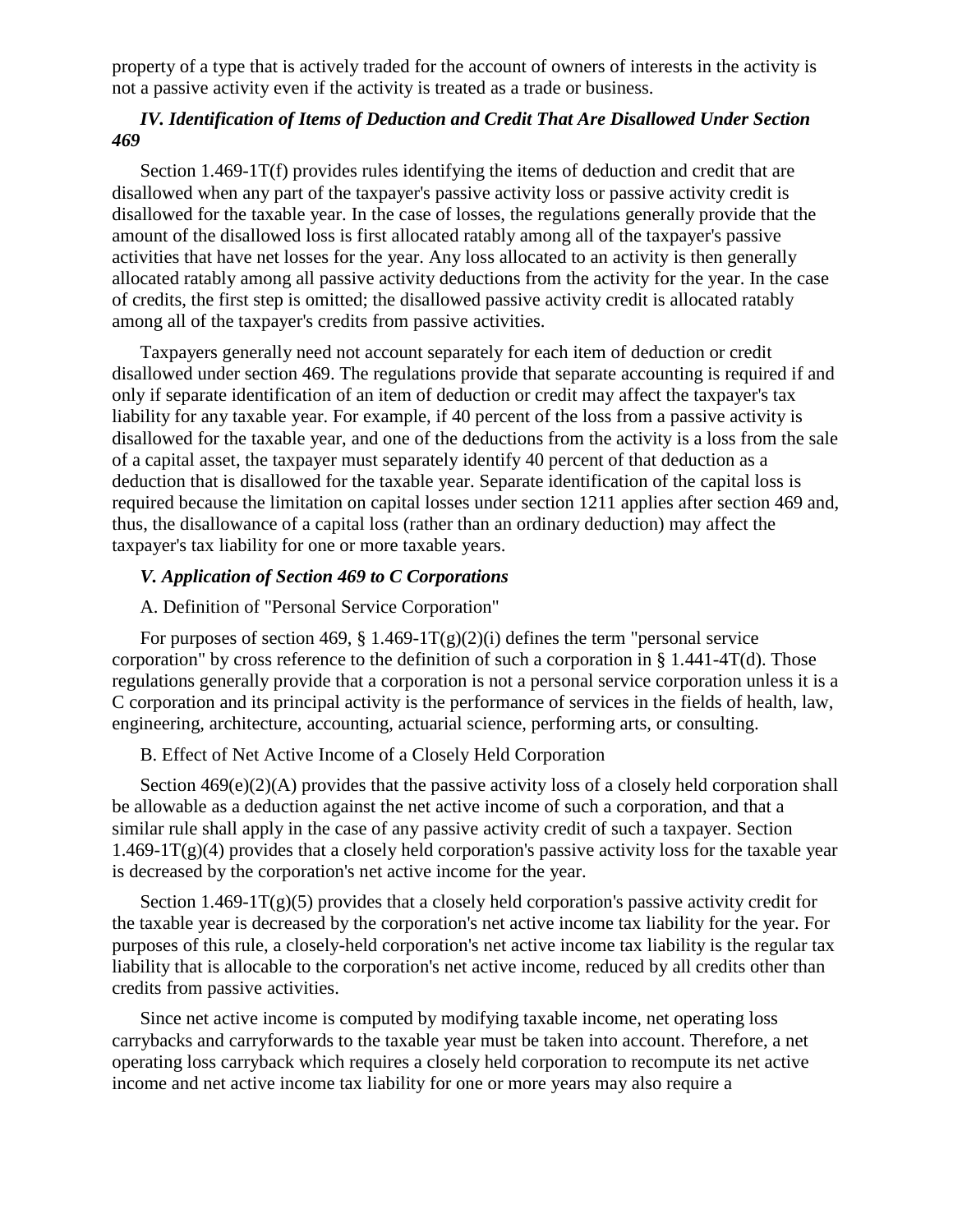property of a type that is actively traded for the account of owners of interests in the activity is not a passive activity even if the activity is treated as a trade or business.

### *IV. Identification of Items of Deduction and Credit That Are Disallowed Under Section 469*

Section 1.469-1T(f) provides rules identifying the items of deduction and credit that are disallowed when any part of the taxpayer's passive activity loss or passive activity credit is disallowed for the taxable year. In the case of losses, the regulations generally provide that the amount of the disallowed loss is first allocated ratably among all of the taxpayer's passive activities that have net losses for the year. Any loss allocated to an activity is then generally allocated ratably among all passive activity deductions from the activity for the year. In the case of credits, the first step is omitted; the disallowed passive activity credit is allocated ratably among all of the taxpayer's credits from passive activities.

Taxpayers generally need not account separately for each item of deduction or credit disallowed under section 469. The regulations provide that separate accounting is required if and only if separate identification of an item of deduction or credit may affect the taxpayer's tax liability for any taxable year. For example, if 40 percent of the loss from a passive activity is disallowed for the taxable year, and one of the deductions from the activity is a loss from the sale of a capital asset, the taxpayer must separately identify 40 percent of that deduction as a deduction that is disallowed for the taxable year. Separate identification of the capital loss is required because the limitation on capital losses under section 1211 applies after section 469 and, thus, the disallowance of a capital loss (rather than an ordinary deduction) may affect the taxpayer's tax liability for one or more taxable years.

### *V. Application of Section 469 to C Corporations*

A. Definition of "Personal Service Corporation"

For purposes of section 469, § 1.469-1T(g)(2)(i) defines the term "personal service corporation" by cross reference to the definition of such a corporation in § 1.441-4T(d). Those regulations generally provide that a corporation is not a personal service corporation unless it is a C corporation and its principal activity is the performance of services in the fields of health, law, engineering, architecture, accounting, actuarial science, performing arts, or consulting.

B. Effect of Net Active Income of a Closely Held Corporation

Section 469(e)(2)(A) provides that the passive activity loss of a closely held corporation shall be allowable as a deduction against the net active income of such a corporation, and that a similar rule shall apply in the case of any passive activity credit of such a taxpayer. Section 1.469-1T(g)(4) provides that a closely held corporation's passive activity loss for the taxable year is decreased by the corporation's net active income for the year.

Section 1.469-1T(g)(5) provides that a closely held corporation's passive activity credit for the taxable year is decreased by the corporation's net active income tax liability for the year. For purposes of this rule, a closely-held corporation's net active income tax liability is the regular tax liability that is allocable to the corporation's net active income, reduced by all credits other than credits from passive activities.

Since net active income is computed by modifying taxable income, net operating loss carrybacks and carryforwards to the taxable year must be taken into account. Therefore, a net operating loss carryback which requires a closely held corporation to recompute its net active income and net active income tax liability for one or more years may also require a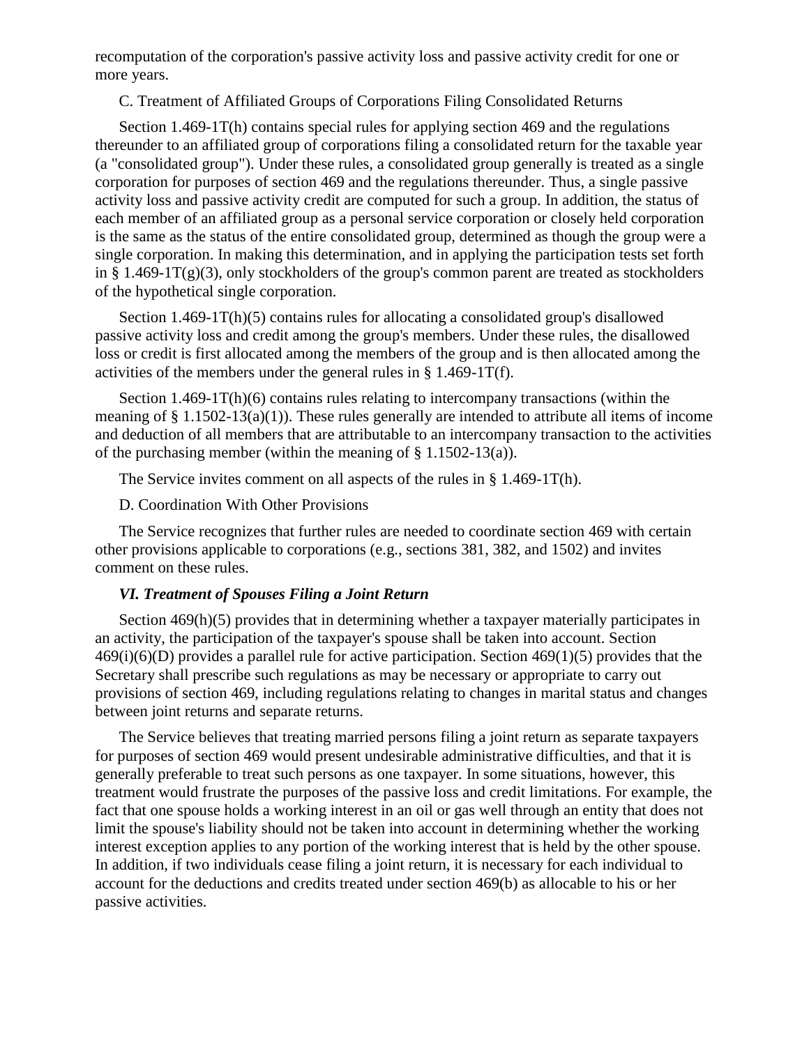recomputation of the corporation's passive activity loss and passive activity credit for one or more years.

C. Treatment of Affiliated Groups of Corporations Filing Consolidated Returns

Section 1.469-1T(h) contains special rules for applying section 469 and the regulations thereunder to an affiliated group of corporations filing a consolidated return for the taxable year (a "consolidated group"). Under these rules, a consolidated group generally is treated as a single corporation for purposes of section 469 and the regulations thereunder. Thus, a single passive activity loss and passive activity credit are computed for such a group. In addition, the status of each member of an affiliated group as a personal service corporation or closely held corporation is the same as the status of the entire consolidated group, determined as though the group were a single corporation. In making this determination, and in applying the participation tests set forth in § 1.469-1T(g)(3), only stockholders of the group's common parent are treated as stockholders of the hypothetical single corporation.

Section 1.469-1T(h)(5) contains rules for allocating a consolidated group's disallowed passive activity loss and credit among the group's members. Under these rules, the disallowed loss or credit is first allocated among the members of the group and is then allocated among the activities of the members under the general rules in § 1.469-1T(f).

Section 1.469-1T(h)(6) contains rules relating to intercompany transactions (within the meaning of § 1.1502-13(a)(1)). These rules generally are intended to attribute all items of income and deduction of all members that are attributable to an intercompany transaction to the activities of the purchasing member (within the meaning of § 1.1502-13(a)).

The Service invites comment on all aspects of the rules in § 1.469-1T(h).

D. Coordination With Other Provisions

The Service recognizes that further rules are needed to coordinate section 469 with certain other provisions applicable to corporations (e.g., sections 381, 382, and 1502) and invites comment on these rules.

### *VI. Treatment of Spouses Filing a Joint Return*

Section 469(h)(5) provides that in determining whether a taxpayer materially participates in an activity, the participation of the taxpayer's spouse shall be taken into account. Section 469(i)(6)(D) provides a parallel rule for active participation. Section 469(1)(5) provides that the Secretary shall prescribe such regulations as may be necessary or appropriate to carry out provisions of section 469, including regulations relating to changes in marital status and changes between joint returns and separate returns.

The Service believes that treating married persons filing a joint return as separate taxpayers for purposes of section 469 would present undesirable administrative difficulties, and that it is generally preferable to treat such persons as one taxpayer. In some situations, however, this treatment would frustrate the purposes of the passive loss and credit limitations. For example, the fact that one spouse holds a working interest in an oil or gas well through an entity that does not limit the spouse's liability should not be taken into account in determining whether the working interest exception applies to any portion of the working interest that is held by the other spouse. In addition, if two individuals cease filing a joint return, it is necessary for each individual to account for the deductions and credits treated under section 469(b) as allocable to his or her passive activities.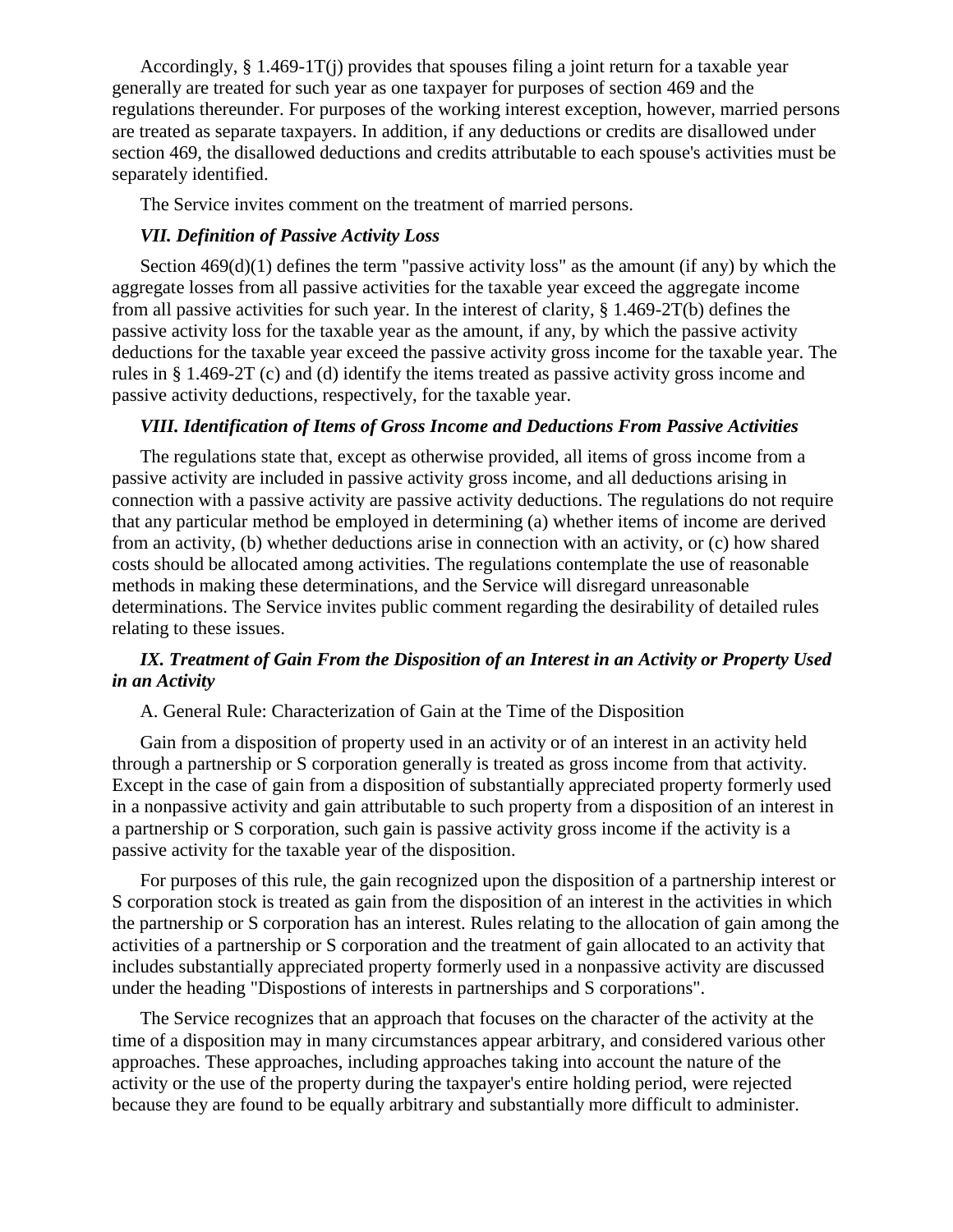Accordingly, § 1.469-1T(j) provides that spouses filing a joint return for a taxable year generally are treated for such year as one taxpayer for purposes of section 469 and the regulations thereunder. For purposes of the working interest exception, however, married persons are treated as separate taxpayers. In addition, if any deductions or credits are disallowed under section 469, the disallowed deductions and credits attributable to each spouse's activities must be separately identified.

The Service invites comment on the treatment of married persons.

### *VII. Definition of Passive Activity Loss*

Section 469(d)(1) defines the term "passive activity loss" as the amount (if any) by which the aggregate losses from all passive activities for the taxable year exceed the aggregate income from all passive activities for such year. In the interest of clarity, § 1.469-2T(b) defines the passive activity loss for the taxable year as the amount, if any, by which the passive activity deductions for the taxable year exceed the passive activity gross income for the taxable year. The rules in § 1.469-2T (c) and (d) identify the items treated as passive activity gross income and passive activity deductions, respectively, for the taxable year.

### *VIII. Identification of Items of Gross Income and Deductions From Passive Activities*

The regulations state that, except as otherwise provided, all items of gross income from a passive activity are included in passive activity gross income, and all deductions arising in connection with a passive activity are passive activity deductions. The regulations do not require that any particular method be employed in determining (a) whether items of income are derived from an activity, (b) whether deductions arise in connection with an activity, or (c) how shared costs should be allocated among activities. The regulations contemplate the use of reasonable methods in making these determinations, and the Service will disregard unreasonable determinations. The Service invites public comment regarding the desirability of detailed rules relating to these issues.

### *IX. Treatment of Gain From the Disposition of an Interest in an Activity or Property Used in an Activity*

A. General Rule: Characterization of Gain at the Time of the Disposition

Gain from a disposition of property used in an activity or of an interest in an activity held through a partnership or S corporation generally is treated as gross income from that activity. Except in the case of gain from a disposition of substantially appreciated property formerly used in a nonpassive activity and gain attributable to such property from a disposition of an interest in a partnership or S corporation, such gain is passive activity gross income if the activity is a passive activity for the taxable year of the disposition.

For purposes of this rule, the gain recognized upon the disposition of a partnership interest or S corporation stock is treated as gain from the disposition of an interest in the activities in which the partnership or S corporation has an interest. Rules relating to the allocation of gain among the activities of a partnership or S corporation and the treatment of gain allocated to an activity that includes substantially appreciated property formerly used in a nonpassive activity are discussed under the heading "Dispostions of interests in partnerships and S corporations".

The Service recognizes that an approach that focuses on the character of the activity at the time of a disposition may in many circumstances appear arbitrary, and considered various other approaches. These approaches, including approaches taking into account the nature of the activity or the use of the property during the taxpayer's entire holding period, were rejected because they are found to be equally arbitrary and substantially more difficult to administer.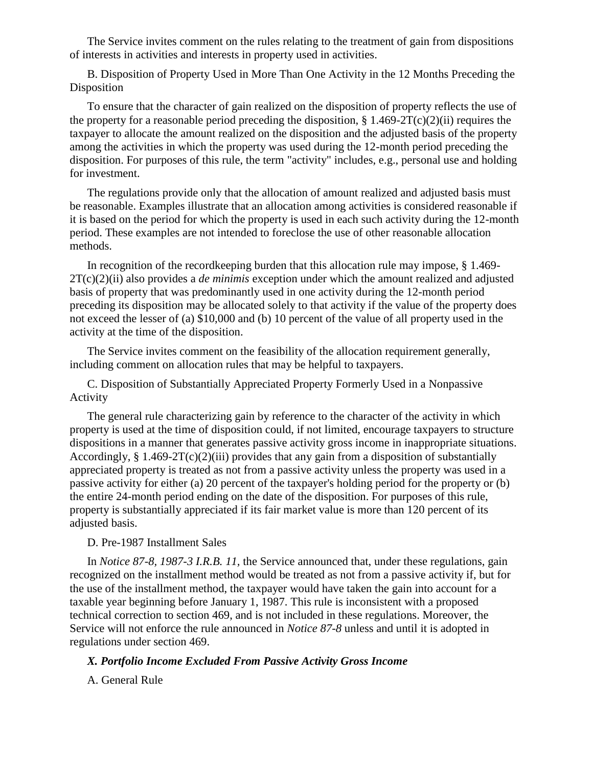The Service invites comment on the rules relating to the treatment of gain from dispositions of interests in activities and interests in property used in activities.

B. Disposition of Property Used in More Than One Activity in the 12 Months Preceding the Disposition

To ensure that the character of gain realized on the disposition of property reflects the use of the property for a reasonable period preceding the disposition, § 1.469-2T(c)(2)(ii) requires the taxpayer to allocate the amount realized on the disposition and the adjusted basis of the property among the activities in which the property was used during the 12-month period preceding the disposition. For purposes of this rule, the term "activity" includes, e.g., personal use and holding for investment.

The regulations provide only that the allocation of amount realized and adjusted basis must be reasonable. Examples illustrate that an allocation among activities is considered reasonable if it is based on the period for which the property is used in each such activity during the 12-month period. These examples are not intended to foreclose the use of other reasonable allocation methods.

In recognition of the recordkeeping burden that this allocation rule may impose, § 1.469-2T(c)(2)(ii) also provides a *de minimis* exception under which the amount realized and adjusted basis of property that was predominantly used in one activity during the 12-month period preceding its disposition may be allocated solely to that activity if the value of the property does not exceed the lesser of (a) $10,000 and (b) 10 percent of the value of all property used in the activity at the time of the disposition.

The Service invites comment on the feasibility of the allocation requirement generally, including comment on allocation rules that may be helpful to taxpayers.

C. Disposition of Substantially Appreciated Property Formerly Used in a Nonpassive Activity

The general rule characterizing gain by reference to the character of the activity in which property is used at the time of disposition could, if not limited, encourage taxpayers to structure dispositions in a manner that generates passive activity gross income in inappropriate situations. Accordingly, § 1.469-2T(c)(2)(iii) provides that any gain from a disposition of substantially appreciated property is treated as not from a passive activity unless the property was used in a passive activity for either (a) 20 percent of the taxpayer's holding period for the property or (b) the entire 24-month period ending on the date of the disposition. For purposes of this rule, property is substantially appreciated if its fair market value is more than 120 percent of its adjusted basis.

D. Pre-1987 Installment Sales

In *Notice 87-8, 1987-3 I.R.B. 11*, the Service announced that, under these regulations, gain recognized on the installment method would be treated as not from a passive activity if, but for the use of the installment method, the taxpayer would have taken the gain into account for a taxable year beginning before January 1, 1987. This rule is inconsistent with a proposed technical correction to section 469, and is not included in these regulations. Moreover, the Service will not enforce the rule announced in *Notice 87-8* unless and until it is adopted in regulations under section 469.

### *X. Portfolio Income Excluded From Passive Activity Gross Income*

A. General Rule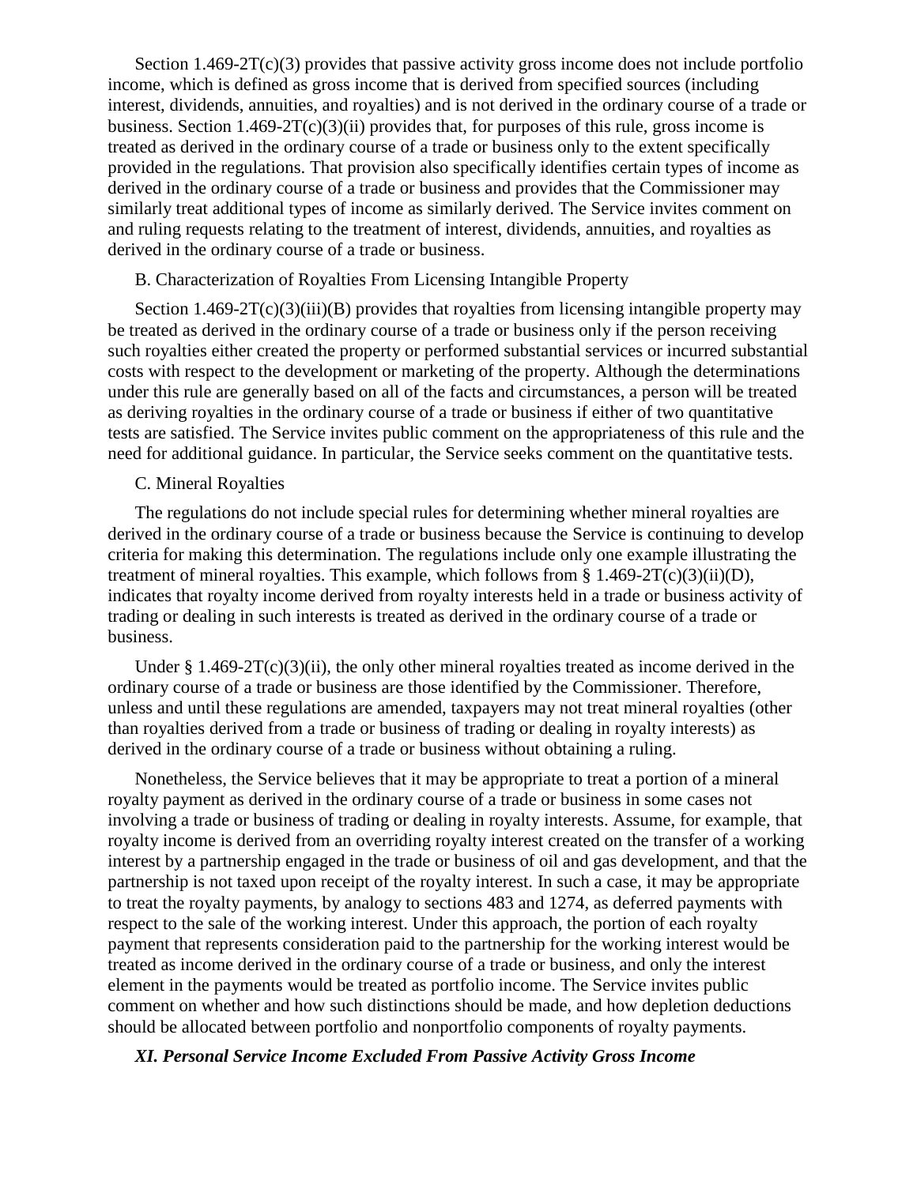Section 1.469-2T(c)(3) provides that passive activity gross income does not include portfolio income, which is defined as gross income that is derived from specified sources (including interest, dividends, annuities, and royalties) and is not derived in the ordinary course of a trade or business. Section 1.469-2T(c)(3)(ii) provides that, for purposes of this rule, gross income is treated as derived in the ordinary course of a trade or business only to the extent specifically provided in the regulations. That provision also specifically identifies certain types of income as derived in the ordinary course of a trade or business and provides that the Commissioner may similarly treat additional types of income as similarly derived. The Service invites comment on and ruling requests relating to the treatment of interest, dividends, annuities, and royalties as derived in the ordinary course of a trade or business.

B. Characterization of Royalties From Licensing Intangible Property

Section 1.469-2T(c)(3)(iii)(B) provides that royalties from licensing intangible property may be treated as derived in the ordinary course of a trade or business only if the person receiving such royalties either created the property or performed substantial services or incurred substantial costs with respect to the development or marketing of the property. Although the determinations under this rule are generally based on all of the facts and circumstances, a person will be treated as deriving royalties in the ordinary course of a trade or business if either of two quantitative tests are satisfied. The Service invites public comment on the appropriateness of this rule and the need for additional guidance. In particular, the Service seeks comment on the quantitative tests.

C. Mineral Royalties

The regulations do not include special rules for determining whether mineral royalties are derived in the ordinary course of a trade or business because the Service is continuing to develop criteria for making this determination. The regulations include only one example illustrating the treatment of mineral royalties. This example, which follows from § 1.469-2T(c)(3)(ii)(D), indicates that royalty income derived from royalty interests held in a trade or business activity of trading or dealing in such interests is treated as derived in the ordinary course of a trade or business.

Under § 1.469-2T(c)(3)(ii), the only other mineral royalties treated as income derived in the ordinary course of a trade or business are those identified by the Commissioner. Therefore, unless and until these regulations are amended, taxpayers may not treat mineral royalties (other than royalties derived from a trade or business of trading or dealing in royalty interests) as derived in the ordinary course of a trade or business without obtaining a ruling.

Nonetheless, the Service believes that it may be appropriate to treat a portion of a mineral royalty payment as derived in the ordinary course of a trade or business in some cases not involving a trade or business of trading or dealing in royalty interests. Assume, for example, that royalty income is derived from an overriding royalty interest created on the transfer of a working interest by a partnership engaged in the trade or business of oil and gas development, and that the partnership is not taxed upon receipt of the royalty interest. In such a case, it may be appropriate to treat the royalty payments, by analogy to sections 483 and 1274, as deferred payments with respect to the sale of the working interest. Under this approach, the portion of each royalty payment that represents consideration paid to the partnership for the working interest would be treated as income derived in the ordinary course of a trade or business, and only the interest element in the payments would be treated as portfolio income. The Service invites public comment on whether and how such distinctions should be made, and how depletion deductions should be allocated between portfolio and nonportfolio components of royalty payments.

***XI. Personal Service Income Excluded From Passive Activity Gross Income***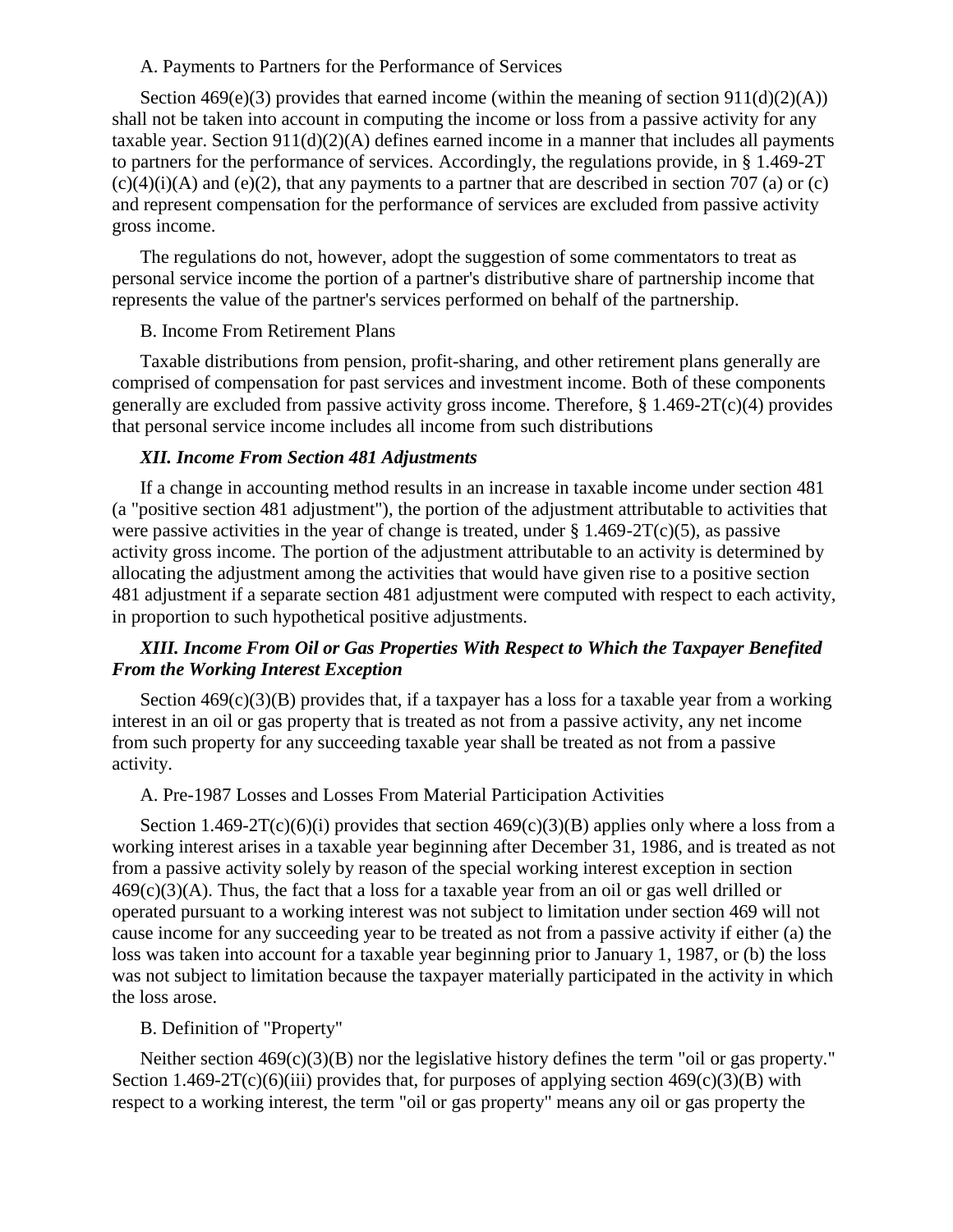A. Payments to Partners for the Performance of Services

Section 469(e)(3) provides that earned income (within the meaning of section 911(d)(2)(A)) shall not be taken into account in computing the income or loss from a passive activity for any taxable year. Section 911(d)(2)(A) defines earned income in a manner that includes all payments to partners for the performance of services. Accordingly, the regulations provide, in § 1.469-2T (c)(4)(i)(A) and (e)(2), that any payments to a partner that are described in section 707 (a) or (c) and represent compensation for the performance of services are excluded from passive activity gross income.

The regulations do not, however, adopt the suggestion of some commentators to treat as personal service income the portion of a partner's distributive share of partnership income that represents the value of the partner's services performed on behalf of the partnership.

B. Income From Retirement Plans

Taxable distributions from pension, profit-sharing, and other retirement plans generally are comprised of compensation for past services and investment income. Both of these components generally are excluded from passive activity gross income. Therefore, § 1.469-2T(c)(4) provides that personal service income includes all income from such distributions

### *XII. Income From Section 481 Adjustments*

If a change in accounting method results in an increase in taxable income under section 481 (a "positive section 481 adjustment"), the portion of the adjustment attributable to activities that were passive activities in the year of change is treated, under § 1.469-2T(c)(5), as passive activity gross income. The portion of the adjustment attributable to an activity is determined by allocating the adjustment among the activities that would have given rise to a positive section 481 adjustment if a separate section 481 adjustment were computed with respect to each activity, in proportion to such hypothetical positive adjustments.

### *XIII. Income From Oil or Gas Properties With Respect to Which the Taxpayer Benefited From the Working Interest Exception*

Section 469(c)(3)(B) provides that, if a taxpayer has a loss for a taxable year from a working interest in an oil or gas property that is treated as not from a passive activity, any net income from such property for any succeeding taxable year shall be treated as not from a passive activity.

A. Pre-1987 Losses and Losses From Material Participation Activities

Section 1.469-2T(c)(6)(i) provides that section 469(c)(3)(B) applies only where a loss from a working interest arises in a taxable year beginning after December 31, 1986, and is treated as not from a passive activity solely by reason of the special working interest exception in section 469(c)(3)(A). Thus, the fact that a loss for a taxable year from an oil or gas well drilled or operated pursuant to a working interest was not subject to limitation under section 469 will not cause income for any succeeding year to be treated as not from a passive activity if either (a) the loss was taken into account for a taxable year beginning prior to January 1, 1987, or (b) the loss was not subject to limitation because the taxpayer materially participated in the activity in which the loss arose.

B. Definition of "Property"

Neither section 469(c)(3)(B) nor the legislative history defines the term "oil or gas property." Section 1.469-2T(c)(6)(iii) provides that, for purposes of applying section 469(c)(3)(B) with respect to a working interest, the term "oil or gas property" means any oil or gas property the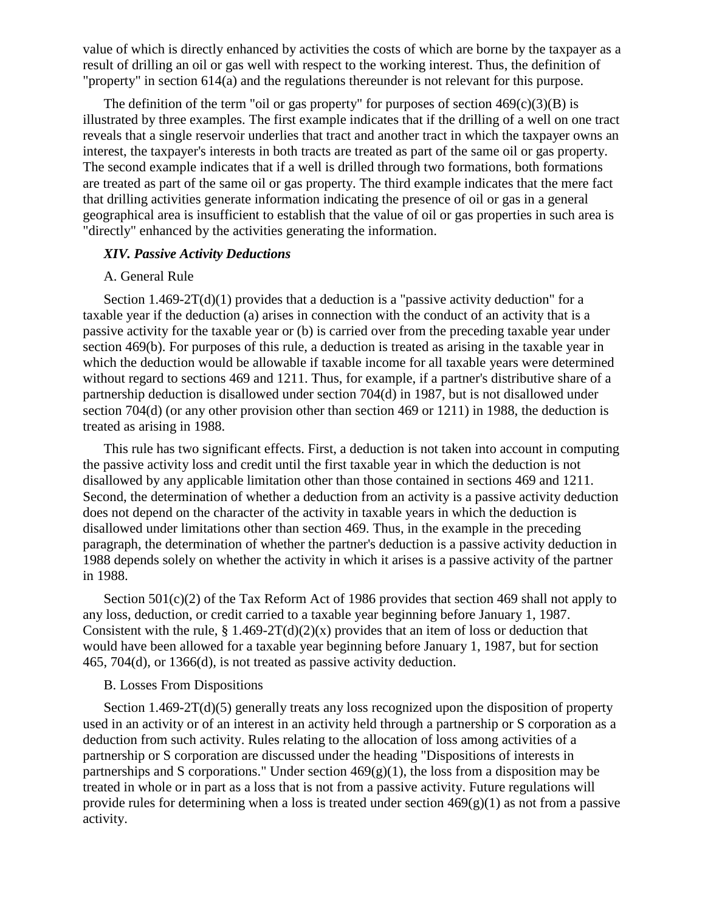value of which is directly enhanced by activities the costs of which are borne by the taxpayer as a result of drilling an oil or gas well with respect to the working interest. Thus, the definition of "property" in section 614(a) and the regulations thereunder is not relevant for this purpose.

The definition of the term "oil or gas property" for purposes of section 469(c)(3)(B) is illustrated by three examples. The first example indicates that if the drilling of a well on one tract reveals that a single reservoir underlies that tract and another tract in which the taxpayer owns an interest, the taxpayer's interests in both tracts are treated as part of the same oil or gas property. The second example indicates that if a well is drilled through two formations, both formations are treated as part of the same oil or gas property. The third example indicates that the mere fact that drilling activities generate information indicating the presence of oil or gas in a general geographical area is insufficient to establish that the value of oil or gas properties in such area is "directly" enhanced by the activities generating the information.

### *XIV. Passive Activity Deductions*

A. General Rule

Section 1.469-2T(d)(1) provides that a deduction is a "passive activity deduction" for a taxable year if the deduction (a) arises in connection with the conduct of an activity that is a passive activity for the taxable year or (b) is carried over from the preceding taxable year under section 469(b). For purposes of this rule, a deduction is treated as arising in the taxable year in which the deduction would be allowable if taxable income for all taxable years were determined without regard to sections 469 and 1211. Thus, for example, if a partner's distributive share of a partnership deduction is disallowed under section 704(d) in 1987, but is not disallowed under section 704(d) (or any other provision other than section 469 or 1211) in 1988, the deduction is treated as arising in 1988.

This rule has two significant effects. First, a deduction is not taken into account in computing the passive activity loss and credit until the first taxable year in which the deduction is not disallowed by any applicable limitation other than those contained in sections 469 and 1211. Second, the determination of whether a deduction from an activity is a passive activity deduction does not depend on the character of the activity in taxable years in which the deduction is disallowed under limitations other than section 469. Thus, in the example in the preceding paragraph, the determination of whether the partner's deduction is a passive activity deduction in 1988 depends solely on whether the activity in which it arises is a passive activity of the partner in 1988.

Section 501(c)(2) of the Tax Reform Act of 1986 provides that section 469 shall not apply to any loss, deduction, or credit carried to a taxable year beginning before January 1, 1987. Consistent with the rule, § 1.469-2T(d)(2)(x) provides that an item of loss or deduction that would have been allowed for a taxable year beginning before January 1, 1987, but for section 465, 704(d), or 1366(d), is not treated as passive activity deduction.

B. Losses From Dispositions

Section 1.469-2T(d)(5) generally treats any loss recognized upon the disposition of property used in an activity or of an interest in an activity held through a partnership or S corporation as a deduction from such activity. Rules relating to the allocation of loss among activities of a partnership or S corporation are discussed under the heading "Dispositions of interests in partnerships and S corporations." Under section 469(g)(1), the loss from a disposition may be treated in whole or in part as a loss that is not from a passive activity. Future regulations will provide rules for determining when a loss is treated under section 469(g)(1) as not from a passive activity.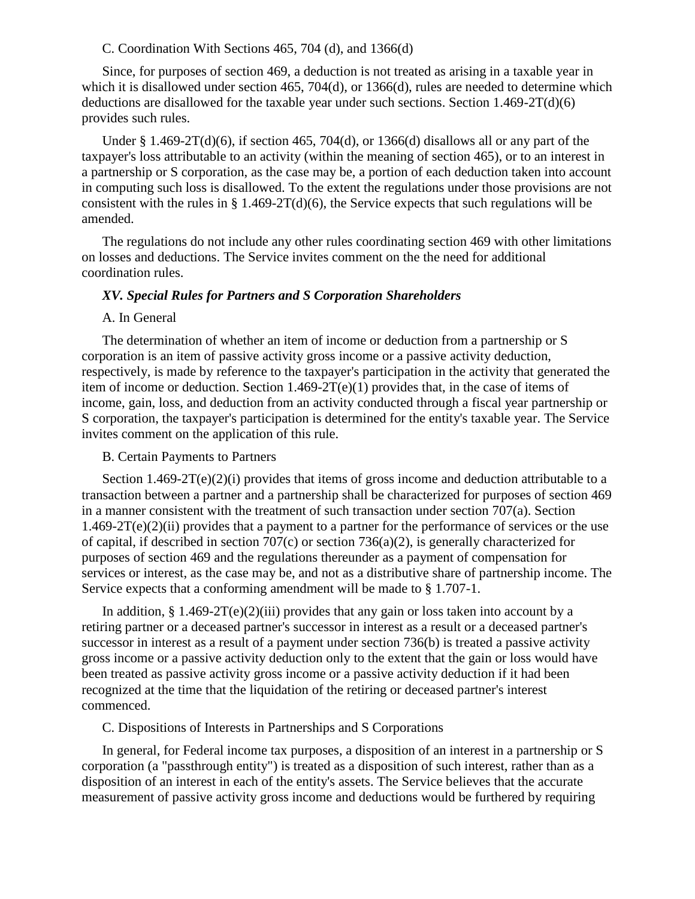C. Coordination With Sections 465, 704 (d), and 1366(d)

Since, for purposes of section 469, a deduction is not treated as arising in a taxable year in which it is disallowed under section 465, 704(d), or 1366(d), rules are needed to determine which deductions are disallowed for the taxable year under such sections. Section 1.469-2T(d)(6) provides such rules.

Under § 1.469-2T(d)(6), if section 465, 704(d), or 1366(d) disallows all or any part of the taxpayer's loss attributable to an activity (within the meaning of section 465), or to an interest in a partnership or S corporation, as the case may be, a portion of each deduction taken into account in computing such loss is disallowed. To the extent the regulations under those provisions are not consistent with the rules in § 1.469-2T(d)(6), the Service expects that such regulations will be amended.

The regulations do not include any other rules coordinating section 469 with other limitations on losses and deductions. The Service invites comment on the the need for additional coordination rules.

### *XV. Special Rules for Partners and S Corporation Shareholders*

A. In General

The determination of whether an item of income or deduction from a partnership or S corporation is an item of passive activity gross income or a passive activity deduction, respectively, is made by reference to the taxpayer's participation in the activity that generated the item of income or deduction. Section 1.469-2T(e)(1) provides that, in the case of items of income, gain, loss, and deduction from an activity conducted through a fiscal year partnership or S corporation, the taxpayer's participation is determined for the entity's taxable year. The Service invites comment on the application of this rule.

B. Certain Payments to Partners

Section 1.469-2T(e)(2)(i) provides that items of gross income and deduction attributable to a transaction between a partner and a partnership shall be characterized for purposes of section 469 in a manner consistent with the treatment of such transaction under section 707(a). Section 1.469-2T(e)(2)(ii) provides that a payment to a partner for the performance of services or the use of capital, if described in section 707(c) or section 736(a)(2), is generally characterized for purposes of section 469 and the regulations thereunder as a payment of compensation for services or interest, as the case may be, and not as a distributive share of partnership income. The Service expects that a conforming amendment will be made to § 1.707-1.

In addition, § 1.469-2T(e)(2)(iii) provides that any gain or loss taken into account by a retiring partner or a deceased partner's successor in interest as a result or a deceased partner's successor in interest as a result of a payment under section 736(b) is treated a passive activity gross income or a passive activity deduction only to the extent that the gain or loss would have been treated as passive activity gross income or a passive activity deduction if it had been recognized at the time that the liquidation of the retiring or deceased partner's interest commenced.

C. Dispositions of Interests in Partnerships and S Corporations

In general, for Federal income tax purposes, a disposition of an interest in a partnership or S corporation (a "passthrough entity") is treated as a disposition of such interest, rather than as a disposition of an interest in each of the entity's assets. The Service believes that the accurate measurement of passive activity gross income and deductions would be furthered by requiring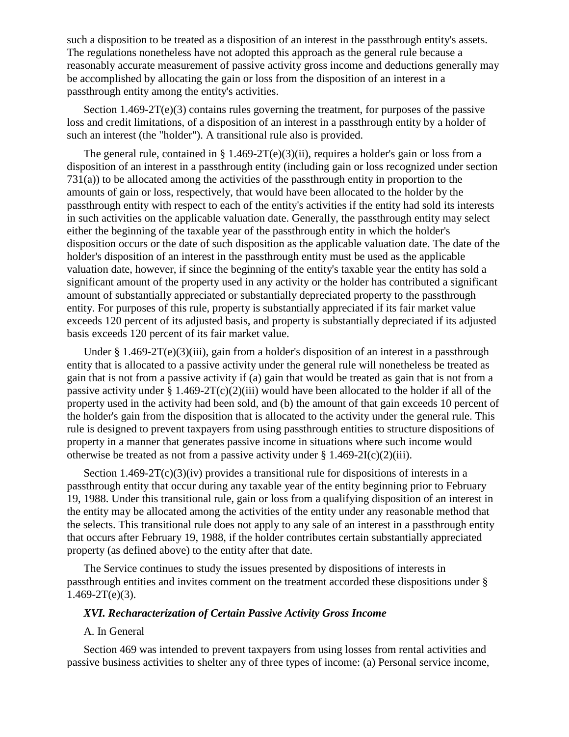such a disposition to be treated as a disposition of an interest in the passthrough entity's assets. The regulations nonetheless have not adopted this approach as the general rule because a reasonably accurate measurement of passive activity gross income and deductions generally may be accomplished by allocating the gain or loss from the disposition of an interest in a passthrough entity among the entity's activities.

Section 1.469-2T(e)(3) contains rules governing the treatment, for purposes of the passive loss and credit limitations, of a disposition of an interest in a passthrough entity by a holder of such an interest (the "holder"). A transitional rule also is provided.

The general rule, contained in § 1.469-2T(e)(3)(ii), requires a holder's gain or loss from a disposition of an interest in a passthrough entity (including gain or loss recognized under section 731(a)) to be allocated among the activities of the passthrough entity in proportion to the amounts of gain or loss, respectively, that would have been allocated to the holder by the passthrough entity with respect to each of the entity's activities if the entity had sold its interests in such activities on the applicable valuation date. Generally, the passthrough entity may select either the beginning of the taxable year of the passthrough entity in which the holder's disposition occurs or the date of such disposition as the applicable valuation date. The date of the holder's disposition of an interest in the passthrough entity must be used as the applicable valuation date, however, if since the beginning of the entity's taxable year the entity has sold a significant amount of the property used in any activity or the holder has contributed a significant amount of substantially appreciated or substantially depreciated property to the passthrough entity. For purposes of this rule, property is substantially appreciated if its fair market value exceeds 120 percent of its adjusted basis, and property is substantially depreciated if its adjusted basis exceeds 120 percent of its fair market value.

Under § 1.469-2T(e)(3)(iii), gain from a holder's disposition of an interest in a passthrough entity that is allocated to a passive activity under the general rule will nonetheless be treated as gain that is not from a passive activity if (a) gain that would be treated as gain that is not from a passive activity under § 1.469-2T(c)(2)(iii) would have been allocated to the holder if all of the property used in the activity had been sold, and (b) the amount of that gain exceeds 10 percent of the holder's gain from the disposition that is allocated to the activity under the general rule. This rule is designed to prevent taxpayers from using passthrough entities to structure dispositions of property in a manner that generates passive income in situations where such income would otherwise be treated as not from a passive activity under § 1.469-2I(c)(2)(iii).

Section 1.469-2T(c)(3)(iv) provides a transitional rule for dispositions of interests in a passthrough entity that occur during any taxable year of the entity beginning prior to February 19, 1988. Under this transitional rule, gain or loss from a qualifying disposition of an interest in the entity may be allocated among the activities of the entity under any reasonable method that the selects. This transitional rule does not apply to any sale of an interest in a passthrough entity that occurs after February 19, 1988, if the holder contributes certain substantially appreciated property (as defined above) to the entity after that date.

The Service continues to study the issues presented by dispositions of interests in passthrough entities and invites comment on the treatment accorded these dispositions under § 1.469-2T(e)(3).

### *XVI. Recharacterization of Certain Passive Activity Gross Income*

A. In General

Section 469 was intended to prevent taxpayers from using losses from rental activities and passive business activities to shelter any of three types of income: (a) Personal service income,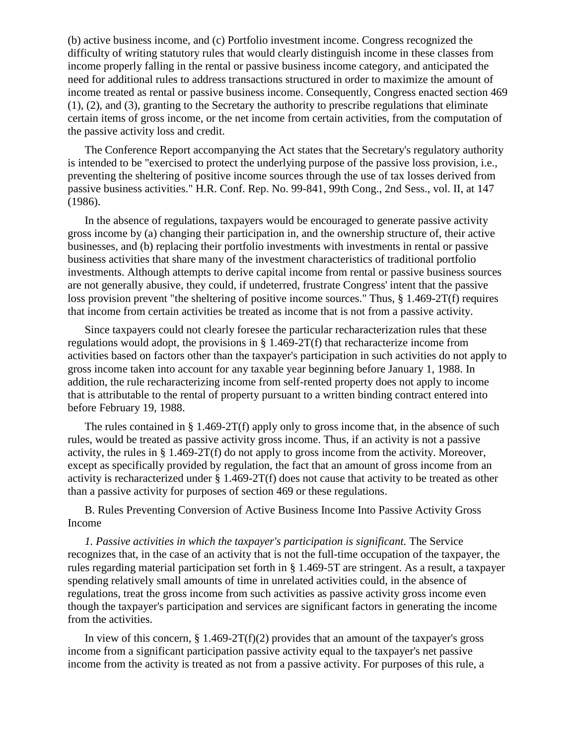(b) active business income, and (c) Portfolio investment income. Congress recognized the difficulty of writing statutory rules that would clearly distinguish income in these classes from income properly falling in the rental or passive business income category, and anticipated the need for additional rules to address transactions structured in order to maximize the amount of income treated as rental or passive business income. Consequently, Congress enacted section 469 (1), (2), and (3), granting to the Secretary the authority to prescribe regulations that eliminate certain items of gross income, or the net income from certain activities, from the computation of the passive activity loss and credit.

The Conference Report accompanying the Act states that the Secretary's regulatory authority is intended to be "exercised to protect the underlying purpose of the passive loss provision, i.e., preventing the sheltering of positive income sources through the use of tax losses derived from passive business activities." H.R. Conf. Rep. No. 99-841, 99th Cong., 2nd Sess., vol. II, at 147 (1986).

In the absence of regulations, taxpayers would be encouraged to generate passive activity gross income by (a) changing their participation in, and the ownership structure of, their active businesses, and (b) replacing their portfolio investments with investments in rental or passive business activities that share many of the investment characteristics of traditional portfolio investments. Although attempts to derive capital income from rental or passive business sources are not generally abusive, they could, if undeterred, frustrate Congress' intent that the passive loss provision prevent "the sheltering of positive income sources." Thus, § 1.469-2T(f) requires that income from certain activities be treated as income that is not from a passive activity.

Since taxpayers could not clearly foresee the particular recharacterization rules that these regulations would adopt, the provisions in § 1.469-2T(f) that recharacterize income from activities based on factors other than the taxpayer's participation in such activities do not apply to gross income taken into account for any taxable year beginning before January 1, 1988. In addition, the rule recharacterizing income from self-rented property does not apply to income that is attributable to the rental of property pursuant to a written binding contract entered into before February 19, 1988.

The rules contained in § 1.469-2T(f) apply only to gross income that, in the absence of such rules, would be treated as passive activity gross income. Thus, if an activity is not a passive activity, the rules in § 1.469-2T(f) do not apply to gross income from the activity. Moreover, except as specifically provided by regulation, the fact that an amount of gross income from an activity is recharacterized under § 1.469-2T(f) does not cause that activity to be treated as other than a passive activity for purposes of section 469 or these regulations.

B. Rules Preventing Conversion of Active Business Income Into Passive Activity Gross Income

*1. Passive activities in which the taxpayer's participation is significant.* The Service recognizes that, in the case of an activity that is not the full-time occupation of the taxpayer, the rules regarding material participation set forth in § 1.469-5T are stringent. As a result, a taxpayer spending relatively small amounts of time in unrelated activities could, in the absence of regulations, treat the gross income from such activities as passive activity gross income even though the taxpayer's participation and services are significant factors in generating the income from the activities.

In view of this concern, § 1.469-2T(f)(2) provides that an amount of the taxpayer's gross income from a significant participation passive activity equal to the taxpayer's net passive income from the activity is treated as not from a passive activity. For purposes of this rule, a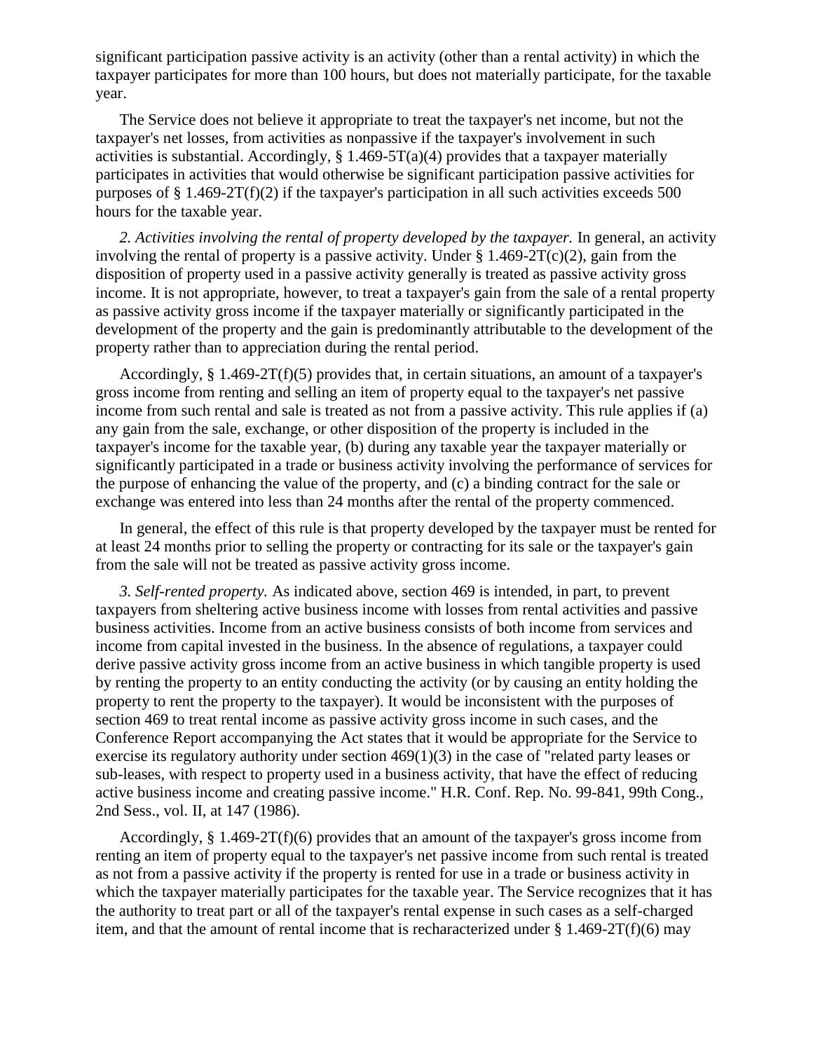significant participation passive activity is an activity (other than a rental activity) in which the taxpayer participates for more than 100 hours, but does not materially participate, for the taxable year.

The Service does not believe it appropriate to treat the taxpayer's net income, but not the taxpayer's net losses, from activities as nonpassive if the taxpayer's involvement in such activities is substantial. Accordingly, § 1.469-5T(a)(4) provides that a taxpayer materially participates in activities that would otherwise be significant participation passive activities for purposes of § 1.469-2T(f)(2) if the taxpayer's participation in all such activities exceeds 500 hours for the taxable year.

*2. Activities involving the rental of property developed by the taxpayer.* In general, an activity involving the rental of property is a passive activity. Under § 1.469-2T(c)(2), gain from the disposition of property used in a passive activity generally is treated as passive activity gross income. It is not appropriate, however, to treat a taxpayer's gain from the sale of a rental property as passive activity gross income if the taxpayer materially or significantly participated in the development of the property and the gain is predominantly attributable to the development of the property rather than to appreciation during the rental period.

Accordingly, § 1.469-2T(f)(5) provides that, in certain situations, an amount of a taxpayer's gross income from renting and selling an item of property equal to the taxpayer's net passive income from such rental and sale is treated as not from a passive activity. This rule applies if (a) any gain from the sale, exchange, or other disposition of the property is included in the taxpayer's income for the taxable year, (b) during any taxable year the taxpayer materially or significantly participated in a trade or business activity involving the performance of services for the purpose of enhancing the value of the property, and (c) a binding contract for the sale or exchange was entered into less than 24 months after the rental of the property commenced.

In general, the effect of this rule is that property developed by the taxpayer must be rented for at least 24 months prior to selling the property or contracting for its sale or the taxpayer's gain from the sale will not be treated as passive activity gross income.

*3. Self-rented property.* As indicated above, section 469 is intended, in part, to prevent taxpayers from sheltering active business income with losses from rental activities and passive business activities. Income from an active business consists of both income from services and income from capital invested in the business. In the absence of regulations, a taxpayer could derive passive activity gross income from an active business in which tangible property is used by renting the property to an entity conducting the activity (or by causing an entity holding the property to rent the property to the taxpayer). It would be inconsistent with the purposes of section 469 to treat rental income as passive activity gross income in such cases, and the Conference Report accompanying the Act states that it would be appropriate for the Service to exercise its regulatory authority under section 469(1)(3) in the case of "related party leases or sub-leases, with respect to property used in a business activity, that have the effect of reducing active business income and creating passive income." H.R. Conf. Rep. No. 99-841, 99th Cong., 2nd Sess., vol. II, at 147 (1986).

Accordingly, § 1.469-2T(f)(6) provides that an amount of the taxpayer's gross income from renting an item of property equal to the taxpayer's net passive income from such rental is treated as not from a passive activity if the property is rented for use in a trade or business activity in which the taxpayer materially participates for the taxable year. The Service recognizes that it has the authority to treat part or all of the taxpayer's rental expense in such cases as a self-charged item, and that the amount of rental income that is recharacterized under § 1.469-2T(f)(6) may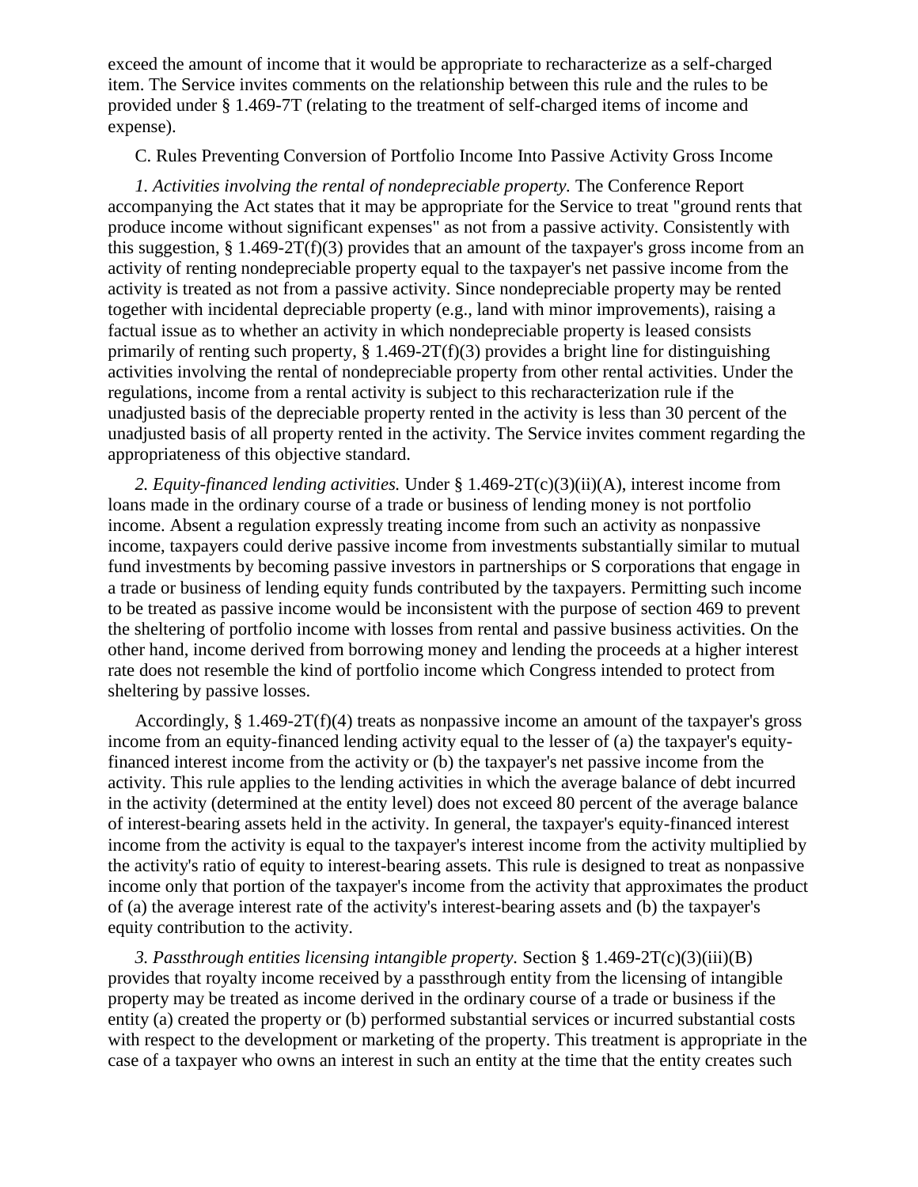exceed the amount of income that it would be appropriate to recharacterize as a self-charged item. The Service invites comments on the relationship between this rule and the rules to be provided under § 1.469-7T (relating to the treatment of self-charged items of income and expense).

C. Rules Preventing Conversion of Portfolio Income Into Passive Activity Gross Income

*1. Activities involving the rental of nondepreciable property.* The Conference Report accompanying the Act states that it may be appropriate for the Service to treat "ground rents that produce income without significant expenses" as not from a passive activity. Consistently with this suggestion, § 1.469-2T(f)(3) provides that an amount of the taxpayer's gross income from an activity of renting nondepreciable property equal to the taxpayer's net passive income from the activity is treated as not from a passive activity. Since nondepreciable property may be rented together with incidental depreciable property (e.g., land with minor improvements), raising a factual issue as to whether an activity in which nondepreciable property is leased consists primarily of renting such property, § 1.469-2T(f)(3) provides a bright line for distinguishing activities involving the rental of nondepreciable property from other rental activities. Under the regulations, income from a rental activity is subject to this recharacterization rule if the unadjusted basis of the depreciable property rented in the activity is less than 30 percent of the unadjusted basis of all property rented in the activity. The Service invites comment regarding the appropriateness of this objective standard.

*2. Equity-financed lending activities.* Under § 1.469-2T(c)(3)(ii)(A), interest income from loans made in the ordinary course of a trade or business of lending money is not portfolio income. Absent a regulation expressly treating income from such an activity as nonpassive income, taxpayers could derive passive income from investments substantially similar to mutual fund investments by becoming passive investors in partnerships or S corporations that engage in a trade or business of lending equity funds contributed by the taxpayers. Permitting such income to be treated as passive income would be inconsistent with the purpose of section 469 to prevent the sheltering of portfolio income with losses from rental and passive business activities. On the other hand, income derived from borrowing money and lending the proceeds at a higher interest rate does not resemble the kind of portfolio income which Congress intended to protect from sheltering by passive losses.

Accordingly, § 1.469-2T(f)(4) treats as nonpassive income an amount of the taxpayer's gross income from an equity-financed lending activity equal to the lesser of (a) the taxpayer's equity-financed interest income from the activity or (b) the taxpayer's net passive income from the activity. This rule applies to the lending activities in which the average balance of debt incurred in the activity (determined at the entity level) does not exceed 80 percent of the average balance of interest-bearing assets held in the activity. In general, the taxpayer's equity-financed interest income from the activity is equal to the taxpayer's interest income from the activity multiplied by the activity's ratio of equity to interest-bearing assets. This rule is designed to treat as nonpassive income only that portion of the taxpayer's income from the activity that approximates the product of (a) the average interest rate of the activity's interest-bearing assets and (b) the taxpayer's equity contribution to the activity.

*3. Passthrough entities licensing intangible property.* Section § 1.469-2T(c)(3)(iii)(B) provides that royalty income received by a passthrough entity from the licensing of intangible property may be treated as income derived in the ordinary course of a trade or business if the entity (a) created the property or (b) performed substantial services or incurred substantial costs with respect to the development or marketing of the property. This treatment is appropriate in the case of a taxpayer who owns an interest in such an entity at the time that the entity creates such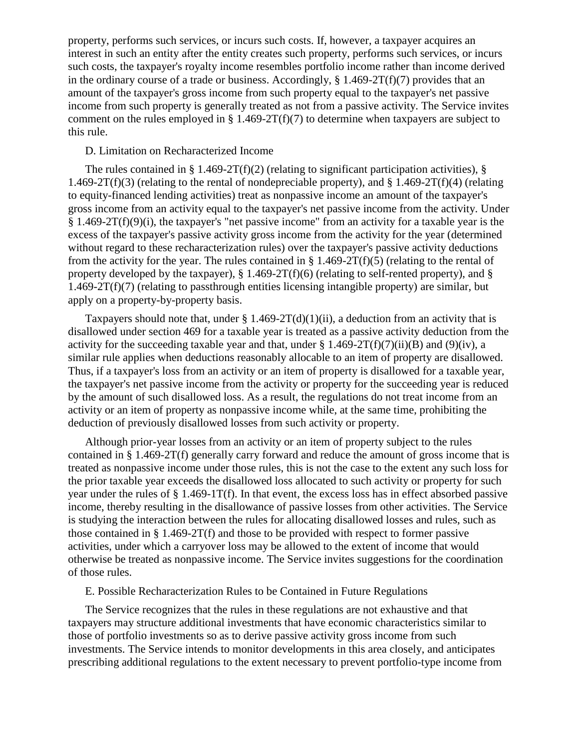property, performs such services, or incurs such costs. If, however, a taxpayer acquires an interest in such an entity after the entity creates such property, performs such services, or incurs such costs, the taxpayer's royalty income resembles portfolio income rather than income derived in the ordinary course of a trade or business. Accordingly, § 1.469-2T(f)(7) provides that an amount of the taxpayer's gross income from such property equal to the taxpayer's net passive income from such property is generally treated as not from a passive activity. The Service invites comment on the rules employed in § 1.469-2T(f)(7) to determine when taxpayers are subject to this rule.

D. Limitation on Recharacterized Income

The rules contained in § 1.469-2T(f)(2) (relating to significant participation activities), § 1.469-2T(f)(3) (relating to the rental of nondepreciable property), and § 1.469-2T(f)(4) (relating to equity-financed lending activities) treat as nonpassive income an amount of the taxpayer's gross income from an activity equal to the taxpayer's net passive income from the activity. Under § 1.469-2T(f)(9)(i), the taxpayer's "net passive income" from an activity for a taxable year is the excess of the taxpayer's passive activity gross income from the activity for the year (determined without regard to these recharacterization rules) over the taxpayer's passive activity deductions from the activity for the year. The rules contained in § 1.469-2T(f)(5) (relating to the rental of property developed by the taxpayer), § 1.469-2T(f)(6) (relating to self-rented property), and § 1.469-2T(f)(7) (relating to passthrough entities licensing intangible property) are similar, but apply on a property-by-property basis.

Taxpayers should note that, under § 1.469-2T(d)(1)(ii), a deduction from an activity that is disallowed under section 469 for a taxable year is treated as a passive activity deduction from the activity for the succeeding taxable year and that, under § 1.469-2T(f)(7)(ii)(B) and (9)(iv), a similar rule applies when deductions reasonably allocable to an item of property are disallowed. Thus, if a taxpayer's loss from an activity or an item of property is disallowed for a taxable year, the taxpayer's net passive income from the activity or property for the succeeding year is reduced by the amount of such disallowed loss. As a result, the regulations do not treat income from an activity or an item of property as nonpassive income while, at the same time, prohibiting the deduction of previously disallowed losses from such activity or property.

Although prior-year losses from an activity or an item of property subject to the rules contained in § 1.469-2T(f) generally carry forward and reduce the amount of gross income that is treated as nonpassive income under those rules, this is not the case to the extent any such loss for the prior taxable year exceeds the disallowed loss allocated to such activity or property for such year under the rules of § 1.469-1T(f). In that event, the excess loss has in effect absorbed passive income, thereby resulting in the disallowance of passive losses from other activities. The Service is studying the interaction between the rules for allocating disallowed losses and rules, such as those contained in § 1.469-2T(f) and those to be provided with respect to former passive activities, under which a carryover loss may be allowed to the extent of income that would otherwise be treated as nonpassive income. The Service invites suggestions for the coordination of those rules.

E. Possible Recharacterization Rules to be Contained in Future Regulations

The Service recognizes that the rules in these regulations are not exhaustive and that taxpayers may structure additional investments that have economic characteristics similar to those of portfolio investments so as to derive passive activity gross income from such investments. The Service intends to monitor developments in this area closely, and anticipates prescribing additional regulations to the extent necessary to prevent portfolio-type income from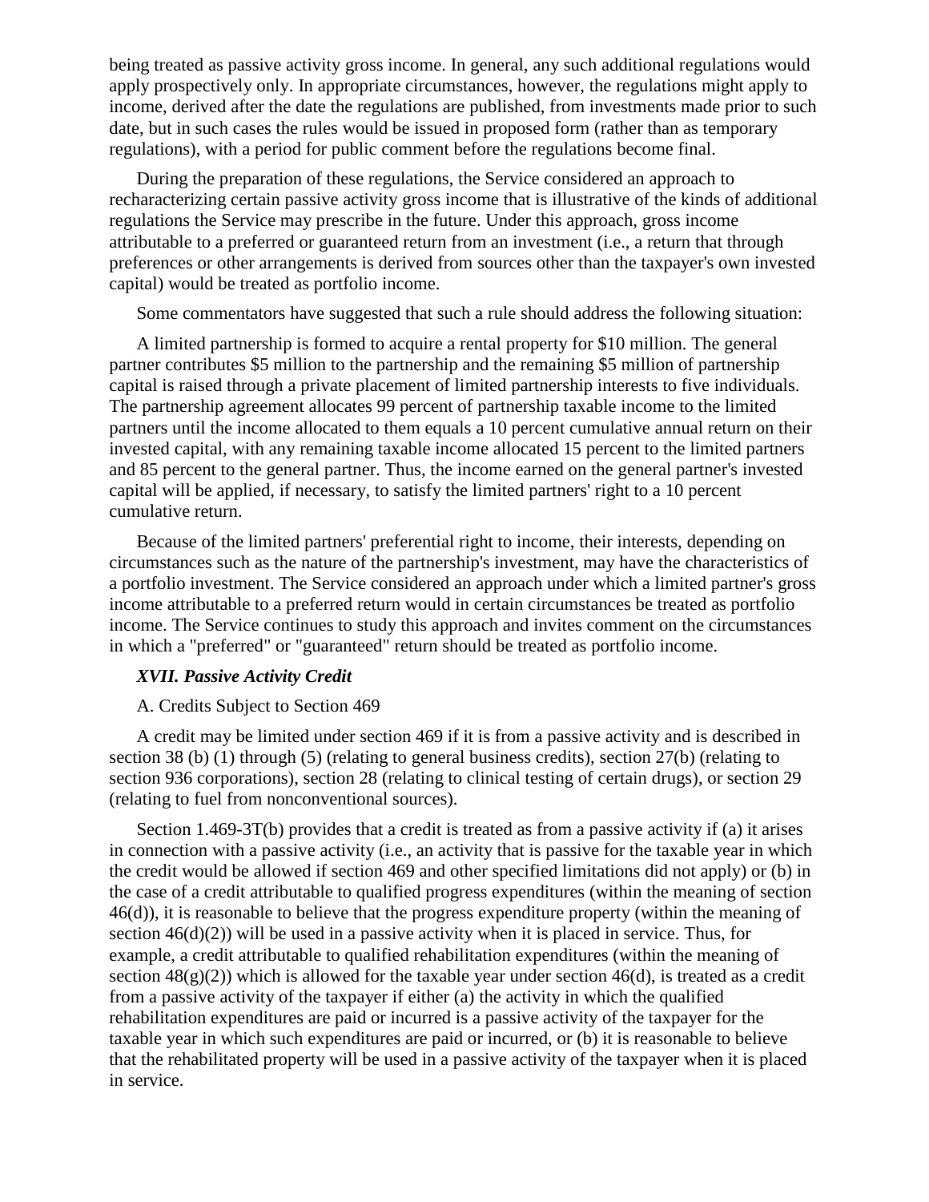being treated as passive activity gross income. In general, any such additional regulations would apply prospectively only. In appropriate circumstances, however, the regulations might apply to income, derived after the date the regulations are published, from investments made prior to such date, but in such cases the rules would be issued in proposed form (rather than as temporary regulations), with a period for public comment before the regulations become final.

During the preparation of these regulations, the Service considered an approach to recharacterizing certain passive activity gross income that is illustrative of the kinds of additional regulations the Service may prescribe in the future. Under this approach, gross income attributable to a preferred or guaranteed return from an investment (i.e., a return that through preferences or other arrangements is derived from sources other than the taxpayer's own invested capital) would be treated as portfolio income.

Some commentators have suggested that such a rule should address the following situation:

A limited partnership is formed to acquire a rental property for $10 million. The general partner contributes $5 million to the partnership and the remaining $5 million of partnership capital is raised through a private placement of limited partnership interests to five individuals. The partnership agreement allocates 99 percent of partnership taxable income to the limited partners until the income allocated to them equals a 10 percent cumulative annual return on their invested capital, with any remaining taxable income allocated 15 percent to the limited partners and 85 percent to the general partner. Thus, the income earned on the general partner's invested capital will be applied, if necessary, to satisfy the limited partners' right to a 10 percent cumulative return.

Because of the limited partners' preferential right to income, their interests, depending on circumstances such as the nature of the partnership's investment, may have the characteristics of a portfolio investment. The Service considered an approach under which a limited partner's gross income attributable to a preferred return would in certain circumstances be treated as portfolio income. The Service continues to study this approach and invites comment on the circumstances in which a "preferred" or "guaranteed" return should be treated as portfolio income.

### *XVII. Passive Activity Credit*

A. Credits Subject to Section 469

A credit may be limited under section 469 if it is from a passive activity and is described in section 38 (b) (1) through (5) (relating to general business credits), section 27(b) (relating to section 936 corporations), section 28 (relating to clinical testing of certain drugs), or section 29 (relating to fuel from nonconventional sources).

Section 1.469-3T(b) provides that a credit is treated as from a passive activity if (a) it arises in connection with a passive activity (i.e., an activity that is passive for the taxable year in which the credit would be allowed if section 469 and other specified limitations did not apply) or (b) in the case of a credit attributable to qualified progress expenditures (within the meaning of section 46(d)), it is reasonable to believe that the progress expenditure property (within the meaning of section 46(d)(2)) will be used in a passive activity when it is placed in service. Thus, for example, a credit attributable to qualified rehabilitation expenditures (within the meaning of section 48(g)(2)) which is allowed for the taxable year under section 46(d), is treated as a credit from a passive activity of the taxpayer if either (a) the activity in which the qualified rehabilitation expenditures are paid or incurred is a passive activity of the taxpayer for the taxable year in which such expenditures are paid or incurred, or (b) it is reasonable to believe that the rehabilitated property will be used in a passive activity of the taxpayer when it is placed in service.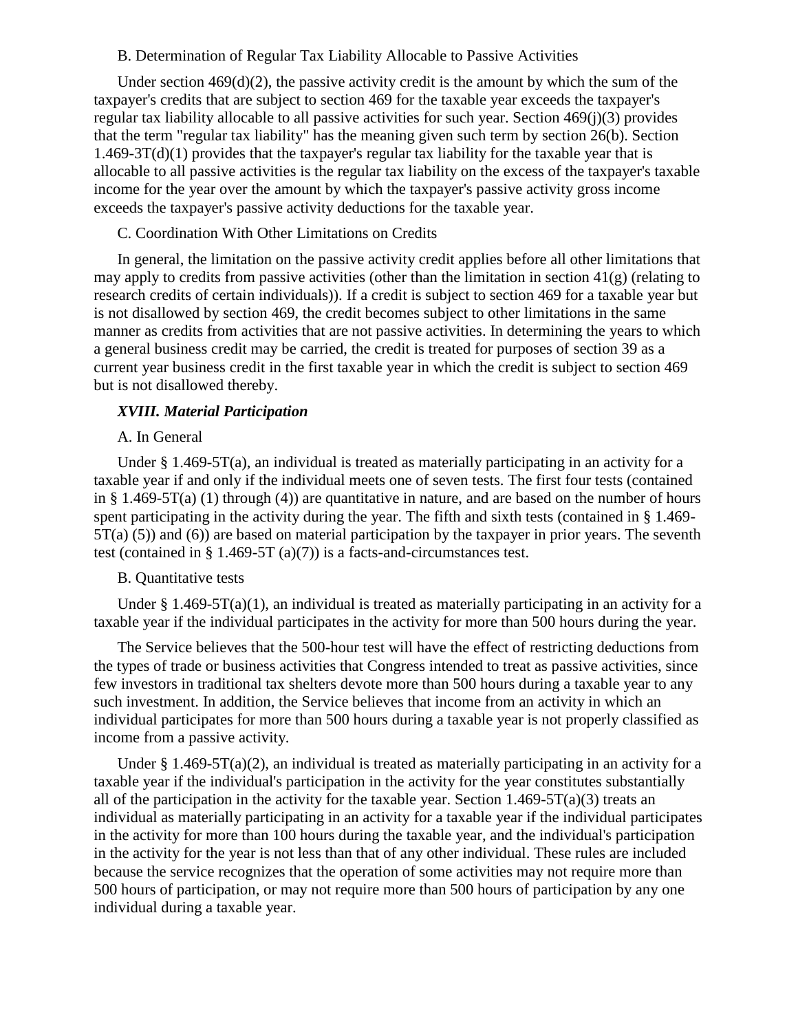B. Determination of Regular Tax Liability Allocable to Passive Activities

Under section 469(d)(2), the passive activity credit is the amount by which the sum of the taxpayer's credits that are subject to section 469 for the taxable year exceeds the taxpayer's regular tax liability allocable to all passive activities for such year. Section 469(j)(3) provides that the term "regular tax liability" has the meaning given such term by section 26(b). Section 1.469-3T(d)(1) provides that the taxpayer's regular tax liability for the taxable year that is allocable to all passive activities is the regular tax liability on the excess of the taxpayer's taxable income for the year over the amount by which the taxpayer's passive activity gross income exceeds the taxpayer's passive activity deductions for the taxable year.

C. Coordination With Other Limitations on Credits

In general, the limitation on the passive activity credit applies before all other limitations that may apply to credits from passive activities (other than the limitation in section 41(g) (relating to research credits of certain individuals)). If a credit is subject to section 469 for a taxable year but is not disallowed by section 469, the credit becomes subject to other limitations in the same manner as credits from activities that are not passive activities. In determining the years to which a general business credit may be carried, the credit is treated for purposes of section 39 as a current year business credit in the first taxable year in which the credit is subject to section 469 but is not disallowed thereby.

### *XVIII. Material Participation*

A. In General

Under § 1.469-5T(a), an individual is treated as materially participating in an activity for a taxable year if and only if the individual meets one of seven tests. The first four tests (contained in § 1.469-5T(a) (1) through (4)) are quantitative in nature, and are based on the number of hours spent participating in the activity during the year. The fifth and sixth tests (contained in § 1.469-5T(a) (5)) and (6)) are based on material participation by the taxpayer in prior years. The seventh test (contained in § 1.469-5T (a)(7)) is a facts-and-circumstances test.

B. Quantitative tests

Under § 1.469-5T(a)(1), an individual is treated as materially participating in an activity for a taxable year if the individual participates in the activity for more than 500 hours during the year.

The Service believes that the 500-hour test will have the effect of restricting deductions from the types of trade or business activities that Congress intended to treat as passive activities, since few investors in traditional tax shelters devote more than 500 hours during a taxable year to any such investment. In addition, the Service believes that income from an activity in which an individual participates for more than 500 hours during a taxable year is not properly classified as income from a passive activity.

Under § 1.469-5T(a)(2), an individual is treated as materially participating in an activity for a taxable year if the individual's participation in the activity for the year constitutes substantially all of the participation in the activity for the taxable year. Section 1.469-5T(a)(3) treats an individual as materially participating in an activity for a taxable year if the individual participates in the activity for more than 100 hours during the taxable year, and the individual's participation in the activity for the year is not less than that of any other individual. These rules are included because the service recognizes that the operation of some activities may not require more than 500 hours of participation, or may not require more than 500 hours of participation by any one individual during a taxable year.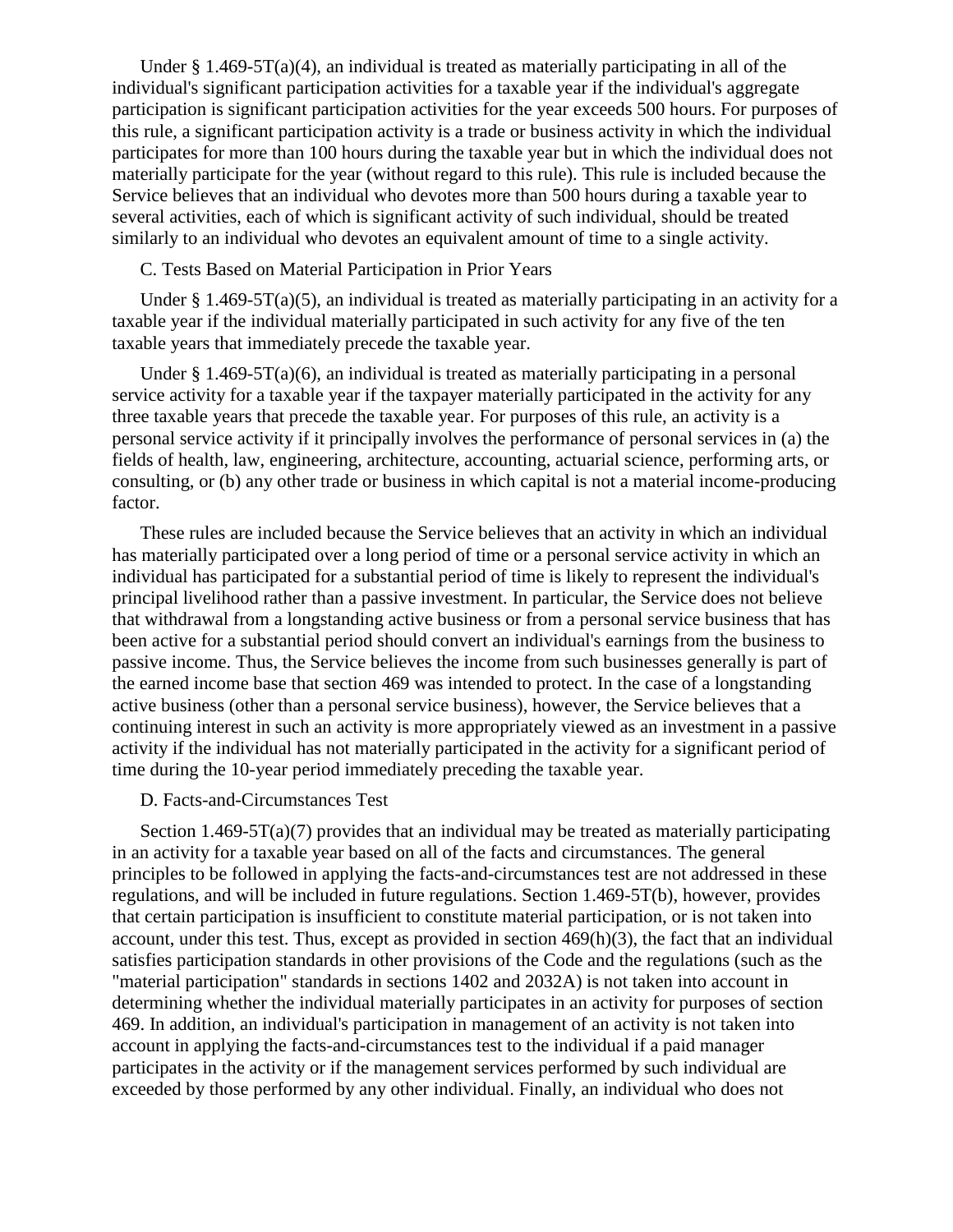Under § 1.469-5T(a)(4), an individual is treated as materially participating in all of the individual's significant participation activities for a taxable year if the individual's aggregate participation is significant participation activities for the year exceeds 500 hours. For purposes of this rule, a significant participation activity is a trade or business activity in which the individual participates for more than 100 hours during the taxable year but in which the individual does not materially participate for the year (without regard to this rule). This rule is included because the Service believes that an individual who devotes more than 500 hours during a taxable year to several activities, each of which is significant activity of such individual, should be treated similarly to an individual who devotes an equivalent amount of time to a single activity.

C. Tests Based on Material Participation in Prior Years

Under § 1.469-5T(a)(5), an individual is treated as materially participating in an activity for a taxable year if the individual materially participated in such activity for any five of the ten taxable years that immediately precede the taxable year.

Under § 1.469-5T(a)(6), an individual is treated as materially participating in a personal service activity for a taxable year if the taxpayer materially participated in the activity for any three taxable years that precede the taxable year. For purposes of this rule, an activity is a personal service activity if it principally involves the performance of personal services in (a) the fields of health, law, engineering, architecture, accounting, actuarial science, performing arts, or consulting, or (b) any other trade or business in which capital is not a material income-producing factor.

These rules are included because the Service believes that an activity in which an individual has materially participated over a long period of time or a personal service activity in which an individual has participated for a substantial period of time is likely to represent the individual's principal livelihood rather than a passive investment. In particular, the Service does not believe that withdrawal from a longstanding active business or from a personal service business that has been active for a substantial period should convert an individual's earnings from the business to passive income. Thus, the Service believes the income from such businesses generally is part of the earned income base that section 469 was intended to protect. In the case of a longstanding active business (other than a personal service business), however, the Service believes that a continuing interest in such an activity is more appropriately viewed as an investment in a passive activity if the individual has not materially participated in the activity for a significant period of time during the 10-year period immediately preceding the taxable year.

D. Facts-and-Circumstances Test

Section 1.469-5T(a)(7) provides that an individual may be treated as materially participating in an activity for a taxable year based on all of the facts and circumstances. The general principles to be followed in applying the facts-and-circumstances test are not addressed in these regulations, and will be included in future regulations. Section 1.469-5T(b), however, provides that certain participation is insufficient to constitute material participation, or is not taken into account, under this test. Thus, except as provided in section 469(h)(3), the fact that an individual satisfies participation standards in other provisions of the Code and the regulations (such as the "material participation" standards in sections 1402 and 2032A) is not taken into account in determining whether the individual materially participates in an activity for purposes of section 469. In addition, an individual's participation in management of an activity is not taken into account in applying the facts-and-circumstances test to the individual if a paid manager participates in the activity or if the management services performed by such individual are exceeded by those performed by any other individual. Finally, an individual who does not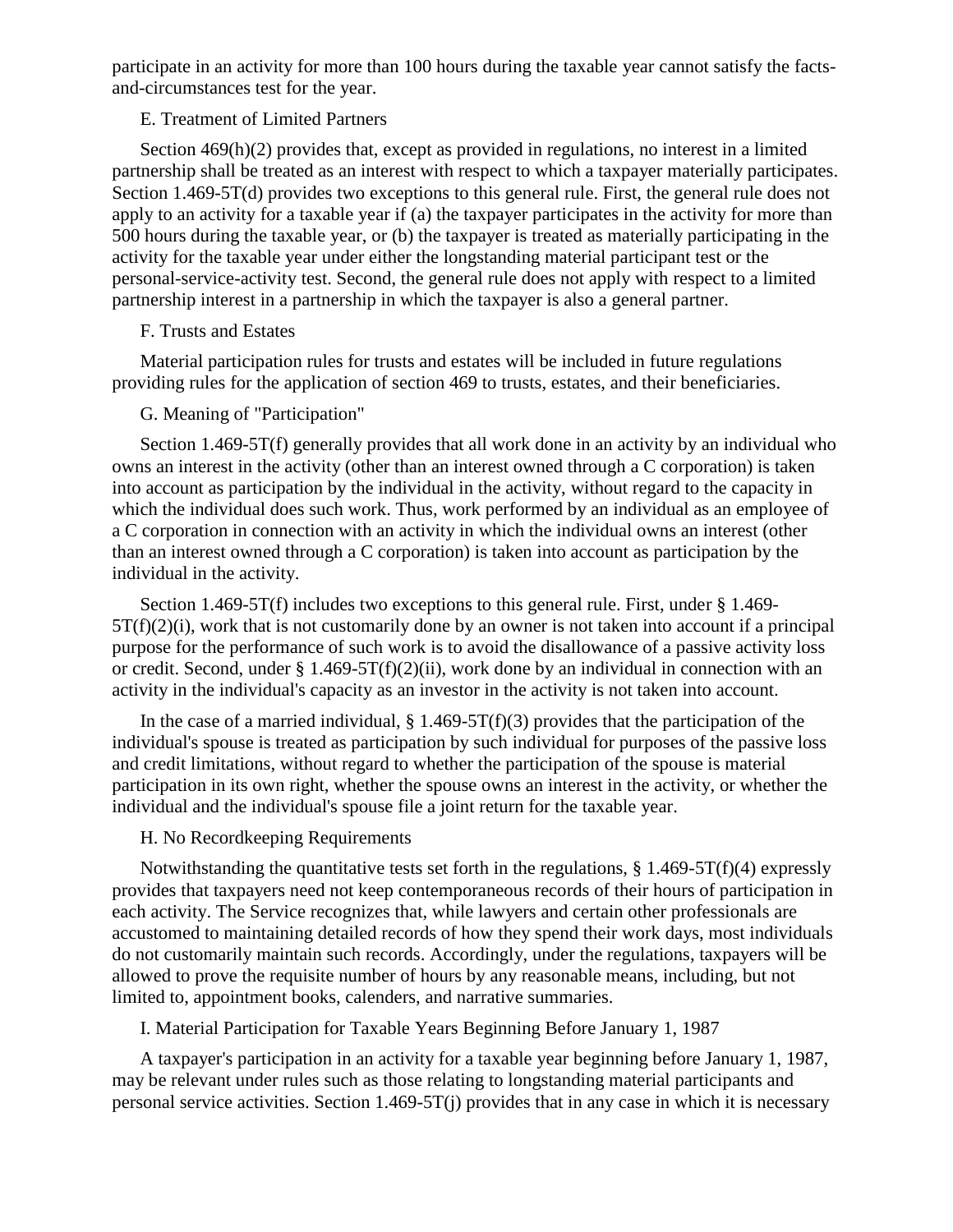participate in an activity for more than 100 hours during the taxable year cannot satisfy the facts-and-circumstances test for the year.

E. Treatment of Limited Partners

Section 469(h)(2) provides that, except as provided in regulations, no interest in a limited partnership shall be treated as an interest with respect to which a taxpayer materially participates. Section 1.469-5T(d) provides two exceptions to this general rule. First, the general rule does not apply to an activity for a taxable year if (a) the taxpayer participates in the activity for more than 500 hours during the taxable year, or (b) the taxpayer is treated as materially participating in the activity for the taxable year under either the longstanding material participant test or the personal-service-activity test. Second, the general rule does not apply with respect to a limited partnership interest in a partnership in which the taxpayer is also a general partner.

F. Trusts and Estates

Material participation rules for trusts and estates will be included in future regulations providing rules for the application of section 469 to trusts, estates, and their beneficiaries.

G. Meaning of "Participation"

Section 1.469-5T(f) generally provides that all work done in an activity by an individual who owns an interest in the activity (other than an interest owned through a C corporation) is taken into account as participation by the individual in the activity, without regard to the capacity in which the individual does such work. Thus, work performed by an individual as an employee of a C corporation in connection with an activity in which the individual owns an interest (other than an interest owned through a C corporation) is taken into account as participation by the individual in the activity.

Section 1.469-5T(f) includes two exceptions to this general rule. First, under § 1.469-5T(f)(2)(i), work that is not customarily done by an owner is not taken into account if a principal purpose for the performance of such work is to avoid the disallowance of a passive activity loss or credit. Second, under § 1.469-5T(f)(2)(ii), work done by an individual in connection with an activity in the individual's capacity as an investor in the activity is not taken into account.

In the case of a married individual, § 1.469-5T(f)(3) provides that the participation of the individual's spouse is treated as participation by such individual for purposes of the passive loss and credit limitations, without regard to whether the participation of the spouse is material participation in its own right, whether the spouse owns an interest in the activity, or whether the individual and the individual's spouse file a joint return for the taxable year.

H. No Recordkeeping Requirements

Notwithstanding the quantitative tests set forth in the regulations, § 1.469-5T(f)(4) expressly provides that taxpayers need not keep contemporaneous records of their hours of participation in each activity. The Service recognizes that, while lawyers and certain other professionals are accustomed to maintaining detailed records of how they spend their work days, most individuals do not customarily maintain such records. Accordingly, under the regulations, taxpayers will be allowed to prove the requisite number of hours by any reasonable means, including, but not limited to, appointment books, calenders, and narrative summaries.

I. Material Participation for Taxable Years Beginning Before January 1, 1987

A taxpayer's participation in an activity for a taxable year beginning before January 1, 1987, may be relevant under rules such as those relating to longstanding material participants and personal service activities. Section 1.469-5T(j) provides that in any case in which it is necessary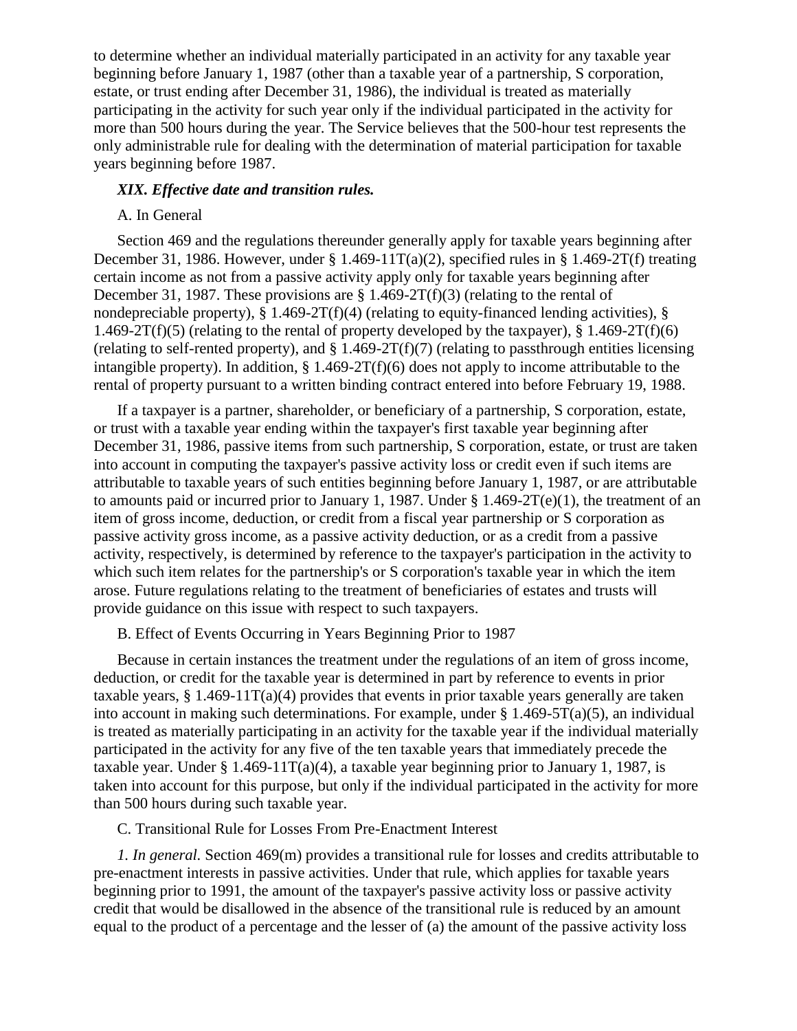to determine whether an individual materially participated in an activity for any taxable year beginning before January 1, 1987 (other than a taxable year of a partnership, S corporation, estate, or trust ending after December 31, 1986), the individual is treated as materially participating in the activity for such year only if the individual participated in the activity for more than 500 hours during the year. The Service believes that the 500-hour test represents the only administrable rule for dealing with the determination of material participation for taxable years beginning before 1987.

### *XIX. Effective date and transition rules.*

A. In General

Section 469 and the regulations thereunder generally apply for taxable years beginning after December 31, 1986. However, under § 1.469-11T(a)(2), specified rules in § 1.469-2T(f) treating certain income as not from a passive activity apply only for taxable years beginning after December 31, 1987. These provisions are § 1.469-2T(f)(3) (relating to the rental of nondepreciable property), § 1.469-2T(f)(4) (relating to equity-financed lending activities), § 1.469-2T(f)(5) (relating to the rental of property developed by the taxpayer), § 1.469-2T(f)(6) (relating to self-rented property), and § 1.469-2T(f)(7) (relating to passthrough entities licensing intangible property). In addition, § 1.469-2T(f)(6) does not apply to income attributable to the rental of property pursuant to a written binding contract entered into before February 19, 1988.

If a taxpayer is a partner, shareholder, or beneficiary of a partnership, S corporation, estate, or trust with a taxable year ending within the taxpayer's first taxable year beginning after December 31, 1986, passive items from such partnership, S corporation, estate, or trust are taken into account in computing the taxpayer's passive activity loss or credit even if such items are attributable to taxable years of such entities beginning before January 1, 1987, or are attributable to amounts paid or incurred prior to January 1, 1987. Under § 1.469-2T(e)(1), the treatment of an item of gross income, deduction, or credit from a fiscal year partnership or S corporation as passive activity gross income, as a passive activity deduction, or as a credit from a passive activity, respectively, is determined by reference to the taxpayer's participation in the activity to which such item relates for the partnership's or S corporation's taxable year in which the item arose. Future regulations relating to the treatment of beneficiaries of estates and trusts will provide guidance on this issue with respect to such taxpayers.

B. Effect of Events Occurring in Years Beginning Prior to 1987

Because in certain instances the treatment under the regulations of an item of gross income, deduction, or credit for the taxable year is determined in part by reference to events in prior taxable years, § 1.469-11T(a)(4) provides that events in prior taxable years generally are taken into account in making such determinations. For example, under § 1.469-5T(a)(5), an individual is treated as materially participating in an activity for the taxable year if the individual materially participated in the activity for any five of the ten taxable years that immediately precede the taxable year. Under § 1.469-11T(a)(4), a taxable year beginning prior to January 1, 1987, is taken into account for this purpose, but only if the individual participated in the activity for more than 500 hours during such taxable year.

C. Transitional Rule for Losses From Pre-Enactment Interest

*1. In general.* Section 469(m) provides a transitional rule for losses and credits attributable to pre-enactment interests in passive activities. Under that rule, which applies for taxable years beginning prior to 1991, the amount of the taxpayer's passive activity loss or passive activity credit that would be disallowed in the absence of the transitional rule is reduced by an amount equal to the product of a percentage and the lesser of (a) the amount of the passive activity loss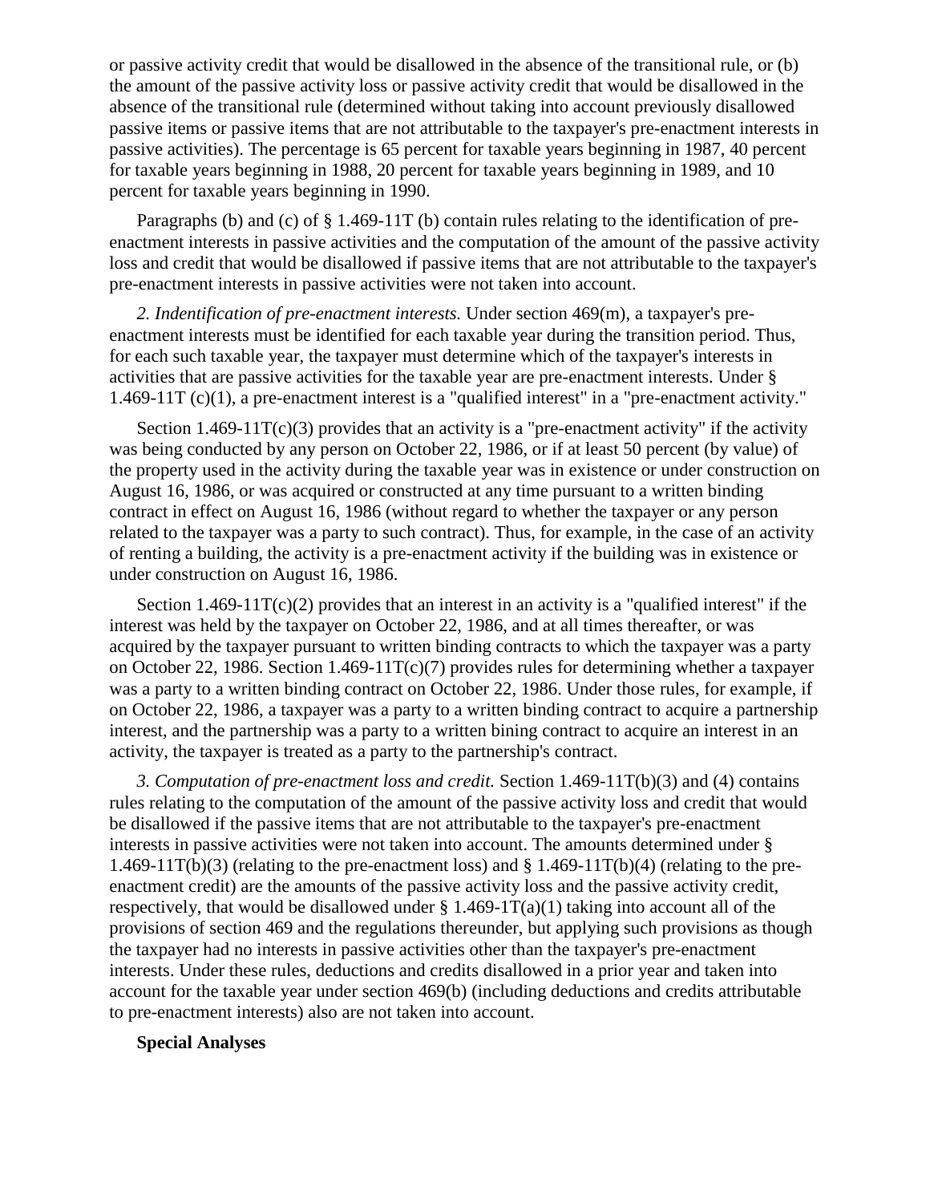or passive activity credit that would be disallowed in the absence of the transitional rule, or (b) the amount of the passive activity loss or passive activity credit that would be disallowed in the absence of the transitional rule (determined without taking into account previously disallowed passive items or passive items that are not attributable to the taxpayer's pre-enactment interests in passive activities). The percentage is 65 percent for taxable years beginning in 1987, 40 percent for taxable years beginning in 1988, 20 percent for taxable years beginning in 1989, and 10 percent for taxable years beginning in 1990.

Paragraphs (b) and (c) of § 1.469-11T (b) contain rules relating to the identification of pre-enactment interests in passive activities and the computation of the amount of the passive activity loss and credit that would be disallowed if passive items that are not attributable to the taxpayer's pre-enactment interests in passive activities were not taken into account.

*2. Identification of pre-enactment interests.* Under section 469(m), a taxpayer's pre-enactment interests must be identified for each taxable year during the transition period. Thus, for each such taxable year, the taxpayer must determine which of the taxpayer's interests in activities that are passive activities for the taxable year are pre-enactment interests. Under § 1.469-11T (c)(1), a pre-enactment interest is a "qualified interest" in a "pre-enactment activity."

Section 1.469-11T(c)(3) provides that an activity is a "pre-enactment activity" if the activity was being conducted by any person on October 22, 1986, or if at least 50 percent (by value) of the property used in the activity during the taxable year was in existence or under construction on August 16, 1986, or was acquired or constructed at any time pursuant to a written binding contract in effect on August 16, 1986 (without regard to whether the taxpayer or any person related to the taxpayer was a party to such contract). Thus, for example, in the case of an activity of renting a building, the activity is a pre-enactment activity if the building was in existence or under construction on August 16, 1986.

Section 1.469-11T(c)(2) provides that an interest in an activity is a "qualified interest" if the interest was held by the taxpayer on October 22, 1986, and at all times thereafter, or was acquired by the taxpayer pursuant to written binding contracts to which the taxpayer was a party on October 22, 1986. Section 1.469-11T(c)(7) provides rules for determining whether a taxpayer was a party to a written binding contract on October 22, 1986. Under those rules, for example, if on October 22, 1986, a taxpayer was a party to a written binding contract to acquire a partnership interest, and the partnership was a party to a written bining contract to acquire an interest in an activity, the taxpayer is treated as a party to the partnership's contract.

*3. Computation of pre-enactment loss and credit.* Section 1.469-11T(b)(3) and (4) contains rules relating to the computation of the amount of the passive activity loss and credit that would be disallowed if the passive items that are not attributable to the taxpayer's pre-enactment interests in passive activities were not taken into account. The amounts determined under § 1.469-11T(b)(3) (relating to the pre-enactment loss) and § 1.469-11T(b)(4) (relating to the pre-enactment credit) are the amounts of the passive activity loss and the passive activity credit, respectively, that would be disallowed under § 1.469-1T(a)(1) taking into account all of the provisions of section 469 and the regulations thereunder, but applying such provisions as though the taxpayer had no interests in passive activities other than the taxpayer's pre-enactment interests. Under these rules, deductions and credits disallowed in a prior year and taken into account for the taxable year under section 469(b) (including deductions and credits attributable to pre-enactment interests) also are not taken into account.

**Special Analyses**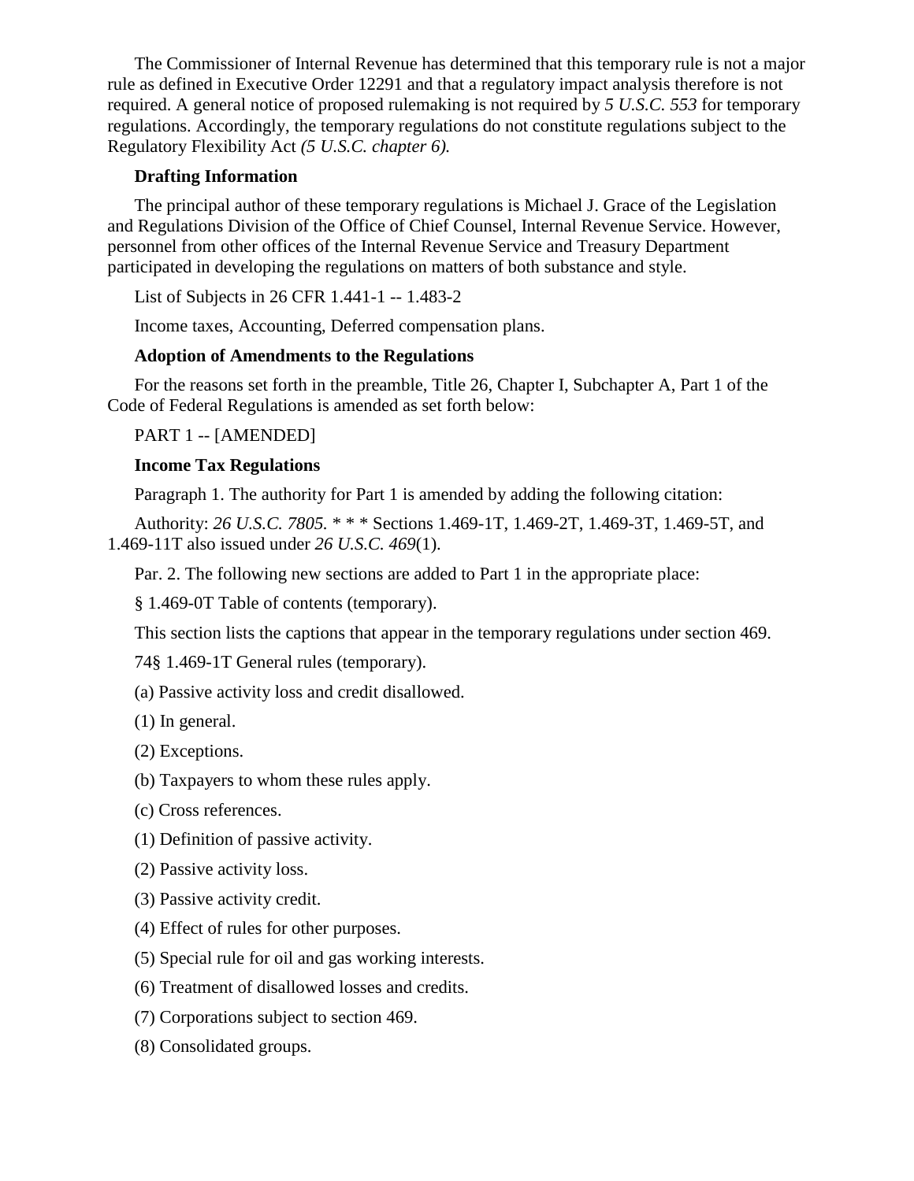The Commissioner of Internal Revenue has determined that this temporary rule is not a major rule as defined in Executive Order 12291 and that a regulatory impact analysis therefore is not required. A general notice of proposed rulemaking is not required by *5 U.S.C. 553* for temporary regulations. Accordingly, the temporary regulations do not constitute regulations subject to the Regulatory Flexibility Act *(5 U.S.C. chapter 6).*

**Drafting Information**

The principal author of these temporary regulations is Michael J. Grace of the Legislation and Regulations Division of the Office of Chief Counsel, Internal Revenue Service. However, personnel from other offices of the Internal Revenue Service and Treasury Department participated in developing the regulations on matters of both substance and style.

List of Subjects in 26 CFR 1.441-1 -- 1.483-2

Income taxes, Accounting, Deferred compensation plans.

**Adoption of Amendments to the Regulations**

For the reasons set forth in the preamble, Title 26, Chapter I, Subchapter A, Part 1 of the Code of Federal Regulations is amended as set forth below:

PART 1 -- [AMENDED]

**Income Tax Regulations**

Paragraph 1. The authority for Part 1 is amended by adding the following citation:

Authority: *26 U.S.C. 7805.* * * * Sections 1.469-1T, 1.469-2T, 1.469-3T, 1.469-5T, and 1.469-11T also issued under *26 U.S.C. 469*(1).

Par. 2. The following new sections are added to Part 1 in the appropriate place:

§ 1.469-0T Table of contents (temporary).

This section lists the captions that appear in the temporary regulations under section 469.

74§ 1.469-1T General rules (temporary).

(a) Passive activity loss and credit disallowed.

(1) In general.

(2) Exceptions.

(b) Taxpayers to whom these rules apply.

(c) Cross references.

(1) Definition of passive activity.

(2) Passive activity loss.

(3) Passive activity credit.

(4) Effect of rules for other purposes.

(5) Special rule for oil and gas working interests.

(6) Treatment of disallowed losses and credits.

(7) Corporations subject to section 469.

(8) Consolidated groups.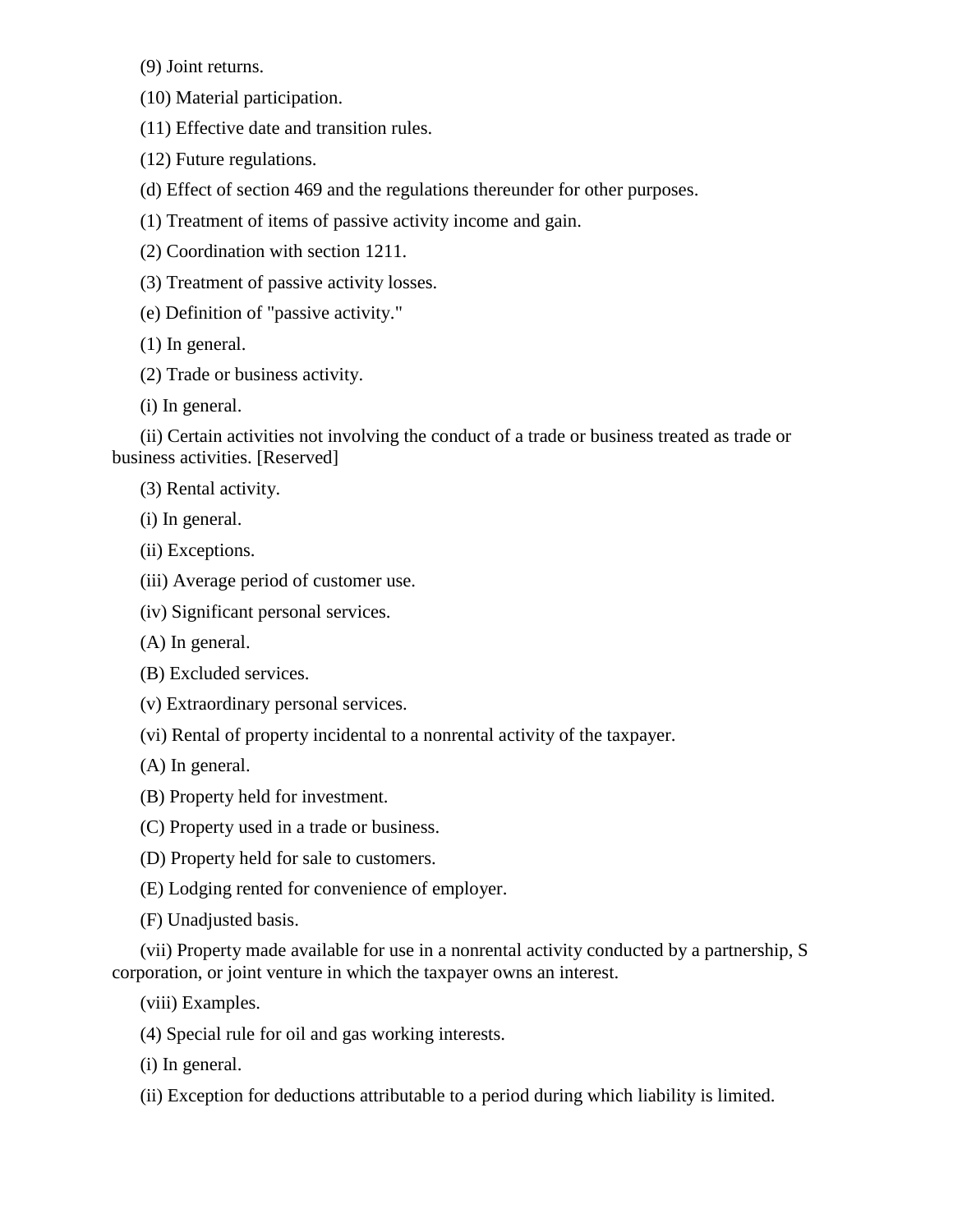(9) Joint returns.

(10) Material participation.

(11) Effective date and transition rules.

(12) Future regulations.

(d) Effect of section 469 and the regulations thereunder for other purposes.

(1) Treatment of items of passive activity income and gain.

(2) Coordination with section 1211.

(3) Treatment of passive activity losses.

(e) Definition of "passive activity."

(1) In general.

(2) Trade or business activity.

(i) In general.

(ii) Certain activities not involving the conduct of a trade or business treated as trade or business activities. [Reserved]

(3) Rental activity.

(i) In general.

(ii) Exceptions.

(iii) Average period of customer use.

(iv) Significant personal services.

(A) In general.

(B) Excluded services.

(v) Extraordinary personal services.

(vi) Rental of property incidental to a nonrental activity of the taxpayer.

(A) In general.

(B) Property held for investment.

(C) Property used in a trade or business.

(D) Property held for sale to customers.

(E) Lodging rented for convenience of employer.

(F) Unadjusted basis.

(vii) Property made available for use in a nonrental activity conducted by a partnership, S corporation, or joint venture in which the taxpayer owns an interest.

(viii) Examples.

(4) Special rule for oil and gas working interests.

(i) In general.

(ii) Exception for deductions attributable to a period during which liability is limited.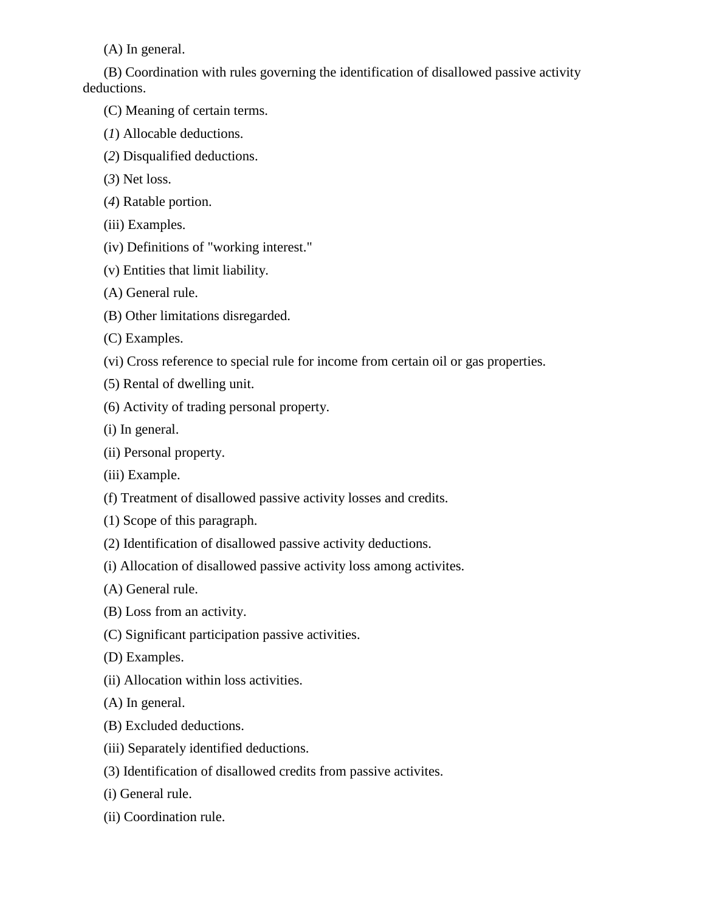(A) In general.

(B) Coordination with rules governing the identification of disallowed passive activity deductions.

(C) Meaning of certain terms.

(*1*) Allocable deductions.

(*2*) Disqualified deductions.

(*3*) Net loss.

(*4*) Ratable portion.

(iii) Examples.

(iv) Definitions of "working interest."

(v) Entities that limit liability.

(A) General rule.

(B) Other limitations disregarded.

(C) Examples.

(vi) Cross reference to special rule for income from certain oil or gas properties.

(5) Rental of dwelling unit.

(6) Activity of trading personal property.

(i) In general.

(ii) Personal property.

(iii) Example.

(f) Treatment of disallowed passive activity losses and credits.

(1) Scope of this paragraph.

(2) Identification of disallowed passive activity deductions.

(i) Allocation of disallowed passive activity loss among activites.

(A) General rule.

(B) Loss from an activity.

(C) Significant participation passive activities.

(D) Examples.

(ii) Allocation within loss activities.

(A) In general.

(B) Excluded deductions.

(iii) Separately identified deductions.

(3) Identification of disallowed credits from passive activites.

(i) General rule.

(ii) Coordination rule.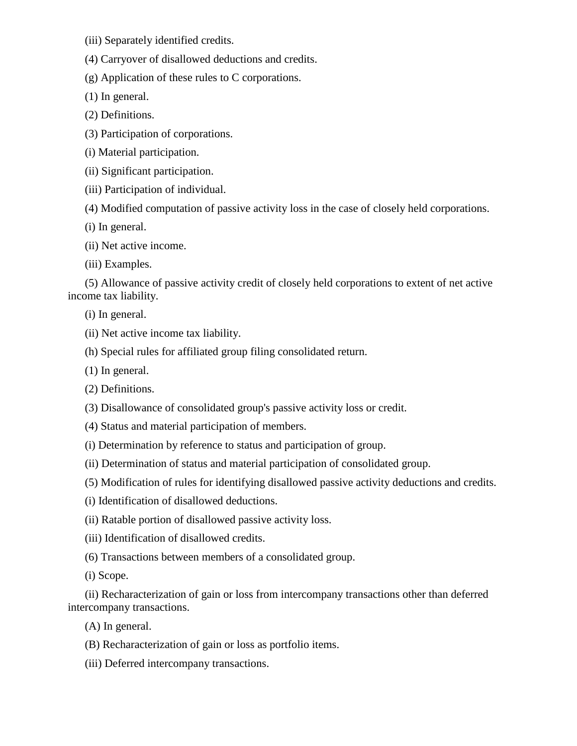(iii) Separately identified credits.

(4) Carryover of disallowed deductions and credits.

(g) Application of these rules to C corporations.

(1) In general.

(2) Definitions.

(3) Participation of corporations.

(i) Material participation.

(ii) Significant participation.

(iii) Participation of individual.

(4) Modified computation of passive activity loss in the case of closely held corporations.

(i) In general.

(ii) Net active income.

(iii) Examples.

(5) Allowance of passive activity credit of closely held corporations to extent of net active income tax liability.

(i) In general.

(ii) Net active income tax liability.

(h) Special rules for affiliated group filing consolidated return.

(1) In general.

(2) Definitions.

(3) Disallowance of consolidated group's passive activity loss or credit.

(4) Status and material participation of members.

(i) Determination by reference to status and participation of group.

(ii) Determination of status and material participation of consolidated group.

(5) Modification of rules for identifying disallowed passive activity deductions and credits.

(i) Identification of disallowed deductions.

(ii) Ratable portion of disallowed passive activity loss.

(iii) Identification of disallowed credits.

(6) Transactions between members of a consolidated group.

(i) Scope.

(ii) Recharacterization of gain or loss from intercompany transactions other than deferred intercompany transactions.

(A) In general.

(B) Recharacterization of gain or loss as portfolio items.

(iii) Deferred intercompany transactions.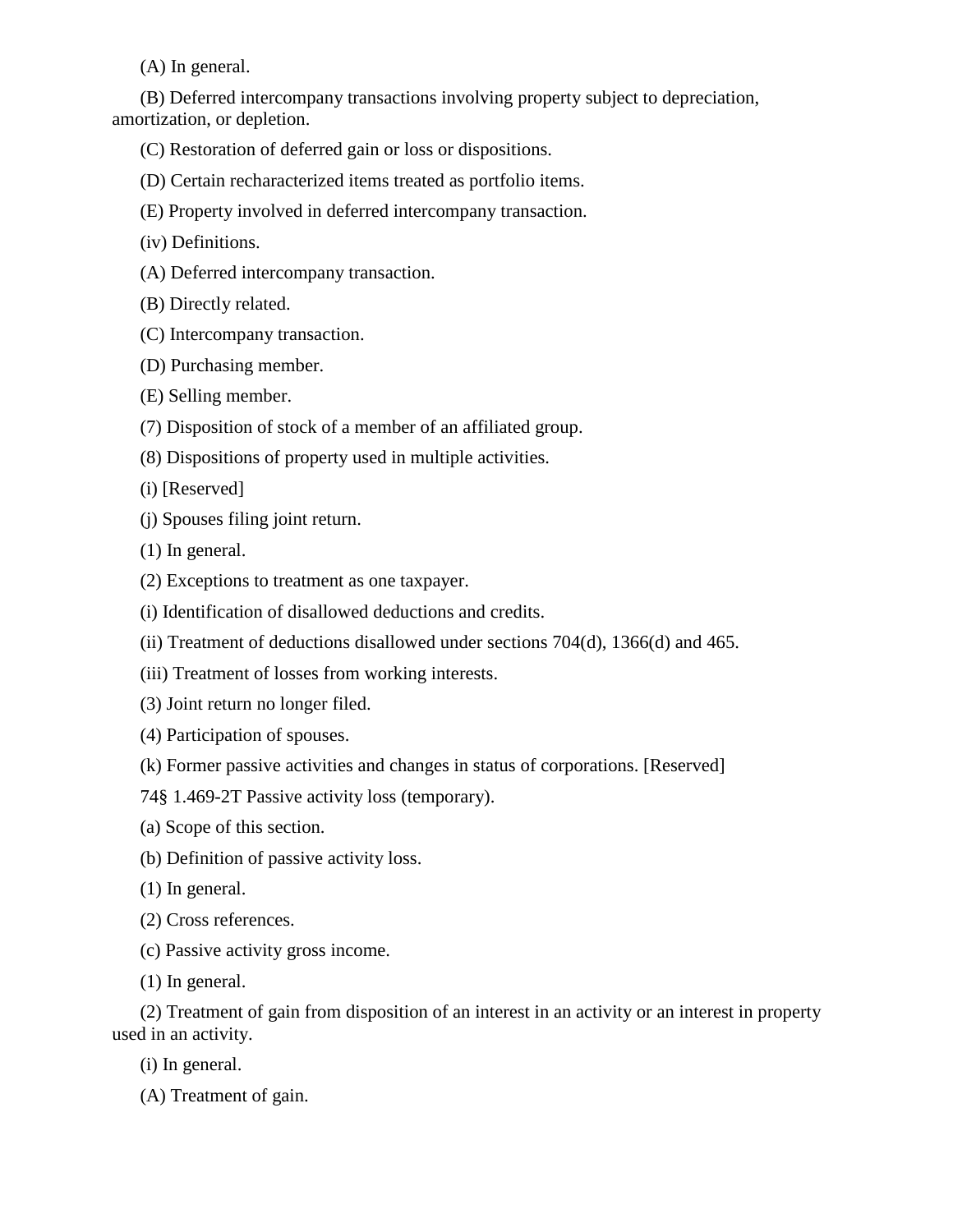(A) In general.

(B) Deferred intercompany transactions involving property subject to depreciation, amortization, or depletion.

(C) Restoration of deferred gain or loss or dispositions.

(D) Certain recharacterized items treated as portfolio items.

(E) Property involved in deferred intercompany transaction.

(iv) Definitions.

(A) Deferred intercompany transaction.

(B) Directly related.

(C) Intercompany transaction.

(D) Purchasing member.

(E) Selling member.

(7) Disposition of stock of a member of an affiliated group.

(8) Dispositions of property used in multiple activities.

(i) [Reserved]

(j) Spouses filing joint return.

(1) In general.

(2) Exceptions to treatment as one taxpayer.

(i) Identification of disallowed deductions and credits.

(ii) Treatment of deductions disallowed under sections 704(d), 1366(d) and 465.

(iii) Treatment of losses from working interests.

(3) Joint return no longer filed.

(4) Participation of spouses.

(k) Former passive activities and changes in status of corporations. [Reserved]

74§ 1.469-2T Passive activity loss (temporary).

(a) Scope of this section.

(b) Definition of passive activity loss.

(1) In general.

(2) Cross references.

(c) Passive activity gross income.

(1) In general.

(2) Treatment of gain from disposition of an interest in an activity or an interest in property used in an activity.

(i) In general.

(A) Treatment of gain.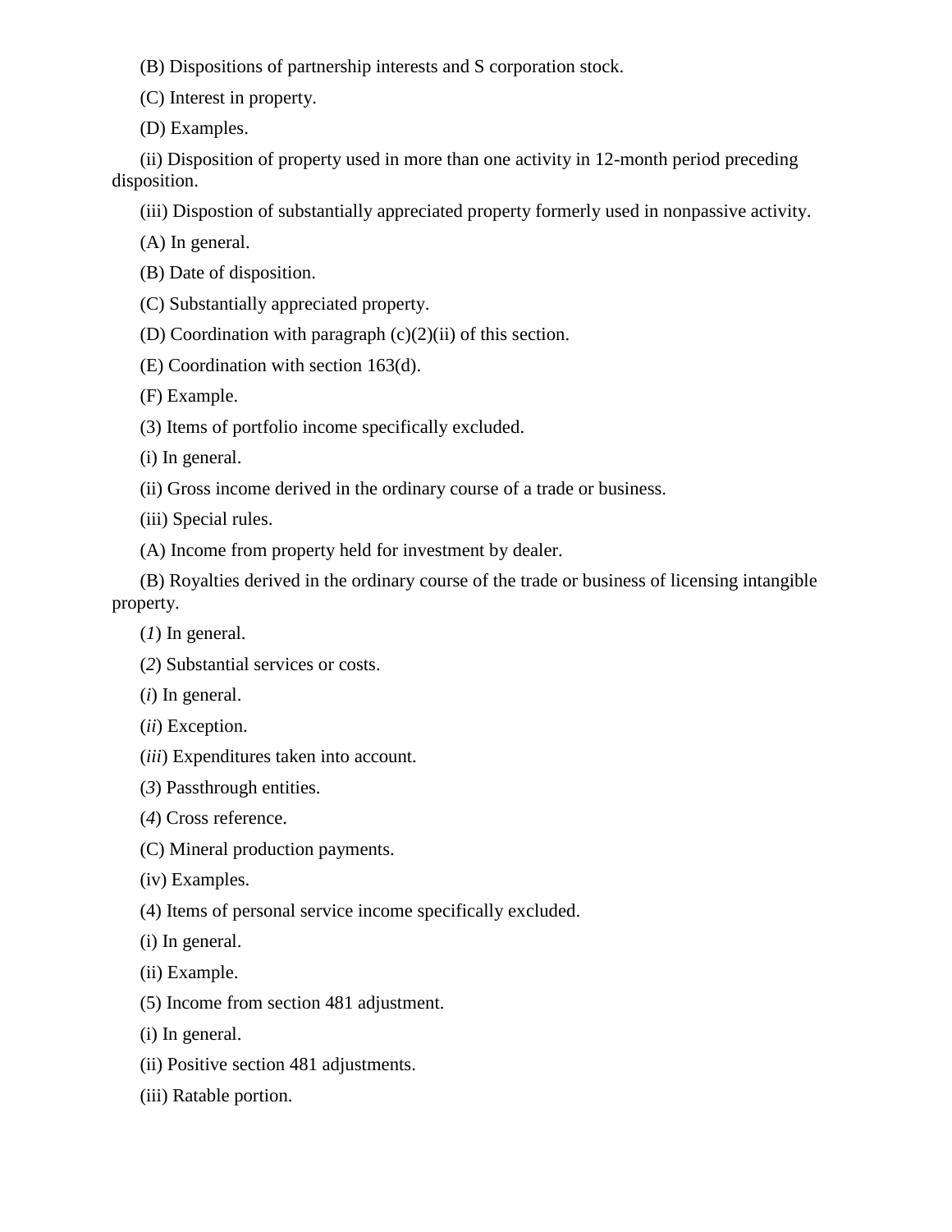(B) Dispositions of partnership interests and S corporation stock.

(C) Interest in property.

(D) Examples.

(ii) Disposition of property used in more than one activity in 12-month period preceding disposition.

(iii) Dispostion of substantially appreciated property formerly used in nonpassive activity.

(A) In general.

(B) Date of disposition.

(C) Substantially appreciated property.

(D) Coordination with paragraph (c)(2)(ii) of this section.

(E) Coordination with section 163(d).

(F) Example.

(3) Items of portfolio income specifically excluded.

(i) In general.

(ii) Gross income derived in the ordinary course of a trade or business.

(iii) Special rules.

(A) Income from property held for investment by dealer.

(B) Royalties derived in the ordinary course of the trade or business of licensing intangible property.

(*1*) In general.

(*2*) Substantial services or costs.

(*i*) In general.

(*ii*) Exception.

(*iii*) Expenditures taken into account.

(*3*) Passthrough entities.

(*4*) Cross reference.

(C) Mineral production payments.

(iv) Examples.

(4) Items of personal service income specifically excluded.

(i) In general.

(ii) Example.

(5) Income from section 481 adjustment.

(i) In general.

(ii) Positive section 481 adjustments.

(iii) Ratable portion.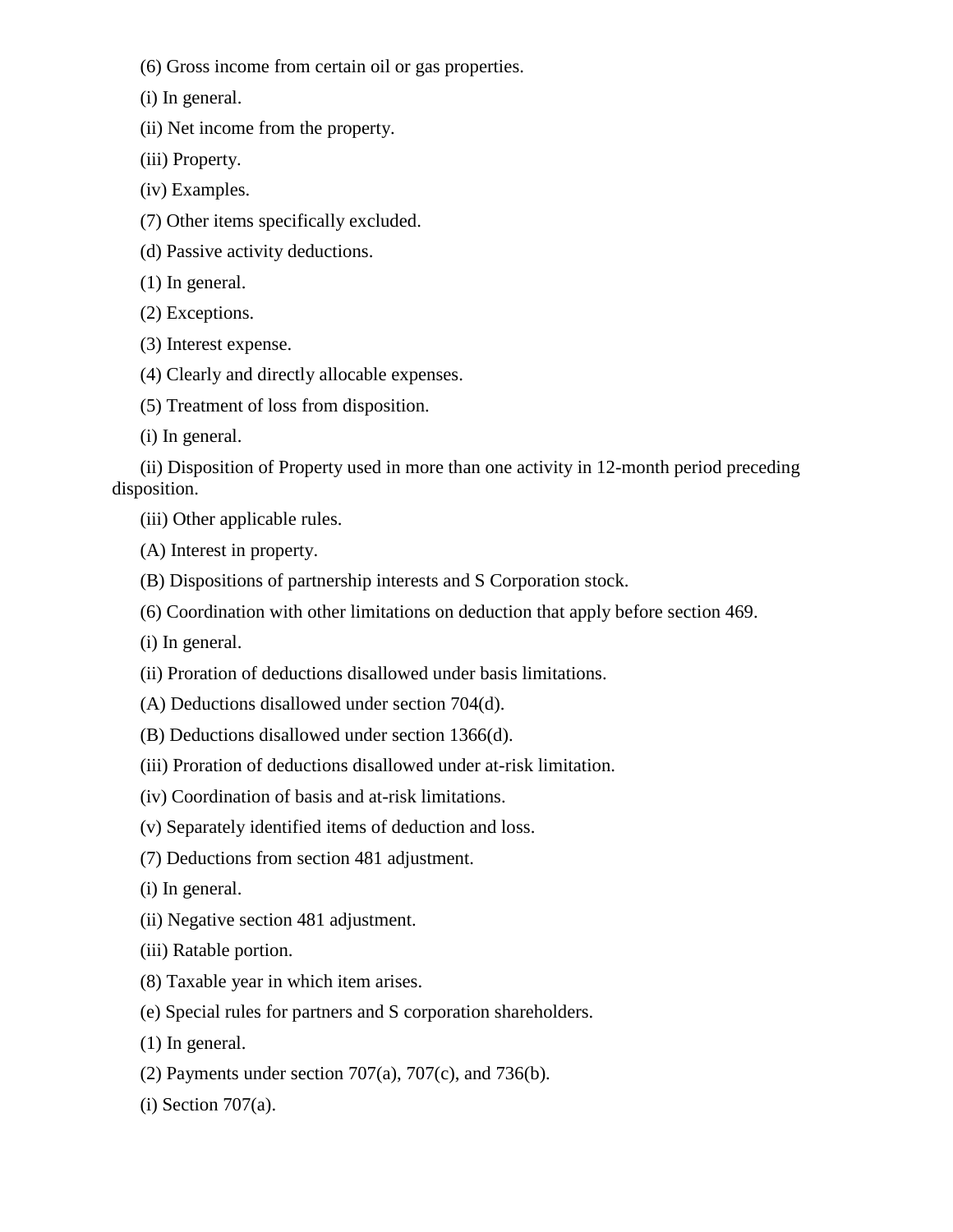(6) Gross income from certain oil or gas properties.

(i) In general.

(ii) Net income from the property.

(iii) Property.

(iv) Examples.

(7) Other items specifically excluded.

(d) Passive activity deductions.

(1) In general.

(2) Exceptions.

(3) Interest expense.

(4) Clearly and directly allocable expenses.

(5) Treatment of loss from disposition.

(i) In general.

(ii) Disposition of Property used in more than one activity in 12-month period preceding disposition.

(iii) Other applicable rules.

(A) Interest in property.

(B) Dispositions of partnership interests and S Corporation stock.

(6) Coordination with other limitations on deduction that apply before section 469.

(i) In general.

(ii) Proration of deductions disallowed under basis limitations.

(A) Deductions disallowed under section 704(d).

(B) Deductions disallowed under section 1366(d).

(iii) Proration of deductions disallowed under at-risk limitation.

(iv) Coordination of basis and at-risk limitations.

(v) Separately identified items of deduction and loss.

(7) Deductions from section 481 adjustment.

(i) In general.

(ii) Negative section 481 adjustment.

(iii) Ratable portion.

(8) Taxable year in which item arises.

(e) Special rules for partners and S corporation shareholders.

(1) In general.

(2) Payments under section 707(a), 707(c), and 736(b).

(i) Section 707(a).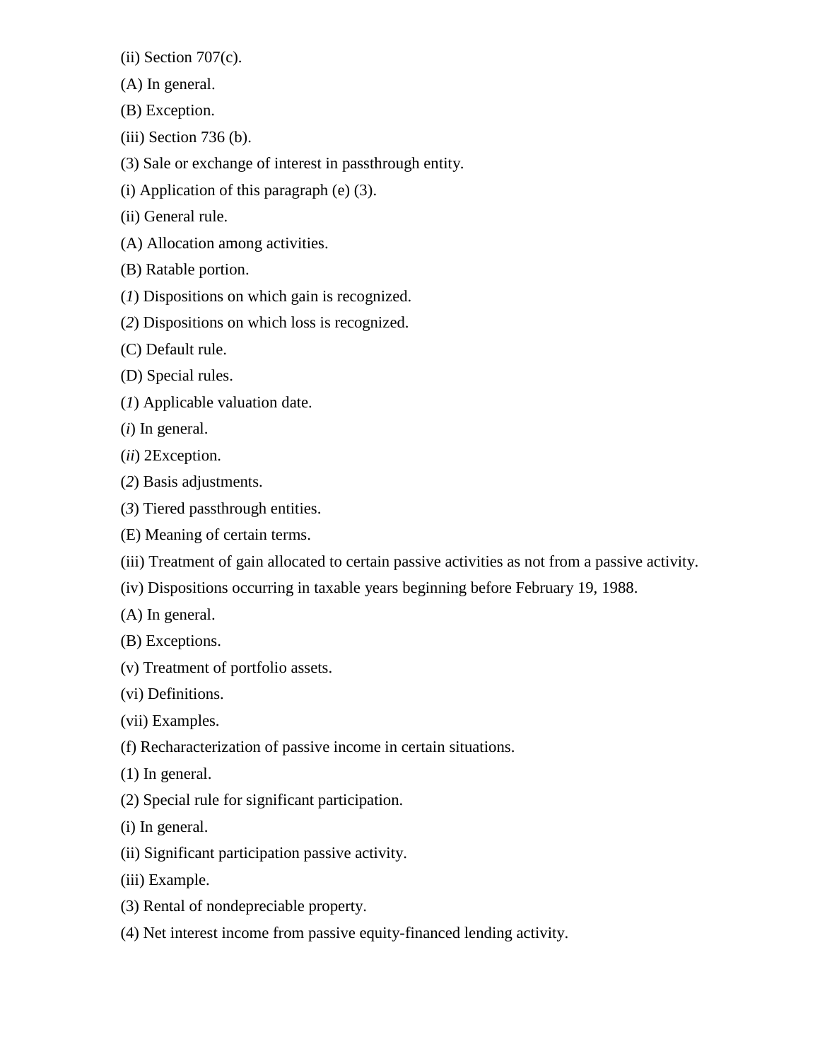(ii) Section 707(c).

(A) In general.

(B) Exception.

(iii) Section 736 (b).

(3) Sale or exchange of interest in passthrough entity.

(i) Application of this paragraph (e) (3).

(ii) General rule.

(A) Allocation among activities.

(B) Ratable portion.

(*1*) Dispositions on which gain is recognized.

(*2*) Dispositions on which loss is recognized.

(C) Default rule.

(D) Special rules.

(*1*) Applicable valuation date.

(*i*) In general.

(*ii*) 2Exception.

(*2*) Basis adjustments.

(*3*) Tiered passthrough entities.

(E) Meaning of certain terms.

(iii) Treatment of gain allocated to certain passive activities as not from a passive activity.

(iv) Dispositions occurring in taxable years beginning before February 19, 1988.

(A) In general.

(B) Exceptions.

(v) Treatment of portfolio assets.

(vi) Definitions.

(vii) Examples.

(f) Recharacterization of passive income in certain situations.

(1) In general.

(2) Special rule for significant participation.

(i) In general.

(ii) Significant participation passive activity.

(iii) Example.

(3) Rental of nondepreciable property.

(4) Net interest income from passive equity-financed lending activity.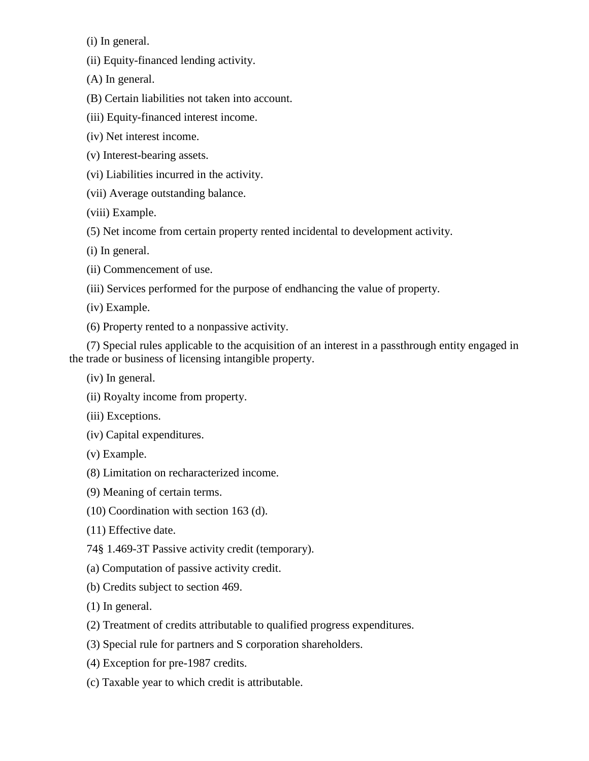(i) In general.

(ii) Equity-financed lending activity.

(A) In general.

(B) Certain liabilities not taken into account.

(iii) Equity-financed interest income.

(iv) Net interest income.

(v) Interest-bearing assets.

(vi) Liabilities incurred in the activity.

(vii) Average outstanding balance.

(viii) Example.

(5) Net income from certain property rented incidental to development activity.

(i) In general.

(ii) Commencement of use.

(iii) Services performed for the purpose of endhancing the value of property.

(iv) Example.

(6) Property rented to a nonpassive activity.

(7) Special rules applicable to the acquisition of an interest in a passthrough entity engaged in the trade or business of licensing intangible property.

(iv) In general.

(ii) Royalty income from property.

(iii) Exceptions.

(iv) Capital expenditures.

(v) Example.

(8) Limitation on recharacterized income.

(9) Meaning of certain terms.

(10) Coordination with section 163 (d).

(11) Effective date.

74§ 1.469-3T Passive activity credit (temporary).

(a) Computation of passive activity credit.

(b) Credits subject to section 469.

(1) In general.

(2) Treatment of credits attributable to qualified progress expenditures.

(3) Special rule for partners and S corporation shareholders.

(4) Exception for pre-1987 credits.

(c) Taxable year to which credit is attributable.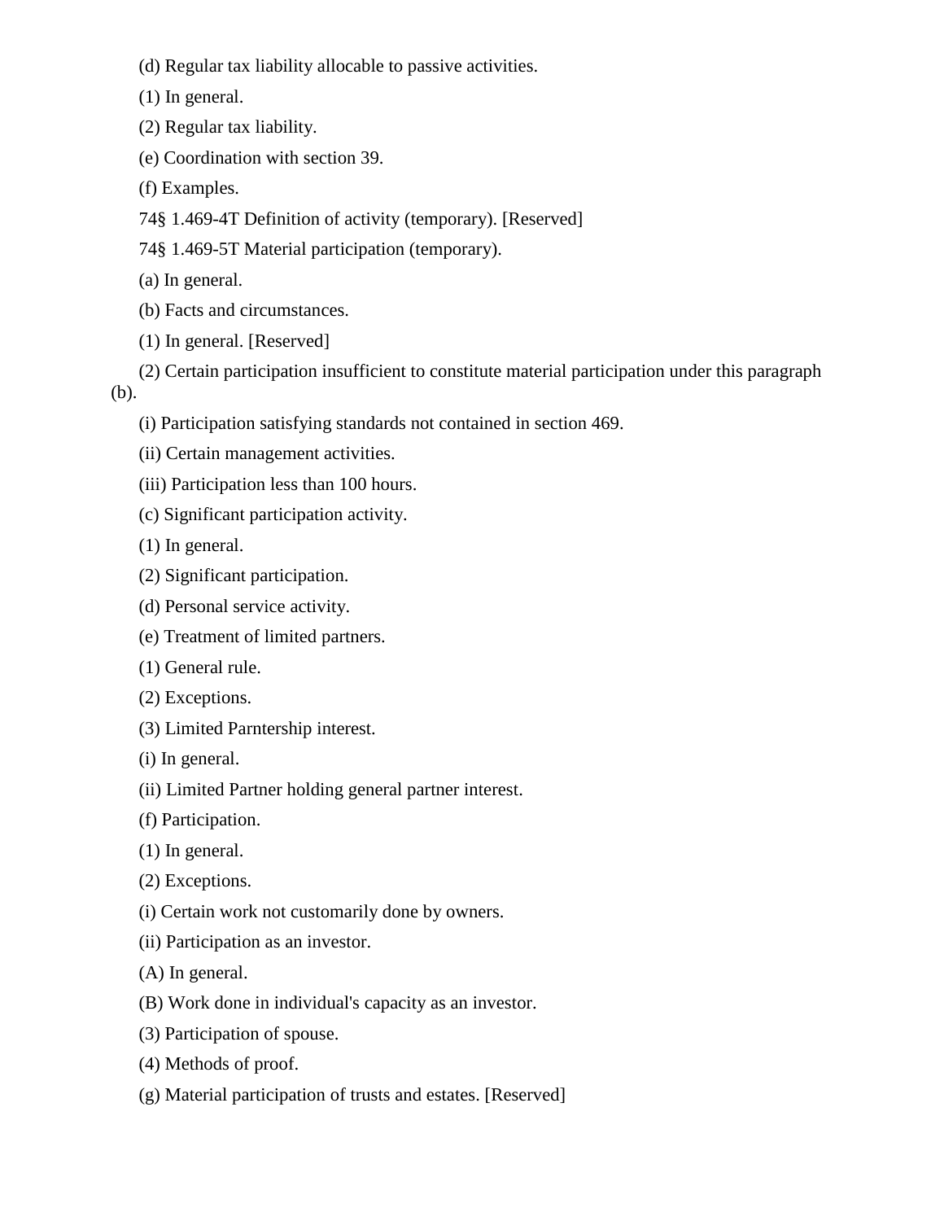(d) Regular tax liability allocable to passive activities.

(1) In general.

(2) Regular tax liability.

(e) Coordination with section 39.

(f) Examples.

74§ 1.469-4T Definition of activity (temporary). [Reserved]

74§ 1.469-5T Material participation (temporary).

(a) In general.

(b) Facts and circumstances.

(1) In general. [Reserved]

(2) Certain participation insufficient to constitute material participation under this paragraph (b).

(i) Participation satisfying standards not contained in section 469.

(ii) Certain management activities.

(iii) Participation less than 100 hours.

(c) Significant participation activity.

(1) In general.

(2) Significant participation.

(d) Personal service activity.

(e) Treatment of limited partners.

(1) General rule.

(2) Exceptions.

(3) Limited Parntership interest.

(i) In general.

(ii) Limited Partner holding general partner interest.

(f) Participation.

(1) In general.

(2) Exceptions.

(i) Certain work not customarily done by owners.

(ii) Participation as an investor.

(A) In general.

(B) Work done in individual's capacity as an investor.

(3) Participation of spouse.

(4) Methods of proof.

(g) Material participation of trusts and estates. [Reserved]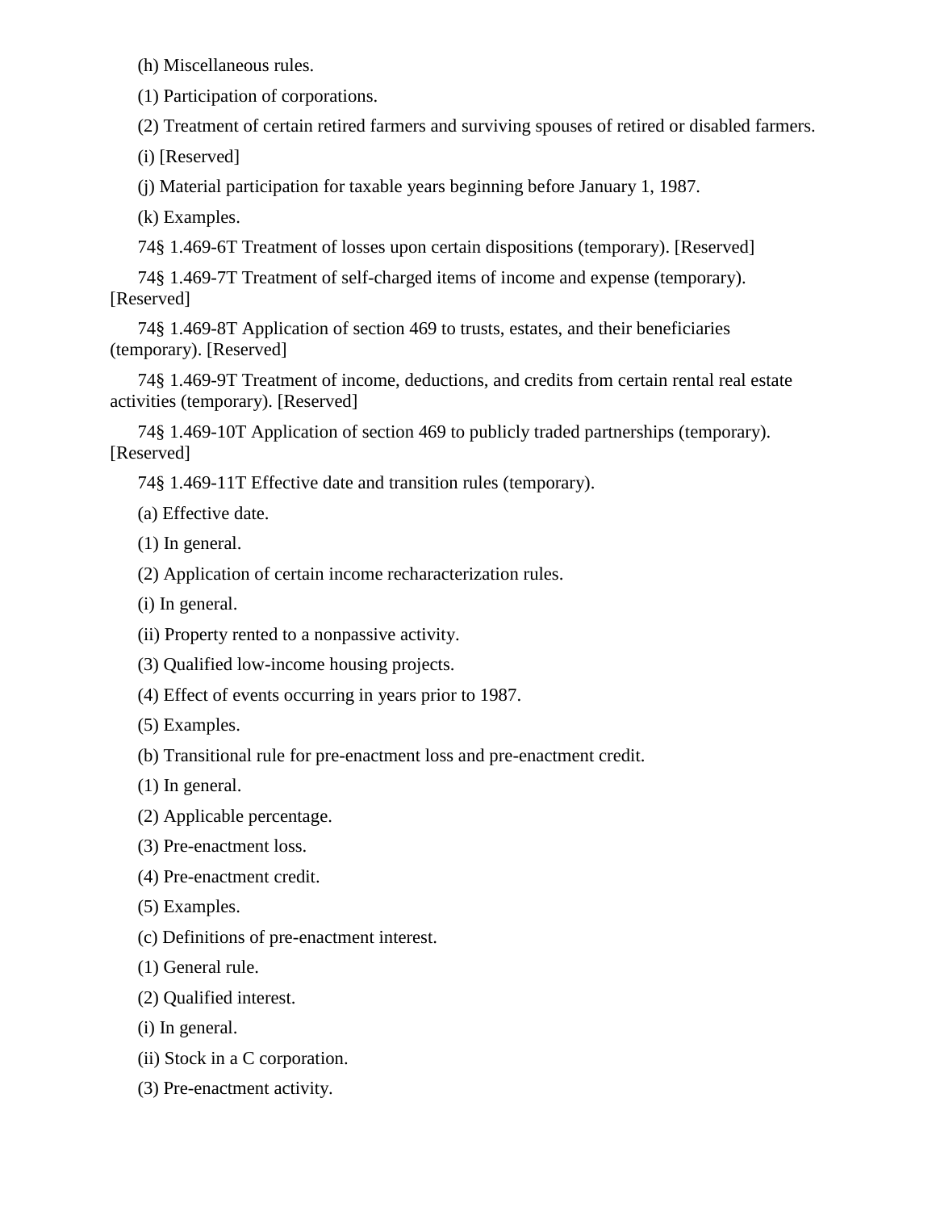(h) Miscellaneous rules.

(1) Participation of corporations.

(2) Treatment of certain retired farmers and surviving spouses of retired or disabled farmers.

(i) [Reserved]

(j) Material participation for taxable years beginning before January 1, 1987.

(k) Examples.

74§ 1.469-6T Treatment of losses upon certain dispositions (temporary). [Reserved]

74§ 1.469-7T Treatment of self-charged items of income and expense (temporary). [Reserved]

74§ 1.469-8T Application of section 469 to trusts, estates, and their beneficiaries (temporary). [Reserved]

74§ 1.469-9T Treatment of income, deductions, and credits from certain rental real estate activities (temporary). [Reserved]

74§ 1.469-10T Application of section 469 to publicly traded partnerships (temporary). [Reserved]

74§ 1.469-11T Effective date and transition rules (temporary).

(a) Effective date.

(1) In general.

(2) Application of certain income recharacterization rules.

(i) In general.

(ii) Property rented to a nonpassive activity.

(3) Qualified low-income housing projects.

(4) Effect of events occurring in years prior to 1987.

(5) Examples.

(b) Transitional rule for pre-enactment loss and pre-enactment credit.

(1) In general.

(2) Applicable percentage.

(3) Pre-enactment loss.

(4) Pre-enactment credit.

(5) Examples.

(c) Definitions of pre-enactment interest.

(1) General rule.

(2) Qualified interest.

(i) In general.

(ii) Stock in a C corporation.

(3) Pre-enactment activity.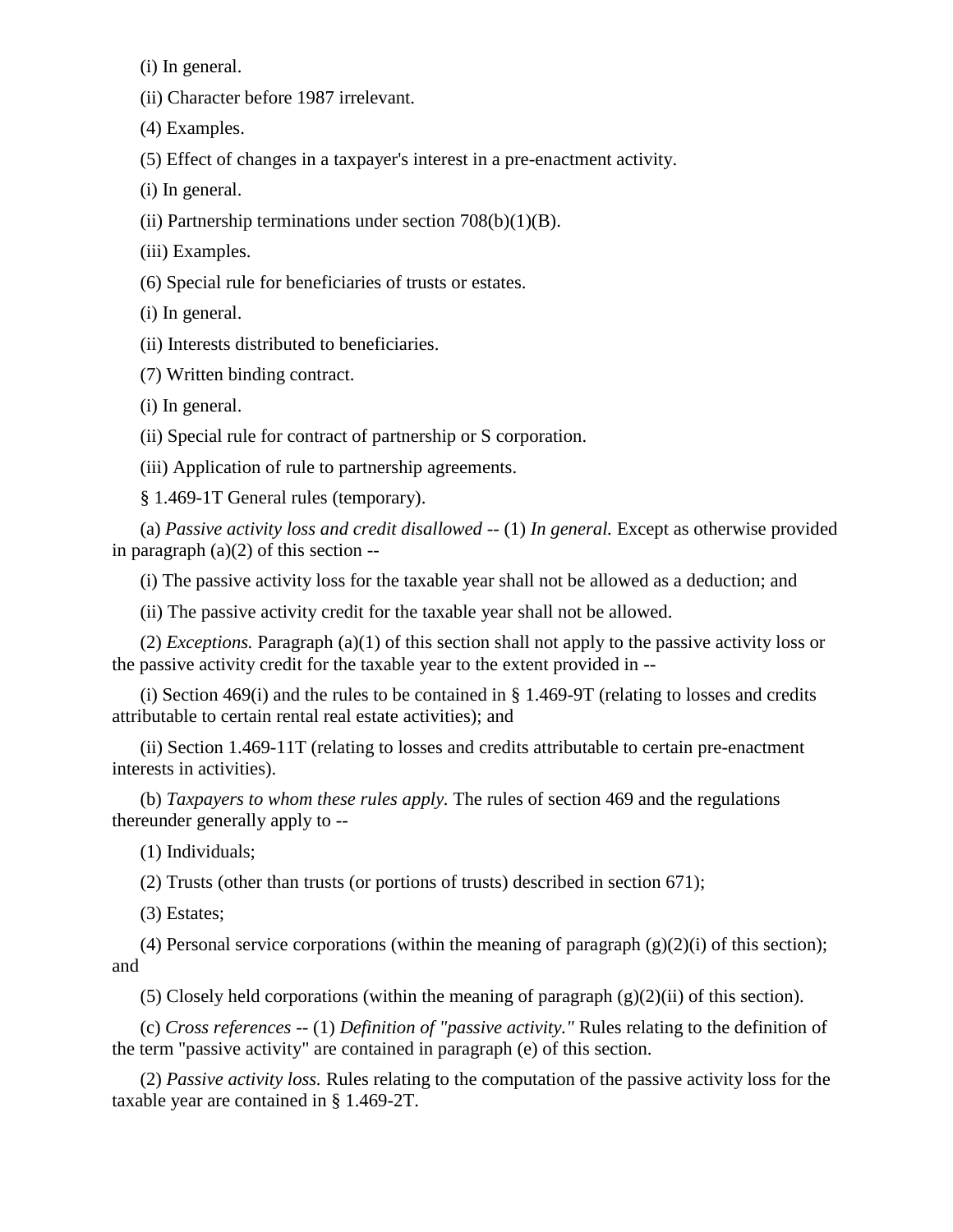(i) In general.

(ii) Character before 1987 irrelevant.

(4) Examples.

(5) Effect of changes in a taxpayer's interest in a pre-enactment activity.

(i) In general.

(ii) Partnership terminations under section 708(b)(1)(B).

(iii) Examples.

(6) Special rule for beneficiaries of trusts or estates.

(i) In general.

(ii) Interests distributed to beneficiaries.

(7) Written binding contract.

(i) In general.

(ii) Special rule for contract of partnership or S corporation.

(iii) Application of rule to partnership agreements.

§ 1.469-1T General rules (temporary).

(a) *Passive activity loss and credit disallowed* -- (1) *In general.* Except as otherwise provided in paragraph (a)(2) of this section --

(i) The passive activity loss for the taxable year shall not be allowed as a deduction; and

(ii) The passive activity credit for the taxable year shall not be allowed.

(2) *Exceptions.* Paragraph (a)(1) of this section shall not apply to the passive activity loss or the passive activity credit for the taxable year to the extent provided in --

(i) Section 469(i) and the rules to be contained in § 1.469-9T (relating to losses and credits attributable to certain rental real estate activities); and

(ii) Section 1.469-11T (relating to losses and credits attributable to certain pre-enactment interests in activities).

(b) *Taxpayers to whom these rules apply.* The rules of section 469 and the regulations thereunder generally apply to --

(1) Individuals;

(2) Trusts (other than trusts (or portions of trusts) described in section 671);

(3) Estates;

(4) Personal service corporations (within the meaning of paragraph (g)(2)(i) of this section); and

(5) Closely held corporations (within the meaning of paragraph (g)(2)(ii) of this section).

(c) *Cross references* -- (1) *Definition of "passive activity."* Rules relating to the definition of the term "passive activity" are contained in paragraph (e) of this section.

(2) *Passive activity loss.* Rules relating to the computation of the passive activity loss for the taxable year are contained in § 1.469-2T.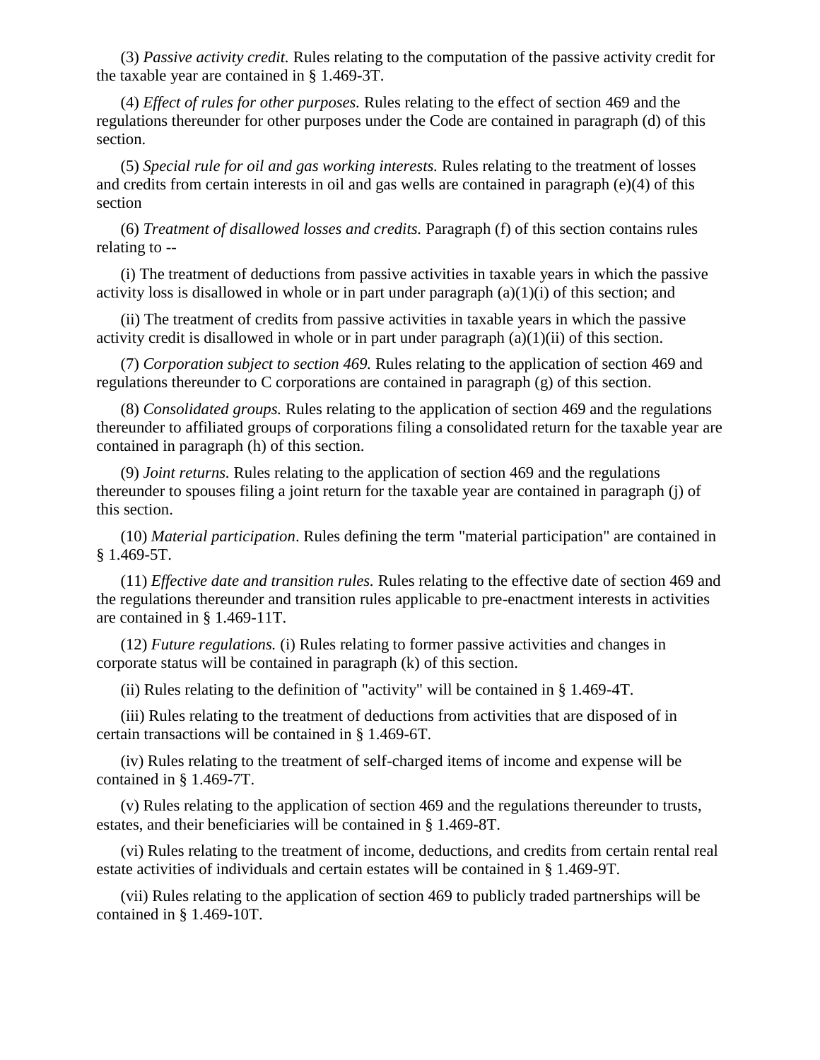(3) *Passive activity credit.* Rules relating to the computation of the passive activity credit for the taxable year are contained in § 1.469-3T.

(4) *Effect of rules for other purposes.* Rules relating to the effect of section 469 and the regulations thereunder for other purposes under the Code are contained in paragraph (d) of this section.

(5) *Special rule for oil and gas working interests.* Rules relating to the treatment of losses and credits from certain interests in oil and gas wells are contained in paragraph (e)(4) of this section

(6) *Treatment of disallowed losses and credits.* Paragraph (f) of this section contains rules relating to --

(i) The treatment of deductions from passive activities in taxable years in which the passive activity loss is disallowed in whole or in part under paragraph (a)(1)(i) of this section; and

(ii) The treatment of credits from passive activities in taxable years in which the passive activity credit is disallowed in whole or in part under paragraph (a)(1)(ii) of this section.

(7) *Corporation subject to section 469.* Rules relating to the application of section 469 and regulations thereunder to C corporations are contained in paragraph (g) of this section.

(8) *Consolidated groups.* Rules relating to the application of section 469 and the regulations thereunder to affiliated groups of corporations filing a consolidated return for the taxable year are contained in paragraph (h) of this section.

(9) *Joint returns.* Rules relating to the application of section 469 and the regulations thereunder to spouses filing a joint return for the taxable year are contained in paragraph (j) of this section.

(10) *Material participation*. Rules defining the term "material participation" are contained in § 1.469-5T.

(11) *Effective date and transition rules.* Rules relating to the effective date of section 469 and the regulations thereunder and transition rules applicable to pre-enactment interests in activities are contained in § 1.469-11T.

(12) *Future regulations.* (i) Rules relating to former passive activities and changes in corporate status will be contained in paragraph (k) of this section.

(ii) Rules relating to the definition of "activity" will be contained in § 1.469-4T.

(iii) Rules relating to the treatment of deductions from activities that are disposed of in certain transactions will be contained in § 1.469-6T.

(iv) Rules relating to the treatment of self-charged items of income and expense will be contained in § 1.469-7T.

(v) Rules relating to the application of section 469 and the regulations thereunder to trusts, estates, and their beneficiaries will be contained in § 1.469-8T.

(vi) Rules relating to the treatment of income, deductions, and credits from certain rental real estate activities of individuals and certain estates will be contained in § 1.469-9T.

(vii) Rules relating to the application of section 469 to publicly traded partnerships will be contained in § 1.469-10T.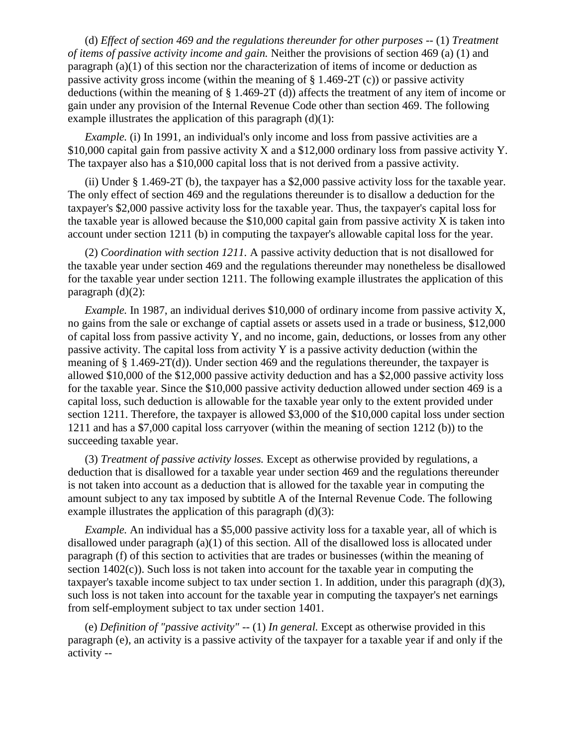(d) *Effect of section 469 and the regulations thereunder for other purposes* -- (1) *Treatment of items of passive activity income and gain.* Neither the provisions of section 469 (a) (1) and paragraph (a)(1) of this section nor the characterization of items of income or deduction as passive activity gross income (within the meaning of § 1.469-2T (c)) or passive activity deductions (within the meaning of § 1.469-2T (d)) affects the treatment of any item of income or gain under any provision of the Internal Revenue Code other than section 469. The following example illustrates the application of this paragraph (d)(1):

*Example.* (i) In 1991, an individual's only income and loss from passive activities are a $10,000 capital gain from passive activity X and a $12,000 ordinary loss from passive activity Y. The taxpayer also has a $10,000 capital loss that is not derived from a passive activity.

(ii) Under § 1.469-2T (b), the taxpayer has a $2,000 passive activity loss for the taxable year. The only effect of section 469 and the regulations thereunder is to disallow a deduction for the taxpayer's $2,000 passive activity loss for the taxable year. Thus, the taxpayer's capital loss for the taxable year is allowed because the $10,000 capital gain from passive activity X is taken into account under section 1211 (b) in computing the taxpayer's allowable capital loss for the year.

(2) *Coordination with section 1211.* A passive activity deduction that is not disallowed for the taxable year under section 469 and the regulations thereunder may nonetheless be disallowed for the taxable year under section 1211. The following example illustrates the application of this paragraph (d)(2):

*Example.* In 1987, an individual derives $10,000 of ordinary income from passive activity X, no gains from the sale or exchange of captial assets or assets used in a trade or business, $12,000 of capital loss from passive activity Y, and no income, gain, deductions, or losses from any other passive activity. The capital loss from activity Y is a passive activity deduction (within the meaning of § 1.469-2T(d)). Under section 469 and the regulations thereunder, the taxpayer is allowed $10,000 of the $12,000 passive activity deduction and has a $2,000 passive activity loss for the taxable year. Since the $10,000 passive activity deduction allowed under section 469 is a capital loss, such deduction is allowable for the taxable year only to the extent provided under section 1211. Therefore, the taxpayer is allowed $3,000 of the $10,000 capital loss under section 1211 and has a $7,000 capital loss carryover (within the meaning of section 1212 (b)) to the succeeding taxable year.

(3) *Treatment of passive activity losses.* Except as otherwise provided by regulations, a deduction that is disallowed for a taxable year under section 469 and the regulations thereunder is not taken into account as a deduction that is allowed for the taxable year in computing the amount subject to any tax imposed by subtitle A of the Internal Revenue Code. The following example illustrates the application of this paragraph (d)(3):

*Example.* An individual has a $5,000 passive activity loss for a taxable year, all of which is disallowed under paragraph (a)(1) of this section. All of the disallowed loss is allocated under paragraph (f) of this section to activities that are trades or businesses (within the meaning of section 1402(c)). Such loss is not taken into account for the taxable year in computing the taxpayer's taxable income subject to tax under section 1. In addition, under this paragraph (d)(3), such loss is not taken into account for the taxable year in computing the taxpayer's net earnings from self-employment subject to tax under section 1401.

(e) *Definition of "passive activity"* -- (1) *In general.* Except as otherwise provided in this paragraph (e), an activity is a passive activity of the taxpayer for a taxable year if and only if the activity --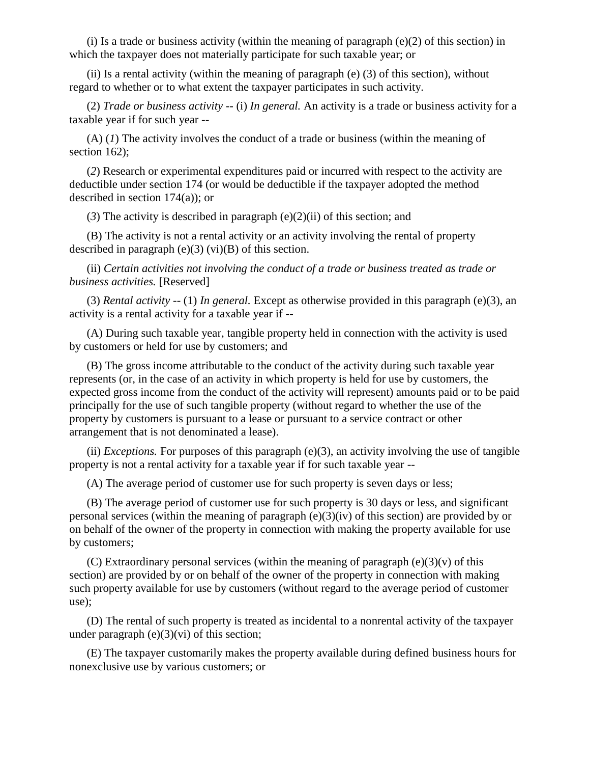(i) Is a trade or business activity (within the meaning of paragraph (e)(2) of this section) in which the taxpayer does not materially participate for such taxable year; or

(ii) Is a rental activity (within the meaning of paragraph (e) (3) of this section), without regard to whether or to what extent the taxpayer participates in such activity.

(2) *Trade or business activity* -- (i) *In general.* An activity is a trade or business activity for a taxable year if for such year --

(A) (*1*) The activity involves the conduct of a trade or business (within the meaning of section 162);

(*2*) Research or experimental expenditures paid or incurred with respect to the activity are deductible under section 174 (or would be deductible if the taxpayer adopted the method described in section 174(a)); or

(*3*) The activity is described in paragraph (e)(2)(ii) of this section; and

(B) The activity is not a rental activity or an activity involving the rental of property described in paragraph (e)(3) (vi)(B) of this section.

(ii) *Certain activities not involving the conduct of a trade or business treated as trade or business activities.* [Reserved]

(3) *Rental activity* -- (1) *In general.* Except as otherwise provided in this paragraph (e)(3), an activity is a rental activity for a taxable year if --

(A) During such taxable year, tangible property held in connection with the activity is used by customers or held for use by customers; and

(B) The gross income attributable to the conduct of the activity during such taxable year represents (or, in the case of an activity in which property is held for use by customers, the expected gross income from the conduct of the activity will represent) amounts paid or to be paid principally for the use of such tangible property (without regard to whether the use of the property by customers is pursuant to a lease or pursuant to a service contract or other arrangement that is not denominated a lease).

(ii) *Exceptions.* For purposes of this paragraph (e)(3), an activity involving the use of tangible property is not a rental activity for a taxable year if for such taxable year --

(A) The average period of customer use for such property is seven days or less;

(B) The average period of customer use for such property is 30 days or less, and significant personal services (within the meaning of paragraph (e)(3)(iv) of this section) are provided by or on behalf of the owner of the property in connection with making the property available for use by customers;

(C) Extraordinary personal services (within the meaning of paragraph (e)(3)(v) of this section) are provided by or on behalf of the owner of the property in connection with making such property available for use by customers (without regard to the average period of customer use);

(D) The rental of such property is treated as incidental to a nonrental activity of the taxpayer under paragraph (e)(3)(vi) of this section;

(E) The taxpayer customarily makes the property available during defined business hours for nonexclusive use by various customers; or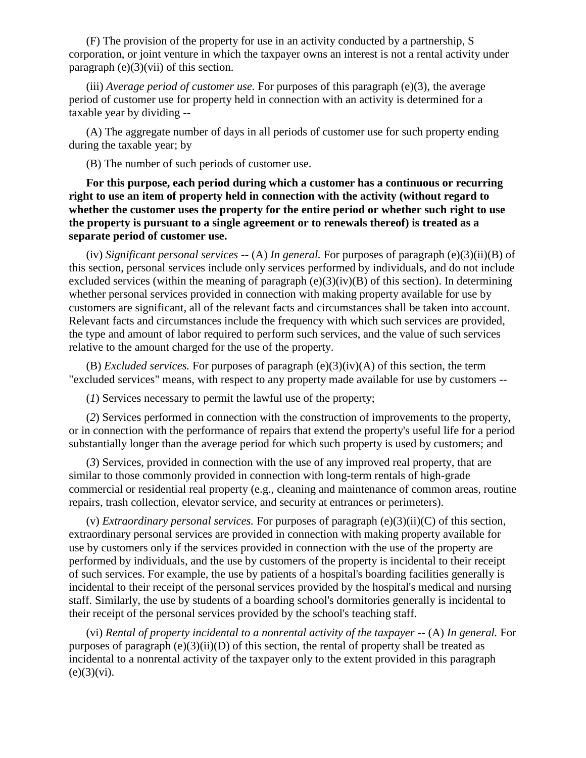(F) The provision of the property for use in an activity conducted by a partnership, S corporation, or joint venture in which the taxpayer owns an interest is not a rental activity under paragraph (e)(3)(vii) of this section.

(iii) *Average period of customer use.* For purposes of this paragraph (e)(3), the average period of customer use for property held in connection with an activity is determined for a taxable year by dividing --

(A) The aggregate number of days in all periods of customer use for such property ending during the taxable year; by

(B) The number of such periods of customer use.

**For this purpose, each period during which a customer has a continuous or recurring right to use an item of property held in connection with the activity (without regard to whether the customer uses the property for the entire period or whether such right to use the property is pursuant to a single agreement or to renewals thereof) is treated as a separate period of customer use.**

(iv) *Significant personal services* -- (A) *In general.* For purposes of paragraph (e)(3)(ii)(B) of this section, personal services include only services performed by individuals, and do not include excluded services (within the meaning of paragraph (e)(3)(iv)(B) of this section). In determining whether personal services provided in connection with making property available for use by customers are significant, all of the relevant facts and circumstances shall be taken into account. Relevant facts and circumstances include the frequency with which such services are provided, the type and amount of labor required to perform such services, and the value of such services relative to the amount charged for the use of the property.

(B) *Excluded services.* For purposes of paragraph (e)(3)(iv)(A) of this section, the term "excluded services" means, with respect to any property made available for use by customers --

(*1*) Services necessary to permit the lawful use of the property;

(*2*) Services performed in connection with the construction of improvements to the property, or in connection with the performance of repairs that extend the property's useful life for a period substantially longer than the average period for which such property is used by customers; and

(*3*) Services, provided in connection with the use of any improved real property, that are similar to those commonly provided in connection with long-term rentals of high-grade commercial or residential real property (e.g., cleaning and maintenance of common areas, routine repairs, trash collection, elevator service, and security at entrances or perimeters).

(v) *Extraordinary personal services.* For purposes of paragraph (e)(3)(ii)(C) of this section, extraordinary personal services are provided in connection with making property available for use by customers only if the services provided in connection with the use of the property are performed by individuals, and the use by customers of the property is incidental to their receipt of such services. For example, the use by patients of a hospital's boarding facilities generally is incidental to their receipt of the personal services provided by the hospital's medical and nursing staff. Similarly, the use by students of a boarding school's dormitories generally is incidental to their receipt of the personal services provided by the school's teaching staff.

(vi) *Rental of property incidental to a nonrental activity of the taxpayer* -- (A) *In general.* For purposes of paragraph (e)(3)(ii)(D) of this section, the rental of property shall be treated as incidental to a nonrental activity of the taxpayer only to the extent provided in this paragraph (e)(3)(vi).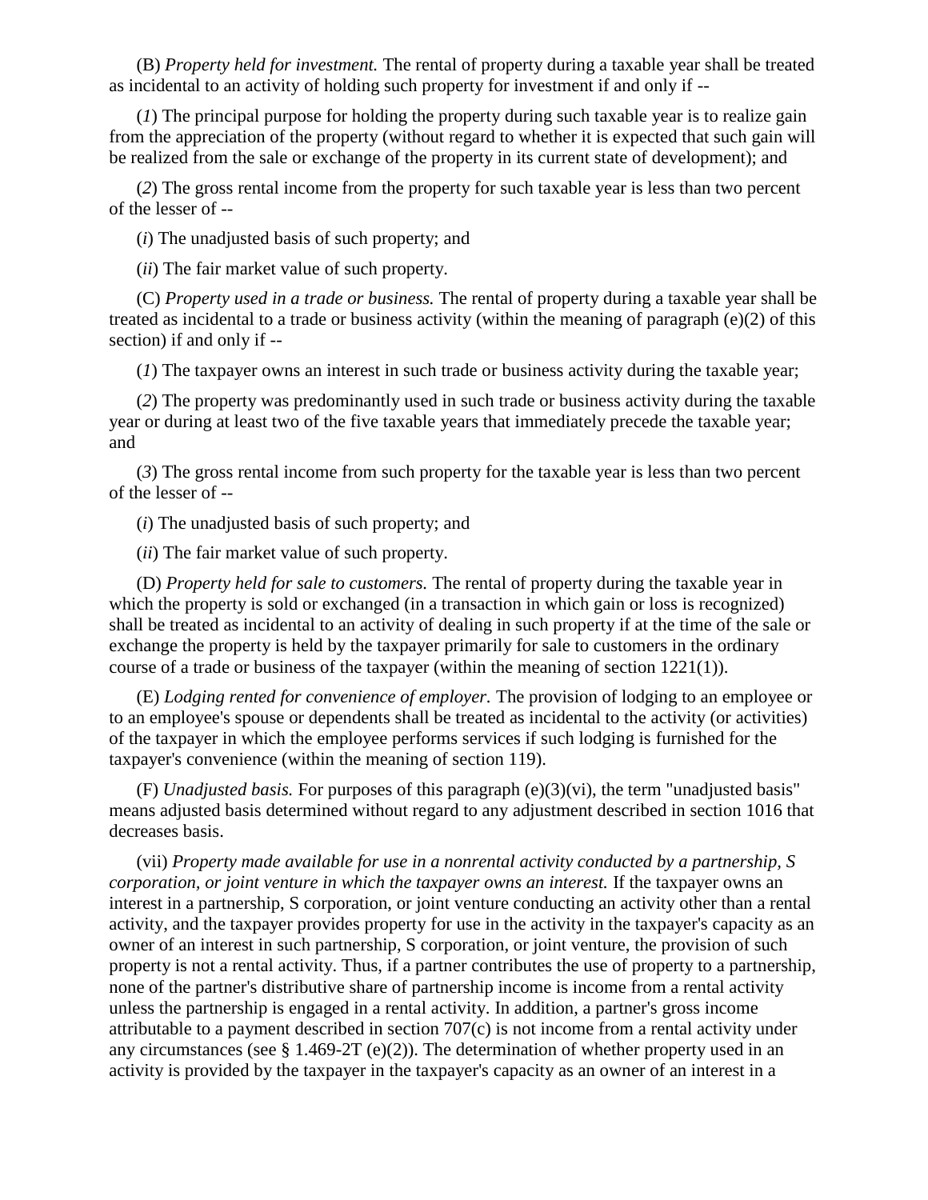(B) *Property held for investment.* The rental of property during a taxable year shall be treated as incidental to an activity of holding such property for investment if and only if --

(*1*) The principal purpose for holding the property during such taxable year is to realize gain from the appreciation of the property (without regard to whether it is expected that such gain will be realized from the sale or exchange of the property in its current state of development); and

(*2*) The gross rental income from the property for such taxable year is less than two percent of the lesser of --

(*i*) The unadjusted basis of such property; and

(*ii*) The fair market value of such property.

(C) *Property used in a trade or business.* The rental of property during a taxable year shall be treated as incidental to a trade or business activity (within the meaning of paragraph (e)(2) of this section) if and only if --

(*1*) The taxpayer owns an interest in such trade or business activity during the taxable year;

(*2*) The property was predominantly used in such trade or business activity during the taxable year or during at least two of the five taxable years that immediately precede the taxable year; and

(*3*) The gross rental income from such property for the taxable year is less than two percent of the lesser of --

(*i*) The unadjusted basis of such property; and

(*ii*) The fair market value of such property.

(D) *Property held for sale to customers.* The rental of property during the taxable year in which the property is sold or exchanged (in a transaction in which gain or loss is recognized) shall be treated as incidental to an activity of dealing in such property if at the time of the sale or exchange the property is held by the taxpayer primarily for sale to customers in the ordinary course of a trade or business of the taxpayer (within the meaning of section 1221(1)).

(E) *Lodging rented for convenience of employer.* The provision of lodging to an employee or to an employee's spouse or dependents shall be treated as incidental to the activity (or activities) of the taxpayer in which the employee performs services if such lodging is furnished for the taxpayer's convenience (within the meaning of section 119).

(F) *Unadjusted basis.* For purposes of this paragraph (e)(3)(vi), the term "unadjusted basis" means adjusted basis determined without regard to any adjustment described in section 1016 that decreases basis.

(vii) *Property made available for use in a nonrental activity conducted by a partnership, S corporation, or joint venture in which the taxpayer owns an interest.* If the taxpayer owns an interest in a partnership, S corporation, or joint venture conducting an activity other than a rental activity, and the taxpayer provides property for use in the activity in the taxpayer's capacity as an owner of an interest in such partnership, S corporation, or joint venture, the provision of such property is not a rental activity. Thus, if a partner contributes the use of property to a partnership, none of the partner's distributive share of partnership income is income from a rental activity unless the partnership is engaged in a rental activity. In addition, a partner's gross income attributable to a payment described in section 707(c) is not income from a rental activity under any circumstances (see § 1.469-2T (e)(2)). The determination of whether property used in an activity is provided by the taxpayer in the taxpayer's capacity as an owner of an interest in a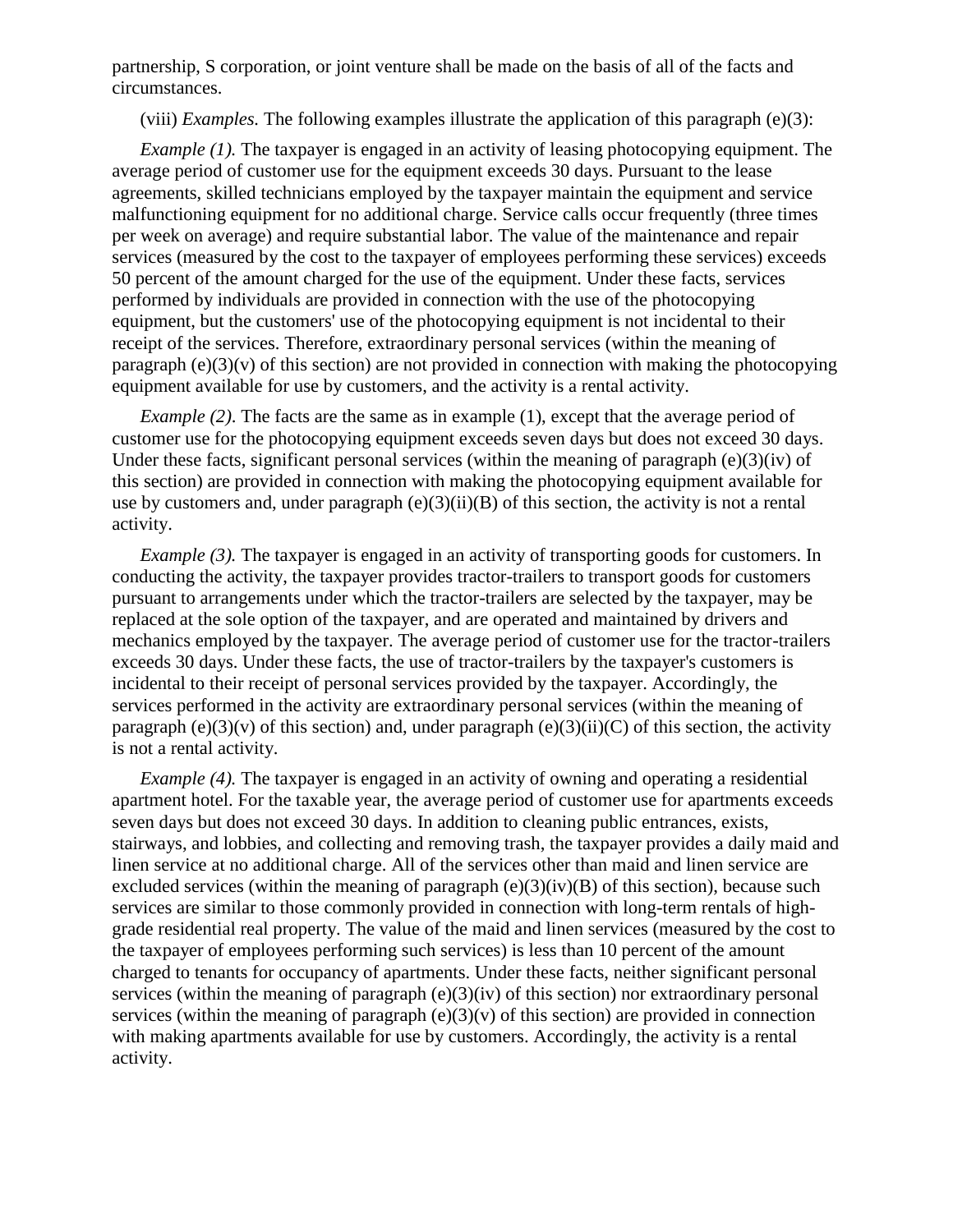partnership, S corporation, or joint venture shall be made on the basis of all of the facts and circumstances.

(viii) *Examples.* The following examples illustrate the application of this paragraph (e)(3):

*Example (1).* The taxpayer is engaged in an activity of leasing photocopying equipment. The average period of customer use for the equipment exceeds 30 days. Pursuant to the lease agreements, skilled technicians employed by the taxpayer maintain the equipment and service malfunctioning equipment for no additional charge. Service calls occur frequently (three times per week on average) and require substantial labor. The value of the maintenance and repair services (measured by the cost to the taxpayer of employees performing these services) exceeds 50 percent of the amount charged for the use of the equipment. Under these facts, services performed by individuals are provided in connection with the use of the photocopying equipment, but the customers' use of the photocopying equipment is not incidental to their receipt of the services. Therefore, extraordinary personal services (within the meaning of paragraph (e)(3)(v) of this section) are not provided in connection with making the photocopying equipment available for use by customers, and the activity is a rental activity.

*Example (2).* The facts are the same as in example (1), except that the average period of customer use for the photocopying equipment exceeds seven days but does not exceed 30 days. Under these facts, significant personal services (within the meaning of paragraph (e)(3)(iv) of this section) are provided in connection with making the photocopying equipment available for use by customers and, under paragraph (e)(3)(ii)(B) of this section, the activity is not a rental activity.

*Example (3).* The taxpayer is engaged in an activity of transporting goods for customers. In conducting the activity, the taxpayer provides tractor-trailers to transport goods for customers pursuant to arrangements under which the tractor-trailers are selected by the taxpayer, may be replaced at the sole option of the taxpayer, and are operated and maintained by drivers and mechanics employed by the taxpayer. The average period of customer use for the tractor-trailers exceeds 30 days. Under these facts, the use of tractor-trailers by the taxpayer's customers is incidental to their receipt of personal services provided by the taxpayer. Accordingly, the services performed in the activity are extraordinary personal services (within the meaning of paragraph (e)(3)(v) of this section) and, under paragraph (e)(3)(ii)(C) of this section, the activity is not a rental activity.

*Example (4).* The taxpayer is engaged in an activity of owning and operating a residential apartment hotel. For the taxable year, the average period of customer use for apartments exceeds seven days but does not exceed 30 days. In addition to cleaning public entrances, exists, stairways, and lobbies, and collecting and removing trash, the taxpayer provides a daily maid and linen service at no additional charge. All of the services other than maid and linen service are excluded services (within the meaning of paragraph (e)(3)(iv)(B) of this section), because such services are similar to those commonly provided in connection with long-term rentals of high-grade residential real property. The value of the maid and linen services (measured by the cost to the taxpayer of employees performing such services) is less than 10 percent of the amount charged to tenants for occupancy of apartments. Under these facts, neither significant personal services (within the meaning of paragraph (e)(3)(iv) of this section) nor extraordinary personal services (within the meaning of paragraph (e)(3)(v) of this section) are provided in connection with making apartments available for use by customers. Accordingly, the activity is a rental activity.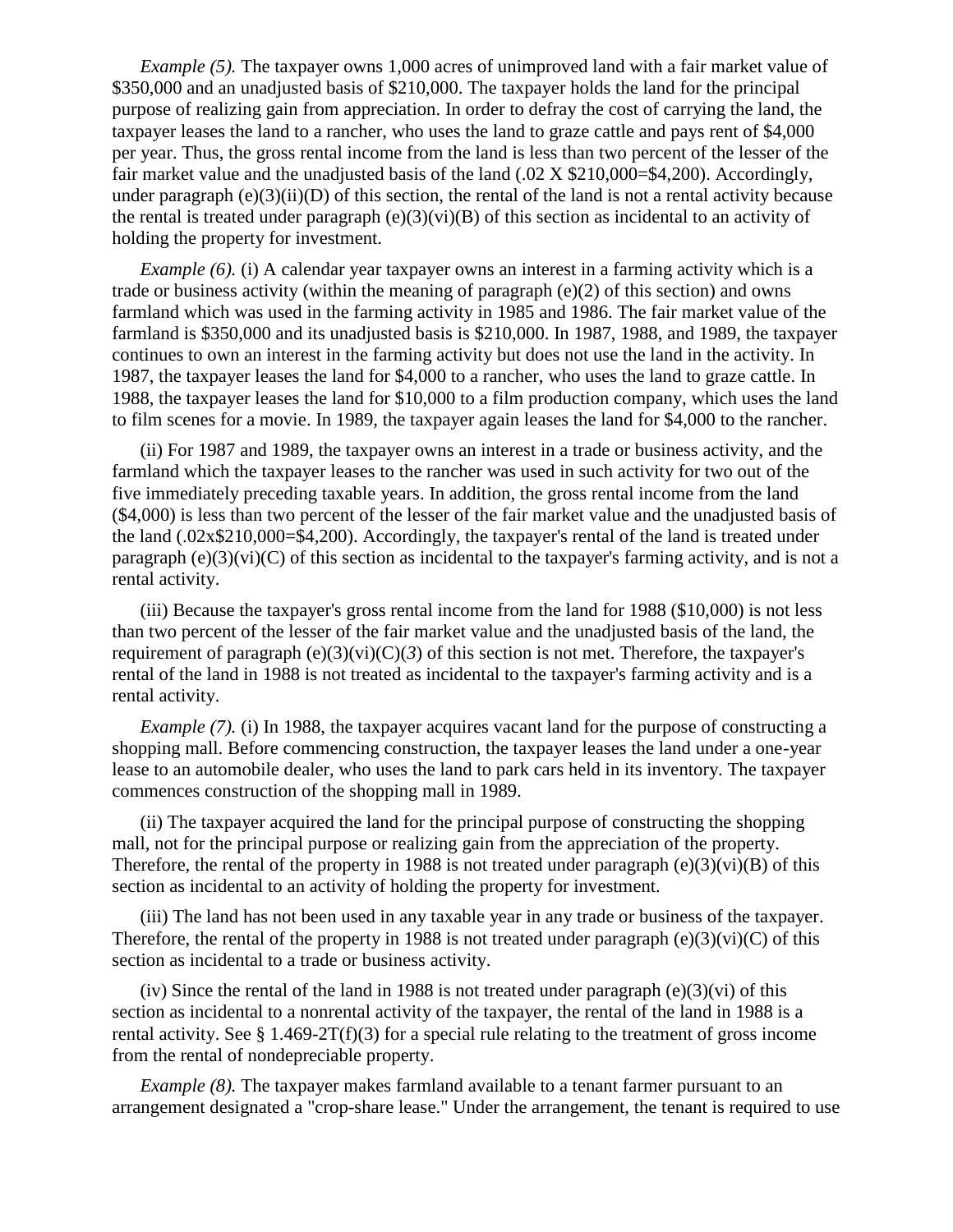*Example (5).* The taxpayer owns 1,000 acres of unimproved land with a fair market value of \$350,000 and an unadjusted basis of \$210,000. The taxpayer holds the land for the principal purpose of realizing gain from appreciation. In order to defray the cost of carrying the land, the taxpayer leases the land to a rancher, who uses the land to graze cattle and pays rent of \$4,000 per year. Thus, the gross rental income from the land is less than two percent of the lesser of the fair market value and the unadjusted basis of the land (.02 X \$210,000=\$4,200). Accordingly, under paragraph (e)(3)(ii)(D) of this section, the rental of the land is not a rental activity because the rental is treated under paragraph (e)(3)(vi)(B) of this section as incidental to an activity of holding the property for investment.

*Example (6).* (i) A calendar year taxpayer owns an interest in a farming activity which is a trade or business activity (within the meaning of paragraph (e)(2) of this section) and owns farmland which was used in the farming activity in 1985 and 1986. The fair market value of the farmland is \$350,000 and its unadjusted basis is \$210,000. In 1987, 1988, and 1989, the taxpayer continues to own an interest in the farming activity but does not use the land in the activity. In 1987, the taxpayer leases the land for \$4,000 to a rancher, who uses the land to graze cattle. In 1988, the taxpayer leases the land for \$10,000 to a film production company, which uses the land to film scenes for a movie. In 1989, the taxpayer again leases the land for \$4,000 to the rancher.

(ii) For 1987 and 1989, the taxpayer owns an interest in a trade or business activity, and the farmland which the taxpayer leases to the rancher was used in such activity for two out of the five immediately preceding taxable years. In addition, the gross rental income from the land (\$4,000) is less than two percent of the lesser of the fair market value and the unadjusted basis of the land (.02x\$210,000=\$4,200). Accordingly, the taxpayer's rental of the land is treated under paragraph (e)(3)(vi)(C) of this section as incidental to the taxpayer's farming activity, and is not a rental activity.

(iii) Because the taxpayer's gross rental income from the land for 1988 (\$10,000) is not less than two percent of the lesser of the fair market value and the unadjusted basis of the land, the requirement of paragraph (e)(3)(vi)(C)(*3*) of this section is not met. Therefore, the taxpayer's rental of the land in 1988 is not treated as incidental to the taxpayer's farming activity and is a rental activity.

*Example (7).* (i) In 1988, the taxpayer acquires vacant land for the purpose of constructing a shopping mall. Before commencing construction, the taxpayer leases the land under a one-year lease to an automobile dealer, who uses the land to park cars held in its inventory. The taxpayer commences construction of the shopping mall in 1989.

(ii) The taxpayer acquired the land for the principal purpose of constructing the shopping mall, not for the principal purpose or realizing gain from the appreciation of the property. Therefore, the rental of the property in 1988 is not treated under paragraph (e)(3)(vi)(B) of this section as incidental to an activity of holding the property for investment.

(iii) The land has not been used in any taxable year in any trade or business of the taxpayer. Therefore, the rental of the property in 1988 is not treated under paragraph (e)(3)(vi)(C) of this section as incidental to a trade or business activity.

(iv) Since the rental of the land in 1988 is not treated under paragraph (e)(3)(vi) of this section as incidental to a nonrental activity of the taxpayer, the rental of the land in 1988 is a rental activity. See § 1.469-2T(f)(3) for a special rule relating to the treatment of gross income from the rental of nondepreciable property.

*Example (8).* The taxpayer makes farmland available to a tenant farmer pursuant to an arrangement designated a "crop-share lease." Under the arrangement, the tenant is required to use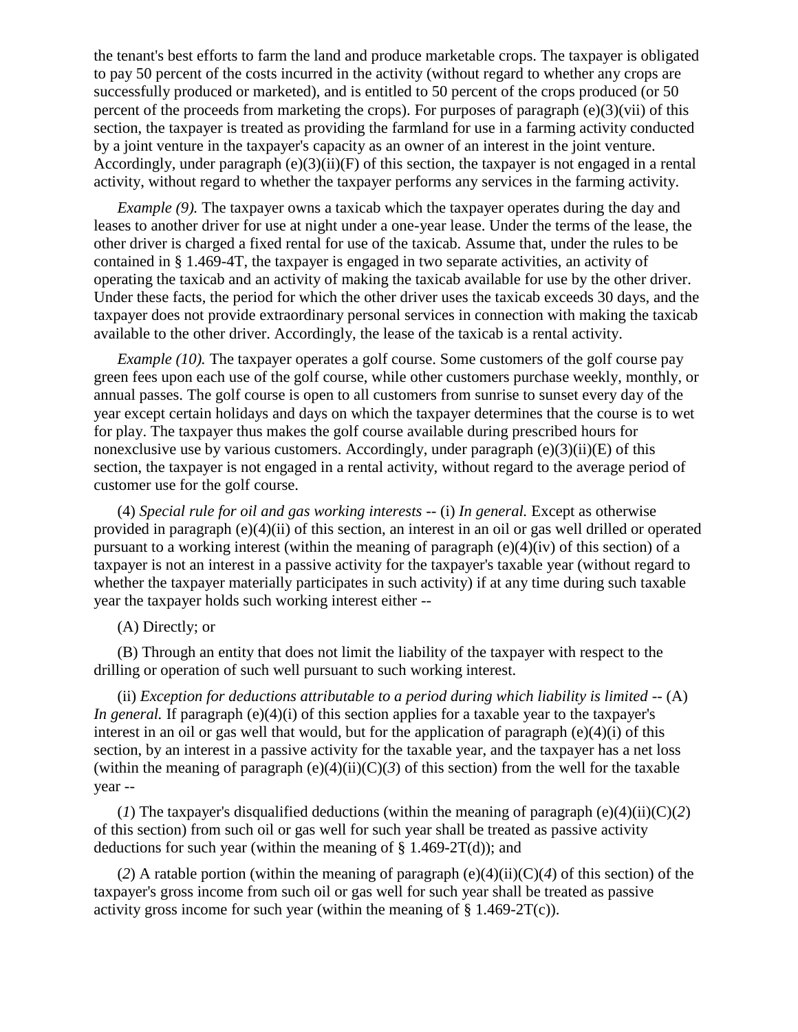the tenant's best efforts to farm the land and produce marketable crops. The taxpayer is obligated to pay 50 percent of the costs incurred in the activity (without regard to whether any crops are successfully produced or marketed), and is entitled to 50 percent of the crops produced (or 50 percent of the proceeds from marketing the crops). For purposes of paragraph (e)(3)(vii) of this section, the taxpayer is treated as providing the farmland for use in a farming activity conducted by a joint venture in the taxpayer's capacity as an owner of an interest in the joint venture. Accordingly, under paragraph (e)(3)(ii)(F) of this section, the taxpayer is not engaged in a rental activity, without regard to whether the taxpayer performs any services in the farming activity.

*Example (9).* The taxpayer owns a taxicab which the taxpayer operates during the day and leases to another driver for use at night under a one-year lease. Under the terms of the lease, the other driver is charged a fixed rental for use of the taxicab. Assume that, under the rules to be contained in § 1.469-4T, the taxpayer is engaged in two separate activities, an activity of operating the taxicab and an activity of making the taxicab available for use by the other driver. Under these facts, the period for which the other driver uses the taxicab exceeds 30 days, and the taxpayer does not provide extraordinary personal services in connection with making the taxicab available to the other driver. Accordingly, the lease of the taxicab is a rental activity.

*Example (10).* The taxpayer operates a golf course. Some customers of the golf course pay green fees upon each use of the golf course, while other customers purchase weekly, monthly, or annual passes. The golf course is open to all customers from sunrise to sunset every day of the year except certain holidays and days on which the taxpayer determines that the course is to wet for play. The taxpayer thus makes the golf course available during prescribed hours for nonexclusive use by various customers. Accordingly, under paragraph (e)(3)(ii)(E) of this section, the taxpayer is not engaged in a rental activity, without regard to the average period of customer use for the golf course.

(4) *Special rule for oil and gas working interests* -- (i) *In general.* Except as otherwise provided in paragraph (e)(4)(ii) of this section, an interest in an oil or gas well drilled or operated pursuant to a working interest (within the meaning of paragraph (e)(4)(iv) of this section) of a taxpayer is not an interest in a passive activity for the taxpayer's taxable year (without regard to whether the taxpayer materially participates in such activity) if at any time during such taxable year the taxpayer holds such working interest either --

(A) Directly; or

(B) Through an entity that does not limit the liability of the taxpayer with respect to the drilling or operation of such well pursuant to such working interest.

(ii) *Exception for deductions attributable to a period during which liability is limited* -- (A) *In general.* If paragraph (e)(4)(i) of this section applies for a taxable year to the taxpayer's interest in an oil or gas well that would, but for the application of paragraph (e)(4)(i) of this section, by an interest in a passive activity for the taxable year, and the taxpayer has a net loss (within the meaning of paragraph (e)(4)(ii)(C)(*3*) of this section) from the well for the taxable year --

(*1*) The taxpayer's disqualified deductions (within the meaning of paragraph (e)(4)(ii)(C)(*2*) of this section) from such oil or gas well for such year shall be treated as passive activity deductions for such year (within the meaning of § 1.469-2T(d)); and

(*2*) A ratable portion (within the meaning of paragraph (e)(4)(ii)(C)(*4*) of this section) of the taxpayer's gross income from such oil or gas well for such year shall be treated as passive activity gross income for such year (within the meaning of § 1.469-2T(c)).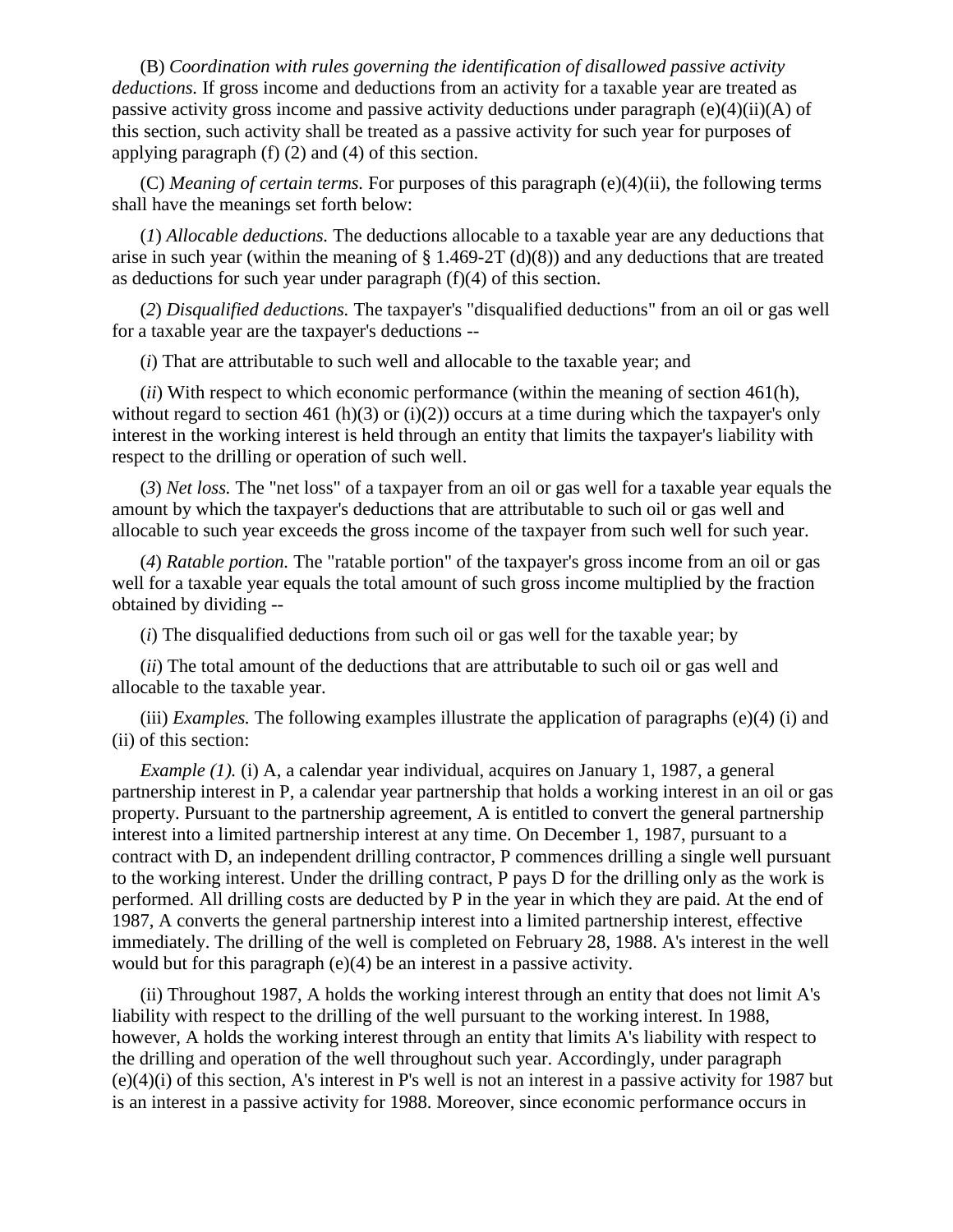(B) *Coordination with rules governing the identification of disallowed passive activity deductions.* If gross income and deductions from an activity for a taxable year are treated as passive activity gross income and passive activity deductions under paragraph (e)(4)(ii)(A) of this section, such activity shall be treated as a passive activity for such year for purposes of applying paragraph (f) (2) and (4) of this section.

(C) *Meaning of certain terms.* For purposes of this paragraph (e)(4)(ii), the following terms shall have the meanings set forth below:

(*1*) *Allocable deductions.* The deductions allocable to a taxable year are any deductions that arise in such year (within the meaning of § 1.469-2T (d)(8)) and any deductions that are treated as deductions for such year under paragraph (f)(4) of this section.

(*2*) *Disqualified deductions.* The taxpayer's "disqualified deductions" from an oil or gas well for a taxable year are the taxpayer's deductions --

(*i*) That are attributable to such well and allocable to the taxable year; and

(*ii*) With respect to which economic performance (within the meaning of section 461(h), without regard to section 461 (h)(3) or (i)(2)) occurs at a time during which the taxpayer's only interest in the working interest is held through an entity that limits the taxpayer's liability with respect to the drilling or operation of such well.

(*3*) *Net loss.* The "net loss" of a taxpayer from an oil or gas well for a taxable year equals the amount by which the taxpayer's deductions that are attributable to such oil or gas well and allocable to such year exceeds the gross income of the taxpayer from such well for such year.

(*4*) *Ratable portion.* The "ratable portion" of the taxpayer's gross income from an oil or gas well for a taxable year equals the total amount of such gross income multiplied by the fraction obtained by dividing --

(*i*) The disqualified deductions from such oil or gas well for the taxable year; by

(*ii*) The total amount of the deductions that are attributable to such oil or gas well and allocable to the taxable year.

(iii) *Examples.* The following examples illustrate the application of paragraphs (e)(4) (i) and (ii) of this section:

*Example (1).* (i) A, a calendar year individual, acquires on January 1, 1987, a general partnership interest in P, a calendar year partnership that holds a working interest in an oil or gas property. Pursuant to the partnership agreement, A is entitled to convert the general partnership interest into a limited partnership interest at any time. On December 1, 1987, pursuant to a contract with D, an independent drilling contractor, P commences drilling a single well pursuant to the working interest. Under the drilling contract, P pays D for the drilling only as the work is performed. All drilling costs are deducted by P in the year in which they are paid. At the end of 1987, A converts the general partnership interest into a limited partnership interest, effective immediately. The drilling of the well is completed on February 28, 1988. A's interest in the well would but for this paragraph (e)(4) be an interest in a passive activity.

(ii) Throughout 1987, A holds the working interest through an entity that does not limit A's liability with respect to the drilling of the well pursuant to the working interest. In 1988, however, A holds the working interest through an entity that limits A's liability with respect to the drilling and operation of the well throughout such year. Accordingly, under paragraph (e)(4)(i) of this section, A's interest in P's well is not an interest in a passive activity for 1987 but is an interest in a passive activity for 1988. Moreover, since economic performance occurs in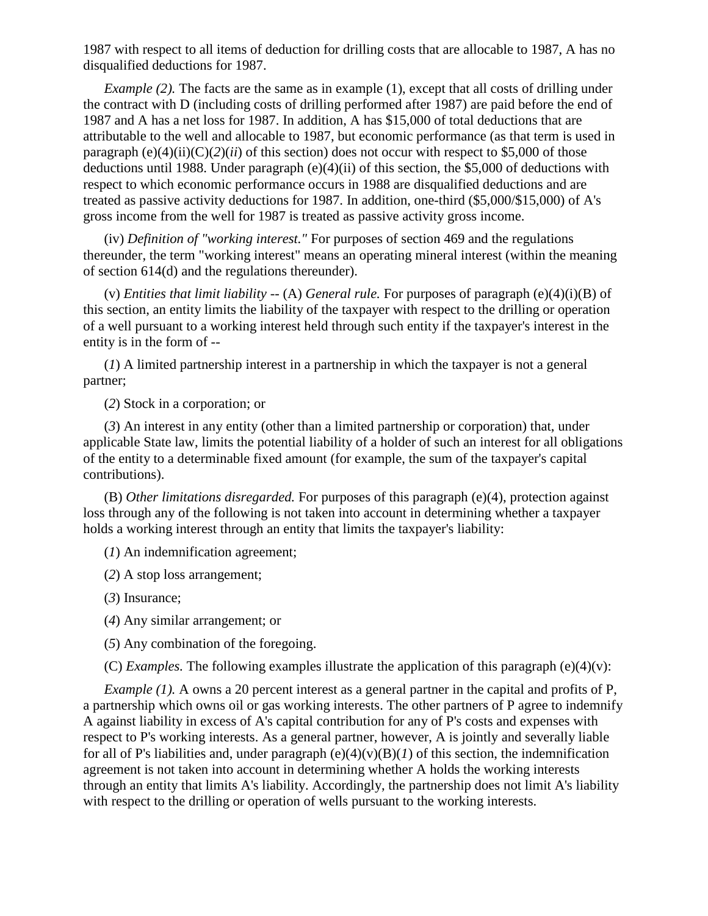1987 with respect to all items of deduction for drilling costs that are allocable to 1987, A has no disqualified deductions for 1987.

*Example (2).* The facts are the same as in example (1), except that all costs of drilling under the contract with D (including costs of drilling performed after 1987) are paid before the end of 1987 and A has a net loss for 1987. In addition, A has $15,000 of total deductions that are attributable to the well and allocable to 1987, but economic performance (as that term is used in paragraph (e)(4)(ii)(C)(*2*)(*ii*) of this section) does not occur with respect to $5,000 of those deductions until 1988. Under paragraph (e)(4)(ii) of this section, the $5,000 of deductions with respect to which economic performance occurs in 1988 are disqualified deductions and are treated as passive activity deductions for 1987. In addition, one-third ($5,000/$15,000) of A's gross income from the well for 1987 is treated as passive activity gross income.

(iv) *Definition of "working interest."* For purposes of section 469 and the regulations thereunder, the term "working interest" means an operating mineral interest (within the meaning of section 614(d) and the regulations thereunder).

(v) *Entities that limit liability* -- (A) *General rule.* For purposes of paragraph (e)(4)(i)(B) of this section, an entity limits the liability of the taxpayer with respect to the drilling or operation of a well pursuant to a working interest held through such entity if the taxpayer's interest in the entity is in the form of --

(*1*) A limited partnership interest in a partnership in which the taxpayer is not a general partner;

(*2*) Stock in a corporation; or

(*3*) An interest in any entity (other than a limited partnership or corporation) that, under applicable State law, limits the potential liability of a holder of such an interest for all obligations of the entity to a determinable fixed amount (for example, the sum of the taxpayer's capital contributions).

(B) *Other limitations disregarded.* For purposes of this paragraph (e)(4), protection against loss through any of the following is not taken into account in determining whether a taxpayer holds a working interest through an entity that limits the taxpayer's liability:

(*1*) An indemnification agreement;

(*2*) A stop loss arrangement;

(*3*) Insurance;

(*4*) Any similar arrangement; or

(*5*) Any combination of the foregoing.

(C) *Examples.* The following examples illustrate the application of this paragraph (e)(4)(v):

*Example (1).* A owns a 20 percent interest as a general partner in the capital and profits of P, a partnership which owns oil or gas working interests. The other partners of P agree to indemnify A against liability in excess of A's capital contribution for any of P's costs and expenses with respect to P's working interests. As a general partner, however, A is jointly and severally liable for all of P's liabilities and, under paragraph (e)(4)(v)(B)(*1*) of this section, the indemnification agreement is not taken into account in determining whether A holds the working interests through an entity that limits A's liability. Accordingly, the partnership does not limit A's liability with respect to the drilling or operation of wells pursuant to the working interests.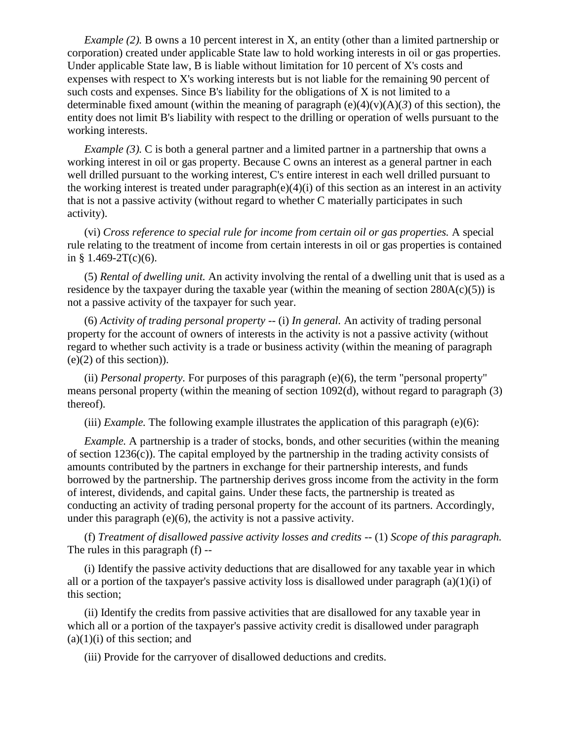*Example (2).* B owns a 10 percent interest in X, an entity (other than a limited partnership or corporation) created under applicable State law to hold working interests in oil or gas properties. Under applicable State law, B is liable without limitation for 10 percent of X's costs and expenses with respect to X's working interests but is not liable for the remaining 90 percent of such costs and expenses. Since B's liability for the obligations of X is not limited to a determinable fixed amount (within the meaning of paragraph (e)(4)(v)(A)(*3*) of this section), the entity does not limit B's liability with respect to the drilling or operation of wells pursuant to the working interests.

*Example (3).* C is both a general partner and a limited partner in a partnership that owns a working interest in oil or gas property. Because C owns an interest as a general partner in each well drilled pursuant to the working interest, C's entire interest in each well drilled pursuant to the working interest is treated under paragraph(e)(4)(i) of this section as an interest in an activity that is not a passive activity (without regard to whether C materially participates in such activity).

(vi) *Cross reference to special rule for income from certain oil or gas properties.* A special rule relating to the treatment of income from certain interests in oil or gas properties is contained in § 1.469-2T(c)(6).

(5) *Rental of dwelling unit.* An activity involving the rental of a dwelling unit that is used as a residence by the taxpayer during the taxable year (within the meaning of section 280A(c)(5)) is not a passive activity of the taxpayer for such year.

(6) *Activity of trading personal property* -- (i) *In general.* An activity of trading personal property for the account of owners of interests in the activity is not a passive activity (without regard to whether such activity is a trade or business activity (within the meaning of paragraph (e)(2) of this section)).

(ii) *Personal property.* For purposes of this paragraph (e)(6), the term "personal property" means personal property (within the meaning of section 1092(d), without regard to paragraph (3) thereof).

(iii) *Example.* The following example illustrates the application of this paragraph (e)(6):

*Example.* A partnership is a trader of stocks, bonds, and other securities (within the meaning of section 1236(c)). The capital employed by the partnership in the trading activity consists of amounts contributed by the partners in exchange for their partnership interests, and funds borrowed by the partnership. The partnership derives gross income from the activity in the form of interest, dividends, and capital gains. Under these facts, the partnership is treated as conducting an activity of trading personal property for the account of its partners. Accordingly, under this paragraph (e)(6), the activity is not a passive activity.

(f) *Treatment of disallowed passive activity losses and credits* -- (1) *Scope of this paragraph.* The rules in this paragraph (f) --

(i) Identify the passive activity deductions that are disallowed for any taxable year in which all or a portion of the taxpayer's passive activity loss is disallowed under paragraph (a)(1)(i) of this section;

(ii) Identify the credits from passive activities that are disallowed for any taxable year in which all or a portion of the taxpayer's passive activity credit is disallowed under paragraph (a)(1)(i) of this section; and

(iii) Provide for the carryover of disallowed deductions and credits.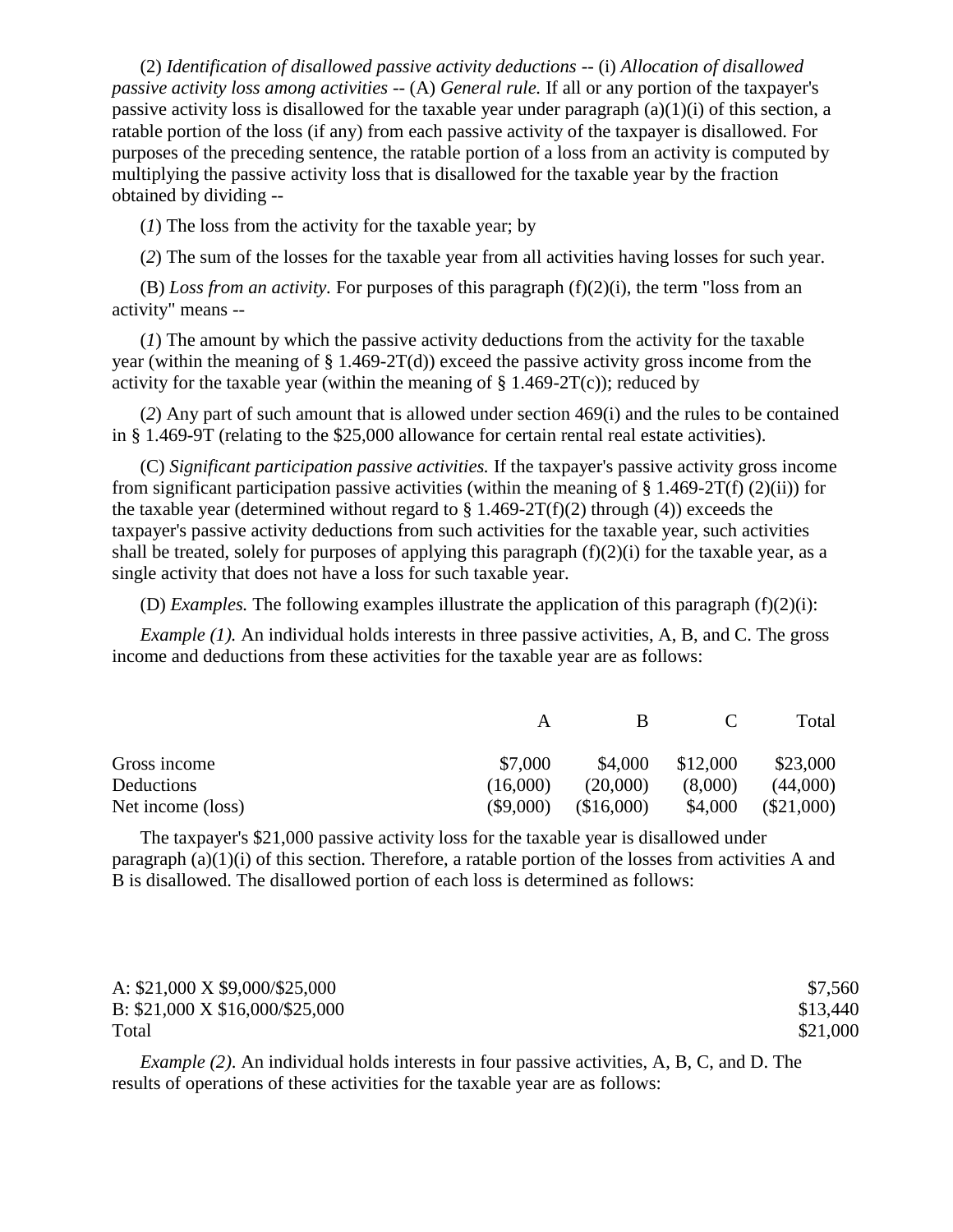(2) *Identification of disallowed passive activity deductions* -- (i) *Allocation of disallowed passive activity loss among activities* -- (A) *General rule.* If all or any portion of the taxpayer's passive activity loss is disallowed for the taxable year under paragraph (a)(1)(i) of this section, a ratable portion of the loss (if any) from each passive activity of the taxpayer is disallowed. For purposes of the preceding sentence, the ratable portion of a loss from an activity is computed by multiplying the passive activity loss that is disallowed for the taxable year by the fraction obtained by dividing --

(*1*) The loss from the activity for the taxable year; by

(*2*) The sum of the losses for the taxable year from all activities having losses for such year.

(B) *Loss from an activity*. For purposes of this paragraph (f)(2)(i), the term "loss from an activity" means --

(*1*) The amount by which the passive activity deductions from the activity for the taxable year (within the meaning of § 1.469-2T(d)) exceed the passive activity gross income from the activity for the taxable year (within the meaning of § 1.469-2T(c)); reduced by

(*2*) Any part of such amount that is allowed under section 469(i) and the rules to be contained in § 1.469-9T (relating to the $25,000 allowance for certain rental real estate activities).

(C) *Significant participation passive activities.* If the taxpayer's passive activity gross income from significant participation passive activities (within the meaning of § 1.469-2T(f) (2)(ii)) for the taxable year (determined without regard to § 1.469-2T(f)(2) through (4)) exceeds the taxpayer's passive activity deductions from such activities for the taxable year, such activities shall be treated, solely for purposes of applying this paragraph (f)(2)(i) for the taxable year, as a single activity that does not have a loss for such taxable year.

(D) *Examples.* The following examples illustrate the application of this paragraph (f)(2)(i):

*Example (1).* An individual holds interests in three passive activities, A, B, and C. The gross income and deductions from these activities for the taxable year are as follows:

| | A | B | C | Total |
|---|---|---|---|---|
| Gross income | $7,000 | $4,000 | $12,000 | $23,000 |
| Deductions | (16,000) | (20,000) | (8,000) | (44,000) |
| Net income (loss) | ($9,000) | ($16,000) | $4,000 | ($21,000) |

The taxpayer's $21,000 passive activity loss for the taxable year is disallowed under paragraph (a)(1)(i) of this section. Therefore, a ratable portion of the losses from activities A and B is disallowed. The disallowed portion of each loss is determined as follows:

| | |
|---|---|
| A: $21,000 X $9,000/$25,000 | $7,560 |
| B: $21,000 X $16,000/$25,000 | $13,440 |
| Total | $21,000 |

*Example (2).* An individual holds interests in four passive activities, A, B, C, and D. The results of operations of these activities for the taxable year are as follows: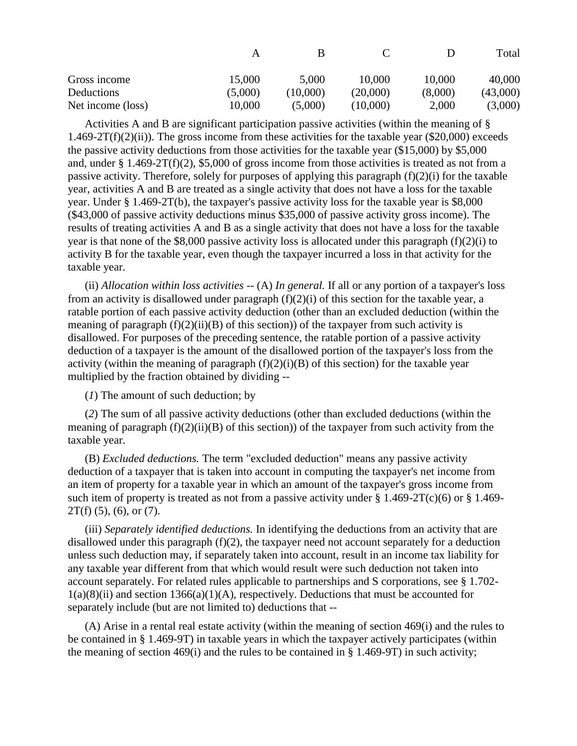|  | A | B | C | D | Total |
|---|---|---|---|---|---|
| Gross income | 15,000 | 5,000 | 10,000 | 10,000 | 40,000 |
| Deductions | (5,000) | (10,000) | (20,000) | (8,000) | (43,000) |
| Net income (loss) | 10,000 | (5,000) | (10,000) | 2,000 | (3,000) |

Activities A and B are significant participation passive activities (within the meaning of § 1.469-2T(f)(2)(ii)). The gross income from these activities for the taxable year ($20,000) exceeds the passive activity deductions from those activities for the taxable year ($15,000) by $5,000 and, under § 1.469-2T(f)(2), $5,000 of gross income from those activities is treated as not from a passive activity. Therefore, solely for purposes of applying this paragraph (f)(2)(i) for the taxable year, activities A and B are treated as a single activity that does not have a loss for the taxable year. Under § 1.469-2T(b), the taxpayer's passive activity loss for the taxable year is $8,000 ($43,000 of passive activity deductions minus $35,000 of passive activity gross income). The results of treating activities A and B as a single activity that does not have a loss for the taxable year is that none of the $8,000 passive activity loss is allocated under this paragraph (f)(2)(i) to activity B for the taxable year, even though the taxpayer incurred a loss in that activity for the taxable year.

(ii) *Allocation within loss activities* -- (A) *In general.* If all or any portion of a taxpayer's loss from an activity is disallowed under paragraph (f)(2)(i) of this section for the taxable year, a ratable portion of each passive activity deduction (other than an excluded deduction (within the meaning of paragraph (f)(2)(ii)(B) of this section)) of the taxpayer from such activity is disallowed. For purposes of the preceding sentence, the ratable portion of a passive activity deduction of a taxpayer is the amount of the disallowed portion of the taxpayer's loss from the activity (within the meaning of paragraph (f)(2)(i)(B) of this section) for the taxable year multiplied by the fraction obtained by dividing --

(*1*) The amount of such deduction; by

(*2*) The sum of all passive activity deductions (other than excluded deductions (within the meaning of paragraph (f)(2)(ii)(B) of this section)) of the taxpayer from such activity from the taxable year.

(B) *Excluded deductions.* The term "excluded deduction" means any passive activity deduction of a taxpayer that is taken into account in computing the taxpayer's net income from an item of property for a taxable year in which an amount of the taxpayer's gross income from such item of property is treated as not from a passive activity under § 1.469-2T(c)(6) or § 1.469-2T(f) (5), (6), or (7).

(iii) *Separately identified deductions.* In identifying the deductions from an activity that are disallowed under this paragraph (f)(2), the taxpayer need not account separately for a deduction unless such deduction may, if separately taken into account, result in an income tax liability for any taxable year different from that which would result were such deduction not taken into account separately. For related rules applicable to partnerships and S corporations, see § 1.702-1(a)(8)(ii) and section 1366(a)(1)(A), respectively. Deductions that must be accounted for separately include (but are not limited to) deductions that --

(A) Arise in a rental real estate activity (within the meaning of section 469(i) and the rules to be contained in § 1.469-9T) in taxable years in which the taxpayer actively participates (within the meaning of section 469(i) and the rules to be contained in § 1.469-9T) in such activity;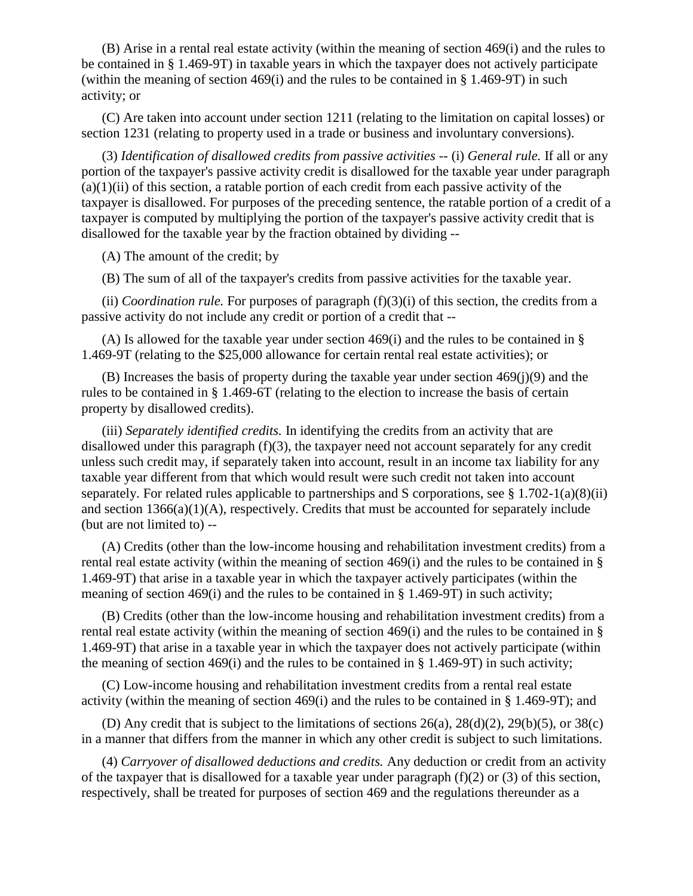(B) Arise in a rental real estate activity (within the meaning of section 469(i) and the rules to be contained in § 1.469-9T) in taxable years in which the taxpayer does not actively participate (within the meaning of section 469(i) and the rules to be contained in § 1.469-9T) in such activity; or

(C) Are taken into account under section 1211 (relating to the limitation on capital losses) or section 1231 (relating to property used in a trade or business and involuntary conversions).

(3) *Identification of disallowed credits from passive activities* -- (i) *General rule.* If all or any portion of the taxpayer's passive activity credit is disallowed for the taxable year under paragraph (a)(1)(ii) of this section, a ratable portion of each credit from each passive activity of the taxpayer is disallowed. For purposes of the preceding sentence, the ratable portion of a credit of a taxpayer is computed by multiplying the portion of the taxpayer's passive activity credit that is disallowed for the taxable year by the fraction obtained by dividing --

(A) The amount of the credit; by

(B) The sum of all of the taxpayer's credits from passive activities for the taxable year.

(ii) *Coordination rule.* For purposes of paragraph (f)(3)(i) of this section, the credits from a passive activity do not include any credit or portion of a credit that --

(A) Is allowed for the taxable year under section 469(i) and the rules to be contained in § 1.469-9T (relating to the $25,000 allowance for certain rental real estate activities); or

(B) Increases the basis of property during the taxable year under section 469(j)(9) and the rules to be contained in § 1.469-6T (relating to the election to increase the basis of certain property by disallowed credits).

(iii) *Separately identified credits.* In identifying the credits from an activity that are disallowed under this paragraph (f)(3), the taxpayer need not account separately for any credit unless such credit may, if separately taken into account, result in an income tax liability for any taxable year different from that which would result were such credit not taken into account separately. For related rules applicable to partnerships and S corporations, see § 1.702-1(a)(8)(ii) and section 1366(a)(1)(A), respectively. Credits that must be accounted for separately include (but are not limited to) --

(A) Credits (other than the low-income housing and rehabilitation investment credits) from a rental real estate activity (within the meaning of section 469(i) and the rules to be contained in § 1.469-9T) that arise in a taxable year in which the taxpayer actively participates (within the meaning of section 469(i) and the rules to be contained in § 1.469-9T) in such activity;

(B) Credits (other than the low-income housing and rehabilitation investment credits) from a rental real estate activity (within the meaning of section 469(i) and the rules to be contained in § 1.469-9T) that arise in a taxable year in which the taxpayer does not actively participate (within the meaning of section 469(i) and the rules to be contained in § 1.469-9T) in such activity;

(C) Low-income housing and rehabilitation investment credits from a rental real estate activity (within the meaning of section 469(i) and the rules to be contained in § 1.469-9T); and

(D) Any credit that is subject to the limitations of sections 26(a), 28(d)(2), 29(b)(5), or 38(c) in a manner that differs from the manner in which any other credit is subject to such limitations.

(4) *Carryover of disallowed deductions and credits.* Any deduction or credit from an activity of the taxpayer that is disallowed for a taxable year under paragraph (f)(2) or (3) of this section, respectively, shall be treated for purposes of section 469 and the regulations thereunder as a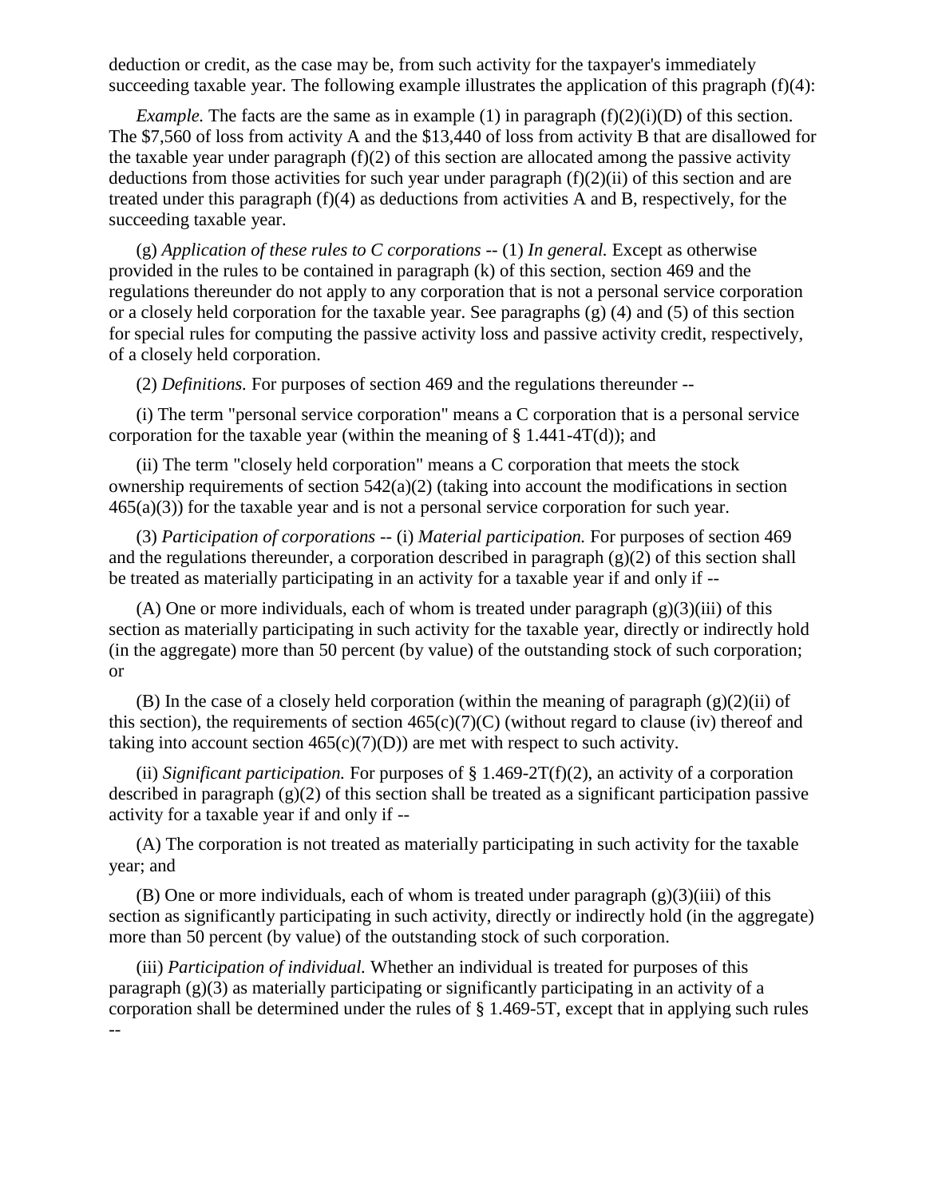deduction or credit, as the case may be, from such activity for the taxpayer's immediately succeeding taxable year. The following example illustrates the application of this pragraph (f)(4):

*Example.* The facts are the same as in example (1) in paragraph (f)(2)(i)(D) of this section. The $7,560 of loss from activity A and the $13,440 of loss from activity B that are disallowed for the taxable year under paragraph (f)(2) of this section are allocated among the passive activity deductions from those activities for such year under paragraph (f)(2)(ii) of this section and are treated under this paragraph (f)(4) as deductions from activities A and B, respectively, for the succeeding taxable year.

(g) *Application of these rules to C corporations* -- (1) *In general.* Except as otherwise provided in the rules to be contained in paragraph (k) of this section, section 469 and the regulations thereunder do not apply to any corporation that is not a personal service corporation or a closely held corporation for the taxable year. See paragraphs (g) (4) and (5) of this section for special rules for computing the passive activity loss and passive activity credit, respectively, of a closely held corporation.

(2) *Definitions.* For purposes of section 469 and the regulations thereunder --

(i) The term "personal service corporation" means a C corporation that is a personal service corporation for the taxable year (within the meaning of § 1.441-4T(d)); and

(ii) The term "closely held corporation" means a C corporation that meets the stock ownership requirements of section 542(a)(2) (taking into account the modifications in section 465(a)(3)) for the taxable year and is not a personal service corporation for such year.

(3) *Participation of corporations* -- (i) *Material participation.* For purposes of section 469 and the regulations thereunder, a corporation described in paragraph (g)(2) of this section shall be treated as materially participating in an activity for a taxable year if and only if --

(A) One or more individuals, each of whom is treated under paragraph (g)(3)(iii) of this section as materially participating in such activity for the taxable year, directly or indirectly hold (in the aggregate) more than 50 percent (by value) of the outstanding stock of such corporation; or

(B) In the case of a closely held corporation (within the meaning of paragraph (g)(2)(ii) of this section), the requirements of section 465(c)(7)(C) (without regard to clause (iv) thereof and taking into account section 465(c)(7)(D)) are met with respect to such activity.

(ii) *Significant participation.* For purposes of § 1.469-2T(f)(2), an activity of a corporation described in paragraph (g)(2) of this section shall be treated as a significant participation passive activity for a taxable year if and only if --

(A) The corporation is not treated as materially participating in such activity for the taxable year; and

(B) One or more individuals, each of whom is treated under paragraph (g)(3)(iii) of this section as significantly participating in such activity, directly or indirectly hold (in the aggregate) more than 50 percent (by value) of the outstanding stock of such corporation.

(iii) *Participation of individual.* Whether an individual is treated for purposes of this paragraph (g)(3) as materially participating or significantly participating in an activity of a corporation shall be determined under the rules of § 1.469-5T, except that in applying such rules --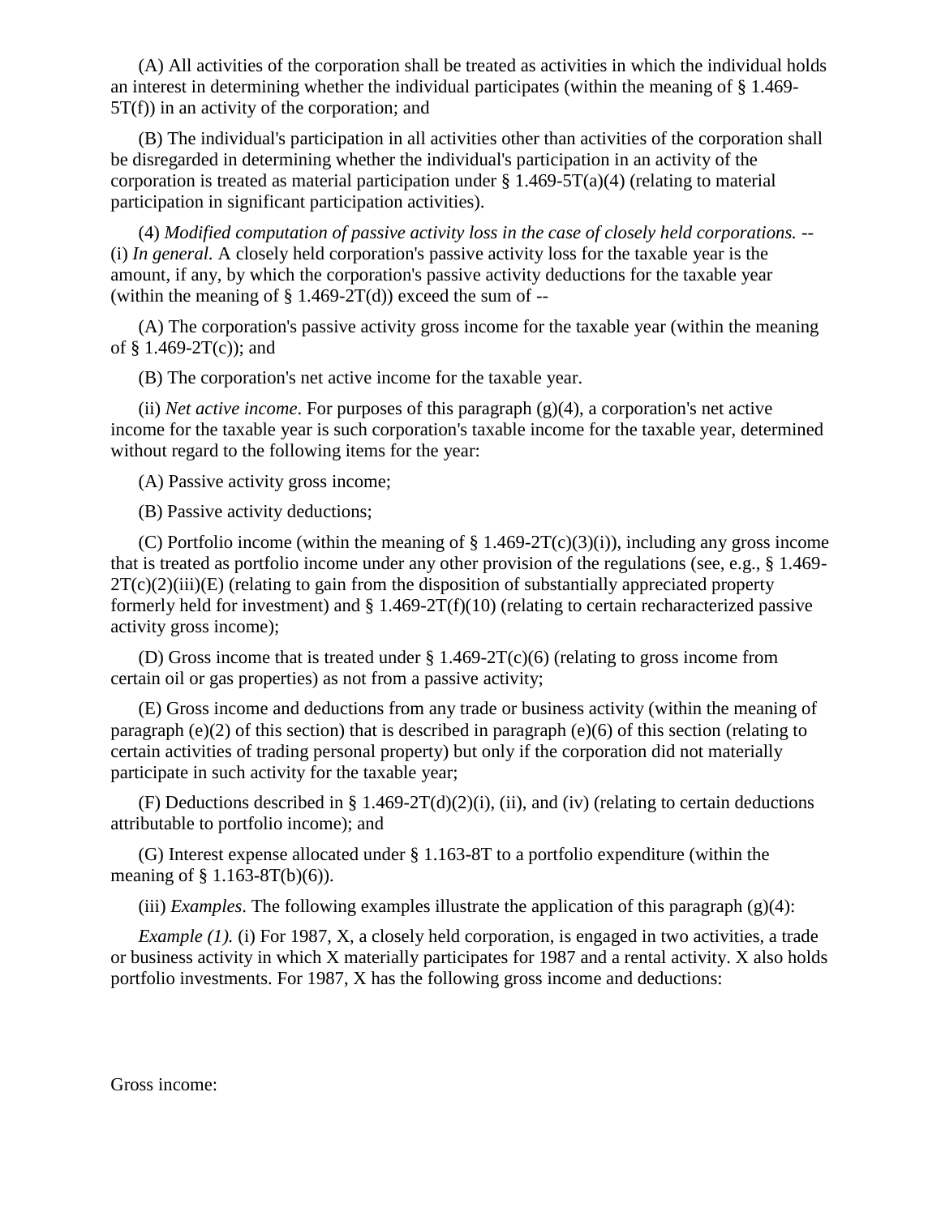(A) All activities of the corporation shall be treated as activities in which the individual holds an interest in determining whether the individual participates (within the meaning of § 1.469-5T(f)) in an activity of the corporation; and

(B) The individual's participation in all activities other than activities of the corporation shall be disregarded in determining whether the individual's participation in an activity of the corporation is treated as material participation under § 1.469-5T(a)(4) (relating to material participation in significant participation activities).

(4) *Modified computation of passive activity loss in the case of closely held corporations.* -- (i) *In general.* A closely held corporation's passive activity loss for the taxable year is the amount, if any, by which the corporation's passive activity deductions for the taxable year (within the meaning of § 1.469-2T(d)) exceed the sum of --

(A) The corporation's passive activity gross income for the taxable year (within the meaning of § 1.469-2T(c)); and

(B) The corporation's net active income for the taxable year.

(ii) *Net active income*. For purposes of this paragraph (g)(4), a corporation's net active income for the taxable year is such corporation's taxable income for the taxable year, determined without regard to the following items for the year:

(A) Passive activity gross income;

(B) Passive activity deductions;

(C) Portfolio income (within the meaning of § 1.469-2T(c)(3)(i)), including any gross income that is treated as portfolio income under any other provision of the regulations (see, e.g., § 1.469-2T(c)(2)(iii)(E) (relating to gain from the disposition of substantially appreciated property formerly held for investment) and § 1.469-2T(f)(10) (relating to certain recharacterized passive activity gross income);

(D) Gross income that is treated under § 1.469-2T(c)(6) (relating to gross income from certain oil or gas properties) as not from a passive activity;

(E) Gross income and deductions from any trade or business activity (within the meaning of paragraph (e)(2) of this section) that is described in paragraph (e)(6) of this section (relating to certain activities of trading personal property) but only if the corporation did not materially participate in such activity for the taxable year;

(F) Deductions described in § 1.469-2T(d)(2)(i), (ii), and (iv) (relating to certain deductions attributable to portfolio income); and

(G) Interest expense allocated under § 1.163-8T to a portfolio expenditure (within the meaning of § 1.163-8T(b)(6)).

(iii) *Examples*. The following examples illustrate the application of this paragraph (g)(4):

*Example (1).* (i) For 1987, X, a closely held corporation, is engaged in two activities, a trade or business activity in which X materially participates for 1987 and a rental activity. X also holds portfolio investments. For 1987, X has the following gross income and deductions:

Gross income: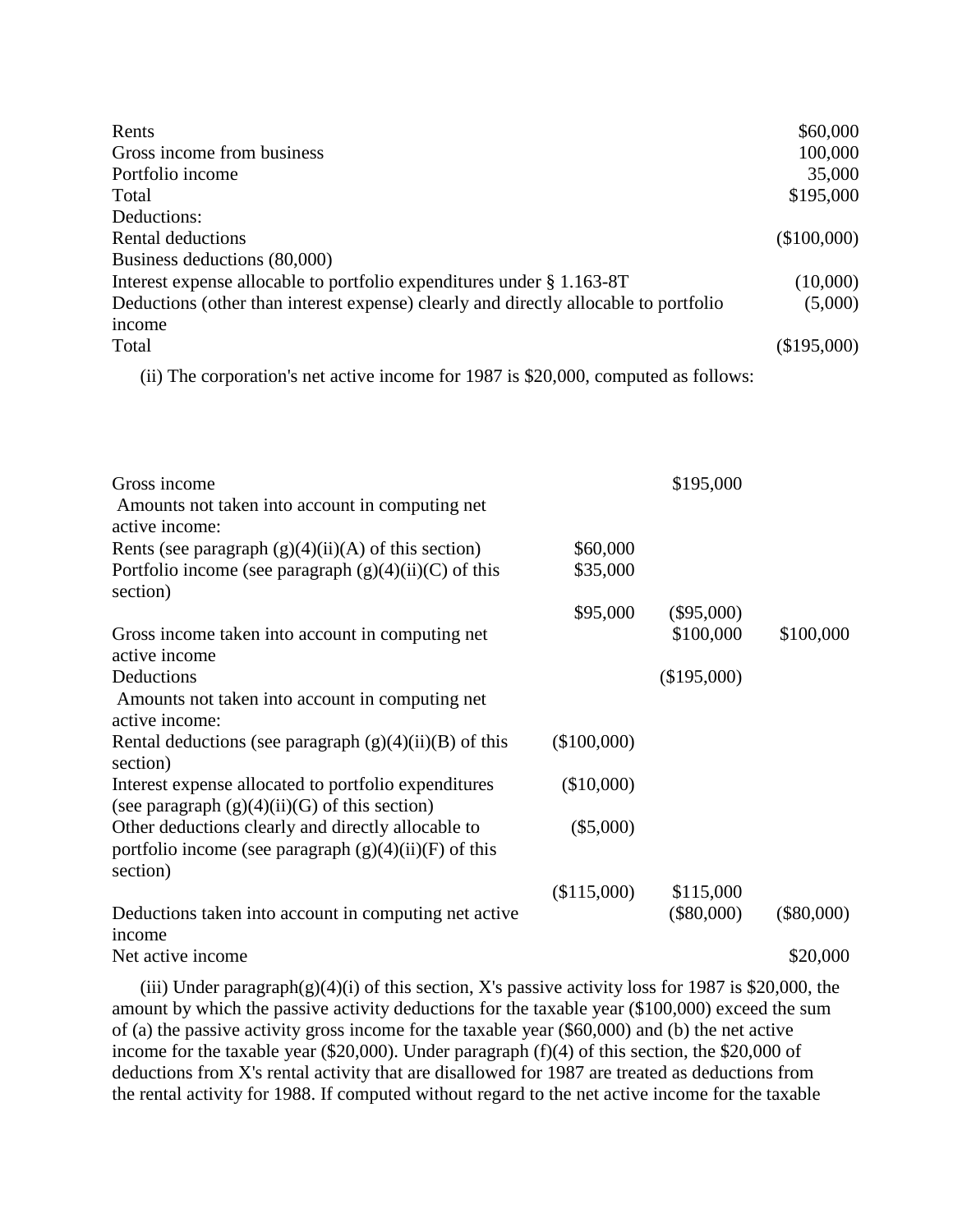| | |
|---|---|
| Rents | $60,000 |
| Gross income from business | 100,000 |
| Portfolio income | 35,000 |
| Total | $195,000 |
| Deductions: | |
| Rental deductions | ($100,000) |
| Business deductions (80,000) | |
| Interest expense allocable to portfolio expenditures under § 1.163-8T | (10,000) |
| Deductions (other than interest expense) clearly and directly allocable to portfolio income | (5,000) |
| Total | ($195,000) |

(ii) The corporation's net active income for 1987 is $20,000, computed as follows:

| | | | |
|---|---|---|---|
| Gross income | | $195,000 | |
| Amounts not taken into account in computing net active income: | | | |
| Rents (see paragraph (g)(4)(ii)(A) of this section) | $60,000 | | |
| Portfolio income (see paragraph (g)(4)(ii)(C) of this section) | $35,000 | | |
| | $95,000 | ($95,000) | |
| Gross income taken into account in computing net active income | | $100,000 | $100,000 |
| Deductions | | ($195,000) | |
| Amounts not taken into account in computing net active income: | | | |
| Rental deductions (see paragraph (g)(4)(ii)(B) of this section) | ($100,000) | | |
| Interest expense allocated to portfolio expenditures (see paragraph (g)(4)(ii)(G) of this section) | ($10,000) | | |
| Other deductions clearly and directly allocable to portfolio income (see paragraph (g)(4)(ii)(F) of this section) | ($5,000) | | |
| | ($115,000) | $115,000 | |
| Deductions taken into account in computing net active income | | ($80,000) | ($80,000) |
| Net active income | | | $20,000 |

(iii) Under paragraph(g)(4)(i) of this section, X's passive activity loss for 1987 is $20,000, the amount by which the passive activity deductions for the taxable year ($100,000) exceed the sum of (a) the passive activity gross income for the taxable year ($60,000) and (b) the net active income for the taxable year ($20,000). Under paragraph (f)(4) of this section, the $20,000 of deductions from X's rental activity that are disallowed for 1987 are treated as deductions from the rental activity for 1988. If computed without regard to the net active income for the taxable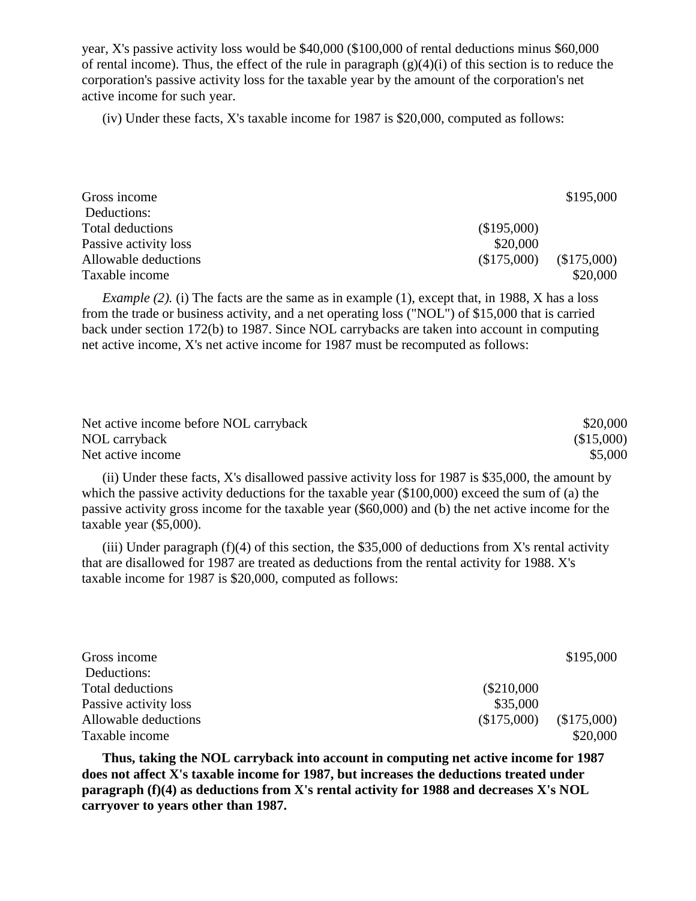year, X's passive activity loss would be $40,000 ($100,000 of rental deductions minus $60,000 of rental income). Thus, the effect of the rule in paragraph (g)(4)(i) of this section is to reduce the corporation's passive activity loss for the taxable year by the amount of the corporation's net active income for such year.

(iv) Under these facts, X's taxable income for 1987 is $20,000, computed as follows:

| | | |
|---|---|---|
| Gross income | | $195,000 |
| Deductions: | | |
| Total deductions | ($195,000) | |
| Passive activity loss | $20,000 | |
| Allowable deductions | ($175,000) | ($175,000) |
| Taxable income | | $20,000 |

*Example (2).* (i) The facts are the same as in example (1), except that, in 1988, X has a loss from the trade or business activity, and a net operating loss ("NOL") of $15,000 that is carried back under section 172(b) to 1987. Since NOL carrybacks are taken into account in computing net active income, X's net active income for 1987 must be recomputed as follows:

| | |
|---|---|
| Net active income before NOL carryback | $20,000 |
| NOL carryback | ($15,000) |
| Net active income | $5,000 |

(ii) Under these facts, X's disallowed passive activity loss for 1987 is $35,000, the amount by which the passive activity deductions for the taxable year ($100,000) exceed the sum of (a) the passive activity gross income for the taxable year ($60,000) and (b) the net active income for the taxable year ($5,000).

(iii) Under paragraph (f)(4) of this section, the $35,000 of deductions from X's rental activity that are disallowed for 1987 are treated as deductions from the rental activity for 1988. X's taxable income for 1987 is $20,000, computed as follows:

| | | |
|---|---|---|
| Gross income | | $195,000 |
| Deductions: | | |
| Total deductions | ($210,000 | |
| Passive activity loss | $35,000 | |
| Allowable deductions | ($175,000) | ($175,000) |
| Taxable income | | $20,000 |

**Thus, taking the NOL carryback into account in computing net active income for 1987 does not affect X's taxable income for 1987, but increases the deductions treated under paragraph (f)(4) as deductions from X's rental activity for 1988 and decreases X's NOL carryover to years other than 1987.**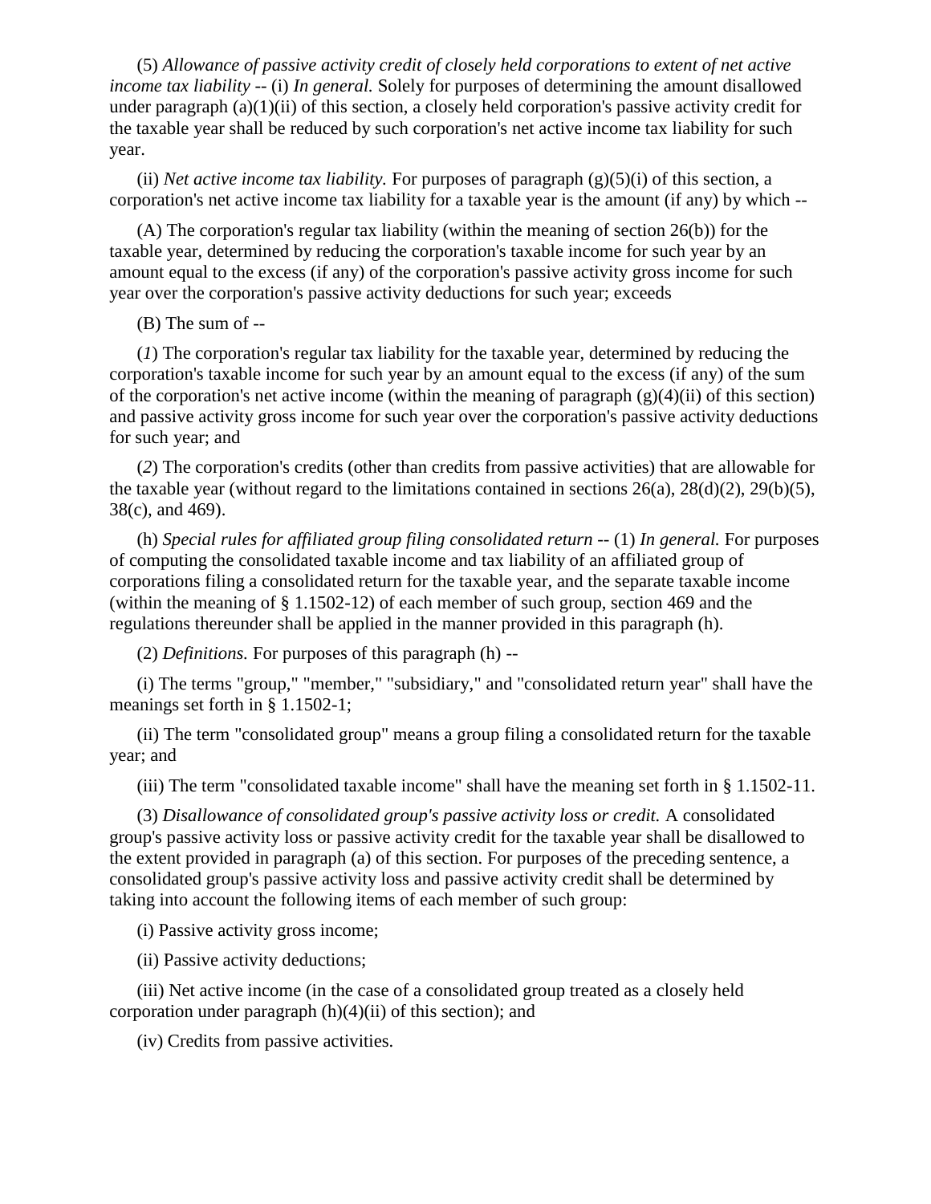(5) *Allowance of passive activity credit of closely held corporations to extent of net active income tax liability* -- (i) *In general.* Solely for purposes of determining the amount disallowed under paragraph (a)(1)(ii) of this section, a closely held corporation's passive activity credit for the taxable year shall be reduced by such corporation's net active income tax liability for such year.

(ii) *Net active income tax liability.* For purposes of paragraph (g)(5)(i) of this section, a corporation's net active income tax liability for a taxable year is the amount (if any) by which --

(A) The corporation's regular tax liability (within the meaning of section 26(b)) for the taxable year, determined by reducing the corporation's taxable income for such year by an amount equal to the excess (if any) of the corporation's passive activity gross income for such year over the corporation's passive activity deductions for such year; exceeds

(B) The sum of --

(*1*) The corporation's regular tax liability for the taxable year, determined by reducing the corporation's taxable income for such year by an amount equal to the excess (if any) of the sum of the corporation's net active income (within the meaning of paragraph (g)(4)(ii) of this section) and passive activity gross income for such year over the corporation's passive activity deductions for such year; and

(*2*) The corporation's credits (other than credits from passive activities) that are allowable for the taxable year (without regard to the limitations contained in sections 26(a), 28(d)(2), 29(b)(5), 38(c), and 469).

(h) *Special rules for affiliated group filing consolidated return* -- (1) *In general.* For purposes of computing the consolidated taxable income and tax liability of an affiliated group of corporations filing a consolidated return for the taxable year, and the separate taxable income (within the meaning of § 1.1502-12) of each member of such group, section 469 and the regulations thereunder shall be applied in the manner provided in this paragraph (h).

(2) *Definitions.* For purposes of this paragraph (h) --

(i) The terms "group," "member," "subsidiary," and "consolidated return year" shall have the meanings set forth in § 1.1502-1;

(ii) The term "consolidated group" means a group filing a consolidated return for the taxable year; and

(iii) The term "consolidated taxable income" shall have the meaning set forth in § 1.1502-11.

(3) *Disallowance of consolidated group's passive activity loss or credit.* A consolidated group's passive activity loss or passive activity credit for the taxable year shall be disallowed to the extent provided in paragraph (a) of this section. For purposes of the preceding sentence, a consolidated group's passive activity loss and passive activity credit shall be determined by taking into account the following items of each member of such group:

(i) Passive activity gross income;

(ii) Passive activity deductions;

(iii) Net active income (in the case of a consolidated group treated as a closely held corporation under paragraph (h)(4)(ii) of this section); and

(iv) Credits from passive activities.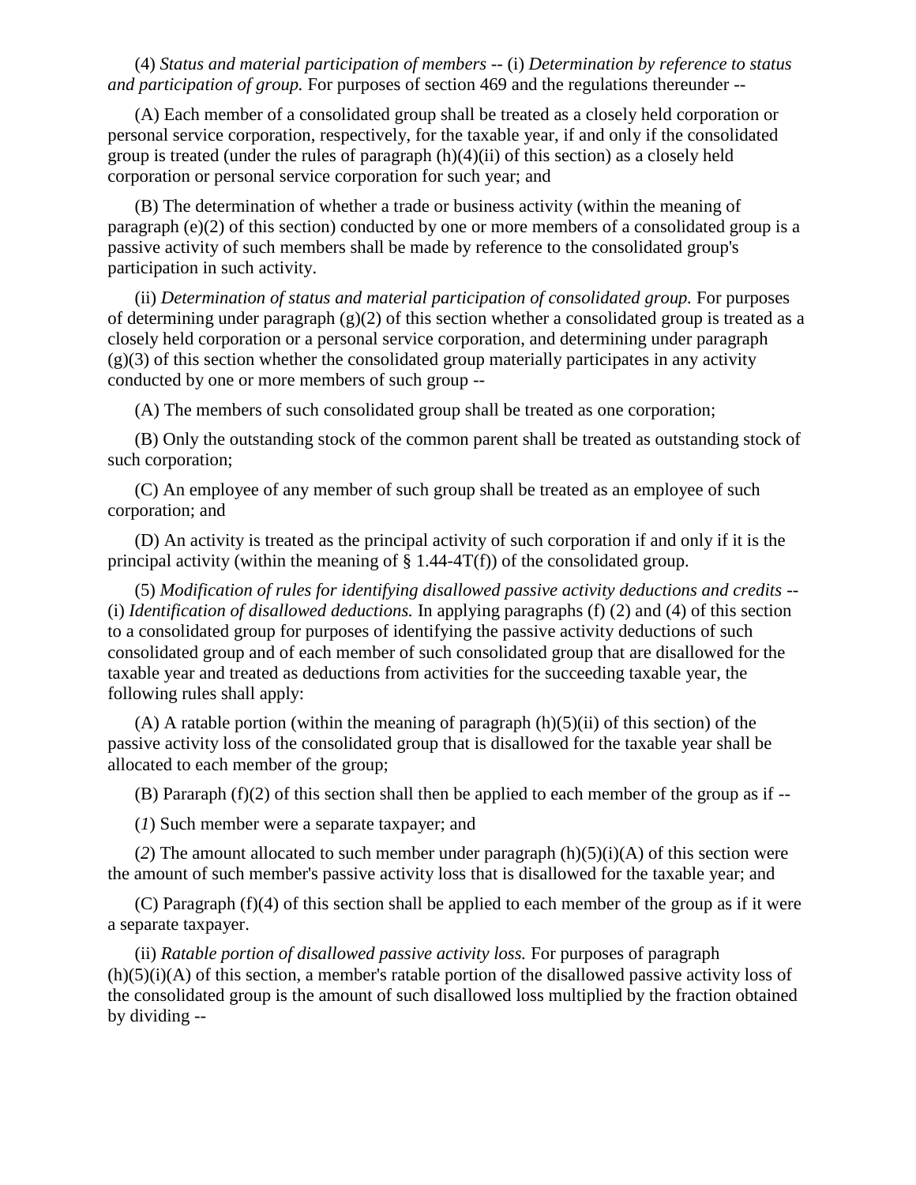(4) *Status and material participation of members* -- (i) *Determination by reference to status and participation of group.* For purposes of section 469 and the regulations thereunder --

(A) Each member of a consolidated group shall be treated as a closely held corporation or personal service corporation, respectively, for the taxable year, if and only if the consolidated group is treated (under the rules of paragraph (h)(4)(ii) of this section) as a closely held corporation or personal service corporation for such year; and

(B) The determination of whether a trade or business activity (within the meaning of paragraph (e)(2) of this section) conducted by one or more members of a consolidated group is a passive activity of such members shall be made by reference to the consolidated group's participation in such activity.

(ii) *Determination of status and material participation of consolidated group.* For purposes of determining under paragraph (g)(2) of this section whether a consolidated group is treated as a closely held corporation or a personal service corporation, and determining under paragraph (g)(3) of this section whether the consolidated group materially participates in any activity conducted by one or more members of such group --

(A) The members of such consolidated group shall be treated as one corporation;

(B) Only the outstanding stock of the common parent shall be treated as outstanding stock of such corporation;

(C) An employee of any member of such group shall be treated as an employee of such corporation; and

(D) An activity is treated as the principal activity of such corporation if and only if it is the principal activity (within the meaning of § 1.44-4T(f)) of the consolidated group.

(5) *Modification of rules for identifying disallowed passive activity deductions and credits* -- (i) *Identification of disallowed deductions.* In applying paragraphs (f) (2) and (4) of this section to a consolidated group for purposes of identifying the passive activity deductions of such consolidated group and of each member of such consolidated group that are disallowed for the taxable year and treated as deductions from activities for the succeeding taxable year, the following rules shall apply:

(A) A ratable portion (within the meaning of paragraph (h)(5)(ii) of this section) of the passive activity loss of the consolidated group that is disallowed for the taxable year shall be allocated to each member of the group;

(B) Pararaph (f)(2) of this section shall then be applied to each member of the group as if --

(*1*) Such member were a separate taxpayer; and

(*2*) The amount allocated to such member under paragraph (h)(5)(i)(A) of this section were the amount of such member's passive activity loss that is disallowed for the taxable year; and

(C) Paragraph (f)(4) of this section shall be applied to each member of the group as if it were a separate taxpayer.

(ii) *Ratable portion of disallowed passive activity loss.* For purposes of paragraph (h)(5)(i)(A) of this section, a member's ratable portion of the disallowed passive activity loss of the consolidated group is the amount of such disallowed loss multiplied by the fraction obtained by dividing --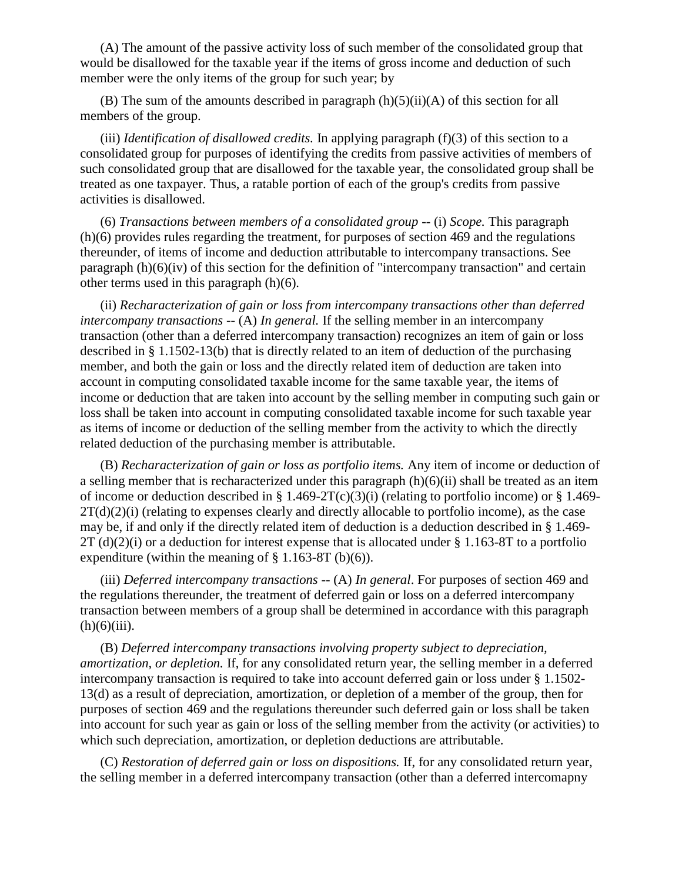(A) The amount of the passive activity loss of such member of the consolidated group that would be disallowed for the taxable year if the items of gross income and deduction of such member were the only items of the group for such year; by

(B) The sum of the amounts described in paragraph (h)(5)(ii)(A) of this section for all members of the group.

(iii) *Identification of disallowed credits.* In applying paragraph (f)(3) of this section to a consolidated group for purposes of identifying the credits from passive activities of members of such consolidated group that are disallowed for the taxable year, the consolidated group shall be treated as one taxpayer. Thus, a ratable portion of each of the group's credits from passive activities is disallowed.

(6) *Transactions between members of a consolidated group* -- (i) *Scope.* This paragraph (h)(6) provides rules regarding the treatment, for purposes of section 469 and the regulations thereunder, of items of income and deduction attributable to intercompany transactions. See paragraph (h)(6)(iv) of this section for the definition of "intercompany transaction" and certain other terms used in this paragraph (h)(6).

(ii) *Recharacterization of gain or loss from intercompany transactions other than deferred intercompany transactions* -- (A) *In general.* If the selling member in an intercompany transaction (other than a deferred intercompany transaction) recognizes an item of gain or loss described in § 1.1502-13(b) that is directly related to an item of deduction of the purchasing member, and both the gain or loss and the directly related item of deduction are taken into account in computing consolidated taxable income for the same taxable year, the items of income or deduction that are taken into account by the selling member in computing such gain or loss shall be taken into account in computing consolidated taxable income for such taxable year as items of income or deduction of the selling member from the activity to which the directly related deduction of the purchasing member is attributable.

(B) *Recharacterization of gain or loss as portfolio items.* Any item of income or deduction of a selling member that is recharacterized under this paragraph (h)(6)(ii) shall be treated as an item of income or deduction described in § 1.469-2T(c)(3)(i) (relating to portfolio income) or § 1.469-2T(d)(2)(i) (relating to expenses clearly and directly allocable to portfolio income), as the case may be, if and only if the directly related item of deduction is a deduction described in § 1.469-2T (d)(2)(i) or a deduction for interest expense that is allocated under § 1.163-8T to a portfolio expenditure (within the meaning of § 1.163-8T (b)(6)).

(iii) *Deferred intercompany transactions* -- (A) *In general*. For purposes of section 469 and the regulations thereunder, the treatment of deferred gain or loss on a deferred intercompany transaction between members of a group shall be determined in accordance with this paragraph (h)(6)(iii).

(B) *Deferred intercompany transactions involving property subject to depreciation, amortization, or depletion.* If, for any consolidated return year, the selling member in a deferred intercompany transaction is required to take into account deferred gain or loss under § 1.1502-13(d) as a result of depreciation, amortization, or depletion of a member of the group, then for purposes of section 469 and the regulations thereunder such deferred gain or loss shall be taken into account for such year as gain or loss of the selling member from the activity (or activities) to which such depreciation, amortization, or depletion deductions are attributable.

(C) *Restoration of deferred gain or loss on dispositions.* If, for any consolidated return year, the selling member in a deferred intercompany transaction (other than a deferred intercomapny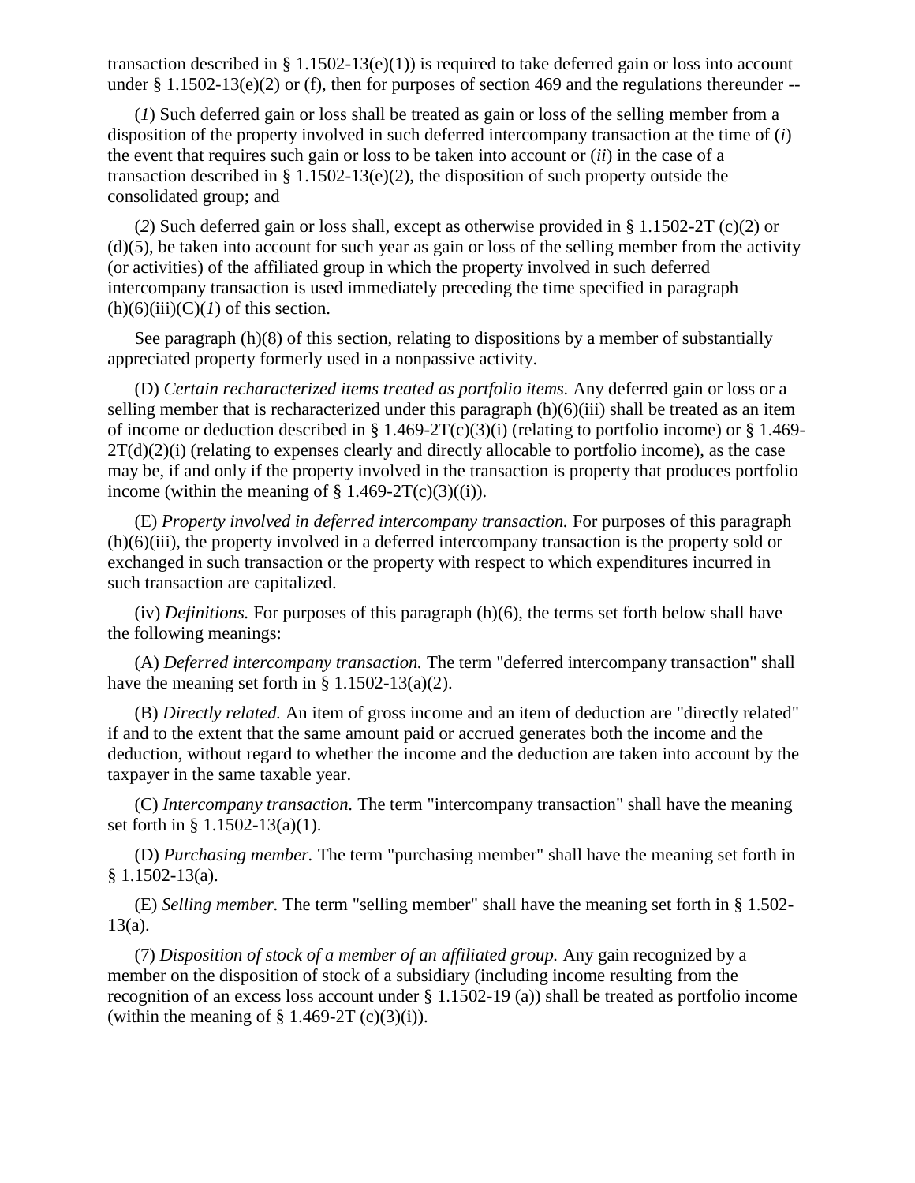transaction described in § 1.1502-13(e)(1)) is required to take deferred gain or loss into account under § 1.1502-13(e)(2) or (f), then for purposes of section 469 and the regulations thereunder --

(*1*) Such deferred gain or loss shall be treated as gain or loss of the selling member from a disposition of the property involved in such deferred intercompany transaction at the time of (*i*) the event that requires such gain or loss to be taken into account or (*ii*) in the case of a transaction described in § 1.1502-13(e)(2), the disposition of such property outside the consolidated group; and

(*2*) Such deferred gain or loss shall, except as otherwise provided in § 1.1502-2T (c)(2) or (d)(5), be taken into account for such year as gain or loss of the selling member from the activity (or activities) of the affiliated group in which the property involved in such deferred intercompany transaction is used immediately preceding the time specified in paragraph (h)(6)(iii)(C)(*1*) of this section.

See paragraph (h)(8) of this section, relating to dispositions by a member of substantially appreciated property formerly used in a nonpassive activity.

(D) *Certain recharacterized items treated as portfolio items.* Any deferred gain or loss or a selling member that is recharacterized under this paragraph (h)(6)(iii) shall be treated as an item of income or deduction described in § 1.469-2T(c)(3)(i) (relating to portfolio income) or § 1.469-2T(d)(2)(i) (relating to expenses clearly and directly allocable to portfolio income), as the case may be, if and only if the property involved in the transaction is property that produces portfolio income (within the meaning of § 1.469-2T(c)(3)((i)).

(E) *Property involved in deferred intercompany transaction.* For purposes of this paragraph (h)(6)(iii), the property involved in a deferred intercompany transaction is the property sold or exchanged in such transaction or the property with respect to which expenditures incurred in such transaction are capitalized.

(iv) *Definitions.* For purposes of this paragraph (h)(6), the terms set forth below shall have the following meanings:

(A) *Deferred intercompany transaction.* The term "deferred intercompany transaction" shall have the meaning set forth in § 1.1502-13(a)(2).

(B) *Directly related.* An item of gross income and an item of deduction are "directly related" if and to the extent that the same amount paid or accrued generates both the income and the deduction, without regard to whether the income and the deduction are taken into account by the taxpayer in the same taxable year.

(C) *Intercompany transaction.* The term "intercompany transaction" shall have the meaning set forth in § 1.1502-13(a)(1).

(D) *Purchasing member.* The term "purchasing member" shall have the meaning set forth in § 1.1502-13(a).

(E) *Selling member.* The term "selling member" shall have the meaning set forth in § 1.502-13(a).

(7) *Disposition of stock of a member of an affiliated group.* Any gain recognized by a member on the disposition of stock of a subsidiary (including income resulting from the recognition of an excess loss account under § 1.1502-19 (a)) shall be treated as portfolio income (within the meaning of § 1.469-2T (c)(3)(i)).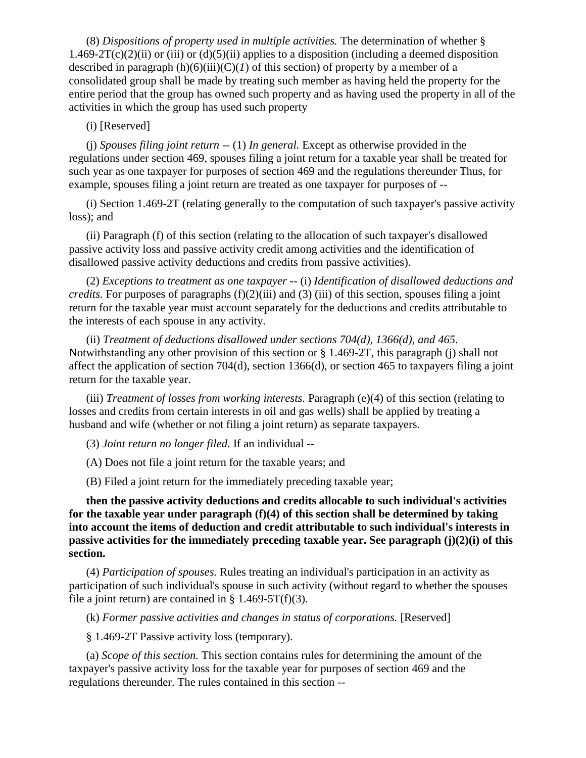(8) *Dispositions of property used in multiple activities.* The determination of whether § 1.469-2T(c)(2)(ii) or (iii) or (d)(5)(ii) applies to a disposition (including a deemed disposition described in paragraph (h)(6)(iii)(C)(*1*) of this section) of property by a member of a consolidated group shall be made by treating such member as having held the property for the entire period that the group has owned such property and as having used the property in all of the activities in which the group has used such property

(i) [Reserved]

(j) *Spouses filing joint return* -- (1) *In general.* Except as otherwise provided in the regulations under section 469, spouses filing a joint return for a taxable year shall be treated for such year as one taxpayer for purposes of section 469 and the regulations thereunder Thus, for example, spouses filing a joint return are treated as one taxpayer for purposes of --

(i) Section 1.469-2T (relating generally to the computation of such taxpayer's passive activity loss); and

(ii) Paragraph (f) of this section (relating to the allocation of such taxpayer's disallowed passive activity loss and passive activity credit among activities and the identification of disallowed passive activity deductions and credits from passive activities).

(2) *Exceptions to treatment as one taxpayer* -- (i) *Identification of disallowed deductions and credits.* For purposes of paragraphs (f)(2)(iii) and (3) (iii) of this section, spouses filing a joint return for the taxable year must account separately for the deductions and credits attributable to the interests of each spouse in any activity.

(ii) *Treatment of deductions disallowed under sections 704(d), 1366(d), and 465.* Notwithstanding any other provision of this section or § 1.469-2T, this paragraph (j) shall not affect the application of section 704(d), section 1366(d), or section 465 to taxpayers filing a joint return for the taxable year.

(iii) *Treatment of losses from working interests.* Paragraph (e)(4) of this section (relating to losses and credits from certain interests in oil and gas wells) shall be applied by treating a husband and wife (whether or not filing a joint return) as separate taxpayers.

(3) *Joint return no longer filed.* If an individual --

(A) Does not file a joint return for the taxable years; and

(B) Filed a joint return for the immediately preceding taxable year;

**then the passive activity deductions and credits allocable to such individual's activities for the taxable year under paragraph (f)(4) of this section shall be determined by taking into account the items of deduction and credit attributable to such individual's interests in passive activities for the immediately preceding taxable year. See paragraph (j)(2)(i) of this section.**

(4) *Participation of spouses.* Rules treating an individual's participation in an activity as participation of such individual's spouse in such activity (without regard to whether the spouses file a joint return) are contained in § 1.469-5T(f)(3).

(k) *Former passive activities and changes in status of corporations.* [Reserved]

§ 1.469-2T Passive activity loss (temporary).

(a) *Scope of this section.* This section contains rules for determining the amount of the taxpayer's passive activity loss for the taxable year for purposes of section 469 and the regulations thereunder. The rules contained in this section --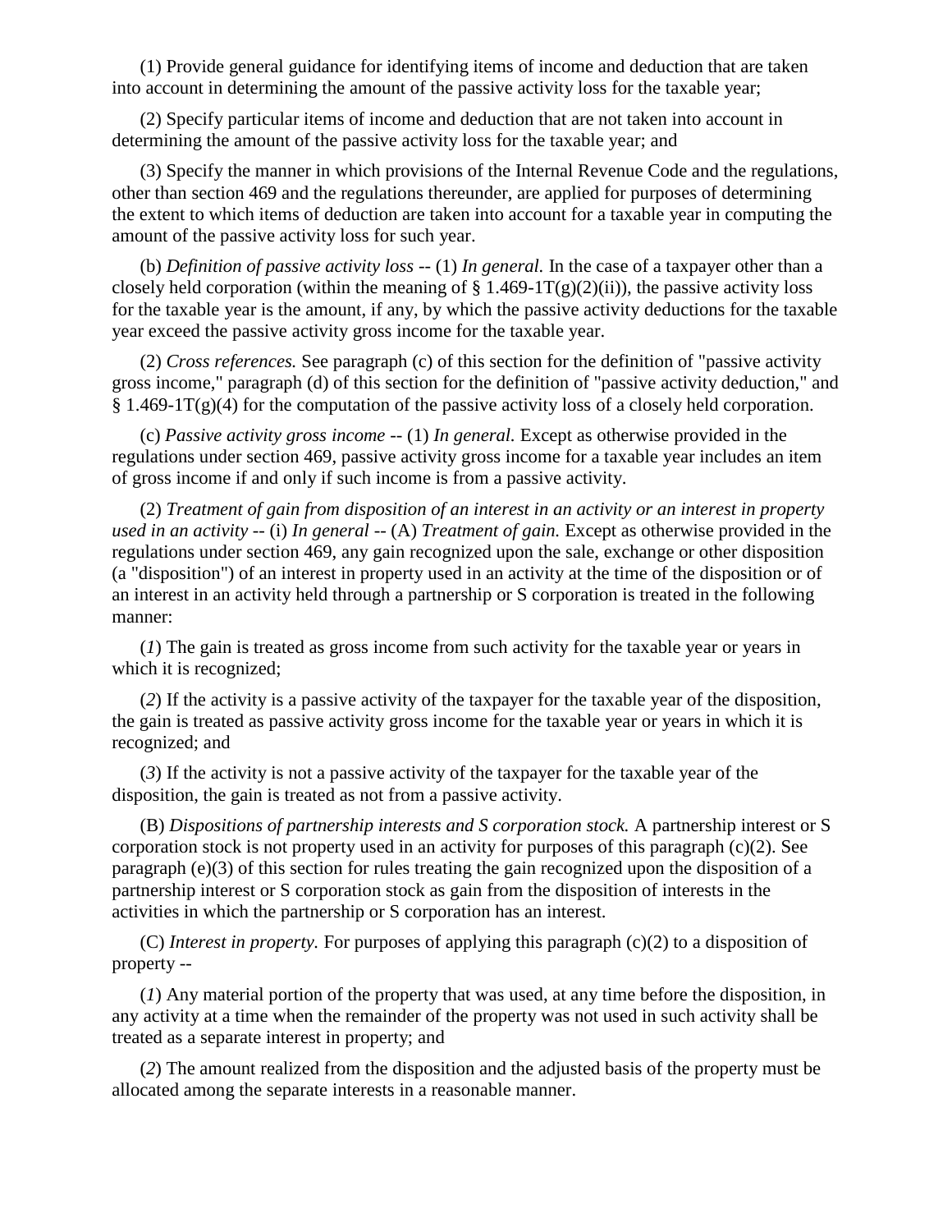(1) Provide general guidance for identifying items of income and deduction that are taken into account in determining the amount of the passive activity loss for the taxable year;

(2) Specify particular items of income and deduction that are not taken into account in determining the amount of the passive activity loss for the taxable year; and

(3) Specify the manner in which provisions of the Internal Revenue Code and the regulations, other than section 469 and the regulations thereunder, are applied for purposes of determining the extent to which items of deduction are taken into account for a taxable year in computing the amount of the passive activity loss for such year.

(b) *Definition of passive activity loss* -- (1) *In general.* In the case of a taxpayer other than a closely held corporation (within the meaning of § 1.469-1T(g)(2)(ii)), the passive activity loss for the taxable year is the amount, if any, by which the passive activity deductions for the taxable year exceed the passive activity gross income for the taxable year.

(2) *Cross references.* See paragraph (c) of this section for the definition of "passive activity gross income," paragraph (d) of this section for the definition of "passive activity deduction," and § 1.469-1T(g)(4) for the computation of the passive activity loss of a closely held corporation.

(c) *Passive activity gross income* -- (1) *In general.* Except as otherwise provided in the regulations under section 469, passive activity gross income for a taxable year includes an item of gross income if and only if such income is from a passive activity.

(2) *Treatment of gain from disposition of an interest in an activity or an interest in property used in an activity* -- (i) *In general* -- (A) *Treatment of gain.* Except as otherwise provided in the regulations under section 469, any gain recognized upon the sale, exchange or other disposition (a "disposition") of an interest in property used in an activity at the time of the disposition or of an interest in an activity held through a partnership or S corporation is treated in the following manner:

(*1*) The gain is treated as gross income from such activity for the taxable year or years in which it is recognized;

(*2*) If the activity is a passive activity of the taxpayer for the taxable year of the disposition, the gain is treated as passive activity gross income for the taxable year or years in which it is recognized; and

(*3*) If the activity is not a passive activity of the taxpayer for the taxable year of the disposition, the gain is treated as not from a passive activity.

(B) *Dispositions of partnership interests and S corporation stock.* A partnership interest or S corporation stock is not property used in an activity for purposes of this paragraph (c)(2). See paragraph (e)(3) of this section for rules treating the gain recognized upon the disposition of a partnership interest or S corporation stock as gain from the disposition of interests in the activities in which the partnership or S corporation has an interest.

(C) *Interest in property.* For purposes of applying this paragraph (c)(2) to a disposition of property --

(*1*) Any material portion of the property that was used, at any time before the disposition, in any activity at a time when the remainder of the property was not used in such activity shall be treated as a separate interest in property; and

(*2*) The amount realized from the disposition and the adjusted basis of the property must be allocated among the separate interests in a reasonable manner.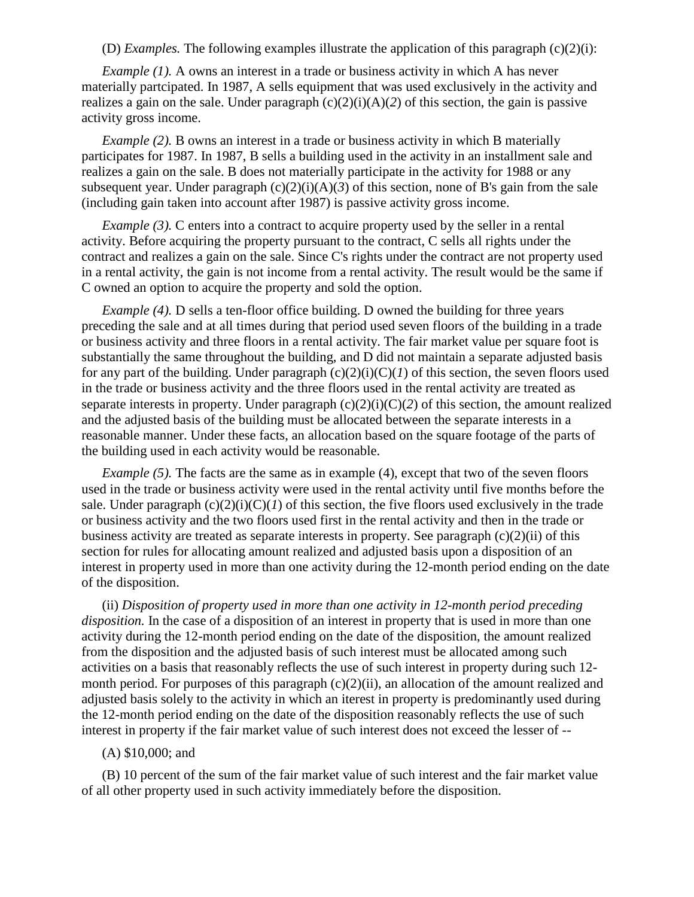(D) *Examples.* The following examples illustrate the application of this paragraph (c)(2)(i):

*Example (1).* A owns an interest in a trade or business activity in which A has never materially partcipated. In 1987, A sells equipment that was used exclusively in the activity and realizes a gain on the sale. Under paragraph (c)(2)(i)(A)(*2*) of this section, the gain is passive activity gross income.

*Example (2).* B owns an interest in a trade or business activity in which B materially participates for 1987. In 1987, B sells a building used in the activity in an installment sale and realizes a gain on the sale. B does not materially participate in the activity for 1988 or any subsequent year. Under paragraph (c)(2)(i)(A)(*3*) of this section, none of B's gain from the sale (including gain taken into account after 1987) is passive activity gross income.

*Example (3).* C enters into a contract to acquire property used by the seller in a rental activity. Before acquiring the property pursuant to the contract, C sells all rights under the contract and realizes a gain on the sale. Since C's rights under the contract are not property used in a rental activity, the gain is not income from a rental activity. The result would be the same if C owned an option to acquire the property and sold the option.

*Example (4).* D sells a ten-floor office building. D owned the building for three years preceding the sale and at all times during that period used seven floors of the building in a trade or business activity and three floors in a rental activity. The fair market value per square foot is substantially the same throughout the building, and D did not maintain a separate adjusted basis for any part of the building. Under paragraph (c)(2)(i)(C)(*1*) of this section, the seven floors used in the trade or business activity and the three floors used in the rental activity are treated as separate interests in property. Under paragraph (c)(2)(i)(C)(*2*) of this section, the amount realized and the adjusted basis of the building must be allocated between the separate interests in a reasonable manner. Under these facts, an allocation based on the square footage of the parts of the building used in each activity would be reasonable.

*Example (5).* The facts are the same as in example (4), except that two of the seven floors used in the trade or business activity were used in the rental activity until five months before the sale. Under paragraph (c)(2)(i)(C)(*1*) of this section, the five floors used exclusively in the trade or business activity and the two floors used first in the rental activity and then in the trade or business activity are treated as separate interests in property. See paragraph (c)(2)(ii) of this section for rules for allocating amount realized and adjusted basis upon a disposition of an interest in property used in more than one activity during the 12-month period ending on the date of the disposition.

(ii) *Disposition of property used in more than one activity in 12-month period preceding disposition.* In the case of a disposition of an interest in property that is used in more than one activity during the 12-month period ending on the date of the disposition, the amount realized from the disposition and the adjusted basis of such interest must be allocated among such activities on a basis that reasonably reflects the use of such interest in property during such 12-month period. For purposes of this paragraph (c)(2)(ii), an allocation of the amount realized and adjusted basis solely to the activity in which an iterest in property is predominantly used during the 12-month period ending on the date of the disposition reasonably reflects the use of such interest in property if the fair market value of such interest does not exceed the lesser of --

(A) $10,000; and

(B) 10 percent of the sum of the fair market value of such interest and the fair market value of all other property used in such activity immediately before the disposition.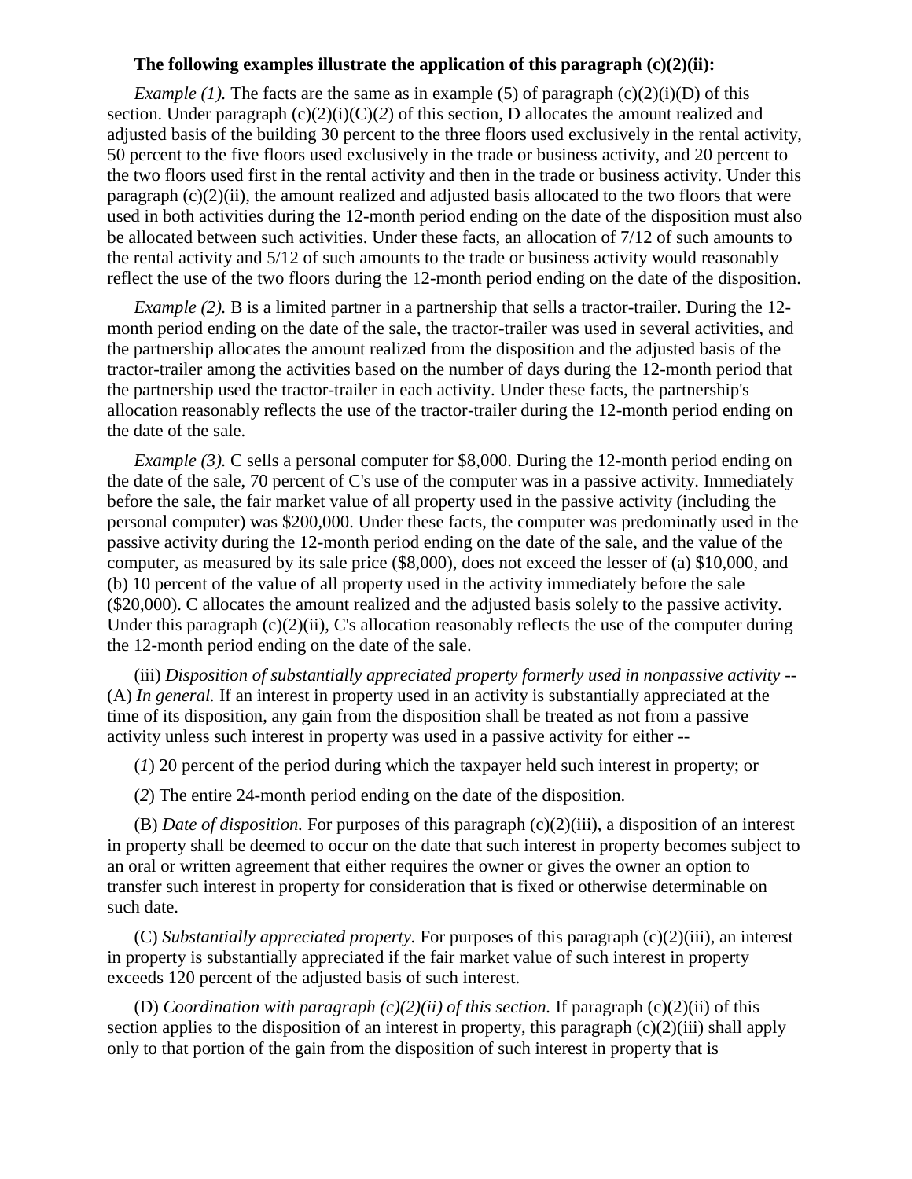**The following examples illustrate the application of this paragraph (c)(2)(ii):**

*Example (1).* The facts are the same as in example (5) of paragraph (c)(2)(i)(D) of this section. Under paragraph (c)(2)(i)(C)(*2*) of this section, D allocates the amount realized and adjusted basis of the building 30 percent to the three floors used exclusively in the rental activity, 50 percent to the five floors used exclusively in the trade or business activity, and 20 percent to the two floors used first in the rental activity and then in the trade or business activity. Under this paragraph (c)(2)(ii), the amount realized and adjusted basis allocated to the two floors that were used in both activities during the 12-month period ending on the date of the disposition must also be allocated between such activities. Under these facts, an allocation of 7/12 of such amounts to the rental activity and 5/12 of such amounts to the trade or business activity would reasonably reflect the use of the two floors during the 12-month period ending on the date of the disposition.

*Example (2).* B is a limited partner in a partnership that sells a tractor-trailer. During the 12-month period ending on the date of the sale, the tractor-trailer was used in several activities, and the partnership allocates the amount realized from the disposition and the adjusted basis of the tractor-trailer among the activities based on the number of days during the 12-month period that the partnership used the tractor-trailer in each activity. Under these facts, the partnership's allocation reasonably reflects the use of the tractor-trailer during the 12-month period ending on the date of the sale.

*Example (3).* C sells a personal computer for $8,000. During the 12-month period ending on the date of the sale, 70 percent of C's use of the computer was in a passive activity. Immediately before the sale, the fair market value of all property used in the passive activity (including the personal computer) was $200,000. Under these facts, the computer was predominatly used in the passive activity during the 12-month period ending on the date of the sale, and the value of the computer, as measured by its sale price ($8,000), does not exceed the lesser of (a) $10,000, and (b) 10 percent of the value of all property used in the activity immediately before the sale ($20,000). C allocates the amount realized and the adjusted basis solely to the passive activity. Under this paragraph (c)(2)(ii), C's allocation reasonably reflects the use of the computer during the 12-month period ending on the date of the sale.

(iii) *Disposition of substantially appreciated property formerly used in nonpassive activity* -- (A) *In general.* If an interest in property used in an activity is substantially appreciated at the time of its disposition, any gain from the disposition shall be treated as not from a passive activity unless such interest in property was used in a passive activity for either --

(*1*) 20 percent of the period during which the taxpayer held such interest in property; or

(*2*) The entire 24-month period ending on the date of the disposition.

(B) *Date of disposition.* For purposes of this paragraph (c)(2)(iii), a disposition of an interest in property shall be deemed to occur on the date that such interest in property becomes subject to an oral or written agreement that either requires the owner or gives the owner an option to transfer such interest in property for consideration that is fixed or otherwise determinable on such date.

(C) *Substantially appreciated property.* For purposes of this paragraph (c)(2)(iii), an interest in property is substantially appreciated if the fair market value of such interest in property exceeds 120 percent of the adjusted basis of such interest.

(D) *Coordination with paragraph (c)(2)(ii) of this section.* If paragraph (c)(2)(ii) of this section applies to the disposition of an interest in property, this paragraph (c)(2)(iii) shall apply only to that portion of the gain from the disposition of such interest in property that is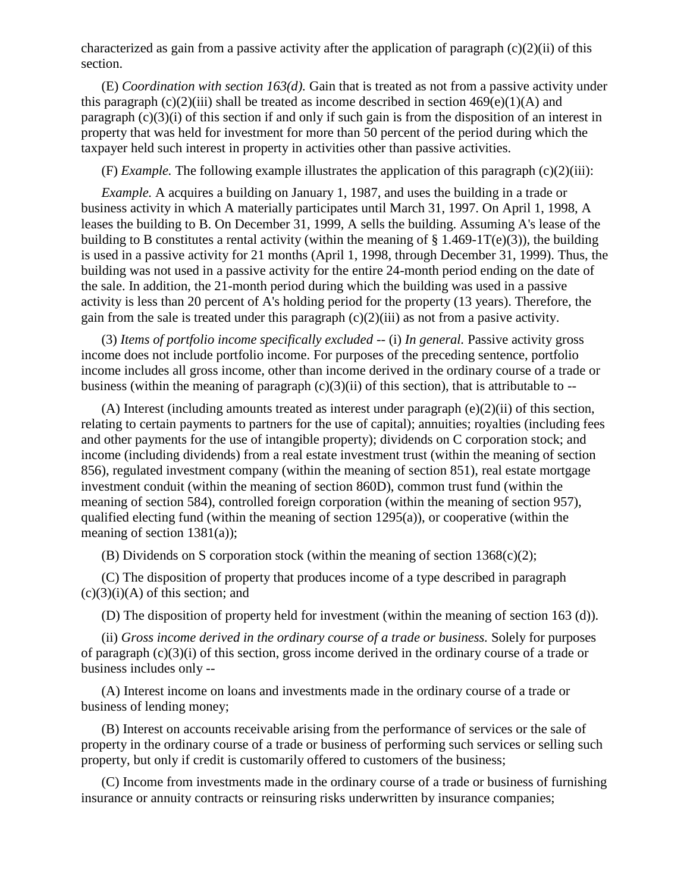characterized as gain from a passive activity after the application of paragraph (c)(2)(ii) of this section.

(E) *Coordination with section 163(d).* Gain that is treated as not from a passive activity under this paragraph (c)(2)(iii) shall be treated as income described in section 469(e)(1)(A) and paragraph (c)(3)(i) of this section if and only if such gain is from the disposition of an interest in property that was held for investment for more than 50 percent of the period during which the taxpayer held such interest in property in activities other than passive activities.

(F) *Example.* The following example illustrates the application of this paragraph (c)(2)(iii):

*Example.* A acquires a building on January 1, 1987, and uses the building in a trade or business activity in which A materially participates until March 31, 1997. On April 1, 1998, A leases the building to B. On December 31, 1999, A sells the building. Assuming A's lease of the building to B constitutes a rental activity (within the meaning of § 1.469-1T(e)(3)), the building is used in a passive activity for 21 months (April 1, 1998, through December 31, 1999). Thus, the building was not used in a passive activity for the entire 24-month period ending on the date of the sale. In addition, the 21-month period during which the building was used in a passive activity is less than 20 percent of A's holding period for the property (13 years). Therefore, the gain from the sale is treated under this paragraph (c)(2)(iii) as not from a pasive activity.

(3) *Items of portfolio income specifically excluded* -- (i) *In general.* Passive activity gross income does not include portfolio income. For purposes of the preceding sentence, portfolio income includes all gross income, other than income derived in the ordinary course of a trade or business (within the meaning of paragraph (c)(3)(ii) of this section), that is attributable to --

(A) Interest (including amounts treated as interest under paragraph (e)(2)(ii) of this section, relating to certain payments to partners for the use of capital); annuities; royalties (including fees and other payments for the use of intangible property); dividends on C corporation stock; and income (including dividends) from a real estate investment trust (within the meaning of section 856), regulated investment company (within the meaning of section 851), real estate mortgage investment conduit (within the meaning of section 860D), common trust fund (within the meaning of section 584), controlled foreign corporation (within the meaning of section 957), qualified electing fund (within the meaning of section 1295(a)), or cooperative (within the meaning of section 1381(a));

(B) Dividends on S corporation stock (within the meaning of section 1368(c)(2);

(C) The disposition of property that produces income of a type described in paragraph (c)(3)(i)(A) of this section; and

(D) The disposition of property held for investment (within the meaning of section 163 (d)).

(ii) *Gross income derived in the ordinary course of a trade or business.* Solely for purposes of paragraph (c)(3)(i) of this section, gross income derived in the ordinary course of a trade or business includes only --

(A) Interest income on loans and investments made in the ordinary course of a trade or business of lending money;

(B) Interest on accounts receivable arising from the performance of services or the sale of property in the ordinary course of a trade or business of performing such services or selling such property, but only if credit is customarily offered to customers of the business;

(C) Income from investments made in the ordinary course of a trade or business of furnishing insurance or annuity contracts or reinsuring risks underwritten by insurance companies;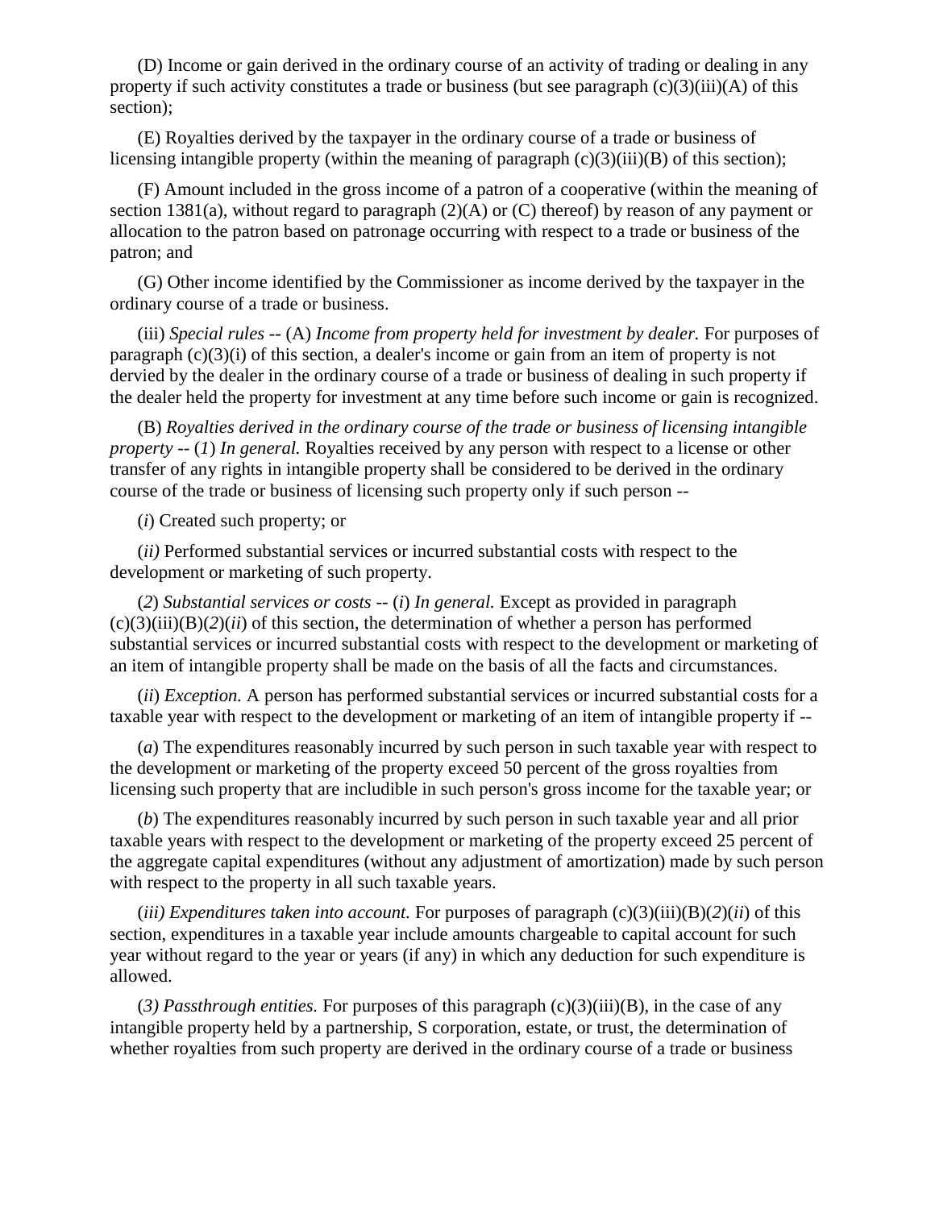(D) Income or gain derived in the ordinary course of an activity of trading or dealing in any property if such activity constitutes a trade or business (but see paragraph (c)(3)(iii)(A) of this section);

(E) Royalties derived by the taxpayer in the ordinary course of a trade or business of licensing intangible property (within the meaning of paragraph (c)(3)(iii)(B) of this section);

(F) Amount included in the gross income of a patron of a cooperative (within the meaning of section 1381(a), without regard to paragraph (2)(A) or (C) thereof) by reason of any payment or allocation to the patron based on patronage occurring with respect to a trade or business of the patron; and

(G) Other income identified by the Commissioner as income derived by the taxpayer in the ordinary course of a trade or business.

(iii) *Special rules* -- (A) *Income from property held for investment by dealer.* For purposes of paragraph (c)(3)(i) of this section, a dealer's income or gain from an item of property is not dervied by the dealer in the ordinary course of a trade or business of dealing in such property if the dealer held the property for investment at any time before such income or gain is recognized.

(B) *Royalties derived in the ordinary course of the trade or business of licensing intangible property* -- (*1*) *In general.* Royalties received by any person with respect to a license or other transfer of any rights in intangible property shall be considered to be derived in the ordinary course of the trade or business of licensing such property only if such person --

(*i*) Created such property; or

(*ii)* Performed substantial services or incurred substantial costs with respect to the development or marketing of such property.

(*2*) *Substantial services or costs* -- (*i*) *In general.* Except as provided in paragraph (c)(3)(iii)(B)(*2*)(*ii*) of this section, the determination of whether a person has performed substantial services or incurred substantial costs with respect to the development or marketing of an item of intangible property shall be made on the basis of all the facts and circumstances.

(*ii*) *Exception.* A person has performed substantial services or incurred substantial costs for a taxable year with respect to the development or marketing of an item of intangible property if --

(*a*) The expenditures reasonably incurred by such person in such taxable year with respect to the development or marketing of the property exceed 50 percent of the gross royalties from licensing such property that are includible in such person's gross income for the taxable year; or

(*b*) The expenditures reasonably incurred by such person in such taxable year and all prior taxable years with respect to the development or marketing of the property exceed 25 percent of the aggregate capital expenditures (without any adjustment of amortization) made by such person with respect to the property in all such taxable years.

(*iii) Expenditures taken into account.* For purposes of paragraph (c)(3)(iii)(B)(*2*)(*ii*) of this section, expenditures in a taxable year include amounts chargeable to capital account for such year without regard to the year or years (if any) in which any deduction for such expenditure is allowed.

(*3) Passthrough entities.* For purposes of this paragraph (c)(3)(iii)(B), in the case of any intangible property held by a partnership, S corporation, estate, or trust, the determination of whether royalties from such property are derived in the ordinary course of a trade or business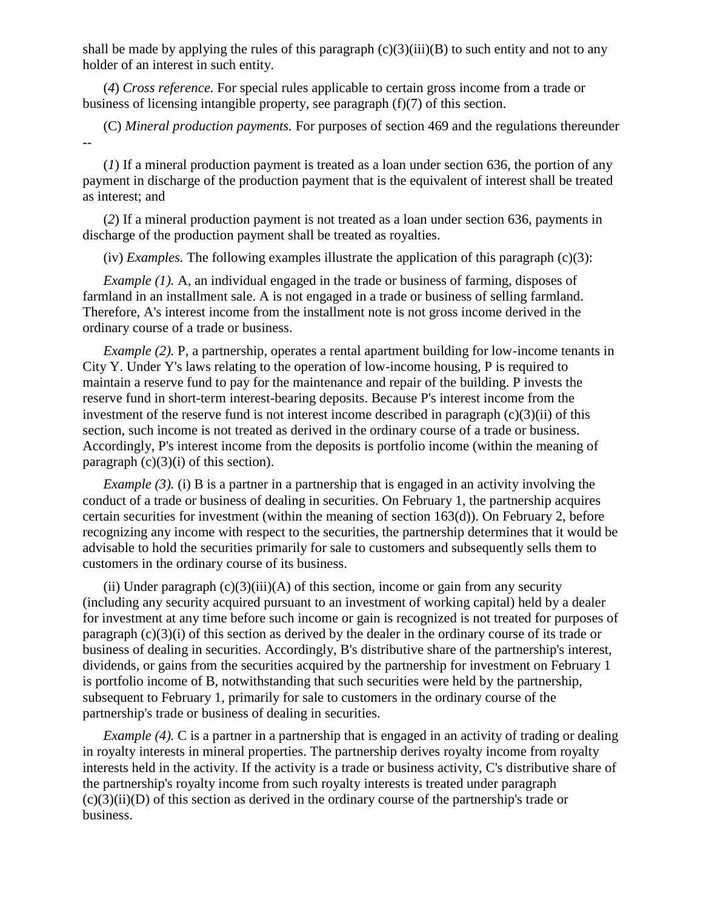shall be made by applying the rules of this paragraph (c)(3)(iii)(B) to such entity and not to any holder of an interest in such entity.

(*4*) *Cross reference.* For special rules applicable to certain gross income from a trade or business of licensing intangible property, see paragraph (f)(7) of this section.

(C) *Mineral production payments.* For purposes of section 469 and the regulations thereunder --

(*1*) If a mineral production payment is treated as a loan under section 636, the portion of any payment in discharge of the production payment that is the equivalent of interest shall be treated as interest; and

(*2*) If a mineral production payment is not treated as a loan under section 636, payments in discharge of the production payment shall be treated as royalties.

(iv) *Examples.* The following examples illustrate the application of this paragraph (c)(3):

*Example (1).* A, an individual engaged in the trade or business of farming, disposes of farmland in an installment sale. A is not engaged in a trade or business of selling farmland. Therefore, A's interest income from the installment note is not gross income derived in the ordinary course of a trade or business.

*Example (2).* P, a partnership, operates a rental apartment building for low-income tenants in City Y. Under Y's laws relating to the operation of low-income housing, P is required to maintain a reserve fund to pay for the maintenance and repair of the building. P invests the reserve fund in short-term interest-bearing deposits. Because P's interest income from the investment of the reserve fund is not interest income described in paragraph (c)(3)(ii) of this section, such income is not treated as derived in the ordinary course of a trade or business. Accordingly, P's interest income from the deposits is portfolio income (within the meaning of paragraph (c)(3)(i) of this section).

*Example (3).* (i) B is a partner in a partnership that is engaged in an activity involving the conduct of a trade or business of dealing in securities. On February 1, the partnership acquires certain securities for investment (within the meaning of section 163(d)). On February 2, before recognizing any income with respect to the securities, the partnership determines that it would be advisable to hold the securities primarily for sale to customers and subsequently sells them to customers in the ordinary course of its business.

(ii) Under paragraph (c)(3)(iii)(A) of this section, income or gain from any security (including any security acquired pursuant to an investment of working capital) held by a dealer for investment at any time before such income or gain is recognized is not treated for purposes of paragraph (c)(3)(i) of this section as derived by the dealer in the ordinary course of its trade or business of dealing in securities. Accordingly, B's distributive share of the partnership's interest, dividends, or gains from the securities acquired by the partnership for investment on February 1 is portfolio income of B, notwithstanding that such securities were held by the partnership, subsequent to February 1, primarily for sale to customers in the ordinary course of the partnership's trade or business of dealing in securities.

*Example (4).* C is a partner in a partnership that is engaged in an activity of trading or dealing in royalty interests in mineral properties. The partnership derives royalty income from royalty interests held in the activity. If the activity is a trade or business activity, C's distributive share of the partnership's royalty income from such royalty interests is treated under paragraph (c)(3)(ii)(D) of this section as derived in the ordinary course of the partnership's trade or business.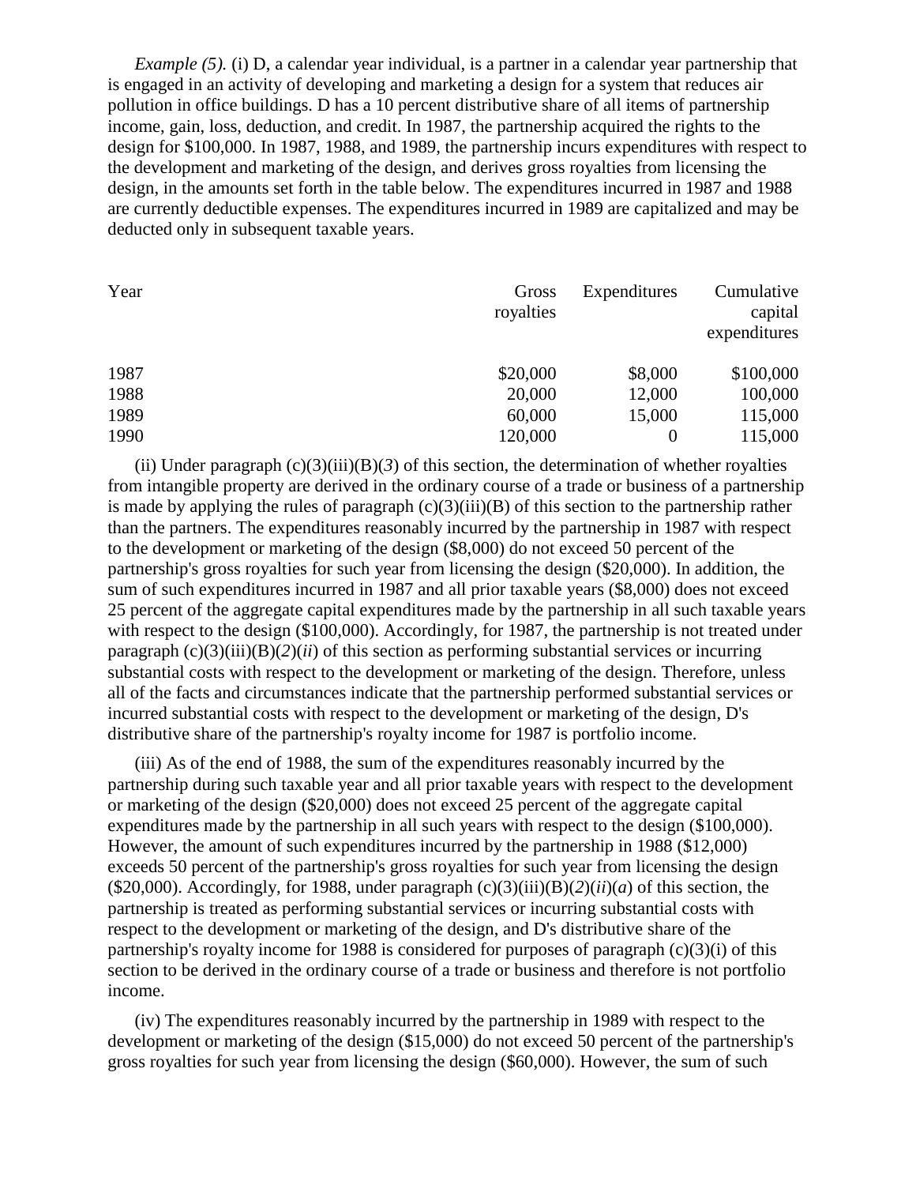*Example (5).* (i) D, a calendar year individual, is a partner in a calendar year partnership that is engaged in an activity of developing and marketing a design for a system that reduces air pollution in office buildings. D has a 10 percent distributive share of all items of partnership income, gain, loss, deduction, and credit. In 1987, the partnership acquired the rights to the design for $100,000. In 1987, 1988, and 1989, the partnership incurs expenditures with respect to the development and marketing of the design, and derives gross royalties from licensing the design, in the amounts set forth in the table below. The expenditures incurred in 1987 and 1988 are currently deductible expenses. The expenditures incurred in 1989 are capitalized and may be deducted only in subsequent taxable years.

| Year | Gross royalties | Expenditures | Cumulative capital expenditures |
|---|---|---|---|
| 1987 | $20,000 | $8,000 | $100,000 |
| 1988 | 20,000 | 12,000 | 100,000 |
| 1989 | 60,000 | 15,000 | 115,000 |
| 1990 | 120,000 | 0 | 115,000 |

(ii) Under paragraph (c)(3)(iii)(B)(*3*) of this section, the determination of whether royalties from intangible property are derived in the ordinary course of a trade or business of a partnership is made by applying the rules of paragraph (c)(3)(iii)(B) of this section to the partnership rather than the partners. The expenditures reasonably incurred by the partnership in 1987 with respect to the development or marketing of the design ($8,000) do not exceed 50 percent of the partnership's gross royalties for such year from licensing the design ($20,000). In addition, the sum of such expenditures incurred in 1987 and all prior taxable years ($8,000) does not exceed 25 percent of the aggregate capital expenditures made by the partnership in all such taxable years with respect to the design ($100,000). Accordingly, for 1987, the partnership is not treated under paragraph (c)(3)(iii)(B)(*2*)(*ii*) of this section as performing substantial services or incurring substantial costs with respect to the development or marketing of the design. Therefore, unless all of the facts and circumstances indicate that the partnership performed substantial services or incurred substantial costs with respect to the development or marketing of the design, D's distributive share of the partnership's royalty income for 1987 is portfolio income.

(iii) As of the end of 1988, the sum of the expenditures reasonably incurred by the partnership during such taxable year and all prior taxable years with respect to the development or marketing of the design ($20,000) does not exceed 25 percent of the aggregate capital expenditures made by the partnership in all such years with respect to the design ($100,000). However, the amount of such expenditures incurred by the partnership in 1988 ($12,000) exceeds 50 percent of the partnership's gross royalties for such year from licensing the design ($20,000). Accordingly, for 1988, under paragraph (c)(3)(iii)(B)(*2*)(*ii*)(*a*) of this section, the partnership is treated as performing substantial services or incurring substantial costs with respect to the development or marketing of the design, and D's distributive share of the partnership's royalty income for 1988 is considered for purposes of paragraph (c)(3)(i) of this section to be derived in the ordinary course of a trade or business and therefore is not portfolio income.

(iv) The expenditures reasonably incurred by the partnership in 1989 with respect to the development or marketing of the design ($15,000) do not exceed 50 percent of the partnership's gross royalties for such year from licensing the design ($60,000). However, the sum of such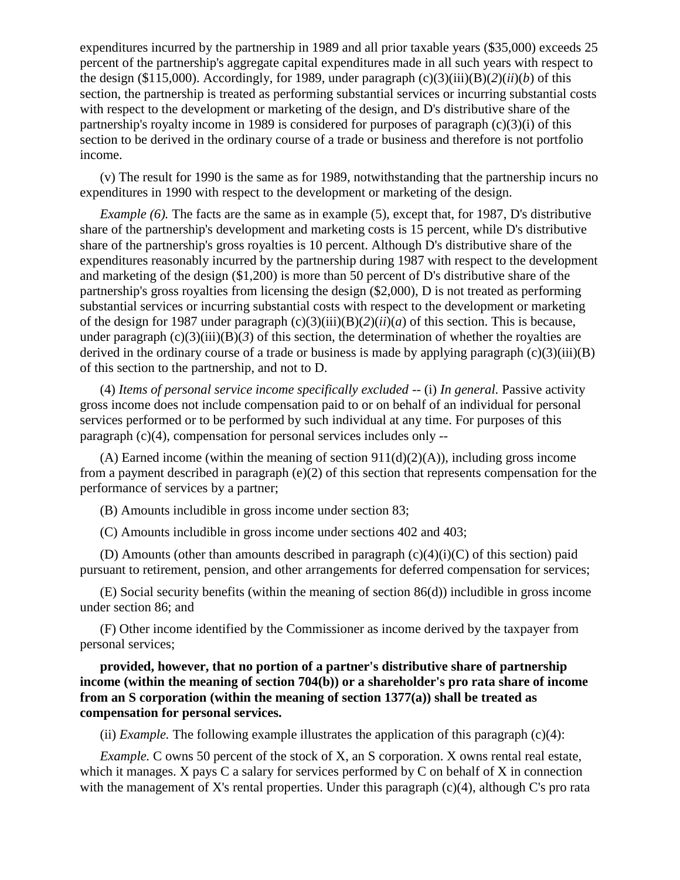expenditures incurred by the partnership in 1989 and all prior taxable years ($35,000) exceeds 25 percent of the partnership's aggregate capital expenditures made in all such years with respect to the design ($115,000). Accordingly, for 1989, under paragraph (c)(3)(iii)(B)(*2*)(*ii*)(*b*) of this section, the partnership is treated as performing substantial services or incurring substantial costs with respect to the development or marketing of the design, and D's distributive share of the partnership's royalty income in 1989 is considered for purposes of paragraph (c)(3)(i) of this section to be derived in the ordinary course of a trade or business and therefore is not portfolio income.

(v) The result for 1990 is the same as for 1989, notwithstanding that the partnership incurs no expenditures in 1990 with respect to the development or marketing of the design.

*Example (6).* The facts are the same as in example (5), except that, for 1987, D's distributive share of the partnership's development and marketing costs is 15 percent, while D's distributive share of the partnership's gross royalties is 10 percent. Although D's distributive share of the expenditures reasonably incurred by the partnership during 1987 with respect to the development and marketing of the design ($1,200) is more than 50 percent of D's distributive share of the partnership's gross royalties from licensing the design ($2,000), D is not treated as performing substantial services or incurring substantial costs with respect to the development or marketing of the design for 1987 under paragraph (c)(3)(iii)(B)(*2*)(*ii*)(*a*) of this section. This is because, under paragraph (c)(3)(iii)(B)(*3*) of this section, the determination of whether the royalties are derived in the ordinary course of a trade or business is made by applying paragraph (c)(3)(iii)(B) of this section to the partnership, and not to D.

(4) *Items of personal service income specifically excluded* -- (i) *In general.* Passive activity gross income does not include compensation paid to or on behalf of an individual for personal services performed or to be performed by such individual at any time. For purposes of this paragraph (c)(4), compensation for personal services includes only --

(A) Earned income (within the meaning of section 911(d)(2)(A)), including gross income from a payment described in paragraph (e)(2) of this section that represents compensation for the performance of services by a partner;

(B) Amounts includible in gross income under section 83;

(C) Amounts includible in gross income under sections 402 and 403;

(D) Amounts (other than amounts described in paragraph (c)(4)(i)(C) of this section) paid pursuant to retirement, pension, and other arrangements for deferred compensation for services;

(E) Social security benefits (within the meaning of section 86(d)) includible in gross income under section 86; and

(F) Other income identified by the Commissioner as income derived by the taxpayer from personal services;

**provided, however, that no portion of a partner's distributive share of partnership income (within the meaning of section 704(b)) or a shareholder's pro rata share of income from an S corporation (within the meaning of section 1377(a)) shall be treated as compensation for personal services.**

(ii) *Example.* The following example illustrates the application of this paragraph (c)(4):

*Example.* C owns 50 percent of the stock of X, an S corporation. X owns rental real estate, which it manages. X pays C a salary for services performed by C on behalf of X in connection with the management of X's rental properties. Under this paragraph (c)(4), although C's pro rata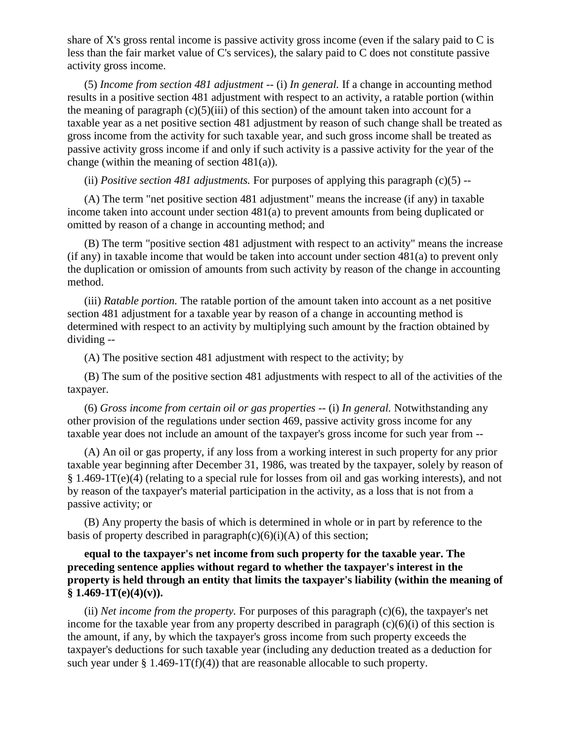share of X's gross rental income is passive activity gross income (even if the salary paid to C is less than the fair market value of C's services), the salary paid to C does not constitute passive activity gross income.

(5) *Income from section 481 adjustment* -- (i) *In general.* If a change in accounting method results in a positive section 481 adjustment with respect to an activity, a ratable portion (within the meaning of paragraph (c)(5)(iii) of this section) of the amount taken into account for a taxable year as a net positive section 481 adjustment by reason of such change shall be treated as gross income from the activity for such taxable year, and such gross income shall be treated as passive activity gross income if and only if such activity is a passive activity for the year of the change (within the meaning of section 481(a)).

(ii) *Positive section 481 adjustments.* For purposes of applying this paragraph (c)(5) --

(A) The term "net positive section 481 adjustment" means the increase (if any) in taxable income taken into account under section 481(a) to prevent amounts from being duplicated or omitted by reason of a change in accounting method; and

(B) The term "positive section 481 adjustment with respect to an activity" means the increase (if any) in taxable income that would be taken into account under section 481(a) to prevent only the duplication or omission of amounts from such activity by reason of the change in accounting method.

(iii) *Ratable portion.* The ratable portion of the amount taken into account as a net positive section 481 adjustment for a taxable year by reason of a change in accounting method is determined with respect to an activity by multiplying such amount by the fraction obtained by dividing --

(A) The positive section 481 adjustment with respect to the activity; by

(B) The sum of the positive section 481 adjustments with respect to all of the activities of the taxpayer.

(6) *Gross income from certain oil or gas properties* -- (i) *In general.* Notwithstanding any other provision of the regulations under section 469, passive activity gross income for any taxable year does not include an amount of the taxpayer's gross income for such year from --

(A) An oil or gas property, if any loss from a working interest in such property for any prior taxable year beginning after December 31, 1986, was treated by the taxpayer, solely by reason of § 1.469-1T(e)(4) (relating to a special rule for losses from oil and gas working interests), and not by reason of the taxpayer's material participation in the activity, as a loss that is not from a passive activity; or

(B) Any property the basis of which is determined in whole or in part by reference to the basis of property described in paragraph(c)(6)(i)(A) of this section;

**equal to the taxpayer's net income from such property for the taxable year. The preceding sentence applies without regard to whether the taxpayer's interest in the property is held through an entity that limits the taxpayer's liability (within the meaning of § 1.469-1T(e)(4)(v)).**

(ii) *Net income from the property.* For purposes of this paragraph (c)(6), the taxpayer's net income for the taxable year from any property described in paragraph (c)(6)(i) of this section is the amount, if any, by which the taxpayer's gross income from such property exceeds the taxpayer's deductions for such taxable year (including any deduction treated as a deduction for such year under § 1.469-1T(f)(4)) that are reasonable allocable to such property.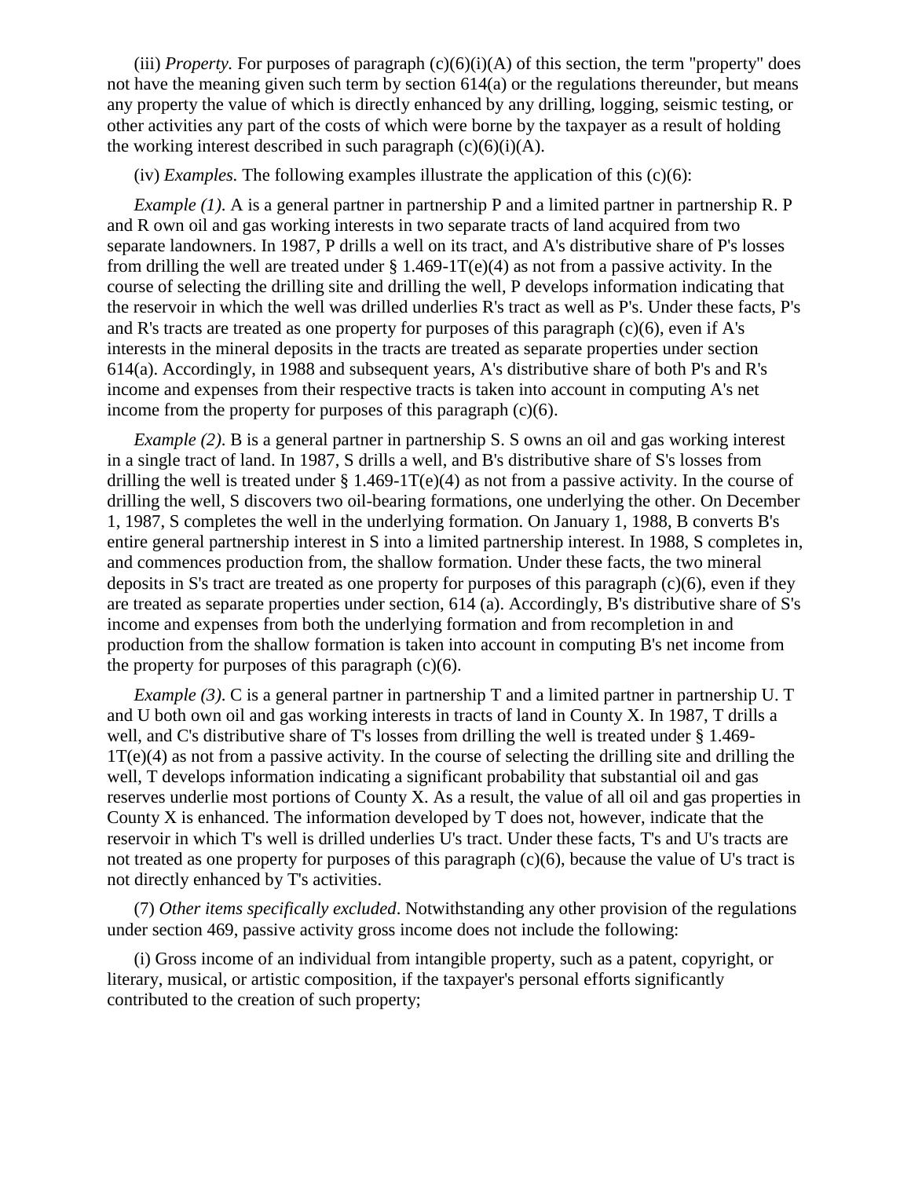(iii) *Property.* For purposes of paragraph (c)(6)(i)(A) of this section, the term "property" does not have the meaning given such term by section 614(a) or the regulations thereunder, but means any property the value of which is directly enhanced by any drilling, logging, seismic testing, or other activities any part of the costs of which were borne by the taxpayer as a result of holding the working interest described in such paragraph (c)(6)(i)(A).

(iv) *Examples.* The following examples illustrate the application of this (c)(6):

*Example (1).* A is a general partner in partnership P and a limited partner in partnership R. P and R own oil and gas working interests in two separate tracts of land acquired from two separate landowners. In 1987, P drills a well on its tract, and A's distributive share of P's losses from drilling the well are treated under § 1.469-1T(e)(4) as not from a passive activity. In the course of selecting the drilling site and drilling the well, P develops information indicating that the reservoir in which the well was drilled underlies R's tract as well as P's. Under these facts, P's and R's tracts are treated as one property for purposes of this paragraph (c)(6), even if A's interests in the mineral deposits in the tracts are treated as separate properties under section 614(a). Accordingly, in 1988 and subsequent years, A's distributive share of both P's and R's income and expenses from their respective tracts is taken into account in computing A's net income from the property for purposes of this paragraph (c)(6).

*Example (2).* B is a general partner in partnership S. S owns an oil and gas working interest in a single tract of land. In 1987, S drills a well, and B's distributive share of S's losses from drilling the well is treated under § 1.469-1T(e)(4) as not from a passive activity. In the course of drilling the well, S discovers two oil-bearing formations, one underlying the other. On December 1, 1987, S completes the well in the underlying formation. On January 1, 1988, B converts B's entire general partnership interest in S into a limited partnership interest. In 1988, S completes in, and commences production from, the shallow formation. Under these facts, the two mineral deposits in S's tract are treated as one property for purposes of this paragraph (c)(6), even if they are treated as separate properties under section, 614 (a). Accordingly, B's distributive share of S's income and expenses from both the underlying formation and from recompletion in and production from the shallow formation is taken into account in computing B's net income from the property for purposes of this paragraph (c)(6).

*Example (3).* C is a general partner in partnership T and a limited partner in partnership U. T and U both own oil and gas working interests in tracts of land in County X. In 1987, T drills a well, and C's distributive share of T's losses from drilling the well is treated under § 1.469-1T(e)(4) as not from a passive activity. In the course of selecting the drilling site and drilling the well, T develops information indicating a significant probability that substantial oil and gas reserves underlie most portions of County X. As a result, the value of all oil and gas properties in County X is enhanced. The information developed by T does not, however, indicate that the reservoir in which T's well is drilled underlies U's tract. Under these facts, T's and U's tracts are not treated as one property for purposes of this paragraph (c)(6), because the value of U's tract is not directly enhanced by T's activities.

(7) *Other items specifically excluded*. Notwithstanding any other provision of the regulations under section 469, passive activity gross income does not include the following:

(i) Gross income of an individual from intangible property, such as a patent, copyright, or literary, musical, or artistic composition, if the taxpayer's personal efforts significantly contributed to the creation of such property;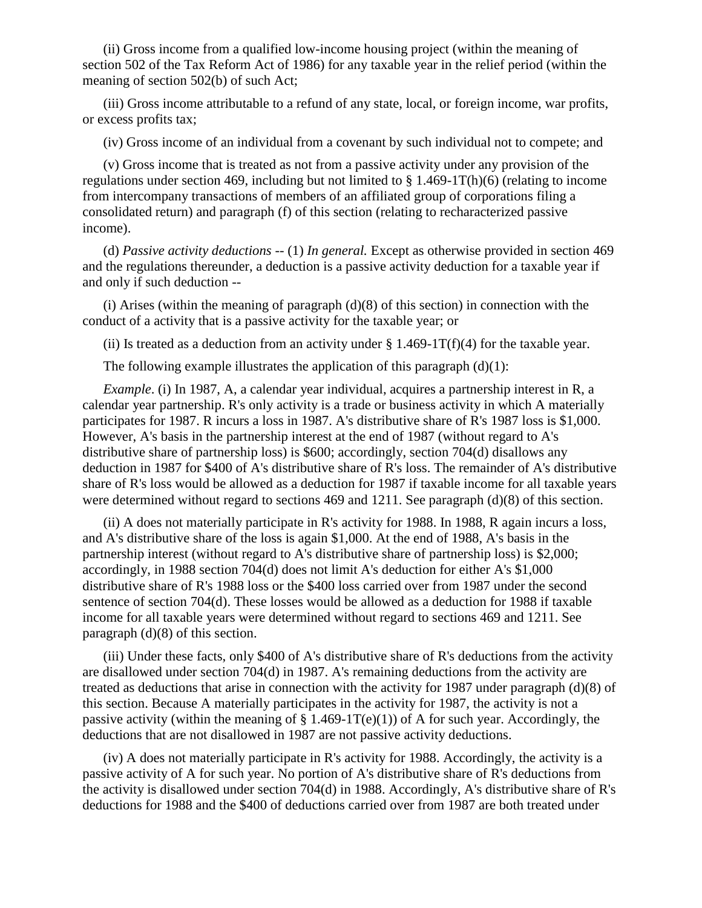(ii) Gross income from a qualified low-income housing project (within the meaning of section 502 of the Tax Reform Act of 1986) for any taxable year in the relief period (within the meaning of section 502(b) of such Act;

(iii) Gross income attributable to a refund of any state, local, or foreign income, war profits, or excess profits tax;

(iv) Gross income of an individual from a covenant by such individual not to compete; and

(v) Gross income that is treated as not from a passive activity under any provision of the regulations under section 469, including but not limited to § 1.469-1T(h)(6) (relating to income from intercompany transactions of members of an affiliated group of corporations filing a consolidated return) and paragraph (f) of this section (relating to recharacterized passive income).

(d) *Passive activity deductions* -- (1) *In general.* Except as otherwise provided in section 469 and the regulations thereunder, a deduction is a passive activity deduction for a taxable year if and only if such deduction --

(i) Arises (within the meaning of paragraph (d)(8) of this section) in connection with the conduct of a activity that is a passive activity for the taxable year; or

(ii) Is treated as a deduction from an activity under § 1.469-1T(f)(4) for the taxable year.

The following example illustrates the application of this paragraph (d)(1):

*Example*. (i) In 1987, A, a calendar year individual, acquires a partnership interest in R, a calendar year partnership. R's only activity is a trade or business activity in which A materially participates for 1987. R incurs a loss in 1987. A's distributive share of R's 1987 loss is $1,000. However, A's basis in the partnership interest at the end of 1987 (without regard to A's distributive share of partnership loss) is $600; accordingly, section 704(d) disallows any deduction in 1987 for $400 of A's distributive share of R's loss. The remainder of A's distributive share of R's loss would be allowed as a deduction for 1987 if taxable income for all taxable years were determined without regard to sections 469 and 1211. See paragraph (d)(8) of this section.

(ii) A does not materially participate in R's activity for 1988. In 1988, R again incurs a loss, and A's distributive share of the loss is again $1,000. At the end of 1988, A's basis in the partnership interest (without regard to A's distributive share of partnership loss) is $2,000; accordingly, in 1988 section 704(d) does not limit A's deduction for either A's $1,000 distributive share of R's 1988 loss or the $400 loss carried over from 1987 under the second sentence of section 704(d). These losses would be allowed as a deduction for 1988 if taxable income for all taxable years were determined without regard to sections 469 and 1211. See paragraph (d)(8) of this section.

(iii) Under these facts, only $400 of A's distributive share of R's deductions from the activity are disallowed under section 704(d) in 1987. A's remaining deductions from the activity are treated as deductions that arise in connection with the activity for 1987 under paragraph (d)(8) of this section. Because A materially participates in the activity for 1987, the activity is not a passive activity (within the meaning of § 1.469-1T(e)(1)) of A for such year. Accordingly, the deductions that are not disallowed in 1987 are not passive activity deductions.

(iv) A does not materially participate in R's activity for 1988. Accordingly, the activity is a passive activity of A for such year. No portion of A's distributive share of R's deductions from the activity is disallowed under section 704(d) in 1988. Accordingly, A's distributive share of R's deductions for 1988 and the $400 of deductions carried over from 1987 are both treated under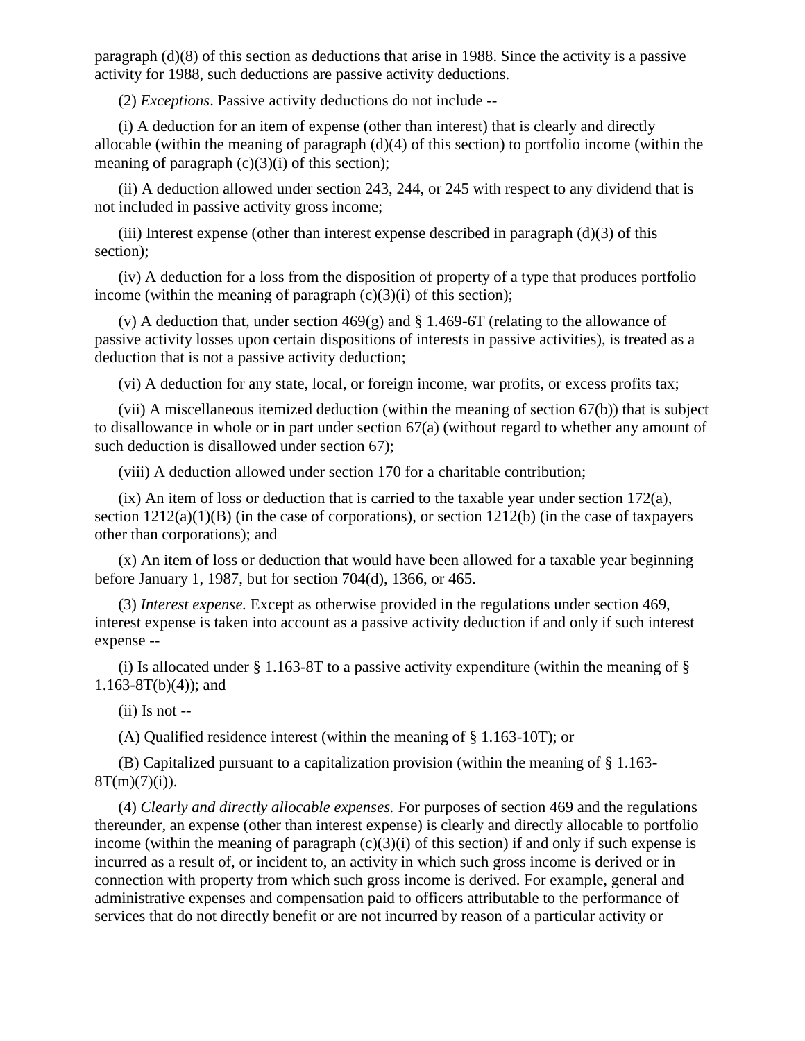paragraph (d)(8) of this section as deductions that arise in 1988. Since the activity is a passive activity for 1988, such deductions are passive activity deductions.

(2) *Exceptions*. Passive activity deductions do not include --

(i) A deduction for an item of expense (other than interest) that is clearly and directly allocable (within the meaning of paragraph (d)(4) of this section) to portfolio income (within the meaning of paragraph (c)(3)(i) of this section);

(ii) A deduction allowed under section 243, 244, or 245 with respect to any dividend that is not included in passive activity gross income;

(iii) Interest expense (other than interest expense described in paragraph (d)(3) of this section);

(iv) A deduction for a loss from the disposition of property of a type that produces portfolio income (within the meaning of paragraph (c)(3)(i) of this section);

(v) A deduction that, under section 469(g) and § 1.469-6T (relating to the allowance of passive activity losses upon certain dispositions of interests in passive activities), is treated as a deduction that is not a passive activity deduction;

(vi) A deduction for any state, local, or foreign income, war profits, or excess profits tax;

(vii) A miscellaneous itemized deduction (within the meaning of section 67(b)) that is subject to disallowance in whole or in part under section 67(a) (without regard to whether any amount of such deduction is disallowed under section 67);

(viii) A deduction allowed under section 170 for a charitable contribution;

(ix) An item of loss or deduction that is carried to the taxable year under section 172(a), section 1212(a)(1)(B) (in the case of corporations), or section 1212(b) (in the case of taxpayers other than corporations); and

(x) An item of loss or deduction that would have been allowed for a taxable year beginning before January 1, 1987, but for section 704(d), 1366, or 465.

(3) *Interest expense.* Except as otherwise provided in the regulations under section 469, interest expense is taken into account as a passive activity deduction if and only if such interest expense --

(i) Is allocated under § 1.163-8T to a passive activity expenditure (within the meaning of § 1.163-8T(b)(4)); and

(ii) Is not --

(A) Qualified residence interest (within the meaning of § 1.163-10T); or

(B) Capitalized pursuant to a capitalization provision (within the meaning of § 1.163-8T(m)(7)(i)).

(4) *Clearly and directly allocable expenses.* For purposes of section 469 and the regulations thereunder, an expense (other than interest expense) is clearly and directly allocable to portfolio income (within the meaning of paragraph (c)(3)(i) of this section) if and only if such expense is incurred as a result of, or incident to, an activity in which such gross income is derived or in connection with property from which such gross income is derived. For example, general and administrative expenses and compensation paid to officers attributable to the performance of services that do not directly benefit or are not incurred by reason of a particular activity or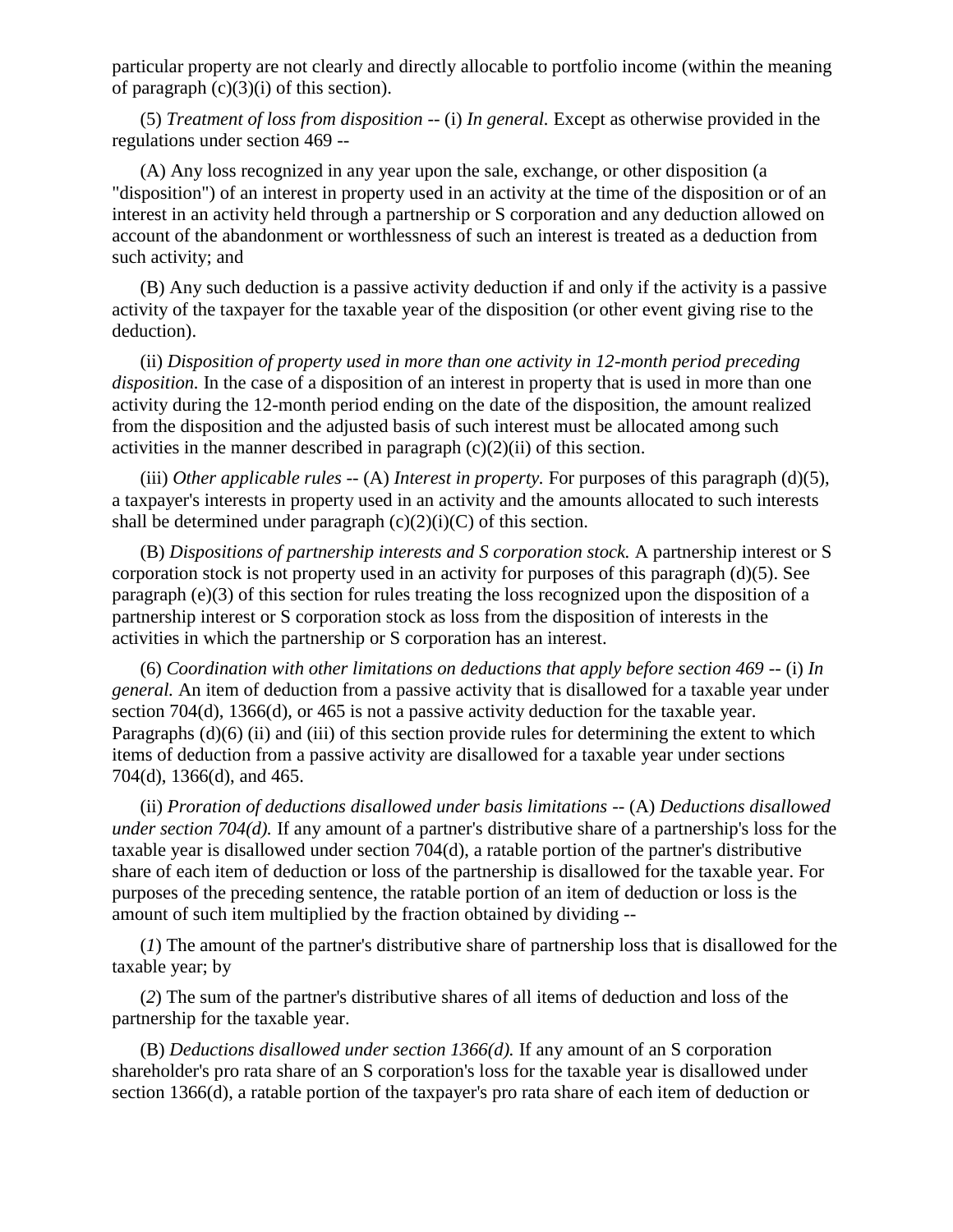particular property are not clearly and directly allocable to portfolio income (within the meaning of paragraph (c)(3)(i) of this section).

(5) *Treatment of loss from disposition* -- (i) *In general.* Except as otherwise provided in the regulations under section 469 --

(A) Any loss recognized in any year upon the sale, exchange, or other disposition (a "disposition") of an interest in property used in an activity at the time of the disposition or of an interest in an activity held through a partnership or S corporation and any deduction allowed on account of the abandonment or worthlessness of such an interest is treated as a deduction from such activity; and

(B) Any such deduction is a passive activity deduction if and only if the activity is a passive activity of the taxpayer for the taxable year of the disposition (or other event giving rise to the deduction).

(ii) *Disposition of property used in more than one activity in 12-month period preceding disposition.* In the case of a disposition of an interest in property that is used in more than one activity during the 12-month period ending on the date of the disposition, the amount realized from the disposition and the adjusted basis of such interest must be allocated among such activities in the manner described in paragraph (c)(2)(ii) of this section.

(iii) *Other applicable rules* -- (A) *Interest in property.* For purposes of this paragraph (d)(5), a taxpayer's interests in property used in an activity and the amounts allocated to such interests shall be determined under paragraph (c)(2)(i)(C) of this section.

(B) *Dispositions of partnership interests and S corporation stock.* A partnership interest or S corporation stock is not property used in an activity for purposes of this paragraph (d)(5). See paragraph (e)(3) of this section for rules treating the loss recognized upon the disposition of a partnership interest or S corporation stock as loss from the disposition of interests in the activities in which the partnership or S corporation has an interest.

(6) *Coordination with other limitations on deductions that apply before section 469* -- (i) *In general.* An item of deduction from a passive activity that is disallowed for a taxable year under section 704(d), 1366(d), or 465 is not a passive activity deduction for the taxable year. Paragraphs (d)(6) (ii) and (iii) of this section provide rules for determining the extent to which items of deduction from a passive activity are disallowed for a taxable year under sections 704(d), 1366(d), and 465.

(ii) *Proration of deductions disallowed under basis limitations* -- (A) *Deductions disallowed under section 704(d).* If any amount of a partner's distributive share of a partnership's loss for the taxable year is disallowed under section 704(d), a ratable portion of the partner's distributive share of each item of deduction or loss of the partnership is disallowed for the taxable year. For purposes of the preceding sentence, the ratable portion of an item of deduction or loss is the amount of such item multiplied by the fraction obtained by dividing --

(*1*) The amount of the partner's distributive share of partnership loss that is disallowed for the taxable year; by

(*2*) The sum of the partner's distributive shares of all items of deduction and loss of the partnership for the taxable year.

(B) *Deductions disallowed under section 1366(d).* If any amount of an S corporation shareholder's pro rata share of an S corporation's loss for the taxable year is disallowed under section 1366(d), a ratable portion of the taxpayer's pro rata share of each item of deduction or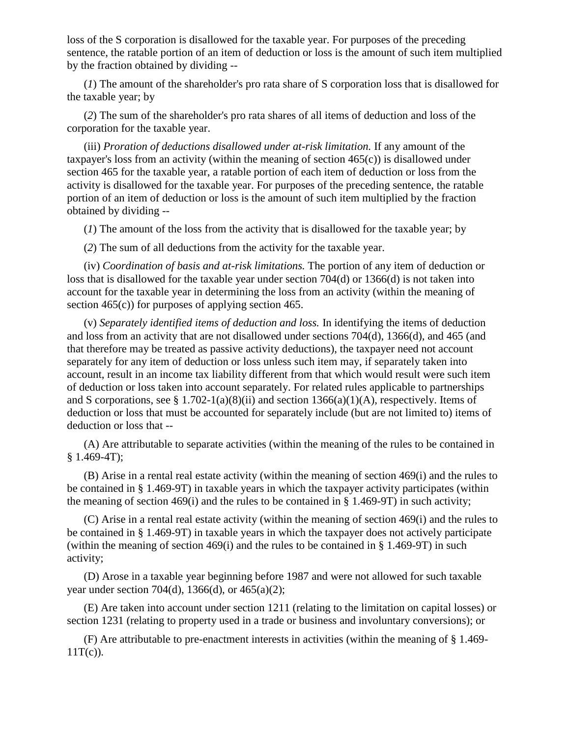loss of the S corporation is disallowed for the taxable year. For purposes of the preceding sentence, the ratable portion of an item of deduction or loss is the amount of such item multiplied by the fraction obtained by dividing --

(*1*) The amount of the shareholder's pro rata share of S corporation loss that is disallowed for the taxable year; by

(*2*) The sum of the shareholder's pro rata shares of all items of deduction and loss of the corporation for the taxable year.

(iii) *Proration of deductions disallowed under at-risk limitation.* If any amount of the taxpayer's loss from an activity (within the meaning of section 465(c)) is disallowed under section 465 for the taxable year, a ratable portion of each item of deduction or loss from the activity is disallowed for the taxable year. For purposes of the preceding sentence, the ratable portion of an item of deduction or loss is the amount of such item multiplied by the fraction obtained by dividing --

(*1*) The amount of the loss from the activity that is disallowed for the taxable year; by

(*2*) The sum of all deductions from the activity for the taxable year.

(iv) *Coordination of basis and at-risk limitations.* The portion of any item of deduction or loss that is disallowed for the taxable year under section 704(d) or 1366(d) is not taken into account for the taxable year in determining the loss from an activity (within the meaning of section 465(c)) for purposes of applying section 465.

(v) *Separately identified items of deduction and loss.* In identifying the items of deduction and loss from an activity that are not disallowed under sections 704(d), 1366(d), and 465 (and that therefore may be treated as passive activity deductions), the taxpayer need not account separately for any item of deduction or loss unless such item may, if separately taken into account, result in an income tax liability different from that which would result were such item of deduction or loss taken into account separately. For related rules applicable to partnerships and S corporations, see § 1.702-1(a)(8)(ii) and section 1366(a)(1)(A), respectively. Items of deduction or loss that must be accounted for separately include (but are not limited to) items of deduction or loss that --

(A) Are attributable to separate activities (within the meaning of the rules to be contained in § 1.469-4T);

(B) Arise in a rental real estate activity (within the meaning of section 469(i) and the rules to be contained in § 1.469-9T) in taxable years in which the taxpayer activity participates (within the meaning of section 469(i) and the rules to be contained in § 1.469-9T) in such activity;

(C) Arise in a rental real estate activity (within the meaning of section 469(i) and the rules to be contained in § 1.469-9T) in taxable years in which the taxpayer does not actively participate (within the meaning of section 469(i) and the rules to be contained in § 1.469-9T) in such activity;

(D) Arose in a taxable year beginning before 1987 and were not allowed for such taxable year under section 704(d), 1366(d), or 465(a)(2);

(E) Are taken into account under section 1211 (relating to the limitation on capital losses) or section 1231 (relating to property used in a trade or business and involuntary conversions); or

(F) Are attributable to pre-enactment interests in activities (within the meaning of § 1.469-11T(c)).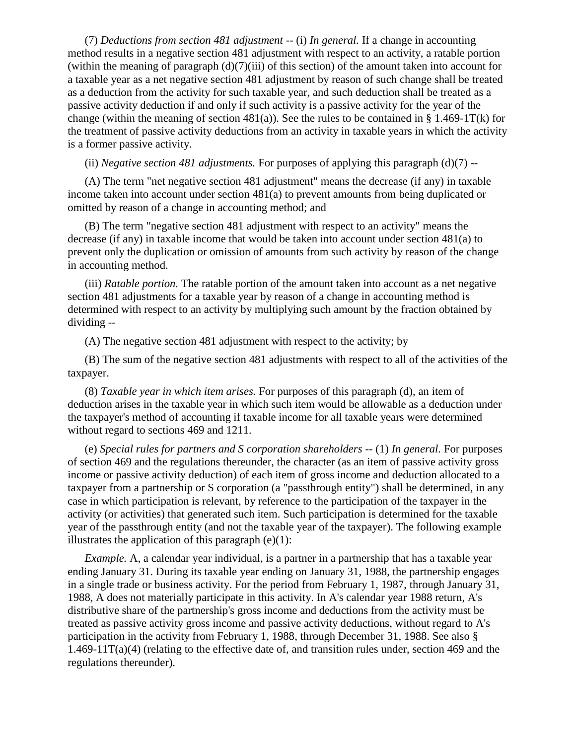(7) *Deductions from section 481 adjustment* -- (i) *In general.* If a change in accounting method results in a negative section 481 adjustment with respect to an activity, a ratable portion (within the meaning of paragraph (d)(7)(iii) of this section) of the amount taken into account for a taxable year as a net negative section 481 adjustment by reason of such change shall be treated as a deduction from the activity for such taxable year, and such deduction shall be treated as a passive activity deduction if and only if such activity is a passive activity for the year of the change (within the meaning of section 481(a)). See the rules to be contained in § 1.469-1T(k) for the treatment of passive activity deductions from an activity in taxable years in which the activity is a former passive activity.

(ii) *Negative section 481 adjustments.* For purposes of applying this paragraph (d)(7) --

(A) The term "net negative section 481 adjustment" means the decrease (if any) in taxable income taken into account under section 481(a) to prevent amounts from being duplicated or omitted by reason of a change in accounting method; and

(B) The term "negative section 481 adjustment with respect to an activity" means the decrease (if any) in taxable income that would be taken into account under section 481(a) to prevent only the duplication or omission of amounts from such activity by reason of the change in accounting method.

(iii) *Ratable portion.* The ratable portion of the amount taken into account as a net negative section 481 adjustments for a taxable year by reason of a change in accounting method is determined with respect to an activity by multiplying such amount by the fraction obtained by dividing --

(A) The negative section 481 adjustment with respect to the activity; by

(B) The sum of the negative section 481 adjustments with respect to all of the activities of the taxpayer.

(8) *Taxable year in which item arises.* For purposes of this paragraph (d), an item of deduction arises in the taxable year in which such item would be allowable as a deduction under the taxpayer's method of accounting if taxable income for all taxable years were determined without regard to sections 469 and 1211.

(e) *Special rules for partners and S corporation shareholders* -- (1) *In general.* For purposes of section 469 and the regulations thereunder, the character (as an item of passive activity gross income or passive activity deduction) of each item of gross income and deduction allocated to a taxpayer from a partnership or S corporation (a "passthrough entity") shall be determined, in any case in which participation is relevant, by reference to the participation of the taxpayer in the activity (or activities) that generated such item. Such participation is determined for the taxable year of the passthrough entity (and not the taxable year of the taxpayer). The following example illustrates the application of this paragraph (e)(1):

*Example.* A, a calendar year individual, is a partner in a partnership that has a taxable year ending January 31. During its taxable year ending on January 31, 1988, the partnership engages in a single trade or business activity. For the period from February 1, 1987, through January 31, 1988, A does not materially participate in this activity. In A's calendar year 1988 return, A's distributive share of the partnership's gross income and deductions from the activity must be treated as passive activity gross income and passive activity deductions, without regard to A's participation in the activity from February 1, 1988, through December 31, 1988. See also § 1.469-11T(a)(4) (relating to the effective date of, and transition rules under, section 469 and the regulations thereunder).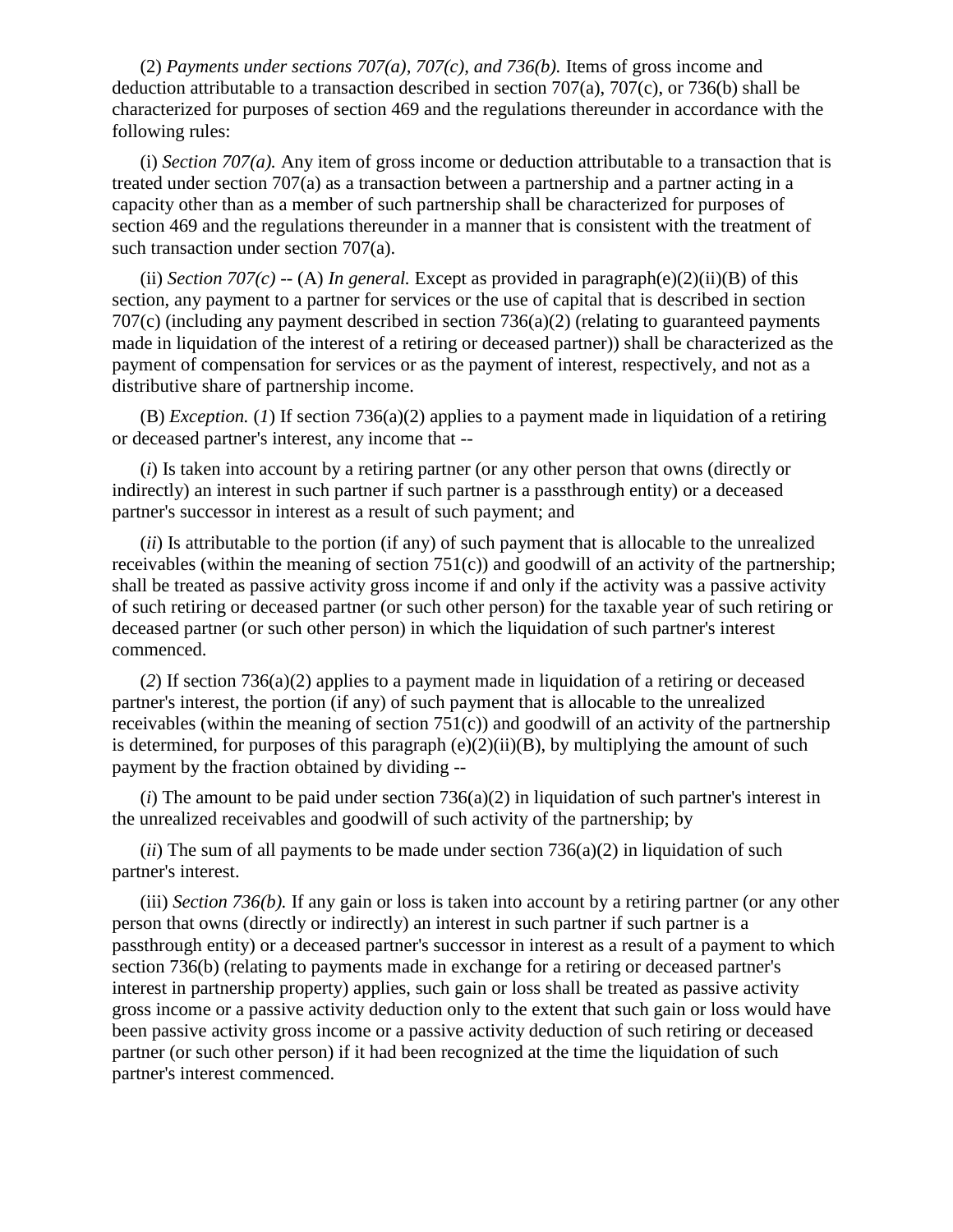(2) *Payments under sections 707(a), 707(c), and 736(b).* Items of gross income and deduction attributable to a transaction described in section 707(a), 707(c), or 736(b) shall be characterized for purposes of section 469 and the regulations thereunder in accordance with the following rules:

(i) *Section 707(a).* Any item of gross income or deduction attributable to a transaction that is treated under section 707(a) as a transaction between a partnership and a partner acting in a capacity other than as a member of such partnership shall be characterized for purposes of section 469 and the regulations thereunder in a manner that is consistent with the treatment of such transaction under section 707(a).

(ii) *Section 707(c)* -- (A) *In general.* Except as provided in paragraph(e)(2)(ii)(B) of this section, any payment to a partner for services or the use of capital that is described in section 707(c) (including any payment described in section 736(a)(2) (relating to guaranteed payments made in liquidation of the interest of a retiring or deceased partner)) shall be characterized as the payment of compensation for services or as the payment of interest, respectively, and not as a distributive share of partnership income.

(B) *Exception.* (*1*) If section 736(a)(2) applies to a payment made in liquidation of a retiring or deceased partner's interest, any income that --

(*i*) Is taken into account by a retiring partner (or any other person that owns (directly or indirectly) an interest in such partner if such partner is a passthrough entity) or a deceased partner's successor in interest as a result of such payment; and

(*ii*) Is attributable to the portion (if any) of such payment that is allocable to the unrealized receivables (within the meaning of section 751(c)) and goodwill of an activity of the partnership; shall be treated as passive activity gross income if and only if the activity was a passive activity of such retiring or deceased partner (or such other person) for the taxable year of such retiring or deceased partner (or such other person) in which the liquidation of such partner's interest commenced.

(*2*) If section 736(a)(2) applies to a payment made in liquidation of a retiring or deceased partner's interest, the portion (if any) of such payment that is allocable to the unrealized receivables (within the meaning of section 751(c)) and goodwill of an activity of the partnership is determined, for purposes of this paragraph (e)(2)(ii)(B), by multiplying the amount of such payment by the fraction obtained by dividing --

(*i*) The amount to be paid under section 736(a)(2) in liquidation of such partner's interest in the unrealized receivables and goodwill of such activity of the partnership; by

(*ii*) The sum of all payments to be made under section 736(a)(2) in liquidation of such partner's interest.

(iii) *Section 736(b).* If any gain or loss is taken into account by a retiring partner (or any other person that owns (directly or indirectly) an interest in such partner if such partner is a passthrough entity) or a deceased partner's successor in interest as a result of a payment to which section 736(b) (relating to payments made in exchange for a retiring or deceased partner's interest in partnership property) applies, such gain or loss shall be treated as passive activity gross income or a passive activity deduction only to the extent that such gain or loss would have been passive activity gross income or a passive activity deduction of such retiring or deceased partner (or such other person) if it had been recognized at the time the liquidation of such partner's interest commenced.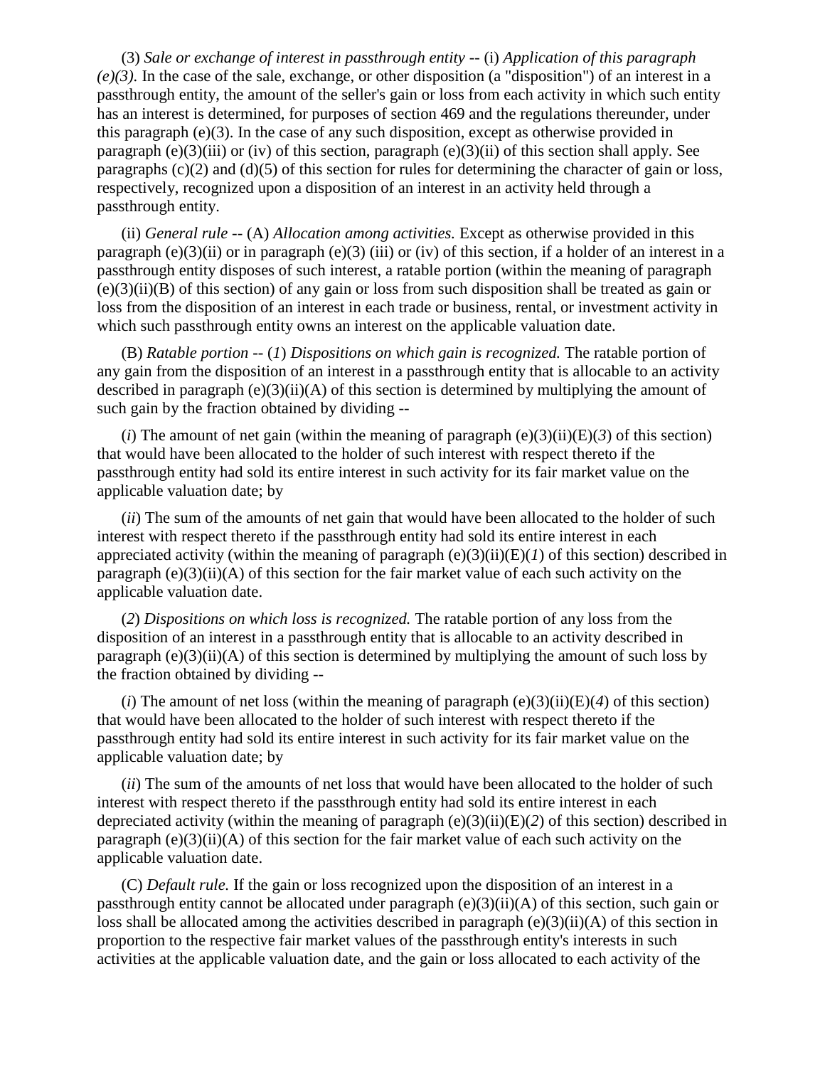(3) *Sale or exchange of interest in passthrough entity* -- (i) *Application of this paragraph (e)(3).* In the case of the sale, exchange, or other disposition (a "disposition") of an interest in a passthrough entity, the amount of the seller's gain or loss from each activity in which such entity has an interest is determined, for purposes of section 469 and the regulations thereunder, under this paragraph (e)(3). In the case of any such disposition, except as otherwise provided in paragraph (e)(3)(iii) or (iv) of this section, paragraph (e)(3)(ii) of this section shall apply. See paragraphs (c)(2) and (d)(5) of this section for rules for determining the character of gain or loss, respectively, recognized upon a disposition of an interest in an activity held through a passthrough entity.

(ii) *General rule* -- (A) *Allocation among activities.* Except as otherwise provided in this paragraph (e)(3)(ii) or in paragraph (e)(3) (iii) or (iv) of this section, if a holder of an interest in a passthrough entity disposes of such interest, a ratable portion (within the meaning of paragraph (e)(3)(ii)(B) of this section) of any gain or loss from such disposition shall be treated as gain or loss from the disposition of an interest in each trade or business, rental, or investment activity in which such passthrough entity owns an interest on the applicable valuation date.

(B) *Ratable portion* -- (*1*) *Dispositions on which gain is recognized.* The ratable portion of any gain from the disposition of an interest in a passthrough entity that is allocable to an activity described in paragraph (e)(3)(ii)(A) of this section is determined by multiplying the amount of such gain by the fraction obtained by dividing --

(*i*) The amount of net gain (within the meaning of paragraph (e)(3)(ii)(E)(*3*) of this section) that would have been allocated to the holder of such interest with respect thereto if the passthrough entity had sold its entire interest in such activity for its fair market value on the applicable valuation date; by

(*ii*) The sum of the amounts of net gain that would have been allocated to the holder of such interest with respect thereto if the passthrough entity had sold its entire interest in each appreciated activity (within the meaning of paragraph (e)(3)(ii)(E)(*1*) of this section) described in paragraph (e)(3)(ii)(A) of this section for the fair market value of each such activity on the applicable valuation date.

(*2*) *Dispositions on which loss is recognized.* The ratable portion of any loss from the disposition of an interest in a passthrough entity that is allocable to an activity described in paragraph (e)(3)(ii)(A) of this section is determined by multiplying the amount of such loss by the fraction obtained by dividing --

(*i*) The amount of net loss (within the meaning of paragraph (e)(3)(ii)(E)(*4*) of this section) that would have been allocated to the holder of such interest with respect thereto if the passthrough entity had sold its entire interest in such activity for its fair market value on the applicable valuation date; by

(*ii*) The sum of the amounts of net loss that would have been allocated to the holder of such interest with respect thereto if the passthrough entity had sold its entire interest in each depreciated activity (within the meaning of paragraph (e)(3)(ii)(E)(*2*) of this section) described in paragraph (e)(3)(ii)(A) of this section for the fair market value of each such activity on the applicable valuation date.

(C) *Default rule.* If the gain or loss recognized upon the disposition of an interest in a passthrough entity cannot be allocated under paragraph (e)(3)(ii)(A) of this section, such gain or loss shall be allocated among the activities described in paragraph (e)(3)(ii)(A) of this section in proportion to the respective fair market values of the passthrough entity's interests in such activities at the applicable valuation date, and the gain or loss allocated to each activity of the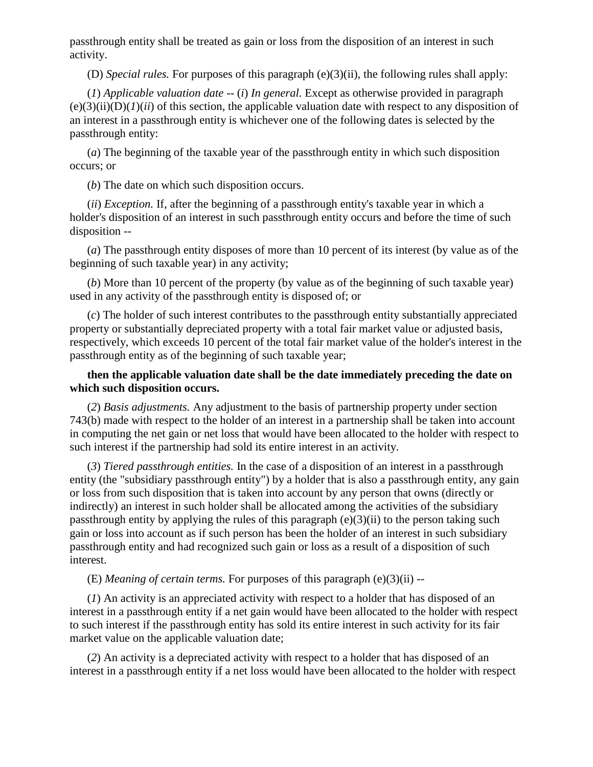passthrough entity shall be treated as gain or loss from the disposition of an interest in such activity.

(D) *Special rules.* For purposes of this paragraph (e)(3)(ii), the following rules shall apply:

(*1*) *Applicable valuation date* -- (*i*) *In general.* Except as otherwise provided in paragraph (e)(3)(ii)(D)(*1*)(*ii*) of this section, the applicable valuation date with respect to any disposition of an interest in a passthrough entity is whichever one of the following dates is selected by the passthrough entity:

(*a*) The beginning of the taxable year of the passthrough entity in which such disposition occurs; or

(*b*) The date on which such disposition occurs.

(*ii*) *Exception.* If, after the beginning of a passthrough entity's taxable year in which a holder's disposition of an interest in such passthrough entity occurs and before the time of such disposition --

(*a*) The passthrough entity disposes of more than 10 percent of its interest (by value as of the beginning of such taxable year) in any activity;

(*b*) More than 10 percent of the property (by value as of the beginning of such taxable year) used in any activity of the passthrough entity is disposed of; or

(*c*) The holder of such interest contributes to the passthrough entity substantially appreciated property or substantially depreciated property with a total fair market value or adjusted basis, respectively, which exceeds 10 percent of the total fair market value of the holder's interest in the passthrough entity as of the beginning of such taxable year;

**then the applicable valuation date shall be the date immediately preceding the date on which such disposition occurs.**

(*2*) *Basis adjustments.* Any adjustment to the basis of partnership property under section 743(b) made with respect to the holder of an interest in a partnership shall be taken into account in computing the net gain or net loss that would have been allocated to the holder with respect to such interest if the partnership had sold its entire interest in an activity.

(*3*) *Tiered passthrough entities.* In the case of a disposition of an interest in a passthrough entity (the "subsidiary passthrough entity") by a holder that is also a passthrough entity, any gain or loss from such disposition that is taken into account by any person that owns (directly or indirectly) an interest in such holder shall be allocated among the activities of the subsidiary passthrough entity by applying the rules of this paragraph (e)(3)(ii) to the person taking such gain or loss into account as if such person has been the holder of an interest in such subsidiary passthrough entity and had recognized such gain or loss as a result of a disposition of such interest.

(E) *Meaning of certain terms.* For purposes of this paragraph (e)(3)(ii) --

(*1*) An activity is an appreciated activity with respect to a holder that has disposed of an interest in a passthrough entity if a net gain would have been allocated to the holder with respect to such interest if the passthrough entity has sold its entire interest in such activity for its fair market value on the applicable valuation date;

(*2*) An activity is a depreciated activity with respect to a holder that has disposed of an interest in a passthrough entity if a net loss would have been allocated to the holder with respect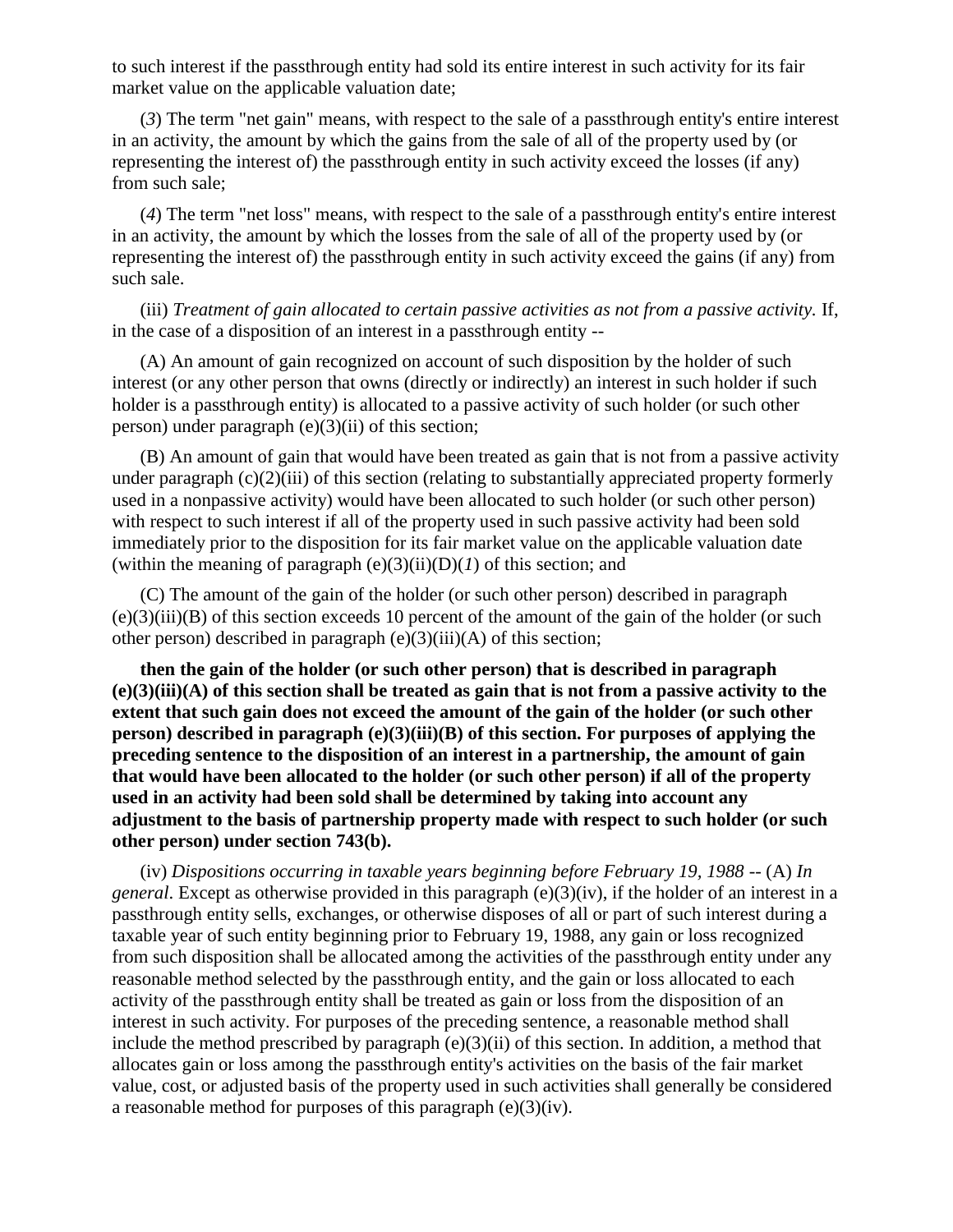to such interest if the passthrough entity had sold its entire interest in such activity for its fair market value on the applicable valuation date;

(*3*) The term "net gain" means, with respect to the sale of a passthrough entity's entire interest in an activity, the amount by which the gains from the sale of all of the property used by (or representing the interest of) the passthrough entity in such activity exceed the losses (if any) from such sale;

(*4*) The term "net loss" means, with respect to the sale of a passthrough entity's entire interest in an activity, the amount by which the losses from the sale of all of the property used by (or representing the interest of) the passthrough entity in such activity exceed the gains (if any) from such sale.

(iii) *Treatment of gain allocated to certain passive activities as not from a passive activity.* If, in the case of a disposition of an interest in a passthrough entity --

(A) An amount of gain recognized on account of such disposition by the holder of such interest (or any other person that owns (directly or indirectly) an interest in such holder if such holder is a passthrough entity) is allocated to a passive activity of such holder (or such other person) under paragraph (e)(3)(ii) of this section;

(B) An amount of gain that would have been treated as gain that is not from a passive activity under paragraph (c)(2)(iii) of this section (relating to substantially appreciated property formerly used in a nonpassive activity) would have been allocated to such holder (or such other person) with respect to such interest if all of the property used in such passive activity had been sold immediately prior to the disposition for its fair market value on the applicable valuation date (within the meaning of paragraph (e)(3)(ii)(D)(*1*) of this section; and

(C) The amount of the gain of the holder (or such other person) described in paragraph (e)(3)(iii)(B) of this section exceeds 10 percent of the amount of the gain of the holder (or such other person) described in paragraph (e)(3)(iii)(A) of this section;

**then the gain of the holder (or such other person) that is described in paragraph (e)(3)(iii)(A) of this section shall be treated as gain that is not from a passive activity to the extent that such gain does not exceed the amount of the gain of the holder (or such other person) described in paragraph (e)(3)(iii)(B) of this section. For purposes of applying the preceding sentence to the disposition of an interest in a partnership, the amount of gain that would have been allocated to the holder (or such other person) if all of the property used in an activity had been sold shall be determined by taking into account any adjustment to the basis of partnership property made with respect to such holder (or such other person) under section 743(b).**

(iv) *Dispositions occurring in taxable years beginning before February 19, 1988* -- (A) *In general*. Except as otherwise provided in this paragraph (e)(3)(iv), if the holder of an interest in a passthrough entity sells, exchanges, or otherwise disposes of all or part of such interest during a taxable year of such entity beginning prior to February 19, 1988, any gain or loss recognized from such disposition shall be allocated among the activities of the passthrough entity under any reasonable method selected by the passthrough entity, and the gain or loss allocated to each activity of the passthrough entity shall be treated as gain or loss from the disposition of an interest in such activity. For purposes of the preceding sentence, a reasonable method shall include the method prescribed by paragraph (e)(3)(ii) of this section. In addition, a method that allocates gain or loss among the passthrough entity's activities on the basis of the fair market value, cost, or adjusted basis of the property used in such activities shall generally be considered a reasonable method for purposes of this paragraph (e)(3)(iv).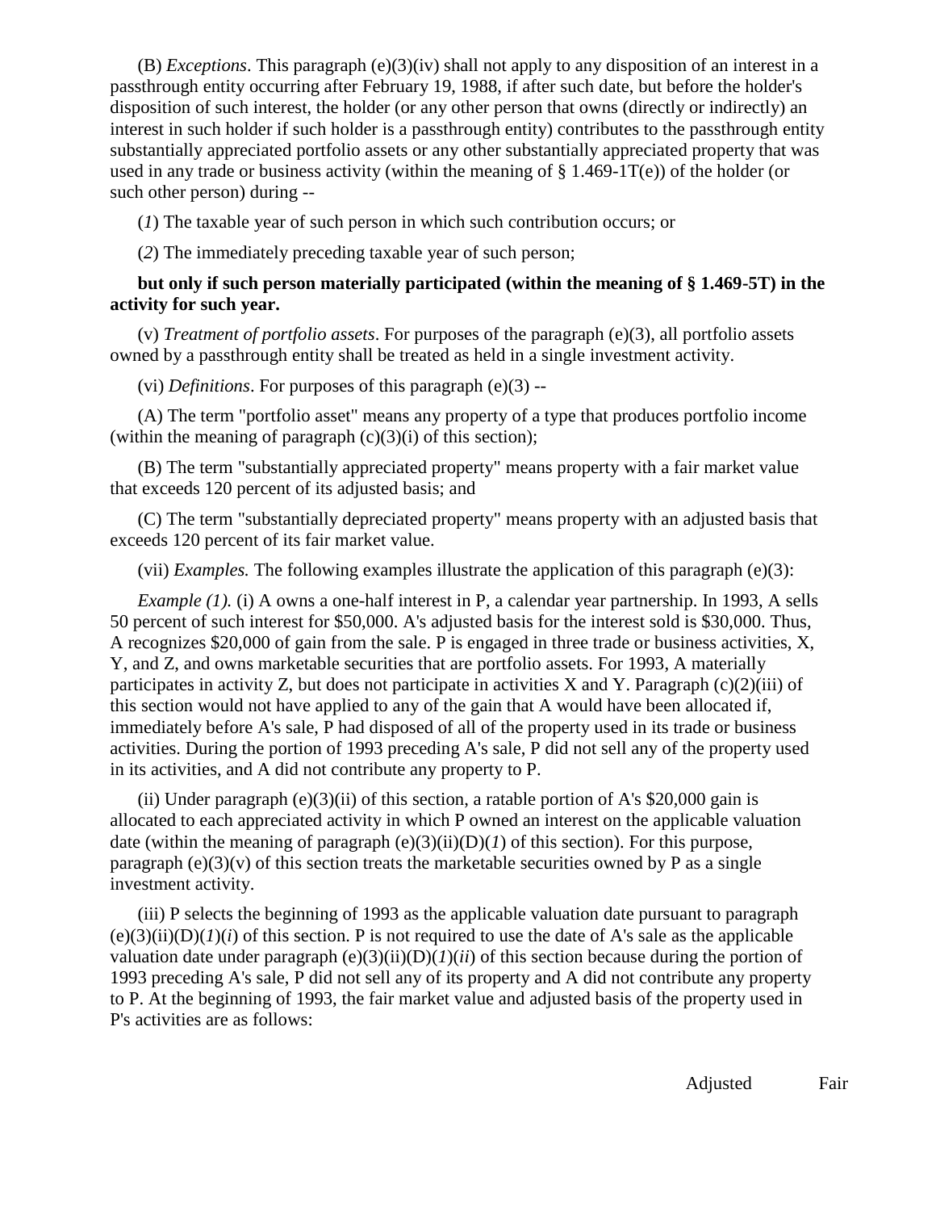(B) *Exceptions*. This paragraph (e)(3)(iv) shall not apply to any disposition of an interest in a passthrough entity occurring after February 19, 1988, if after such date, but before the holder's disposition of such interest, the holder (or any other person that owns (directly or indirectly) an interest in such holder if such holder is a passthrough entity) contributes to the passthrough entity substantially appreciated portfolio assets or any other substantially appreciated property that was used in any trade or business activity (within the meaning of § 1.469-1T(e)) of the holder (or such other person) during --

(*1*) The taxable year of such person in which such contribution occurs; or

(*2*) The immediately preceding taxable year of such person;

**but only if such person materially participated (within the meaning of § 1.469-5T) in the activity for such year.**

(v) *Treatment of portfolio assets*. For purposes of the paragraph (e)(3), all portfolio assets owned by a passthrough entity shall be treated as held in a single investment activity.

(vi) *Definitions*. For purposes of this paragraph (e)(3) --

(A) The term "portfolio asset" means any property of a type that produces portfolio income (within the meaning of paragraph (c)(3)(i) of this section);

(B) The term "substantially appreciated property" means property with a fair market value that exceeds 120 percent of its adjusted basis; and

(C) The term "substantially depreciated property" means property with an adjusted basis that exceeds 120 percent of its fair market value.

(vii) *Examples.* The following examples illustrate the application of this paragraph (e)(3):

*Example (1).* (i) A owns a one-half interest in P, a calendar year partnership. In 1993, A sells 50 percent of such interest for $50,000. A's adjusted basis for the interest sold is $30,000. Thus, A recognizes $20,000 of gain from the sale. P is engaged in three trade or business activities, X, Y, and Z, and owns marketable securities that are portfolio assets. For 1993, A materially participates in activity Z, but does not participate in activities X and Y. Paragraph (c)(2)(iii) of this section would not have applied to any of the gain that A would have been allocated if, immediately before A's sale, P had disposed of all of the property used in its trade or business activities. During the portion of 1993 preceding A's sale, P did not sell any of the property used in its activities, and A did not contribute any property to P.

(ii) Under paragraph (e)(3)(ii) of this section, a ratable portion of A's $20,000 gain is allocated to each appreciated activity in which P owned an interest on the applicable valuation date (within the meaning of paragraph (e)(3)(ii)(D)(*1*) of this section). For this purpose, paragraph (e)(3)(v) of this section treats the marketable securities owned by P as a single investment activity.

(iii) P selects the beginning of 1993 as the applicable valuation date pursuant to paragraph (e)(3)(ii)(D)(*1*)(*i*) of this section. P is not required to use the date of A's sale as the applicable valuation date under paragraph (e)(3)(ii)(D)(*1*)(*ii*) of this section because during the portion of 1993 preceding A's sale, P did not sell any of its property and A did not contribute any property to P. At the beginning of 1993, the fair market value and adjusted basis of the property used in P's activities are as follows:

Adjusted Fair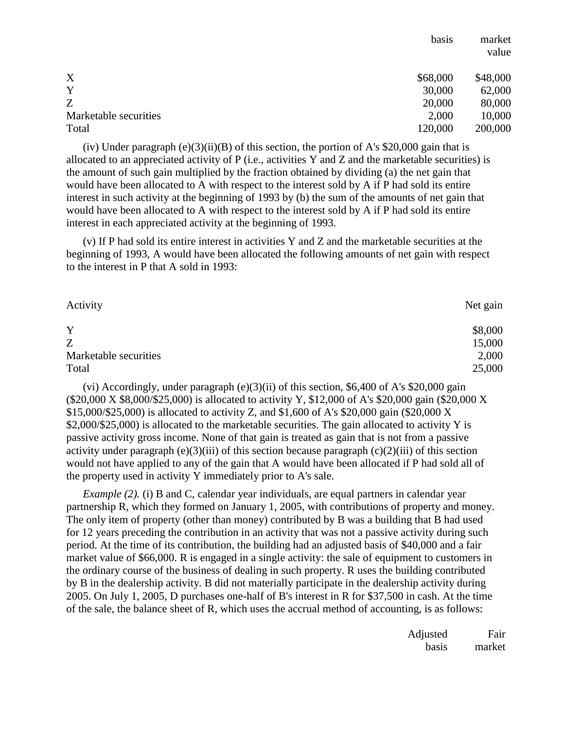| | basis | market value |
|---|---|---|
| X | $68,000 | $48,000 |
| Y | 30,000 | 62,000 |
| Z | 20,000 | 80,000 |
| Marketable securities | 2,000 | 10,000 |
| Total | 120,000 | 200,000 |

(iv) Under paragraph (e)(3)(ii)(B) of this section, the portion of A's $20,000 gain that is allocated to an appreciated activity of P (i.e., activities Y and Z and the marketable securities) is the amount of such gain multiplied by the fraction obtained by dividing (a) the net gain that would have been allocated to A with respect to the interest sold by A if P had sold its entire interest in such activity at the beginning of 1993 by (b) the sum of the amounts of net gain that would have been allocated to A with respect to the interest sold by A if P had sold its entire interest in each appreciated activity at the beginning of 1993.

(v) If P had sold its entire interest in activities Y and Z and the marketable securities at the beginning of 1993, A would have been allocated the following amounts of net gain with respect to the interest in P that A sold in 1993:

| Activity | Net gain |
|---|---|
| Y | $8,000 |
| Z | 15,000 |
| Marketable securities | 2,000 |
| Total | 25,000 |

(vi) Accordingly, under paragraph (e)(3)(ii) of this section, $6,400 of A's $20,000 gain ($20,000 X $8,000/$25,000) is allocated to activity Y, $12,000 of A's $20,000 gain ($20,000 X $15,000/$25,000) is allocated to activity Z, and $1,600 of A's $20,000 gain ($20,000 X $2,000/$25,000) is allocated to the marketable securities. The gain allocated to activity Y is passive activity gross income. None of that gain is treated as gain that is not from a passive activity under paragraph (e)(3)(iii) of this section because paragraph (c)(2)(iii) of this section would not have applied to any of the gain that A would have been allocated if P had sold all of the property used in activity Y immediately prior to A's sale.

*Example (2).* (i) B and C, calendar year individuals, are equal partners in calendar year partnership R, which they formed on January 1, 2005, with contributions of property and money. The only item of property (other than money) contributed by B was a building that B had used for 12 years preceding the contribution in an activity that was not a passive activity during such period. At the time of its contribution, the building had an adjusted basis of $40,000 and a fair market value of $66,000. R is engaged in a single activity: the sale of equipment to customers in the ordinary course of the business of dealing in such property. R uses the building contributed by B in the dealership activity. B did not materially participate in the dealership activity during 2005. On July 1, 2005, D purchases one-half of B's interest in R for $37,500 in cash. At the time of the sale, the balance sheet of R, which uses the accrual method of accounting, is as follows:

| | Adjusted basis | Fair market |
|---|---|---|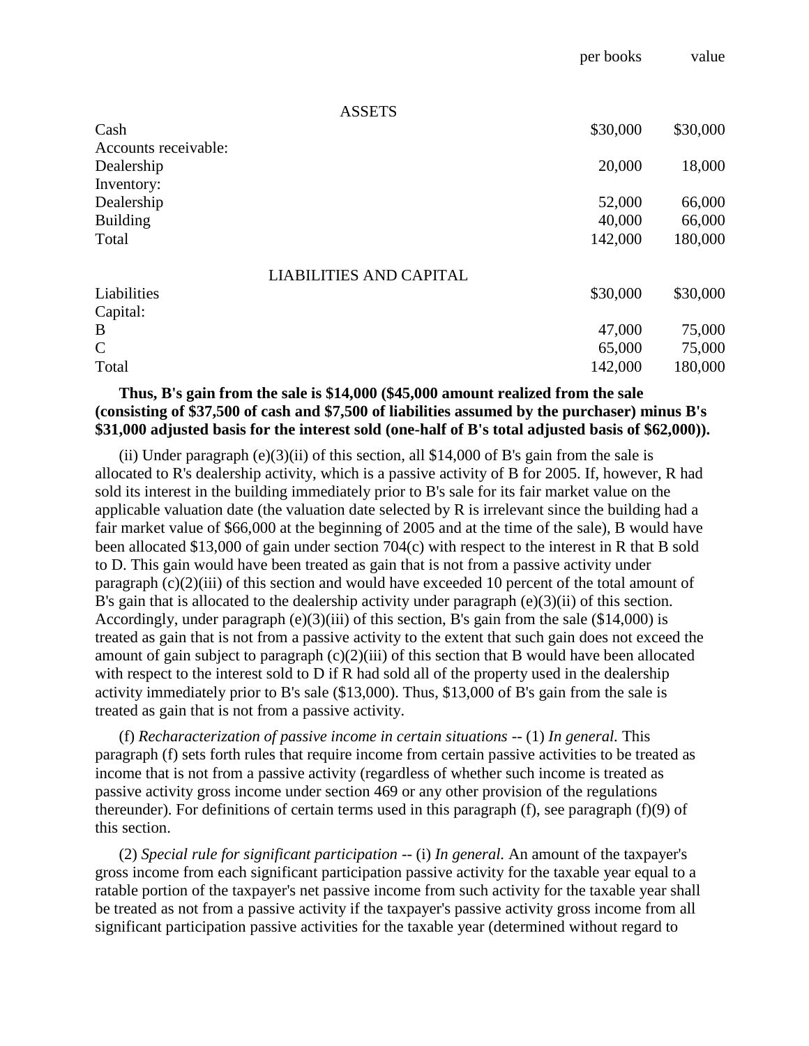| | per books | value |
|---|---|---|
| ASSETS | | |
| Cash | $30,000 | $30,000 |
| Accounts receivable: | | |
| Dealership | 20,000 | 18,000 |
| Inventory: | | |
| Dealership | 52,000 | 66,000 |
| Building | 40,000 | 66,000 |
| Total | 142,000 | 180,000 |
| LIABILITIES AND CAPITAL | | |
| Liabilities | $30,000 | $30,000 |
| Capital: | | |
| B | 47,000 | 75,000 |
| C | 65,000 | 75,000 |
| Total | 142,000 | 180,000 |

**Thus, B's gain from the sale is $14,000 ($45,000 amount realized from the sale (consisting of $37,500 of cash and $7,500 of liabilities assumed by the purchaser) minus B's $31,000 adjusted basis for the interest sold (one-half of B's total adjusted basis of $62,000)).**

(ii) Under paragraph (e)(3)(ii) of this section, all $14,000 of B's gain from the sale is allocated to R's dealership activity, which is a passive activity of B for 2005. If, however, R had sold its interest in the building immediately prior to B's sale for its fair market value on the applicable valuation date (the valuation date selected by R is irrelevant since the building had a fair market value of $66,000 at the beginning of 2005 and at the time of the sale), B would have been allocated $13,000 of gain under section 704(c) with respect to the interest in R that B sold to D. This gain would have been treated as gain that is not from a passive activity under paragraph (c)(2)(iii) of this section and would have exceeded 10 percent of the total amount of B's gain that is allocated to the dealership activity under paragraph (e)(3)(ii) of this section. Accordingly, under paragraph (e)(3)(iii) of this section, B's gain from the sale ($14,000) is treated as gain that is not from a passive activity to the extent that such gain does not exceed the amount of gain subject to paragraph (c)(2)(iii) of this section that B would have been allocated with respect to the interest sold to D if R had sold all of the property used in the dealership activity immediately prior to B's sale ($13,000). Thus, $13,000 of B's gain from the sale is treated as gain that is not from a passive activity.

(f) *Recharacterization of passive income in certain situations* -- (1) *In general.* This paragraph (f) sets forth rules that require income from certain passive activities to be treated as income that is not from a passive activity (regardless of whether such income is treated as passive activity gross income under section 469 or any other provision of the regulations thereunder). For definitions of certain terms used in this paragraph (f), see paragraph (f)(9) of this section.

(2) *Special rule for significant participation* -- (i) *In general.* An amount of the taxpayer's gross income from each significant participation passive activity for the taxable year equal to a ratable portion of the taxpayer's net passive income from such activity for the taxable year shall be treated as not from a passive activity if the taxpayer's passive activity gross income from all significant participation passive activities for the taxable year (determined without regard to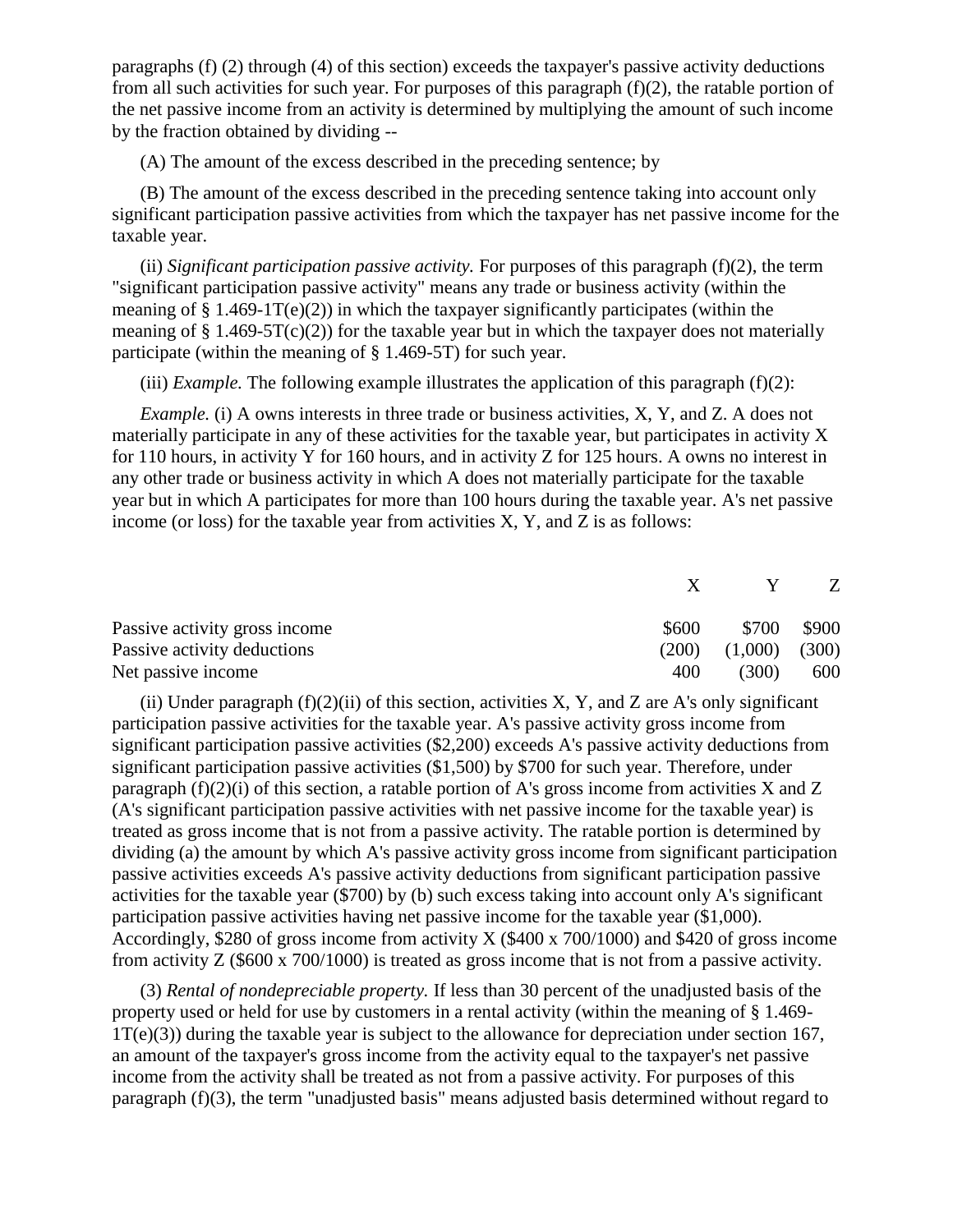paragraphs (f) (2) through (4) of this section) exceeds the taxpayer's passive activity deductions from all such activities for such year. For purposes of this paragraph (f)(2), the ratable portion of the net passive income from an activity is determined by multiplying the amount of such income by the fraction obtained by dividing --

(A) The amount of the excess described in the preceding sentence; by

(B) The amount of the excess described in the preceding sentence taking into account only significant participation passive activities from which the taxpayer has net passive income for the taxable year.

(ii) *Significant participation passive activity.* For purposes of this paragraph (f)(2), the term "significant participation passive activity" means any trade or business activity (within the meaning of § 1.469-1T(e)(2)) in which the taxpayer significantly participates (within the meaning of § 1.469-5T(c)(2)) for the taxable year but in which the taxpayer does not materially participate (within the meaning of § 1.469-5T) for such year.

(iii) *Example.* The following example illustrates the application of this paragraph (f)(2):

*Example.* (i) A owns interests in three trade or business activities, X, Y, and Z. A does not materially participate in any of these activities for the taxable year, but participates in activity X for 110 hours, in activity Y for 160 hours, and in activity Z for 125 hours. A owns no interest in any other trade or business activity in which A does not materially participate for the taxable year but in which A participates for more than 100 hours during the taxable year. A's net passive income (or loss) for the taxable year from activities X, Y, and Z is as follows:

| | X | Y | Z |
|---|---|---|---|
| Passive activity gross income | $600 | $700 | $900 |
| Passive activity deductions | (200) | (1,000) | (300) |
| Net passive income | 400 | (300) | 600 |

(ii) Under paragraph (f)(2)(ii) of this section, activities X, Y, and Z are A's only significant participation passive activities for the taxable year. A's passive activity gross income from significant participation passive activities ($2,200) exceeds A's passive activity deductions from significant participation passive activities ($1,500) by $700 for such year. Therefore, under paragraph (f)(2)(i) of this section, a ratable portion of A's gross income from activities X and Z (A's significant participation passive activities with net passive income for the taxable year) is treated as gross income that is not from a passive activity. The ratable portion is determined by dividing (a) the amount by which A's passive activity gross income from significant participation passive activities exceeds A's passive activity deductions from significant participation passive activities for the taxable year ($700) by (b) such excess taking into account only A's significant participation passive activities having net passive income for the taxable year ($1,000). Accordingly, $280 of gross income from activity X ($400 x 700/1000) and $420 of gross income from activity Z ($600 x 700/1000) is treated as gross income that is not from a passive activity.

(3) *Rental of nondepreciable property.* If less than 30 percent of the unadjusted basis of the property used or held for use by customers in a rental activity (within the meaning of § 1.469-1T(e)(3)) during the taxable year is subject to the allowance for depreciation under section 167, an amount of the taxpayer's gross income from the activity equal to the taxpayer's net passive income from the activity shall be treated as not from a passive activity. For purposes of this paragraph (f)(3), the term "unadjusted basis" means adjusted basis determined without regard to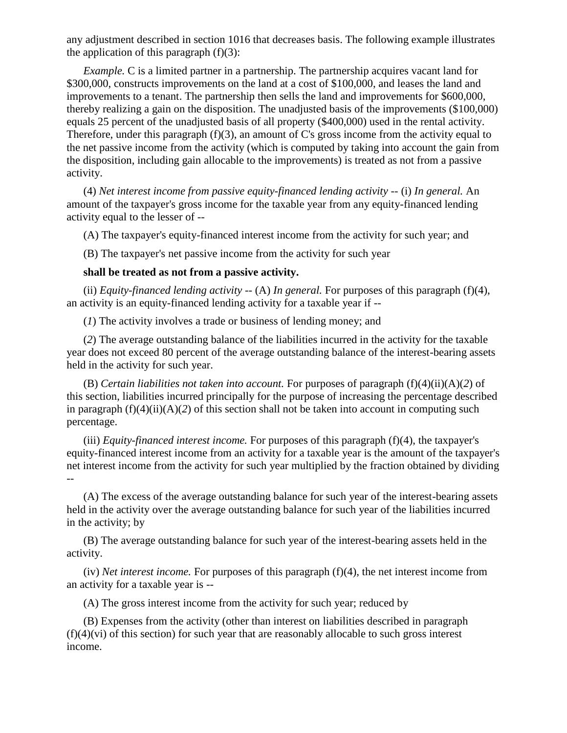any adjustment described in section 1016 that decreases basis. The following example illustrates the application of this paragraph (f)(3):

*Example.* C is a limited partner in a partnership. The partnership acquires vacant land for $300,000, constructs improvements on the land at a cost of $100,000, and leases the land and improvements to a tenant. The partnership then sells the land and improvements for $600,000, thereby realizing a gain on the disposition. The unadjusted basis of the improvements ($100,000) equals 25 percent of the unadjusted basis of all property ($400,000) used in the rental activity. Therefore, under this paragraph (f)(3), an amount of C's gross income from the activity equal to the net passive income from the activity (which is computed by taking into account the gain from the disposition, including gain allocable to the improvements) is treated as not from a passive activity.

(4) *Net interest income from passive equity-financed lending activity* -- (i) *In general.* An amount of the taxpayer's gross income for the taxable year from any equity-financed lending activity equal to the lesser of --

(A) The taxpayer's equity-financed interest income from the activity for such year; and

(B) The taxpayer's net passive income from the activity for such year

**shall be treated as not from a passive activity.**

(ii) *Equity-financed lending activity* -- (A) *In general.* For purposes of this paragraph (f)(4), an activity is an equity-financed lending activity for a taxable year if --

(*1*) The activity involves a trade or business of lending money; and

(*2*) The average outstanding balance of the liabilities incurred in the activity for the taxable year does not exceed 80 percent of the average outstanding balance of the interest-bearing assets held in the activity for such year.

(B) *Certain liabilities not taken into account.* For purposes of paragraph (f)(4)(ii)(A)(*2*) of this section, liabilities incurred principally for the purpose of increasing the percentage described in paragraph (f)(4)(ii)(A)(*2*) of this section shall not be taken into account in computing such percentage.

(iii) *Equity-financed interest income.* For purposes of this paragraph (f)(4), the taxpayer's equity-financed interest income from an activity for a taxable year is the amount of the taxpayer's net interest income from the activity for such year multiplied by the fraction obtained by dividing --

(A) The excess of the average outstanding balance for such year of the interest-bearing assets held in the activity over the average outstanding balance for such year of the liabilities incurred in the activity; by

(B) The average outstanding balance for such year of the interest-bearing assets held in the activity.

(iv) *Net interest income.* For purposes of this paragraph (f)(4), the net interest income from an activity for a taxable year is --

(A) The gross interest income from the activity for such year; reduced by

(B) Expenses from the activity (other than interest on liabilities described in paragraph (f)(4)(vi) of this section) for such year that are reasonably allocable to such gross interest income.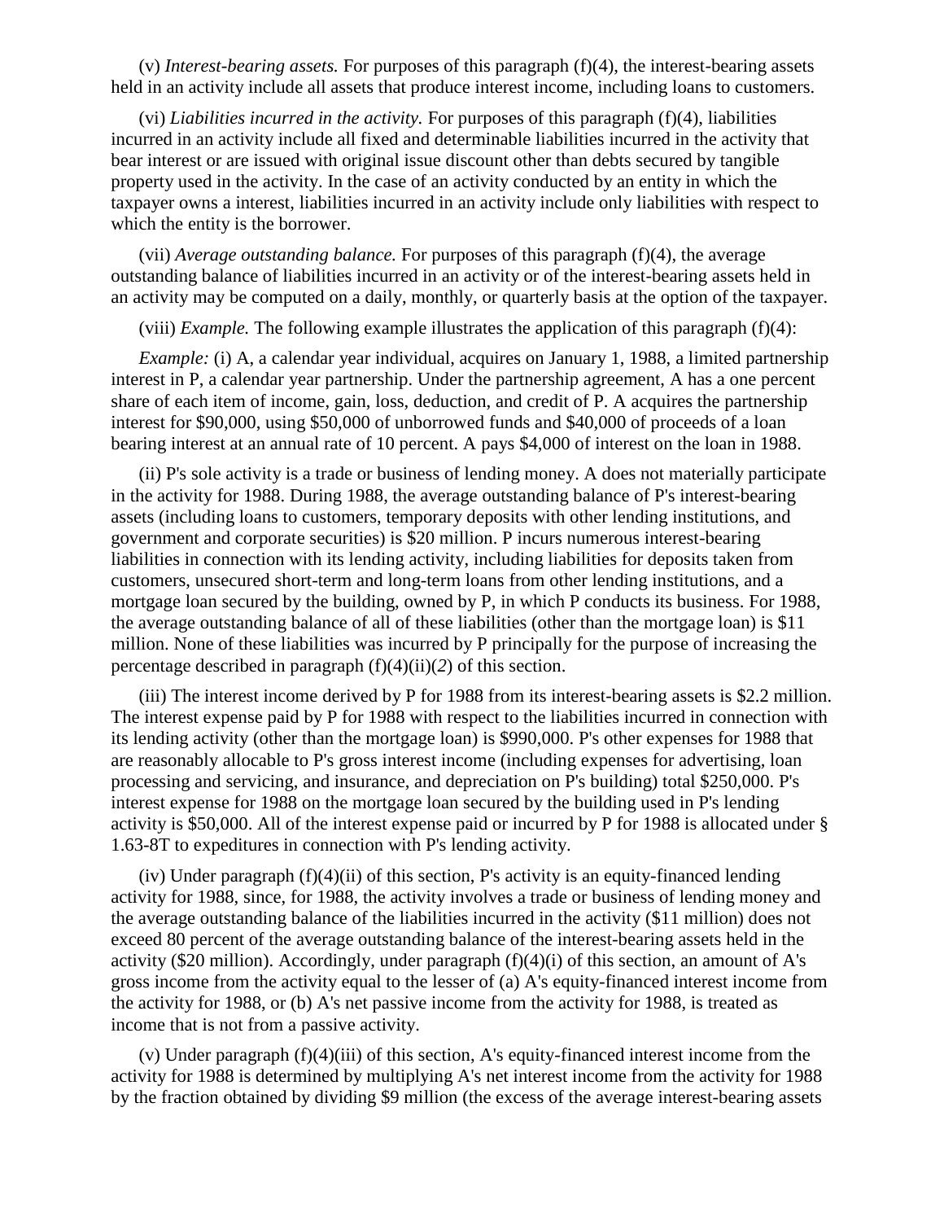(v) *Interest-bearing assets.* For purposes of this paragraph (f)(4), the interest-bearing assets held in an activity include all assets that produce interest income, including loans to customers.

(vi) *Liabilities incurred in the activity.* For purposes of this paragraph (f)(4), liabilities incurred in an activity include all fixed and determinable liabilities incurred in the activity that bear interest or are issued with original issue discount other than debts secured by tangible property used in the activity. In the case of an activity conducted by an entity in which the taxpayer owns a interest, liabilities incurred in an activity include only liabilities with respect to which the entity is the borrower.

(vii) *Average outstanding balance.* For purposes of this paragraph (f)(4), the average outstanding balance of liabilities incurred in an activity or of the interest-bearing assets held in an activity may be computed on a daily, monthly, or quarterly basis at the option of the taxpayer.

(viii) *Example.* The following example illustrates the application of this paragraph (f)(4):

*Example:* (i) A, a calendar year individual, acquires on January 1, 1988, a limited partnership interest in P, a calendar year partnership. Under the partnership agreement, A has a one percent share of each item of income, gain, loss, deduction, and credit of P. A acquires the partnership interest for $90,000, using $50,000 of unborrowed funds and $40,000 of proceeds of a loan bearing interest at an annual rate of 10 percent. A pays $4,000 of interest on the loan in 1988.

(ii) P's sole activity is a trade or business of lending money. A does not materially participate in the activity for 1988. During 1988, the average outstanding balance of P's interest-bearing assets (including loans to customers, temporary deposits with other lending institutions, and government and corporate securities) is $20 million. P incurs numerous interest-bearing liabilities in connection with its lending activity, including liabilities for deposits taken from customers, unsecured short-term and long-term loans from other lending institutions, and a mortgage loan secured by the building, owned by P, in which P conducts its business. For 1988, the average outstanding balance of all of these liabilities (other than the mortgage loan) is $11 million. None of these liabilities was incurred by P principally for the purpose of increasing the percentage described in paragraph (f)(4)(ii)(*2*) of this section.

(iii) The interest income derived by P for 1988 from its interest-bearing assets is $2.2 million. The interest expense paid by P for 1988 with respect to the liabilities incurred in connection with its lending activity (other than the mortgage loan) is $990,000. P's other expenses for 1988 that are reasonably allocable to P's gross interest income (including expenses for advertising, loan processing and servicing, and insurance, and depreciation on P's building) total $250,000. P's interest expense for 1988 on the mortgage loan secured by the building used in P's lending activity is $50,000. All of the interest expense paid or incurred by P for 1988 is allocated under § 1.63-8T to expeditures in connection with P's lending activity.

(iv) Under paragraph (f)(4)(ii) of this section, P's activity is an equity-financed lending activity for 1988, since, for 1988, the activity involves a trade or business of lending money and the average outstanding balance of the liabilities incurred in the activity ($11 million) does not exceed 80 percent of the average outstanding balance of the interest-bearing assets held in the activity ($20 million). Accordingly, under paragraph (f)(4)(i) of this section, an amount of A's gross income from the activity equal to the lesser of (a) A's equity-financed interest income from the activity for 1988, or (b) A's net passive income from the activity for 1988, is treated as income that is not from a passive activity.

(v) Under paragraph (f)(4)(iii) of this section, A's equity-financed interest income from the activity for 1988 is determined by multiplying A's net interest income from the activity for 1988 by the fraction obtained by dividing $9 million (the excess of the average interest-bearing assets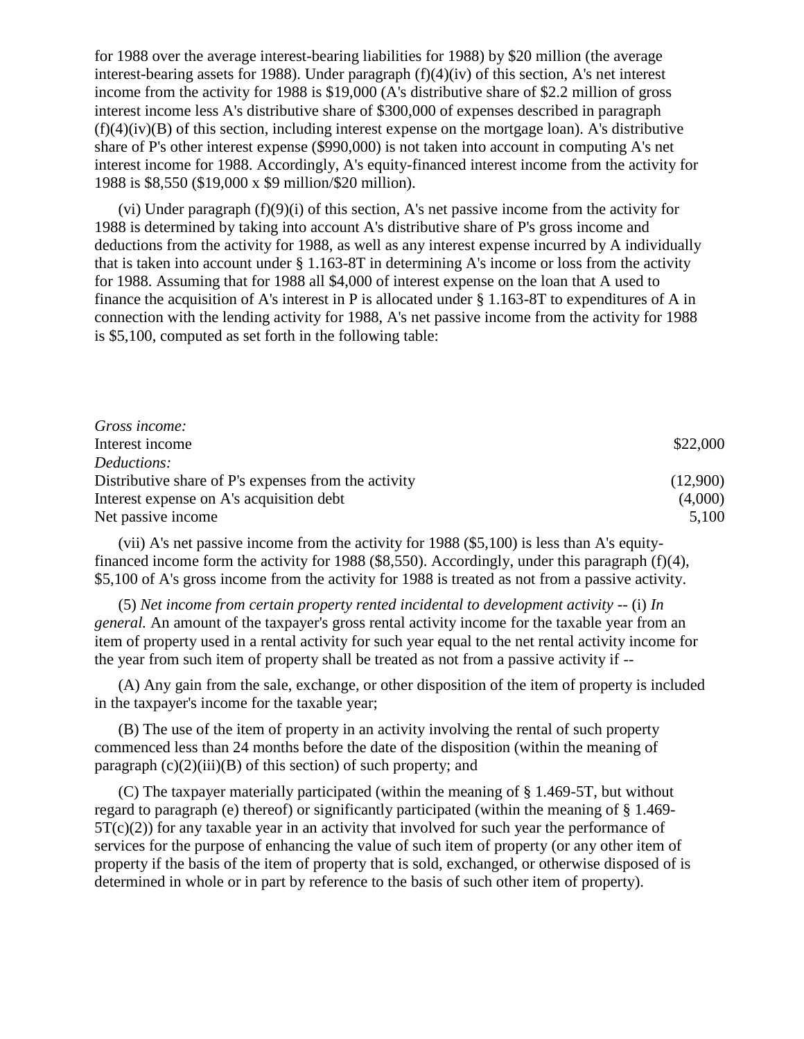for 1988 over the average interest-bearing liabilities for 1988) by $20 million (the average interest-bearing assets for 1988). Under paragraph (f)(4)(iv) of this section, A's net interest income from the activity for 1988 is $19,000 (A's distributive share of $2.2 million of gross interest income less A's distributive share of $300,000 of expenses described in paragraph (f)(4)(iv)(B) of this section, including interest expense on the mortgage loan). A's distributive share of P's other interest expense ($990,000) is not taken into account in computing A's net interest income for 1988. Accordingly, A's equity-financed interest income from the activity for 1988 is $8,550 ($19,000 x $9 million/$20 million).

(vi) Under paragraph (f)(9)(i) of this section, A's net passive income from the activity for 1988 is determined by taking into account A's distributive share of P's gross income and deductions from the activity for 1988, as well as any interest expense incurred by A individually that is taken into account under § 1.163-8T in determining A's income or loss from the activity for 1988. Assuming that for 1988 all $4,000 of interest expense on the loan that A used to finance the acquisition of A's interest in P is allocated under § 1.163-8T to expenditures of A in connection with the lending activity for 1988, A's net passive income from the activity for 1988 is $5,100, computed as set forth in the following table:

| | |
|---|---|
| *Gross income:* | |
| Interest income | $22,000 |
| *Deductions:* | |
| Distributive share of P's expenses from the activity | (12,900) |
| Interest expense on A's acquisition debt | (4,000) |
| Net passive income | 5,100 |

(vii) A's net passive income from the activity for 1988 ($5,100) is less than A's equity-financed income form the activity for 1988 ($8,550). Accordingly, under this paragraph (f)(4), $5,100 of A's gross income from the activity for 1988 is treated as not from a passive activity.

(5) *Net income from certain property rented incidental to development activity* -- (i) *In general.* An amount of the taxpayer's gross rental activity income for the taxable year from an item of property used in a rental activity for such year equal to the net rental activity income for the year from such item of property shall be treated as not from a passive activity if --

(A) Any gain from the sale, exchange, or other disposition of the item of property is included in the taxpayer's income for the taxable year;

(B) The use of the item of property in an activity involving the rental of such property commenced less than 24 months before the date of the disposition (within the meaning of paragraph (c)(2)(iii)(B) of this section) of such property; and

(C) The taxpayer materially participated (within the meaning of § 1.469-5T, but without regard to paragraph (e) thereof) or significantly participated (within the meaning of § 1.469-5T(c)(2)) for any taxable year in an activity that involved for such year the performance of services for the purpose of enhancing the value of such item of property (or any other item of property if the basis of the item of property that is sold, exchanged, or otherwise disposed of is determined in whole or in part by reference to the basis of such other item of property).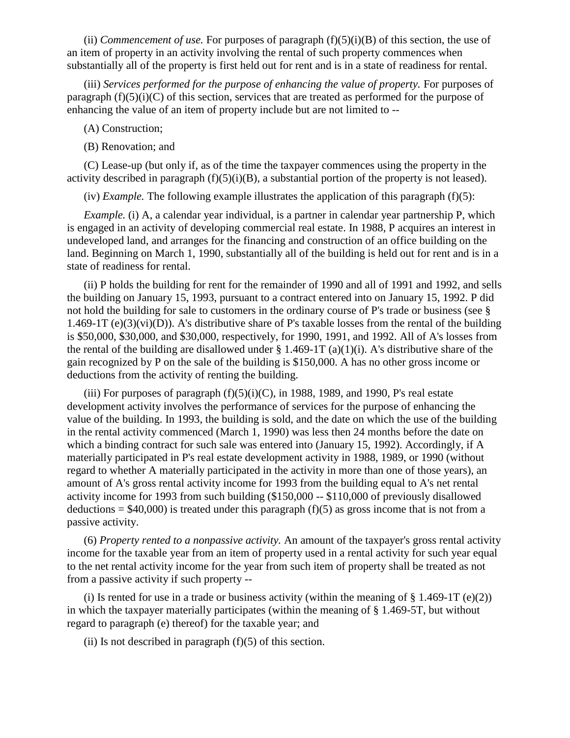(ii) *Commencement of use.* For purposes of paragraph (f)(5)(i)(B) of this section, the use of an item of property in an activity involving the rental of such property commences when substantially all of the property is first held out for rent and is in a state of readiness for rental.

(iii) *Services performed for the purpose of enhancing the value of property.* For purposes of paragraph (f)(5)(i)(C) of this section, services that are treated as performed for the purpose of enhancing the value of an item of property include but are not limited to --

(A) Construction;

(B) Renovation; and

(C) Lease-up (but only if, as of the time the taxpayer commences using the property in the activity described in paragraph (f)(5)(i)(B), a substantial portion of the property is not leased).

(iv) *Example.* The following example illustrates the application of this paragraph (f)(5):

*Example.* (i) A, a calendar year individual, is a partner in calendar year partnership P, which is engaged in an activity of developing commercial real estate. In 1988, P acquires an interest in undeveloped land, and arranges for the financing and construction of an office building on the land. Beginning on March 1, 1990, substantially all of the building is held out for rent and is in a state of readiness for rental.

(ii) P holds the building for rent for the remainder of 1990 and all of 1991 and 1992, and sells the building on January 15, 1993, pursuant to a contract entered into on January 15, 1992. P did not hold the building for sale to customers in the ordinary course of P's trade or business (see § 1.469-1T (e)(3)(vi)(D)). A's distributive share of P's taxable losses from the rental of the building is $50,000, $30,000, and $30,000, respectively, for 1990, 1991, and 1992. All of A's losses from the rental of the building are disallowed under § 1.469-1T (a)(1)(i). A's distributive share of the gain recognized by P on the sale of the building is $150,000. A has no other gross income or deductions from the activity of renting the building.

(iii) For purposes of paragraph (f)(5)(i)(C), in 1988, 1989, and 1990, P's real estate development activity involves the performance of services for the purpose of enhancing the value of the building. In 1993, the building is sold, and the date on which the use of the building in the rental activity commenced (March 1, 1990) was less then 24 months before the date on which a binding contract for such sale was entered into (January 15, 1992). Accordingly, if A materially participated in P's real estate development activity in 1988, 1989, or 1990 (without regard to whether A materially participated in the activity in more than one of those years), an amount of A's gross rental activity income for 1993 from the building equal to A's net rental activity income for 1993 from such building ($150,000 -- $110,000 of previously disallowed deductions = $40,000) is treated under this paragraph (f)(5) as gross income that is not from a passive activity.

(6) *Property rented to a nonpassive activity.* An amount of the taxpayer's gross rental activity income for the taxable year from an item of property used in a rental activity for such year equal to the net rental activity income for the year from such item of property shall be treated as not from a passive activity if such property --

(i) Is rented for use in a trade or business activity (within the meaning of § 1.469-1T (e)(2)) in which the taxpayer materially participates (within the meaning of § 1.469-5T, but without regard to paragraph (e) thereof) for the taxable year; and

(ii) Is not described in paragraph (f)(5) of this section.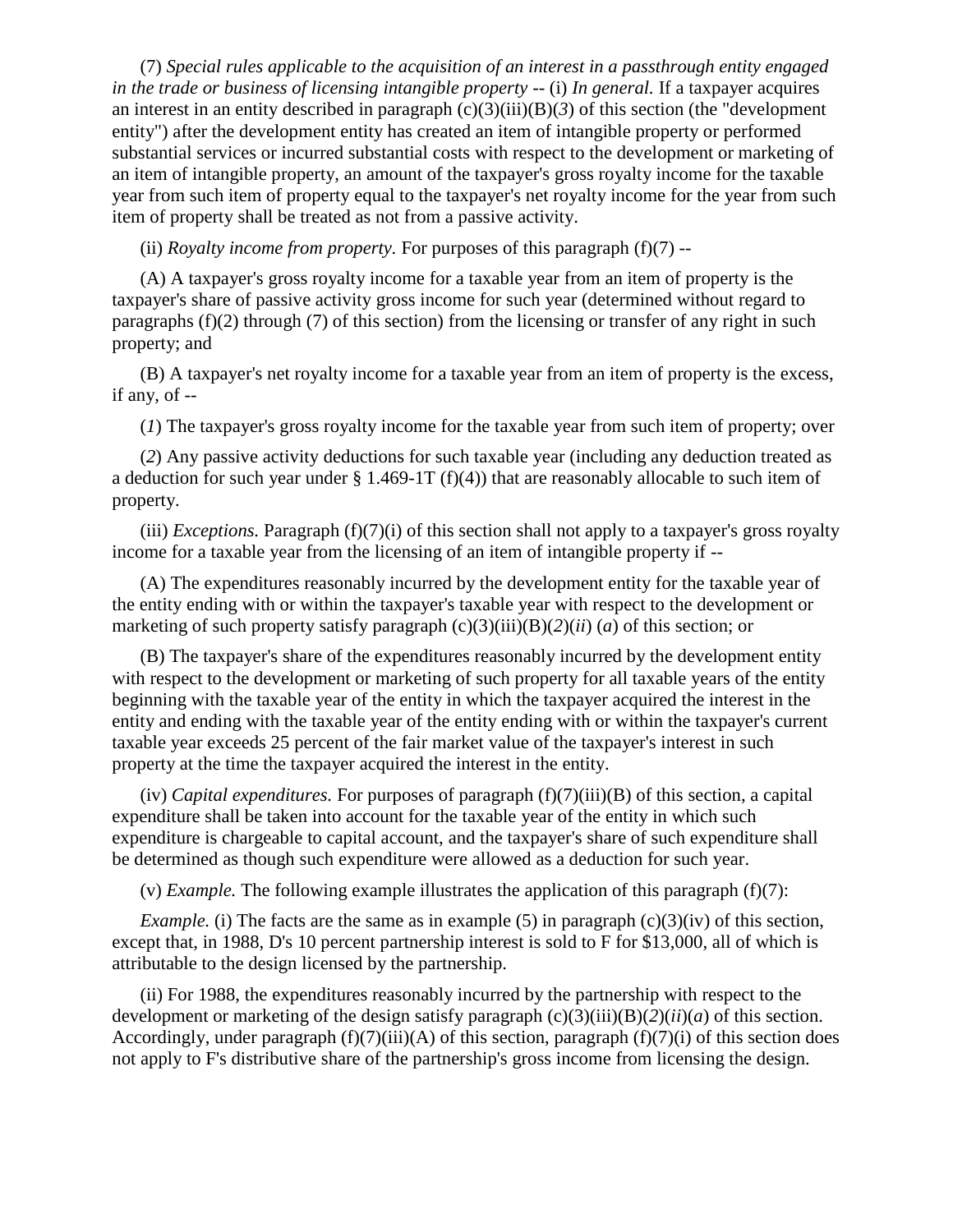(7) *Special rules applicable to the acquisition of an interest in a passthrough entity engaged in the trade or business of licensing intangible property* -- (i) *In general.* If a taxpayer acquires an interest in an entity described in paragraph (c)(3)(iii)(B)(*3*) of this section (the "development entity") after the development entity has created an item of intangible property or performed substantial services or incurred substantial costs with respect to the development or marketing of an item of intangible property, an amount of the taxpayer's gross royalty income for the taxable year from such item of property equal to the taxpayer's net royalty income for the year from such item of property shall be treated as not from a passive activity.

(ii) *Royalty income from property.* For purposes of this paragraph (f)(7) --

(A) A taxpayer's gross royalty income for a taxable year from an item of property is the taxpayer's share of passive activity gross income for such year (determined without regard to paragraphs (f)(2) through (7) of this section) from the licensing or transfer of any right in such property; and

(B) A taxpayer's net royalty income for a taxable year from an item of property is the excess, if any, of --

(*1*) The taxpayer's gross royalty income for the taxable year from such item of property; over

(*2*) Any passive activity deductions for such taxable year (including any deduction treated as a deduction for such year under § 1.469-1T (f)(4)) that are reasonably allocable to such item of property.

(iii) *Exceptions.* Paragraph (f)(7)(i) of this section shall not apply to a taxpayer's gross royalty income for a taxable year from the licensing of an item of intangible property if --

(A) The expenditures reasonably incurred by the development entity for the taxable year of the entity ending with or within the taxpayer's taxable year with respect to the development or marketing of such property satisfy paragraph (c)(3)(iii)(B)(*2*)(*ii*) (*a*) of this section; or

(B) The taxpayer's share of the expenditures reasonably incurred by the development entity with respect to the development or marketing of such property for all taxable years of the entity beginning with the taxable year of the entity in which the taxpayer acquired the interest in the entity and ending with the taxable year of the entity ending with or within the taxpayer's current taxable year exceeds 25 percent of the fair market value of the taxpayer's interest in such property at the time the taxpayer acquired the interest in the entity.

(iv) *Capital expenditures.* For purposes of paragraph (f)(7)(iii)(B) of this section, a capital expenditure shall be taken into account for the taxable year of the entity in which such expenditure is chargeable to capital account, and the taxpayer's share of such expenditure shall be determined as though such expenditure were allowed as a deduction for such year.

(v) *Example.* The following example illustrates the application of this paragraph (f)(7):

*Example.* (i) The facts are the same as in example (5) in paragraph (c)(3)(iv) of this section, except that, in 1988, D's 10 percent partnership interest is sold to F for $13,000, all of which is attributable to the design licensed by the partnership.

(ii) For 1988, the expenditures reasonably incurred by the partnership with respect to the development or marketing of the design satisfy paragraph (c)(3)(iii)(B)(*2*)(*ii*)(*a*) of this section. Accordingly, under paragraph (f)(7)(iii)(A) of this section, paragraph (f)(7)(i) of this section does not apply to F's distributive share of the partnership's gross income from licensing the design.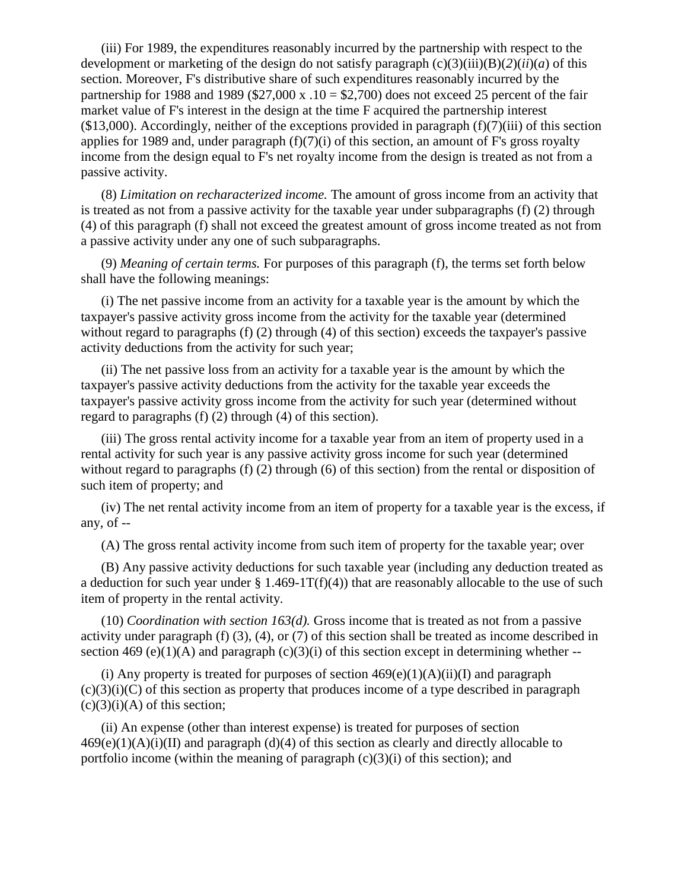(iii) For 1989, the expenditures reasonably incurred by the partnership with respect to the development or marketing of the design do not satisfy paragraph (c)(3)(iii)(B)(*2*)(*ii*)(*a*) of this section. Moreover, F's distributive share of such expenditures reasonably incurred by the partnership for 1988 and 1989 ($27,000 x .10 = $2,700) does not exceed 25 percent of the fair market value of F's interest in the design at the time F acquired the partnership interest ($13,000). Accordingly, neither of the exceptions provided in paragraph (f)(7)(iii) of this section applies for 1989 and, under paragraph (f)(7)(i) of this section, an amount of F's gross royalty income from the design equal to F's net royalty income from the design is treated as not from a passive activity.

(8) *Limitation on recharacterized income.* The amount of gross income from an activity that is treated as not from a passive activity for the taxable year under subparagraphs (f) (2) through (4) of this paragraph (f) shall not exceed the greatest amount of gross income treated as not from a passive activity under any one of such subparagraphs.

(9) *Meaning of certain terms.* For purposes of this paragraph (f), the terms set forth below shall have the following meanings:

(i) The net passive income from an activity for a taxable year is the amount by which the taxpayer's passive activity gross income from the activity for the taxable year (determined without regard to paragraphs (f) (2) through (4) of this section) exceeds the taxpayer's passive activity deductions from the activity for such year;

(ii) The net passive loss from an activity for a taxable year is the amount by which the taxpayer's passive activity deductions from the activity for the taxable year exceeds the taxpayer's passive activity gross income from the activity for such year (determined without regard to paragraphs (f) (2) through (4) of this section).

(iii) The gross rental activity income for a taxable year from an item of property used in a rental activity for such year is any passive activity gross income for such year (determined without regard to paragraphs (f) (2) through (6) of this section) from the rental or disposition of such item of property; and

(iv) The net rental activity income from an item of property for a taxable year is the excess, if any, of --

(A) The gross rental activity income from such item of property for the taxable year; over

(B) Any passive activity deductions for such taxable year (including any deduction treated as a deduction for such year under § 1.469-1T(f)(4)) that are reasonably allocable to the use of such item of property in the rental activity.

(10) *Coordination with section 163(d).* Gross income that is treated as not from a passive activity under paragraph (f) (3), (4), or (7) of this section shall be treated as income described in section 469 (e)(1)(A) and paragraph (c)(3)(i) of this section except in determining whether --

(i) Any property is treated for purposes of section 469(e)(1)(A)(ii)(I) and paragraph (c)(3)(i)(C) of this section as property that produces income of a type described in paragraph (c)(3)(i)(A) of this section;

(ii) An expense (other than interest expense) is treated for purposes of section 469(e)(1)(A)(i)(II) and paragraph (d)(4) of this section as clearly and directly allocable to portfolio income (within the meaning of paragraph (c)(3)(i) of this section); and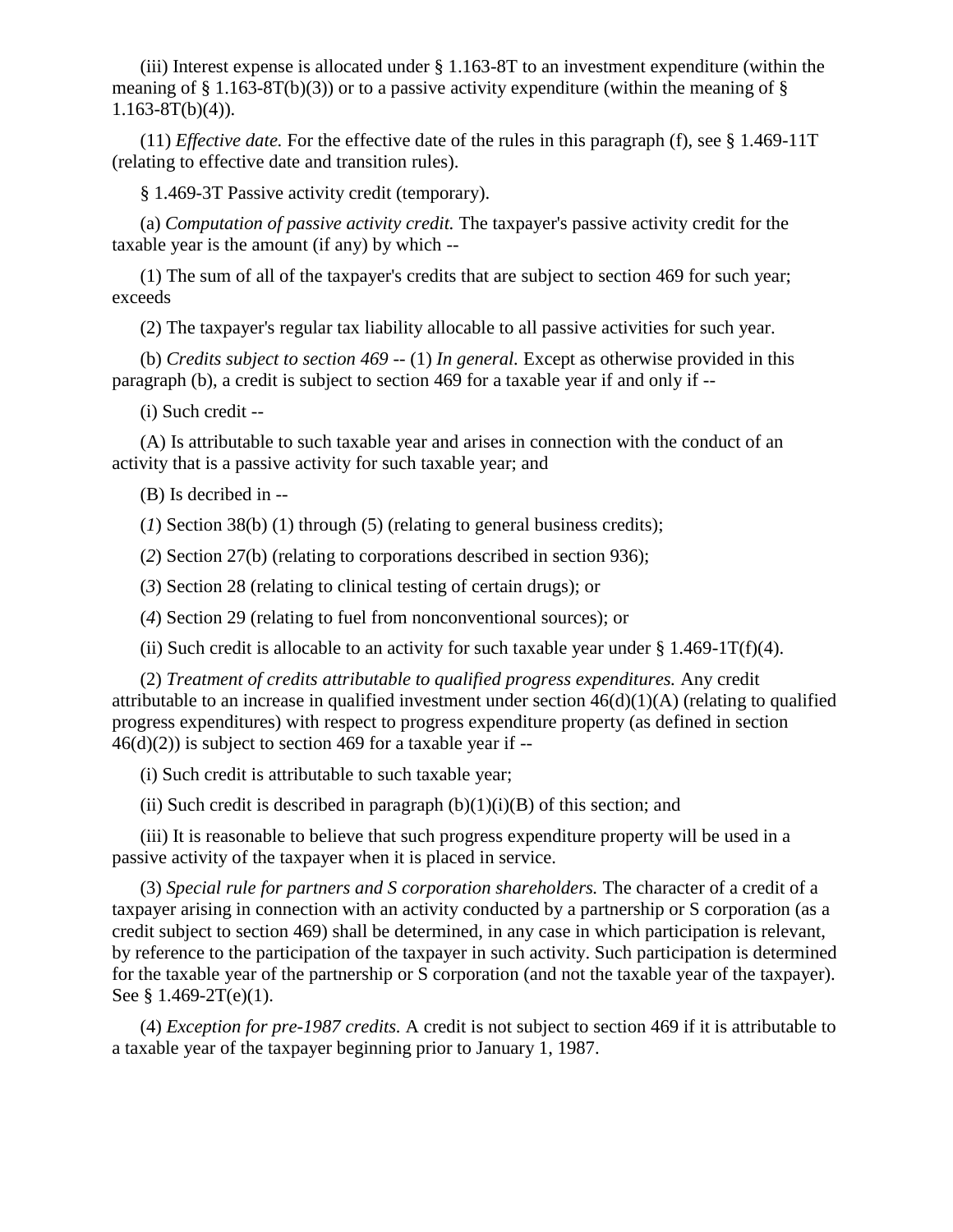(iii) Interest expense is allocated under § 1.163-8T to an investment expenditure (within the meaning of § 1.163-8T(b)(3)) or to a passive activity expenditure (within the meaning of § 1.163-8T(b)(4)).

(11) *Effective date.* For the effective date of the rules in this paragraph (f), see § 1.469-11T (relating to effective date and transition rules).

§ 1.469-3T Passive activity credit (temporary).

(a) *Computation of passive activity credit.* The taxpayer's passive activity credit for the taxable year is the amount (if any) by which --

(1) The sum of all of the taxpayer's credits that are subject to section 469 for such year; exceeds

(2) The taxpayer's regular tax liability allocable to all passive activities for such year.

(b) *Credits subject to section 469* -- (1) *In general.* Except as otherwise provided in this paragraph (b), a credit is subject to section 469 for a taxable year if and only if --

(i) Such credit --

(A) Is attributable to such taxable year and arises in connection with the conduct of an activity that is a passive activity for such taxable year; and

(B) Is decribed in --

(*1*) Section 38(b) (1) through (5) (relating to general business credits);

(*2*) Section 27(b) (relating to corporations described in section 936);

(*3*) Section 28 (relating to clinical testing of certain drugs); or

(*4*) Section 29 (relating to fuel from nonconventional sources); or

(ii) Such credit is allocable to an activity for such taxable year under § 1.469-1T(f)(4).

(2) *Treatment of credits attributable to qualified progress expenditures.* Any credit attributable to an increase in qualified investment under section 46(d)(1)(A) (relating to qualified progress expenditures) with respect to progress expenditure property (as defined in section 46(d)(2)) is subject to section 469 for a taxable year if --

(i) Such credit is attributable to such taxable year;

(ii) Such credit is described in paragraph (b)(1)(i)(B) of this section; and

(iii) It is reasonable to believe that such progress expenditure property will be used in a passive activity of the taxpayer when it is placed in service.

(3) *Special rule for partners and S corporation shareholders.* The character of a credit of a taxpayer arising in connection with an activity conducted by a partnership or S corporation (as a credit subject to section 469) shall be determined, in any case in which participation is relevant, by reference to the participation of the taxpayer in such activity. Such participation is determined for the taxable year of the partnership or S corporation (and not the taxable year of the taxpayer). See § 1.469-2T(e)(1).

(4) *Exception for pre-1987 credits.* A credit is not subject to section 469 if it is attributable to a taxable year of the taxpayer beginning prior to January 1, 1987.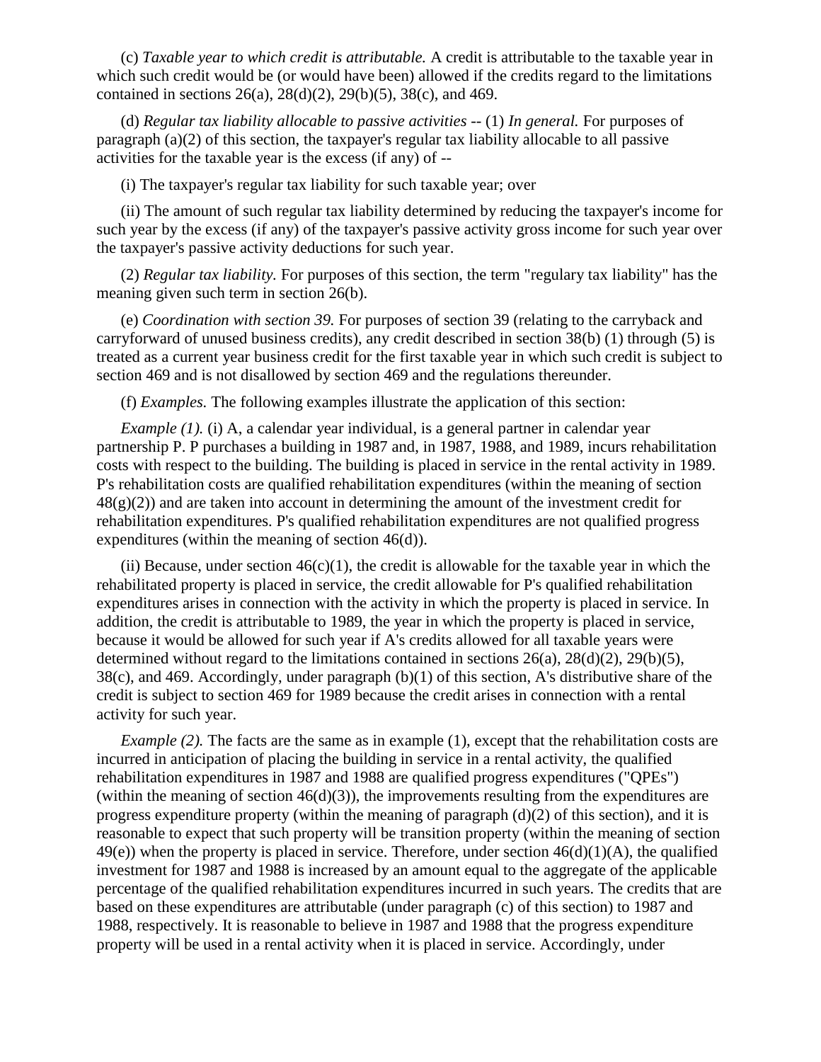(c) *Taxable year to which credit is attributable.* A credit is attributable to the taxable year in which such credit would be (or would have been) allowed if the credits regard to the limitations contained in sections 26(a), 28(d)(2), 29(b)(5), 38(c), and 469.

(d) *Regular tax liability allocable to passive activities* -- (1) *In general.* For purposes of paragraph (a)(2) of this section, the taxpayer's regular tax liability allocable to all passive activities for the taxable year is the excess (if any) of --

(i) The taxpayer's regular tax liability for such taxable year; over

(ii) The amount of such regular tax liability determined by reducing the taxpayer's income for such year by the excess (if any) of the taxpayer's passive activity gross income for such year over the taxpayer's passive activity deductions for such year.

(2) *Regular tax liability.* For purposes of this section, the term "regulary tax liability" has the meaning given such term in section 26(b).

(e) *Coordination with section 39.* For purposes of section 39 (relating to the carryback and carryforward of unused business credits), any credit described in section 38(b) (1) through (5) is treated as a current year business credit for the first taxable year in which such credit is subject to section 469 and is not disallowed by section 469 and the regulations thereunder.

(f) *Examples.* The following examples illustrate the application of this section:

*Example (1).* (i) A, a calendar year individual, is a general partner in calendar year partnership P. P purchases a building in 1987 and, in 1987, 1988, and 1989, incurs rehabilitation costs with respect to the building. The building is placed in service in the rental activity in 1989. P's rehabilitation costs are qualified rehabilitation expenditures (within the meaning of section 48(g)(2)) and are taken into account in determining the amount of the investment credit for rehabilitation expenditures. P's qualified rehabilitation expenditures are not qualified progress expenditures (within the meaning of section 46(d)).

(ii) Because, under section 46(c)(1), the credit is allowable for the taxable year in which the rehabilitated property is placed in service, the credit allowable for P's qualified rehabilitation expenditures arises in connection with the activity in which the property is placed in service. In addition, the credit is attributable to 1989, the year in which the property is placed in service, because it would be allowed for such year if A's credits allowed for all taxable years were determined without regard to the limitations contained in sections 26(a), 28(d)(2), 29(b)(5), 38(c), and 469. Accordingly, under paragraph (b)(1) of this section, A's distributive share of the credit is subject to section 469 for 1989 because the credit arises in connection with a rental activity for such year.

*Example (2).* The facts are the same as in example (1), except that the rehabilitation costs are incurred in anticipation of placing the building in service in a rental activity, the qualified rehabilitation expenditures in 1987 and 1988 are qualified progress expenditures ("QPEs") (within the meaning of section 46(d)(3)), the improvements resulting from the expenditures are progress expenditure property (within the meaning of paragraph (d)(2) of this section), and it is reasonable to expect that such property will be transition property (within the meaning of section 49(e)) when the property is placed in service. Therefore, under section 46(d)(1)(A), the qualified investment for 1987 and 1988 is increased by an amount equal to the aggregate of the applicable percentage of the qualified rehabilitation expenditures incurred in such years. The credits that are based on these expenditures are attributable (under paragraph (c) of this section) to 1987 and 1988, respectively. It is reasonable to believe in 1987 and 1988 that the progress expenditure property will be used in a rental activity when it is placed in service. Accordingly, under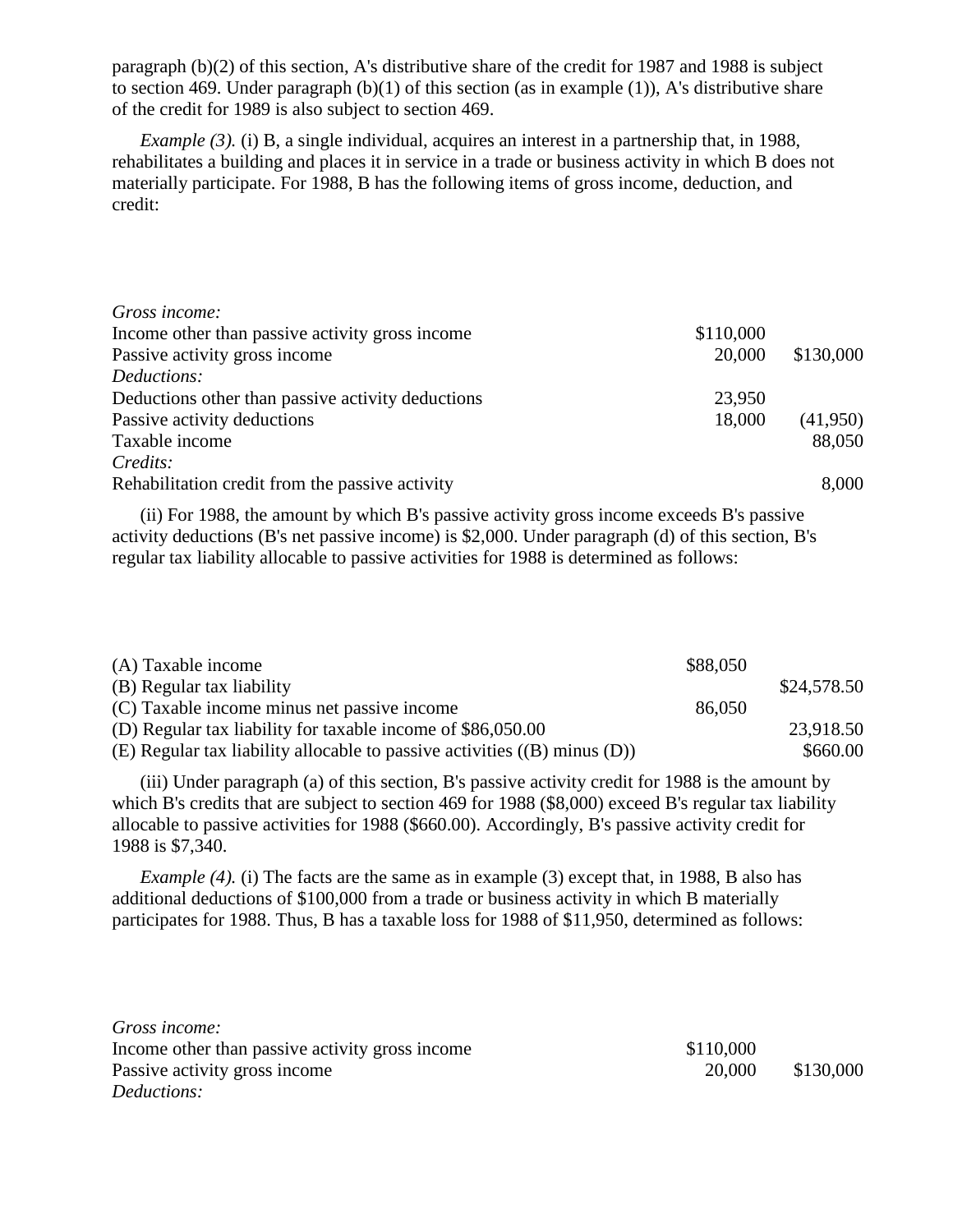paragraph (b)(2) of this section, A's distributive share of the credit for 1987 and 1988 is subject to section 469. Under paragraph (b)(1) of this section (as in example (1)), A's distributive share of the credit for 1989 is also subject to section 469.

*Example (3).* (i) B, a single individual, acquires an interest in a partnership that, in 1988, rehabilitates a building and places it in service in a trade or business activity in which B does not materially participate. For 1988, B has the following items of gross income, deduction, and credit:

| | | |
|---|---|---|
| *Gross income:* | | |
| Income other than passive activity gross income | $110,000 | |
| Passive activity gross income | 20,000 | $130,000 |
| *Deductions:* | | |
| Deductions other than passive activity deductions | 23,950 | |
| Passive activity deductions | 18,000 | (41,950) |
| Taxable income | | 88,050 |
| *Credits:* | | |
| Rehabilitation credit from the passive activity | | 8,000 |

(ii) For 1988, the amount by which B's passive activity gross income exceeds B's passive activity deductions (B's net passive income) is $2,000. Under paragraph (d) of this section, B's regular tax liability allocable to passive activities for 1988 is determined as follows:

| | | |
|---|---|---|
| (A) Taxable income | $88,050 | |
| (B) Regular tax liability | | $24,578.50 |
| (C) Taxable income minus net passive income | 86,050 | |
| (D) Regular tax liability for taxable income of $86,050.00 | | 23,918.50 |
| (E) Regular tax liability allocable to passive activities ((B) minus (D)) | | $660.00 |

(iii) Under paragraph (a) of this section, B's passive activity credit for 1988 is the amount by which B's credits that are subject to section 469 for 1988 ($8,000) exceed B's regular tax liability allocable to passive activities for 1988 ($660.00). Accordingly, B's passive activity credit for 1988 is $7,340.

*Example (4).* (i) The facts are the same as in example (3) except that, in 1988, B also has additional deductions of $100,000 from a trade or business activity in which B materially participates for 1988. Thus, B has a taxable loss for 1988 of $11,950, determined as follows:

| | | |
|---|---|---|
| *Gross income:* | | |
| Income other than passive activity gross income | $110,000 | |
| Passive activity gross income | 20,000 | $130,000 |
| *Deductions:* | | |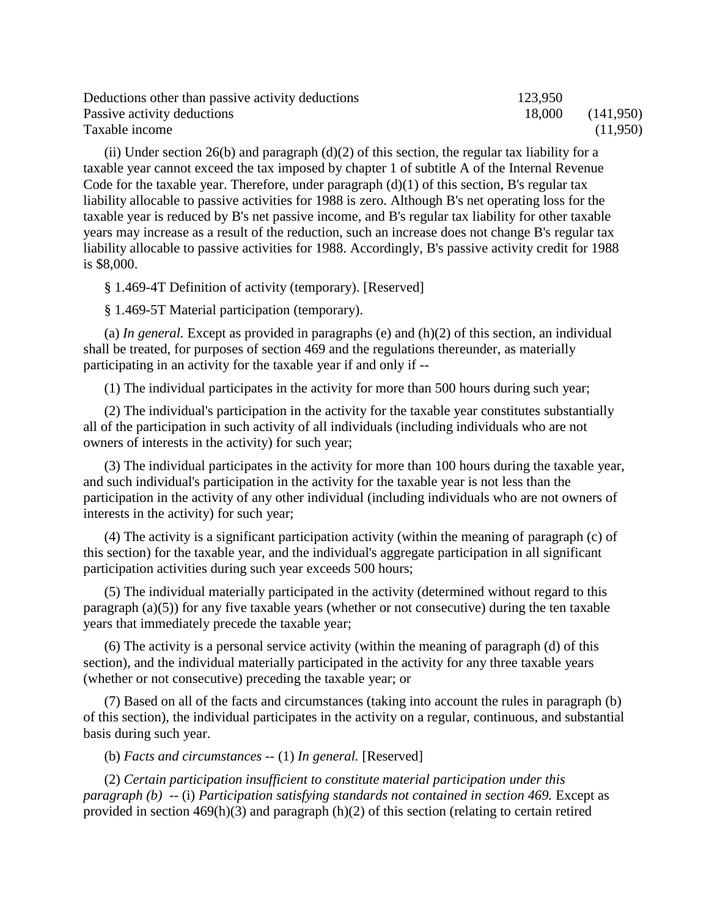| | | |
|---|---|---|
| Deductions other than passive activity deductions | 123,950 | |
| Passive activity deductions | 18,000 | (141,950) |
| Taxable income | | (11,950) |

(ii) Under section 26(b) and paragraph (d)(2) of this section, the regular tax liability for a taxable year cannot exceed the tax imposed by chapter 1 of subtitle A of the Internal Revenue Code for the taxable year. Therefore, under paragraph (d)(1) of this section, B's regular tax liability allocable to passive activities for 1988 is zero. Although B's net operating loss for the taxable year is reduced by B's net passive income, and B's regular tax liability for other taxable years may increase as a result of the reduction, such an increase does not change B's regular tax liability allocable to passive activities for 1988. Accordingly, B's passive activity credit for 1988 is $8,000.

§ 1.469-4T Definition of activity (temporary). [Reserved]

§ 1.469-5T Material participation (temporary).

(a) *In general.* Except as provided in paragraphs (e) and (h)(2) of this section, an individual shall be treated, for purposes of section 469 and the regulations thereunder, as materially participating in an activity for the taxable year if and only if --

(1) The individual participates in the activity for more than 500 hours during such year;

(2) The individual's participation in the activity for the taxable year constitutes substantially all of the participation in such activity of all individuals (including individuals who are not owners of interests in the activity) for such year;

(3) The individual participates in the activity for more than 100 hours during the taxable year, and such individual's participation in the activity for the taxable year is not less than the participation in the activity of any other individual (including individuals who are not owners of interests in the activity) for such year;

(4) The activity is a significant participation activity (within the meaning of paragraph (c) of this section) for the taxable year, and the individual's aggregate participation in all significant participation activities during such year exceeds 500 hours;

(5) The individual materially participated in the activity (determined without regard to this paragraph (a)(5)) for any five taxable years (whether or not consecutive) during the ten taxable years that immediately precede the taxable year;

(6) The activity is a personal service activity (within the meaning of paragraph (d) of this section), and the individual materially participated in the activity for any three taxable years (whether or not consecutive) preceding the taxable year; or

(7) Based on all of the facts and circumstances (taking into account the rules in paragraph (b) of this section), the individual participates in the activity on a regular, continuous, and substantial basis during such year.

(b) *Facts and circumstances* -- (1) *In general.* [Reserved]

(2) *Certain participation insufficient to constitute material participation under this paragraph (b)* -- (i) *Participation satisfying standards not contained in section 469.* Except as provided in section 469(h)(3) and paragraph (h)(2) of this section (relating to certain retired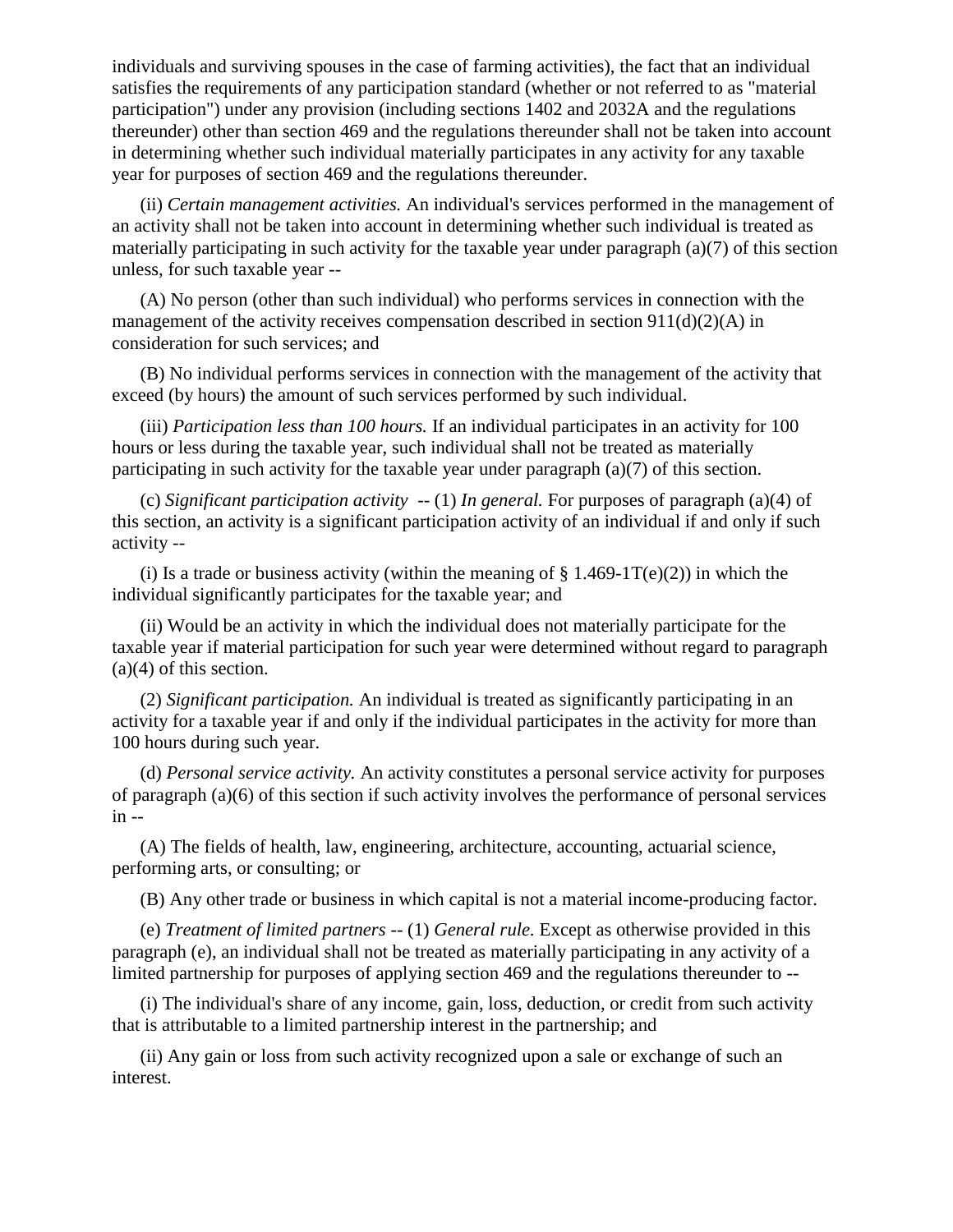individuals and surviving spouses in the case of farming activities), the fact that an individual satisfies the requirements of any participation standard (whether or not referred to as "material participation") under any provision (including sections 1402 and 2032A and the regulations thereunder) other than section 469 and the regulations thereunder shall not be taken into account in determining whether such individual materially participates in any activity for any taxable year for purposes of section 469 and the regulations thereunder.

(ii) *Certain management activities.* An individual's services performed in the management of an activity shall not be taken into account in determining whether such individual is treated as materially participating in such activity for the taxable year under paragraph (a)(7) of this section unless, for such taxable year --

(A) No person (other than such individual) who performs services in connection with the management of the activity receives compensation described in section 911(d)(2)(A) in consideration for such services; and

(B) No individual performs services in connection with the management of the activity that exceed (by hours) the amount of such services performed by such individual.

(iii) *Participation less than 100 hours.* If an individual participates in an activity for 100 hours or less during the taxable year, such individual shall not be treated as materially participating in such activity for the taxable year under paragraph (a)(7) of this section.

(c) *Significant participation activity* -- (1) *In general.* For purposes of paragraph (a)(4) of this section, an activity is a significant participation activity of an individual if and only if such activity --

(i) Is a trade or business activity (within the meaning of § 1.469-1T(e)(2)) in which the individual significantly participates for the taxable year; and

(ii) Would be an activity in which the individual does not materially participate for the taxable year if material participation for such year were determined without regard to paragraph (a)(4) of this section.

(2) *Significant participation.* An individual is treated as significantly participating in an activity for a taxable year if and only if the individual participates in the activity for more than 100 hours during such year.

(d) *Personal service activity.* An activity constitutes a personal service activity for purposes of paragraph (a)(6) of this section if such activity involves the performance of personal services in --

(A) The fields of health, law, engineering, architecture, accounting, actuarial science, performing arts, or consulting; or

(B) Any other trade or business in which capital is not a material income-producing factor.

(e) *Treatment of limited partners* -- (1) *General rule.* Except as otherwise provided in this paragraph (e), an individual shall not be treated as materially participating in any activity of a limited partnership for purposes of applying section 469 and the regulations thereunder to --

(i) The individual's share of any income, gain, loss, deduction, or credit from such activity that is attributable to a limited partnership interest in the partnership; and

(ii) Any gain or loss from such activity recognized upon a sale or exchange of such an interest.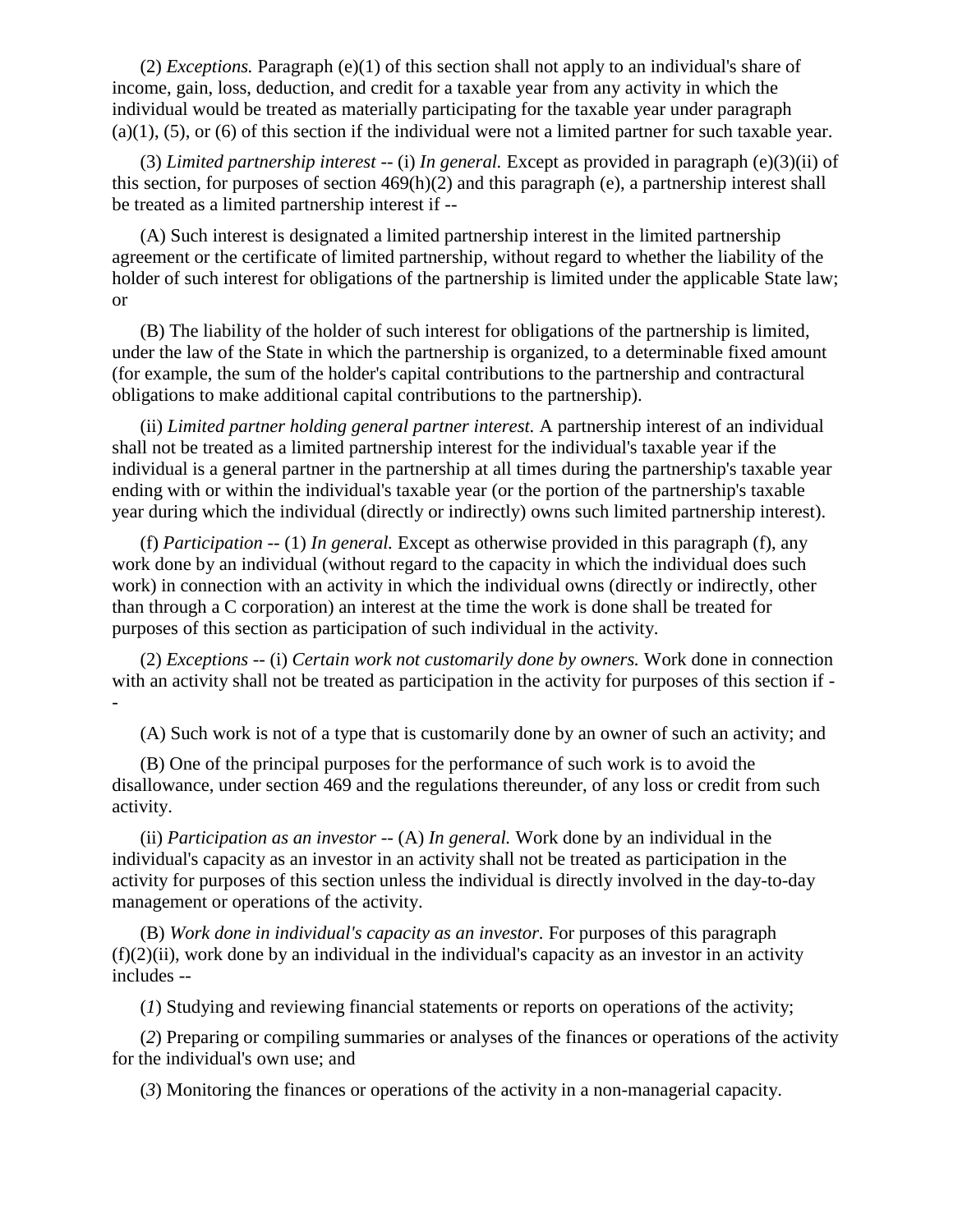(2) *Exceptions.* Paragraph (e)(1) of this section shall not apply to an individual's share of income, gain, loss, deduction, and credit for a taxable year from any activity in which the individual would be treated as materially participating for the taxable year under paragraph (a)(1), (5), or (6) of this section if the individual were not a limited partner for such taxable year.

(3) *Limited partnership interest* -- (i) *In general.* Except as provided in paragraph (e)(3)(ii) of this section, for purposes of section 469(h)(2) and this paragraph (e), a partnership interest shall be treated as a limited partnership interest if --

(A) Such interest is designated a limited partnership interest in the limited partnership agreement or the certificate of limited partnership, without regard to whether the liability of the holder of such interest for obligations of the partnership is limited under the applicable State law; or

(B) The liability of the holder of such interest for obligations of the partnership is limited, under the law of the State in which the partnership is organized, to a determinable fixed amount (for example, the sum of the holder's capital contributions to the partnership and contractual obligations to make additional capital contributions to the partnership).

(ii) *Limited partner holding general partner interest.* A partnership interest of an individual shall not be treated as a limited partnership interest for the individual's taxable year if the individual is a general partner in the partnership at all times during the partnership's taxable year ending with or within the individual's taxable year (or the portion of the partnership's taxable year during which the individual (directly or indirectly) owns such limited partnership interest).

(f) *Participation* -- (1) *In general.* Except as otherwise provided in this paragraph (f), any work done by an individual (without regard to the capacity in which the individual does such work) in connection with an activity in which the individual owns (directly or indirectly, other than through a C corporation) an interest at the time the work is done shall be treated for purposes of this section as participation of such individual in the activity.

(2) *Exceptions* -- (i) *Certain work not customarily done by owners.* Work done in connection with an activity shall not be treated as participation in the activity for purposes of this section if --

(A) Such work is not of a type that is customarily done by an owner of such an activity; and

(B) One of the principal purposes for the performance of such work is to avoid the disallowance, under section 469 and the regulations thereunder, of any loss or credit from such activity.

(ii) *Participation as an investor* -- (A) *In general.* Work done by an individual in the individual's capacity as an investor in an activity shall not be treated as participation in the activity for purposes of this section unless the individual is directly involved in the day-to-day management or operations of the activity.

(B) *Work done in individual's capacity as an investor.* For purposes of this paragraph (f)(2)(ii), work done by an individual in the individual's capacity as an investor in an activity includes --

(*1*) Studying and reviewing financial statements or reports on operations of the activity;

(*2*) Preparing or compiling summaries or analyses of the finances or operations of the activity for the individual's own use; and

(*3*) Monitoring the finances or operations of the activity in a non-managerial capacity.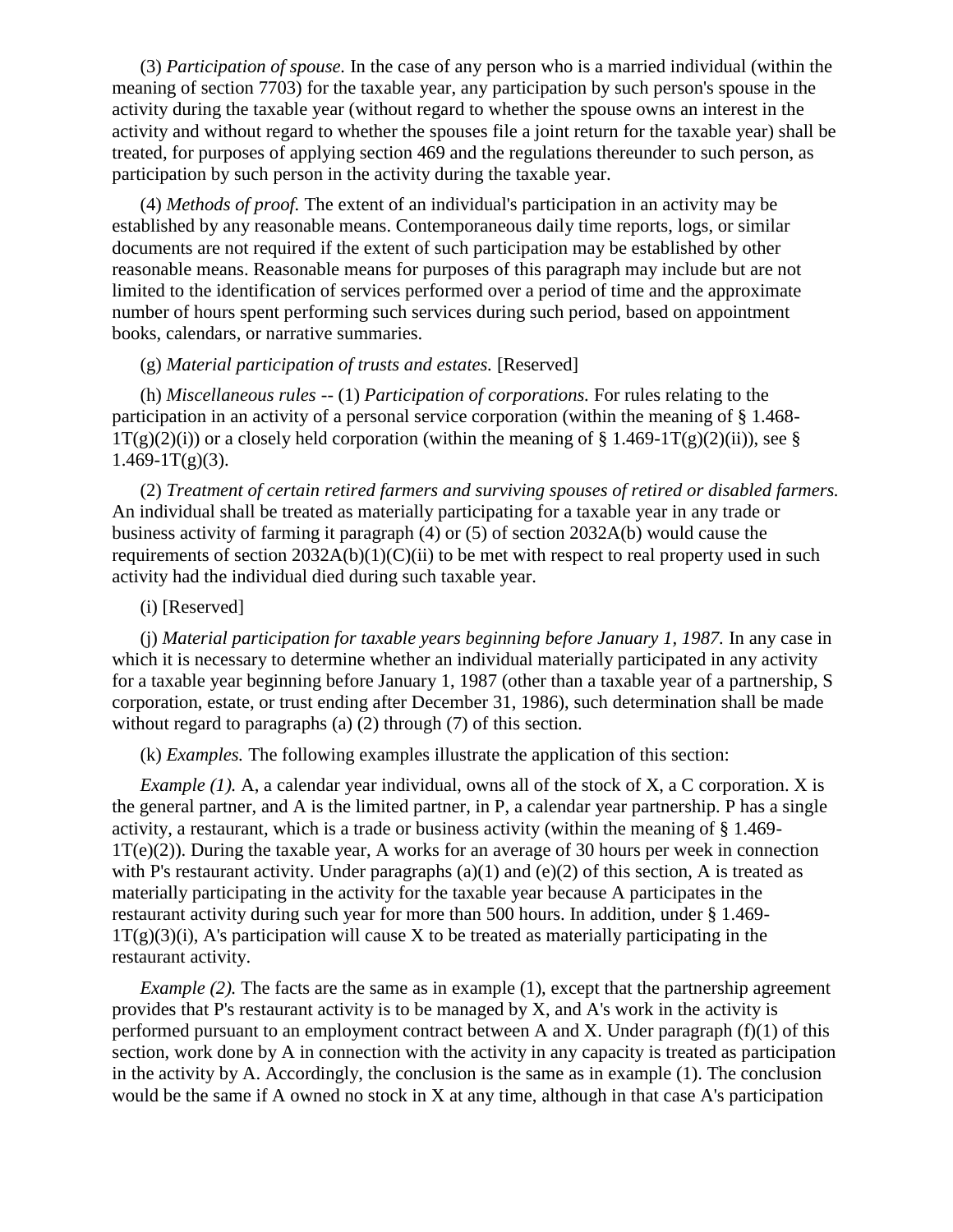(3) *Participation of spouse.* In the case of any person who is a married individual (within the meaning of section 7703) for the taxable year, any participation by such person's spouse in the activity during the taxable year (without regard to whether the spouse owns an interest in the activity and without regard to whether the spouses file a joint return for the taxable year) shall be treated, for purposes of applying section 469 and the regulations thereunder to such person, as participation by such person in the activity during the taxable year.

(4) *Methods of proof.* The extent of an individual's participation in an activity may be established by any reasonable means. Contemporaneous daily time reports, logs, or similar documents are not required if the extent of such participation may be established by other reasonable means. Reasonable means for purposes of this paragraph may include but are not limited to the identification of services performed over a period of time and the approximate number of hours spent performing such services during such period, based on appointment books, calendars, or narrative summaries.

(g) *Material participation of trusts and estates.* [Reserved]

(h) *Miscellaneous rules* -- (1) *Participation of corporations.* For rules relating to the participation in an activity of a personal service corporation (within the meaning of § 1.468-1T(g)(2)(i)) or a closely held corporation (within the meaning of § 1.469-1T(g)(2)(ii)), see § 1.469-1T(g)(3).

(2) *Treatment of certain retired farmers and surviving spouses of retired or disabled farmers.* An individual shall be treated as materially participating for a taxable year in any trade or business activity of farming it paragraph (4) or (5) of section 2032A(b) would cause the requirements of section 2032A(b)(1)(C)(ii) to be met with respect to real property used in such activity had the individual died during such taxable year.

(i) [Reserved]

(j) *Material participation for taxable years beginning before January 1, 1987.* In any case in which it is necessary to determine whether an individual materially participated in any activity for a taxable year beginning before January 1, 1987 (other than a taxable year of a partnership, S corporation, estate, or trust ending after December 31, 1986), such determination shall be made without regard to paragraphs (a) (2) through (7) of this section.

(k) *Examples.* The following examples illustrate the application of this section:

*Example (1).* A, a calendar year individual, owns all of the stock of X, a C corporation. X is the general partner, and A is the limited partner, in P, a calendar year partnership. P has a single activity, a restaurant, which is a trade or business activity (within the meaning of § 1.469-1T(e)(2)). During the taxable year, A works for an average of 30 hours per week in connection with P's restaurant activity. Under paragraphs (a)(1) and (e)(2) of this section, A is treated as materially participating in the activity for the taxable year because A participates in the restaurant activity during such year for more than 500 hours. In addition, under § 1.469-1T(g)(3)(i), A's participation will cause X to be treated as materially participating in the restaurant activity.

*Example (2).* The facts are the same as in example (1), except that the partnership agreement provides that P's restaurant activity is to be managed by X, and A's work in the activity is performed pursuant to an employment contract between A and X. Under paragraph (f)(1) of this section, work done by A in connection with the activity in any capacity is treated as participation in the activity by A. Accordingly, the conclusion is the same as in example (1). The conclusion would be the same if A owned no stock in X at any time, although in that case A's participation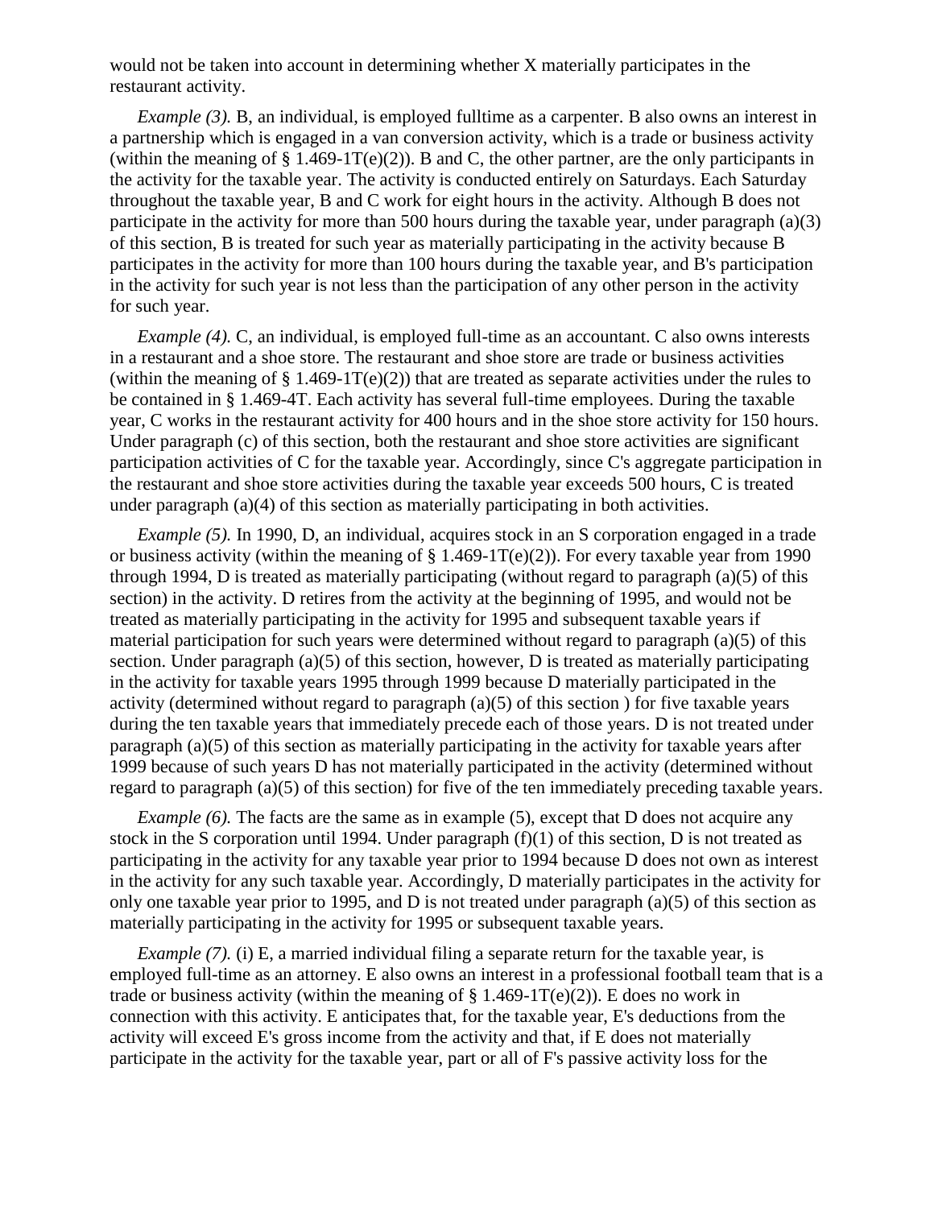would not be taken into account in determining whether X materially participates in the restaurant activity.

*Example (3).* B, an individual, is employed fulltime as a carpenter. B also owns an interest in a partnership which is engaged in a van conversion activity, which is a trade or business activity (within the meaning of § 1.469-1T(e)(2)). B and C, the other partner, are the only participants in the activity for the taxable year. The activity is conducted entirely on Saturdays. Each Saturday throughout the taxable year, B and C work for eight hours in the activity. Although B does not participate in the activity for more than 500 hours during the taxable year, under paragraph (a)(3) of this section, B is treated for such year as materially participating in the activity because B participates in the activity for more than 100 hours during the taxable year, and B's participation in the activity for such year is not less than the participation of any other person in the activity for such year.

*Example (4).* C, an individual, is employed full-time as an accountant. C also owns interests in a restaurant and a shoe store. The restaurant and shoe store are trade or business activities (within the meaning of § 1.469-1T(e)(2)) that are treated as separate activities under the rules to be contained in § 1.469-4T. Each activity has several full-time employees. During the taxable year, C works in the restaurant activity for 400 hours and in the shoe store activity for 150 hours. Under paragraph (c) of this section, both the restaurant and shoe store activities are significant participation activities of C for the taxable year. Accordingly, since C's aggregate participation in the restaurant and shoe store activities during the taxable year exceeds 500 hours, C is treated under paragraph (a)(4) of this section as materially participating in both activities.

*Example (5).* In 1990, D, an individual, acquires stock in an S corporation engaged in a trade or business activity (within the meaning of § 1.469-1T(e)(2)). For every taxable year from 1990 through 1994, D is treated as materially participating (without regard to paragraph (a)(5) of this section) in the activity. D retires from the activity at the beginning of 1995, and would not be treated as materially participating in the activity for 1995 and subsequent taxable years if material participation for such years were determined without regard to paragraph (a)(5) of this section. Under paragraph (a)(5) of this section, however, D is treated as materially participating in the activity for taxable years 1995 through 1999 because D materially participated in the activity (determined without regard to paragraph (a)(5) of this section ) for five taxable years during the ten taxable years that immediately precede each of those years. D is not treated under paragraph (a)(5) of this section as materially participating in the activity for taxable years after 1999 because of such years D has not materially participated in the activity (determined without regard to paragraph (a)(5) of this section) for five of the ten immediately preceding taxable years.

*Example (6).* The facts are the same as in example (5), except that D does not acquire any stock in the S corporation until 1994. Under paragraph (f)(1) of this section, D is not treated as participating in the activity for any taxable year prior to 1994 because D does not own as interest in the activity for any such taxable year. Accordingly, D materially participates in the activity for only one taxable year prior to 1995, and D is not treated under paragraph (a)(5) of this section as materially participating in the activity for 1995 or subsequent taxable years.

*Example (7).* (i) E, a married individual filing a separate return for the taxable year, is employed full-time as an attorney. E also owns an interest in a professional football team that is a trade or business activity (within the meaning of § 1.469-1T(e)(2)). E does no work in connection with this activity. E anticipates that, for the taxable year, E's deductions from the activity will exceed E's gross income from the activity and that, if E does not materially participate in the activity for the taxable year, part or all of F's passive activity loss for the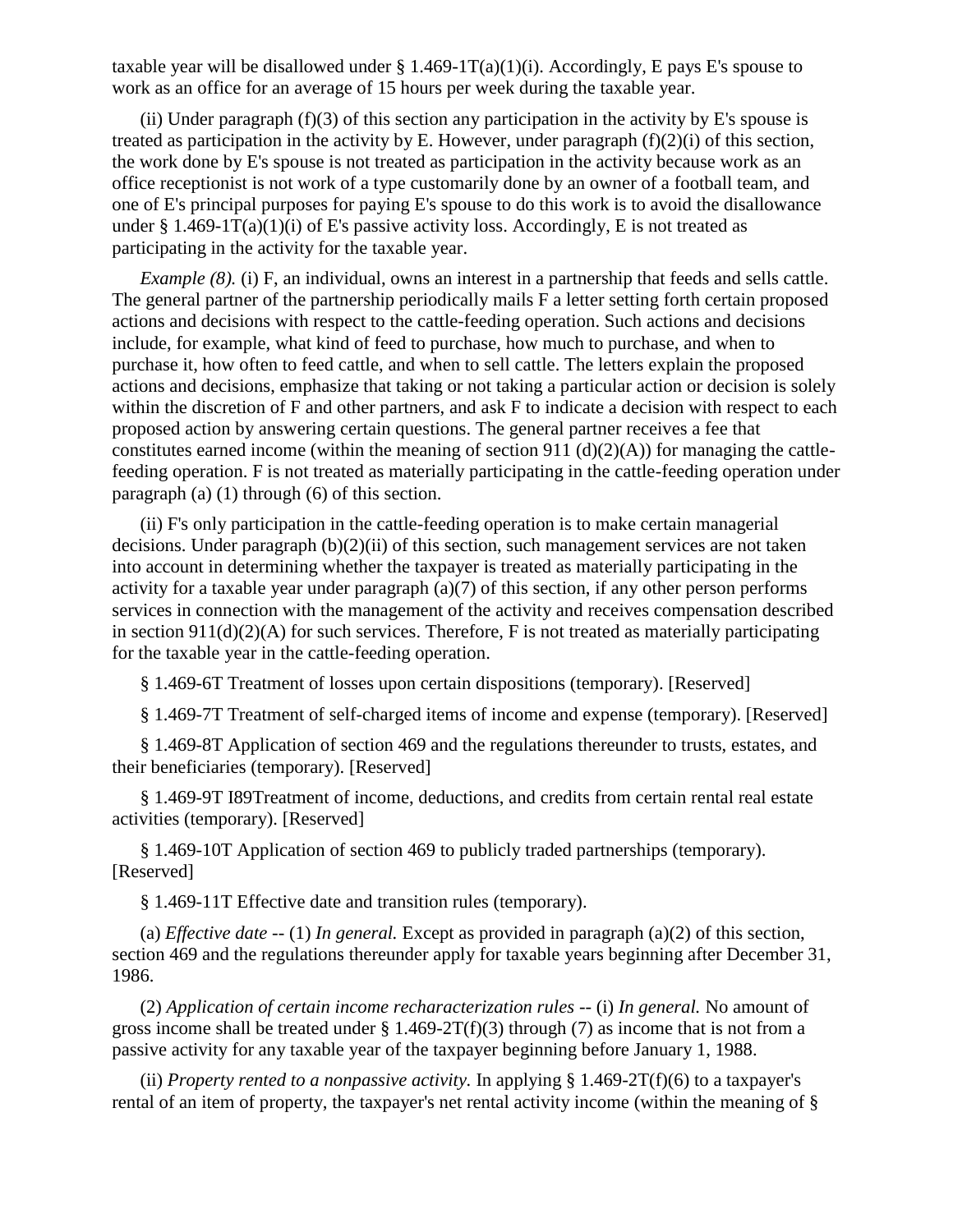taxable year will be disallowed under § 1.469-1T(a)(1)(i). Accordingly, E pays E's spouse to work as an office for an average of 15 hours per week during the taxable year.

(ii) Under paragraph (f)(3) of this section any participation in the activity by E's spouse is treated as participation in the activity by E. However, under paragraph (f)(2)(i) of this section, the work done by E's spouse is not treated as participation in the activity because work as an office receptionist is not work of a type customarily done by an owner of a football team, and one of E's principal purposes for paying E's spouse to do this work is to avoid the disallowance under § 1.469-1T(a)(1)(i) of E's passive activity loss. Accordingly, E is not treated as participating in the activity for the taxable year.

*Example (8).* (i) F, an individual, owns an interest in a partnership that feeds and sells cattle. The general partner of the partnership periodically mails F a letter setting forth certain proposed actions and decisions with respect to the cattle-feeding operation. Such actions and decisions include, for example, what kind of feed to purchase, how much to purchase, and when to purchase it, how often to feed cattle, and when to sell cattle. The letters explain the proposed actions and decisions, emphasize that taking or not taking a particular action or decision is solely within the discretion of F and other partners, and ask F to indicate a decision with respect to each proposed action by answering certain questions. The general partner receives a fee that constitutes earned income (within the meaning of section 911 (d)(2)(A)) for managing the cattle-feeding operation. F is not treated as materially participating in the cattle-feeding operation under paragraph (a) (1) through (6) of this section.

(ii) F's only participation in the cattle-feeding operation is to make certain managerial decisions. Under paragraph (b)(2)(ii) of this section, such management services are not taken into account in determining whether the taxpayer is treated as materially participating in the activity for a taxable year under paragraph (a)(7) of this section, if any other person performs services in connection with the management of the activity and receives compensation described in section 911(d)(2)(A) for such services. Therefore, F is not treated as materially participating for the taxable year in the cattle-feeding operation.

§ 1.469-6T Treatment of losses upon certain dispositions (temporary). [Reserved]

§ 1.469-7T Treatment of self-charged items of income and expense (temporary). [Reserved]

§ 1.469-8T Application of section 469 and the regulations thereunder to trusts, estates, and their beneficiaries (temporary). [Reserved]

§ 1.469-9T I89Treatment of income, deductions, and credits from certain rental real estate activities (temporary). [Reserved]

§ 1.469-10T Application of section 469 to publicly traded partnerships (temporary). [Reserved]

§ 1.469-11T Effective date and transition rules (temporary).

(a) *Effective date* -- (1) *In general.* Except as provided in paragraph (a)(2) of this section, section 469 and the regulations thereunder apply for taxable years beginning after December 31, 1986.

(2) *Application of certain income recharacterization rules* -- (i) *In general.* No amount of gross income shall be treated under § 1.469-2T(f)(3) through (7) as income that is not from a passive activity for any taxable year of the taxpayer beginning before January 1, 1988.

(ii) *Property rented to a nonpassive activity.* In applying § 1.469-2T(f)(6) to a taxpayer's rental of an item of property, the taxpayer's net rental activity income (within the meaning of §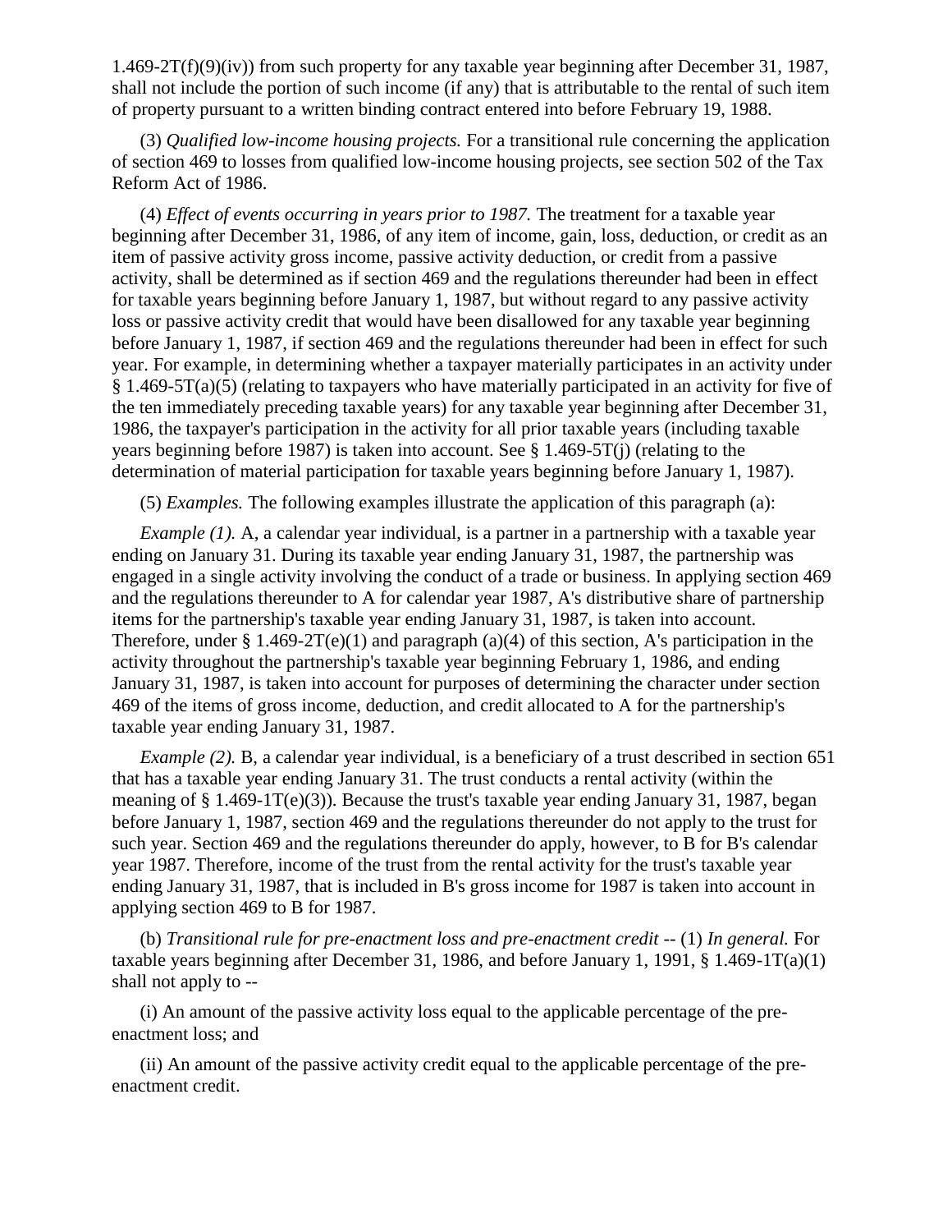1.469-2T(f)(9)(iv)) from such property for any taxable year beginning after December 31, 1987, shall not include the portion of such income (if any) that is attributable to the rental of such item of property pursuant to a written binding contract entered into before February 19, 1988.

(3) *Qualified low-income housing projects.* For a transitional rule concerning the application of section 469 to losses from qualified low-income housing projects, see section 502 of the Tax Reform Act of 1986.

(4) *Effect of events occurring in years prior to 1987.* The treatment for a taxable year beginning after December 31, 1986, of any item of income, gain, loss, deduction, or credit as an item of passive activity gross income, passive activity deduction, or credit from a passive activity, shall be determined as if section 469 and the regulations thereunder had been in effect for taxable years beginning before January 1, 1987, but without regard to any passive activity loss or passive activity credit that would have been disallowed for any taxable year beginning before January 1, 1987, if section 469 and the regulations thereunder had been in effect for such year. For example, in determining whether a taxpayer materially participates in an activity under § 1.469-5T(a)(5) (relating to taxpayers who have materially participated in an activity for five of the ten immediately preceding taxable years) for any taxable year beginning after December 31, 1986, the taxpayer's participation in the activity for all prior taxable years (including taxable years beginning before 1987) is taken into account. See § 1.469-5T(j) (relating to the determination of material participation for taxable years beginning before January 1, 1987).

(5) *Examples.* The following examples illustrate the application of this paragraph (a):

*Example (1).* A, a calendar year individual, is a partner in a partnership with a taxable year ending on January 31. During its taxable year ending January 31, 1987, the partnership was engaged in a single activity involving the conduct of a trade or business. In applying section 469 and the regulations thereunder to A for calendar year 1987, A's distributive share of partnership items for the partnership's taxable year ending January 31, 1987, is taken into account. Therefore, under § 1.469-2T(e)(1) and paragraph (a)(4) of this section, A's participation in the activity throughout the partnership's taxable year beginning February 1, 1986, and ending January 31, 1987, is taken into account for purposes of determining the character under section 469 of the items of gross income, deduction, and credit allocated to A for the partnership's taxable year ending January 31, 1987.

*Example (2).* B, a calendar year individual, is a beneficiary of a trust described in section 651 that has a taxable year ending January 31. The trust conducts a rental activity (within the meaning of § 1.469-1T(e)(3)). Because the trust's taxable year ending January 31, 1987, began before January 1, 1987, section 469 and the regulations thereunder do not apply to the trust for such year. Section 469 and the regulations thereunder do apply, however, to B for B's calendar year 1987. Therefore, income of the trust from the rental activity for the trust's taxable year ending January 31, 1987, that is included in B's gross income for 1987 is taken into account in applying section 469 to B for 1987.

(b) *Transitional rule for pre-enactment loss and pre-enactment credit* -- (1) *In general.* For taxable years beginning after December 31, 1986, and before January 1, 1991, § 1.469-1T(a)(1) shall not apply to --

(i) An amount of the passive activity loss equal to the applicable percentage of the pre-enactment loss; and

(ii) An amount of the passive activity credit equal to the applicable percentage of the pre-enactment credit.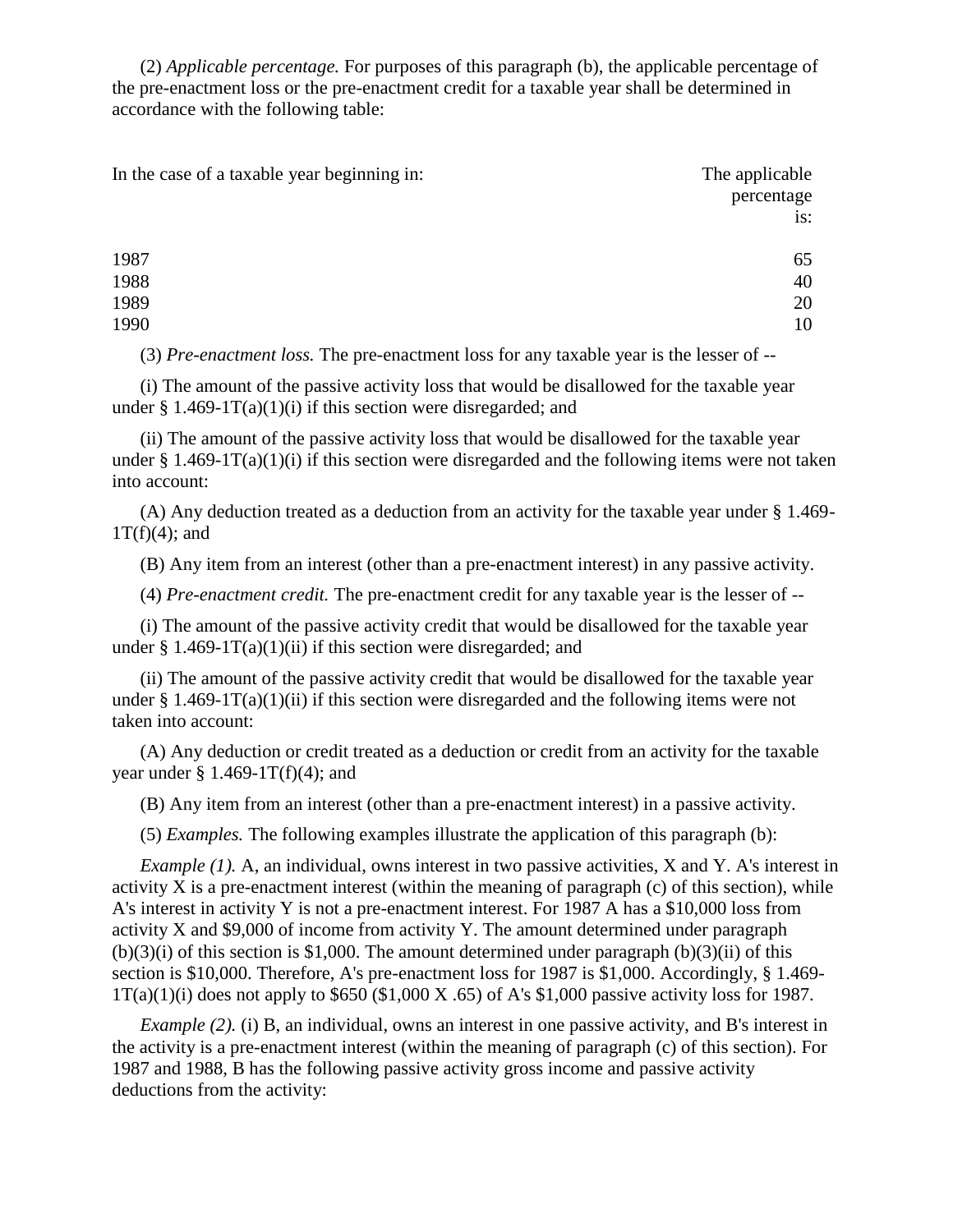(2) *Applicable percentage.* For purposes of this paragraph (b), the applicable percentage of the pre-enactment loss or the pre-enactment credit for a taxable year shall be determined in accordance with the following table:

| In the case of a taxable year beginning in: | The applicable percentage is: |
|---|---|
| 1987 | 65 |
| 1988 | 40 |
| 1989 | 20 |
| 1990 | 10 |

(3) *Pre-enactment loss.* The pre-enactment loss for any taxable year is the lesser of --

(i) The amount of the passive activity loss that would be disallowed for the taxable year under § 1.469-1T(a)(1)(i) if this section were disregarded; and

(ii) The amount of the passive activity loss that would be disallowed for the taxable year under § 1.469-1T(a)(1)(i) if this section were disregarded and the following items were not taken into account:

(A) Any deduction treated as a deduction from an activity for the taxable year under § 1.469-1T(f)(4); and

(B) Any item from an interest (other than a pre-enactment interest) in any passive activity.

(4) *Pre-enactment credit.* The pre-enactment credit for any taxable year is the lesser of --

(i) The amount of the passive activity credit that would be disallowed for the taxable year under § 1.469-1T(a)(1)(ii) if this section were disregarded; and

(ii) The amount of the passive activity credit that would be disallowed for the taxable year under § 1.469-1T(a)(1)(ii) if this section were disregarded and the following items were not taken into account:

(A) Any deduction or credit treated as a deduction or credit from an activity for the taxable year under § 1.469-1T(f)(4); and

(B) Any item from an interest (other than a pre-enactment interest) in a passive activity.

(5) *Examples.* The following examples illustrate the application of this paragraph (b):

*Example (1).* A, an individual, owns interest in two passive activities, X and Y. A's interest in activity X is a pre-enactment interest (within the meaning of paragraph (c) of this section), while A's interest in activity Y is not a pre-enactment interest. For 1987 A has a $10,000 loss from activity X and $9,000 of income from activity Y. The amount determined under paragraph (b)(3)(i) of this section is $1,000. The amount determined under paragraph (b)(3)(ii) of this section is $10,000. Therefore, A's pre-enactment loss for 1987 is $1,000. Accordingly, § 1.469-1T(a)(1)(i) does not apply to $650 ($1,000 X .65) of A's $1,000 passive activity loss for 1987.

*Example (2).* (i) B, an individual, owns an interest in one passive activity, and B's interest in the activity is a pre-enactment interest (within the meaning of paragraph (c) of this section). For 1987 and 1988, B has the following passive activity gross income and passive activity deductions from the activity: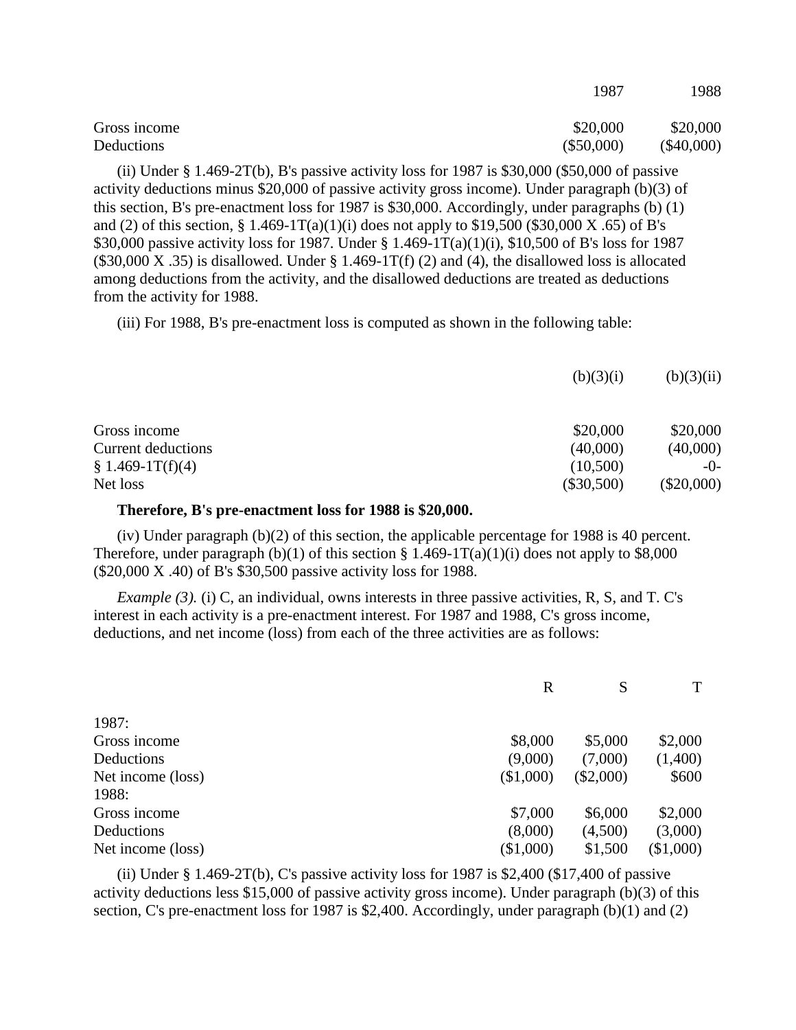| | 1987 | 1988 |
|---|---|---|
| Gross income | $20,000 | $20,000 |
| Deductions | ($50,000) | ($40,000) |

(ii) Under § 1.469-2T(b), B's passive activity loss for 1987 is $30,000 ($50,000 of passive activity deductions minus $20,000 of passive activity gross income). Under paragraph (b)(3) of this section, B's pre-enactment loss for 1987 is $30,000. Accordingly, under paragraphs (b) (1) and (2) of this section, § 1.469-1T(a)(1)(i) does not apply to $19,500 ($30,000 X .65) of B's $30,000 passive activity loss for 1987. Under § 1.469-1T(a)(1)(i), $10,500 of B's loss for 1987 ($30,000 X .35) is disallowed. Under § 1.469-1T(f) (2) and (4), the disallowed loss is allocated among deductions from the activity, and the disallowed deductions are treated as deductions from the activity for 1988.

(iii) For 1988, B's pre-enactment loss is computed as shown in the following table:

| | (b)(3)(i) | (b)(3)(ii) |
|---|---|---|
| Gross income | $20,000 | $20,000 |
| Current deductions | (40,000) | (40,000) |
| § 1.469-1T(f)(4) | (10,500) | -0- |
| Net loss | ($30,500) | ($20,000) |

**Therefore, B's pre-enactment loss for 1988 is $20,000.**

(iv) Under paragraph (b)(2) of this section, the applicable percentage for 1988 is 40 percent. Therefore, under paragraph (b)(1) of this section § 1.469-1T(a)(1)(i) does not apply to $8,000 ($20,000 X .40) of B's $30,500 passive activity loss for 1988.

*Example (3).* (i) C, an individual, owns interests in three passive activities, R, S, and T. C's interest in each activity is a pre-enactment interest. For 1987 and 1988, C's gross income, deductions, and net income (loss) from each of the three activities are as follows:

| | R | S | T |
|---|---|---|---|
| 1987: | | | |
| Gross income | $8,000 | $5,000 | $2,000 |
| Deductions | (9,000) | (7,000) | (1,400) |
| Net income (loss) | ($1,000) | ($2,000) | $600 |
| 1988: | | | |
| Gross income | $7,000 | $6,000 | $2,000 |
| Deductions | (8,000) | (4,500) | (3,000) |
| Net income (loss) | ($1,000) | $1,500 | ($1,000) |

(ii) Under § 1.469-2T(b), C's passive activity loss for 1987 is $2,400 ($17,400 of passive activity deductions less $15,000 of passive activity gross income). Under paragraph (b)(3) of this section, C's pre-enactment loss for 1987 is $2,400. Accordingly, under paragraph (b)(1) and (2)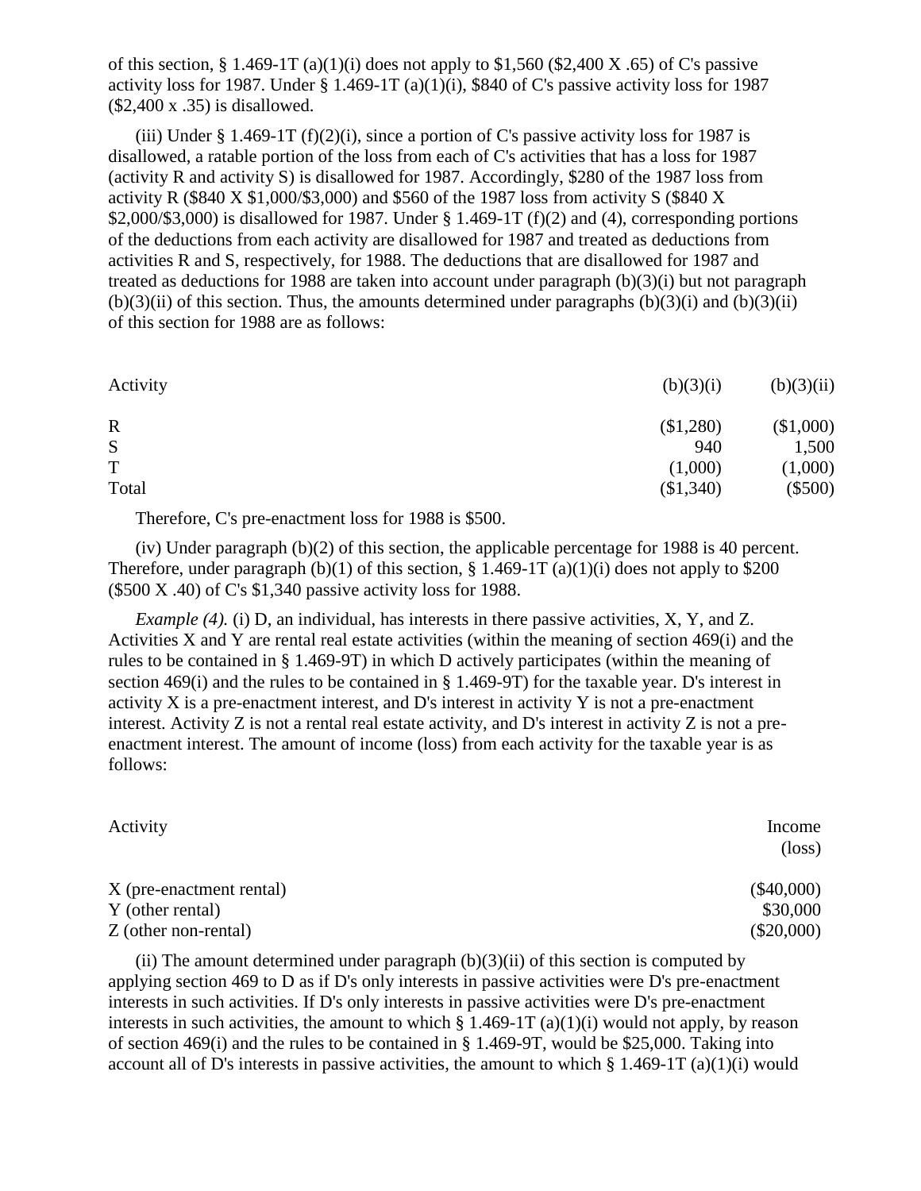of this section, § 1.469-1T (a)(1)(i) does not apply to $1,560 ($2,400 X .65) of C's passive activity loss for 1987. Under § 1.469-1T (a)(1)(i), $840 of C's passive activity loss for 1987 ($2,400 x .35) is disallowed.

(iii) Under § 1.469-1T (f)(2)(i), since a portion of C's passive activity loss for 1987 is disallowed, a ratable portion of the loss from each of C's activities that has a loss for 1987 (activity R and activity S) is disallowed for 1987. Accordingly, $280 of the 1987 loss from activity R ($840 X $1,000/$3,000) and $560 of the 1987 loss from activity S ($840 X $2,000/$3,000) is disallowed for 1987. Under § 1.469-1T (f)(2) and (4), corresponding portions of the deductions from each activity are disallowed for 1987 and treated as deductions from activities R and S, respectively, for 1988. The deductions that are disallowed for 1987 and treated as deductions for 1988 are taken into account under paragraph (b)(3)(i) but not paragraph (b)(3)(ii) of this section. Thus, the amounts determined under paragraphs (b)(3)(i) and (b)(3)(ii) of this section for 1988 are as follows:

| Activity | (b)(3)(i) | (b)(3)(ii) |
|---|---|---|
| R | ($1,280) | ($1,000) |
| S | 940 | 1,500 |
| T | (1,000) | (1,000) |
| Total | ($1,340) | ($500) |

Therefore, C's pre-enactment loss for 1988 is $500.

(iv) Under paragraph (b)(2) of this section, the applicable percentage for 1988 is 40 percent. Therefore, under paragraph (b)(1) of this section, § 1.469-1T (a)(1)(i) does not apply to $200 ($500 X .40) of C's $1,340 passive activity loss for 1988.

*Example (4).* (i) D, an individual, has interests in there passive activities, X, Y, and Z. Activities X and Y are rental real estate activities (within the meaning of section 469(i) and the rules to be contained in § 1.469-9T) in which D actively participates (within the meaning of section 469(i) and the rules to be contained in § 1.469-9T) for the taxable year. D's interest in activity X is a pre-enactment interest, and D's interest in activity Y is not a pre-enactment interest. Activity Z is not a rental real estate activity, and D's interest in activity Z is not a pre-enactment interest. The amount of income (loss) from each activity for the taxable year is as follows:

| Activity | Income (loss) |
|---|---|
| X (pre-enactment rental) | ($40,000) |
| Y (other rental) | $30,000 |
| Z (other non-rental) | ($20,000) |

(ii) The amount determined under paragraph (b)(3)(ii) of this section is computed by applying section 469 to D as if D's only interests in passive activities were D's pre-enactment interests in such activities. If D's only interests in passive activities were D's pre-enactment interests in such activities, the amount to which § 1.469-1T (a)(1)(i) would not apply, by reason of section 469(i) and the rules to be contained in § 1.469-9T, would be $25,000. Taking into account all of D's interests in passive activities, the amount to which § 1.469-1T (a)(1)(i) would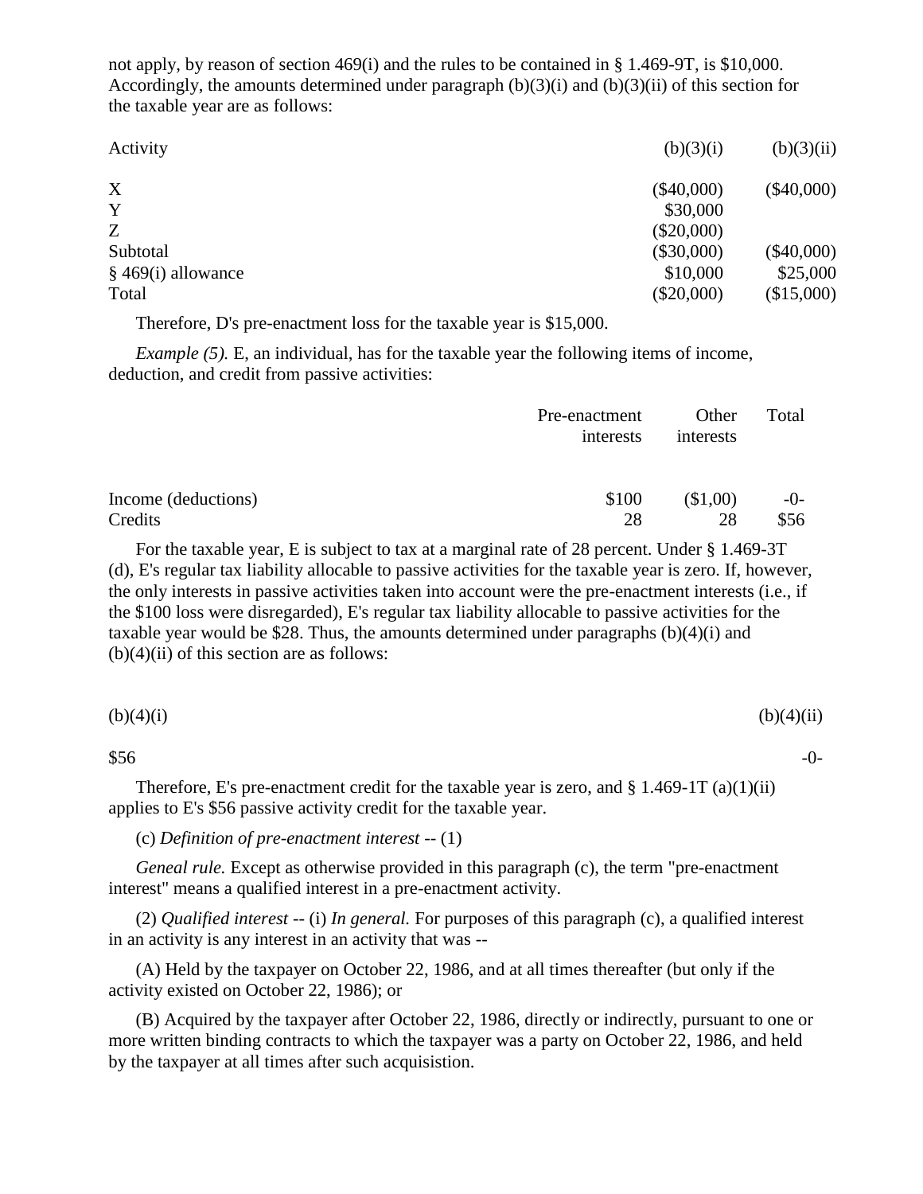not apply, by reason of section 469(i) and the rules to be contained in § 1.469-9T, is $10,000. Accordingly, the amounts determined under paragraph (b)(3)(i) and (b)(3)(ii) of this section for the taxable year are as follows:

| Activity | (b)(3)(i) | (b)(3)(ii) |
|---|---|---|
| X | ($40,000) | ($40,000) |
| Y | $30,000 | |
| Z | ($20,000) | |
| Subtotal | ($30,000) | ($40,000) |
| § 469(i) allowance | $10,000 | $25,000 |
| Total | ($20,000) | ($15,000) |

Therefore, D's pre-enactment loss for the taxable year is $15,000.

*Example (5).* E, an individual, has for the taxable year the following items of income, deduction, and credit from passive activities:

| | Pre-enactment interests | Other interests | Total |
|---|---|---|---|
| Income (deductions) | $100 | ($1,00) | -0- |
| Credits | 28 | 28 | $56 |

For the taxable year, E is subject to tax at a marginal rate of 28 percent. Under § 1.469-3T (d), E's regular tax liability allocable to passive activities for the taxable year is zero. If, however, the only interests in passive activities taken into account were the pre-enactment interests (i.e., if the $100 loss were disregarded), E's regular tax liability allocable to passive activities for the taxable year would be $28. Thus, the amounts determined under paragraphs (b)(4)(i) and (b)(4)(ii) of this section are as follows:

| (b)(4)(i) | (b)(4)(ii) |
|---|---|
| $56 | -0- |

Therefore, E's pre-enactment credit for the taxable year is zero, and § 1.469-1T (a)(1)(ii) applies to E's $56 passive activity credit for the taxable year.

(c) *Definition of pre-enactment interest* -- (1)

*Geneal rule.* Except as otherwise provided in this paragraph (c), the term "pre-enactment interest" means a qualified interest in a pre-enactment activity.

(2) *Qualified interest* -- (i) *In general.* For purposes of this paragraph (c), a qualified interest in an activity is any interest in an activity that was --

(A) Held by the taxpayer on October 22, 1986, and at all times thereafter (but only if the activity existed on October 22, 1986); or

(B) Acquired by the taxpayer after October 22, 1986, directly or indirectly, pursuant to one or more written binding contracts to which the taxpayer was a party on October 22, 1986, and held by the taxpayer at all times after such acquisistion.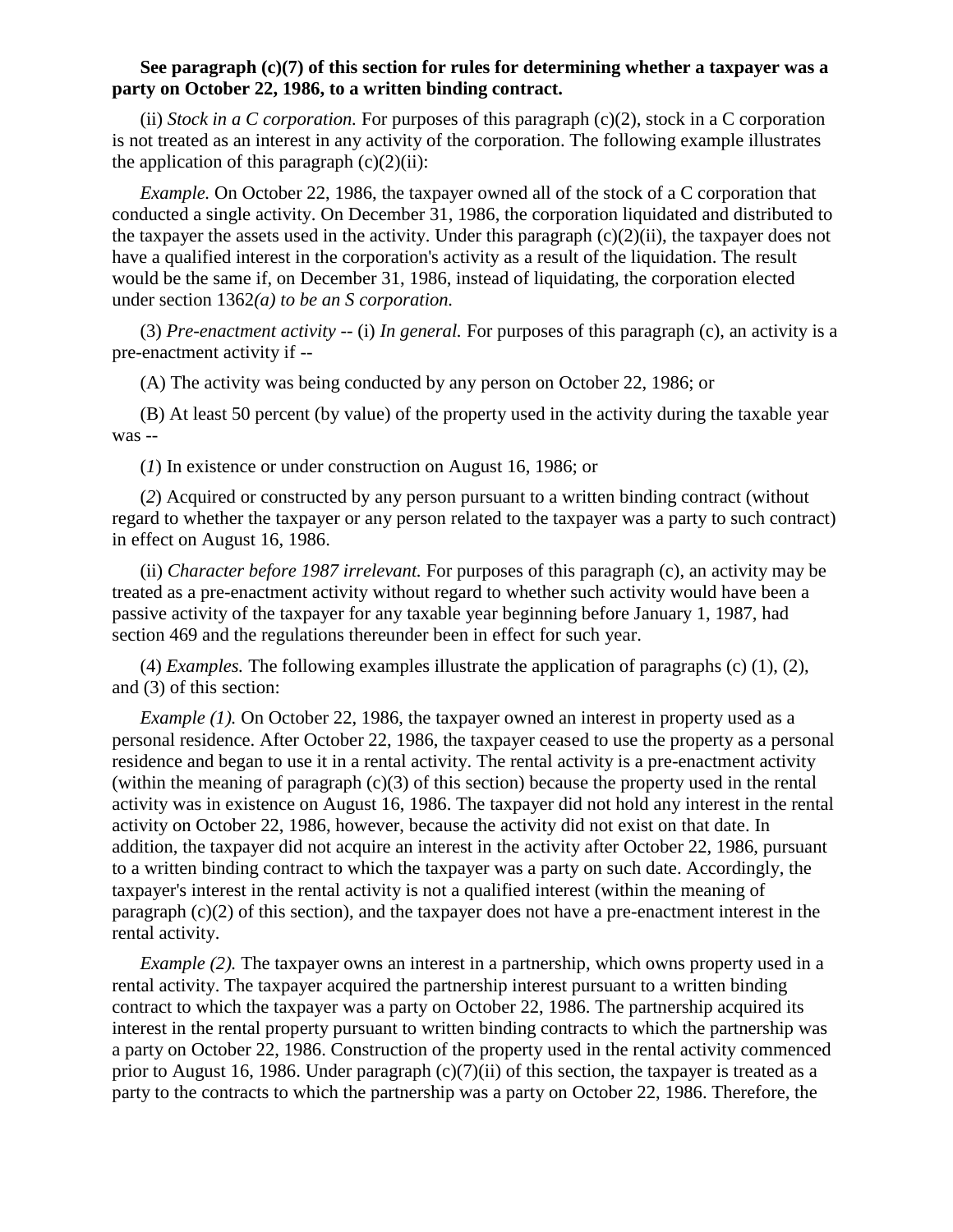**See paragraph (c)(7) of this section for rules for determining whether a taxpayer was a party on October 22, 1986, to a written binding contract.**

(ii) *Stock in a C corporation.* For purposes of this paragraph (c)(2), stock in a C corporation is not treated as an interest in any activity of the corporation. The following example illustrates the application of this paragraph (c)(2)(ii):

*Example.* On October 22, 1986, the taxpayer owned all of the stock of a C corporation that conducted a single activity. On December 31, 1986, the corporation liquidated and distributed to the taxpayer the assets used in the activity. Under this paragraph (c)(2)(ii), the taxpayer does not have a qualified interest in the corporation's activity as a result of the liquidation. The result would be the same if, on December 31, 1986, instead of liquidating, the corporation elected under section 1362*(a) to be an S corporation.*

(3) *Pre-enactment activity* -- (i) *In general.* For purposes of this paragraph (c), an activity is a pre-enactment activity if --

(A) The activity was being conducted by any person on October 22, 1986; or

(B) At least 50 percent (by value) of the property used in the activity during the taxable year was --

(*1*) In existence or under construction on August 16, 1986; or

(*2*) Acquired or constructed by any person pursuant to a written binding contract (without regard to whether the taxpayer or any person related to the taxpayer was a party to such contract) in effect on August 16, 1986.

(ii) *Character before 1987 irrelevant.* For purposes of this paragraph (c), an activity may be treated as a pre-enactment activity without regard to whether such activity would have been a passive activity of the taxpayer for any taxable year beginning before January 1, 1987, had section 469 and the regulations thereunder been in effect for such year.

(4) *Examples.* The following examples illustrate the application of paragraphs (c) (1), (2), and (3) of this section:

*Example (1).* On October 22, 1986, the taxpayer owned an interest in property used as a personal residence. After October 22, 1986, the taxpayer ceased to use the property as a personal residence and began to use it in a rental activity. The rental activity is a pre-enactment activity (within the meaning of paragraph (c)(3) of this section) because the property used in the rental activity was in existence on August 16, 1986. The taxpayer did not hold any interest in the rental activity on October 22, 1986, however, because the activity did not exist on that date. In addition, the taxpayer did not acquire an interest in the activity after October 22, 1986, pursuant to a written binding contract to which the taxpayer was a party on such date. Accordingly, the taxpayer's interest in the rental activity is not a qualified interest (within the meaning of paragraph (c)(2) of this section), and the taxpayer does not have a pre-enactment interest in the rental activity.

*Example (2).* The taxpayer owns an interest in a partnership, which owns property used in a rental activity. The taxpayer acquired the partnership interest pursuant to a written binding contract to which the taxpayer was a party on October 22, 1986. The partnership acquired its interest in the rental property pursuant to written binding contracts to which the partnership was a party on October 22, 1986. Construction of the property used in the rental activity commenced prior to August 16, 1986. Under paragraph (c)(7)(ii) of this section, the taxpayer is treated as a party to the contracts to which the partnership was a party on October 22, 1986. Therefore, the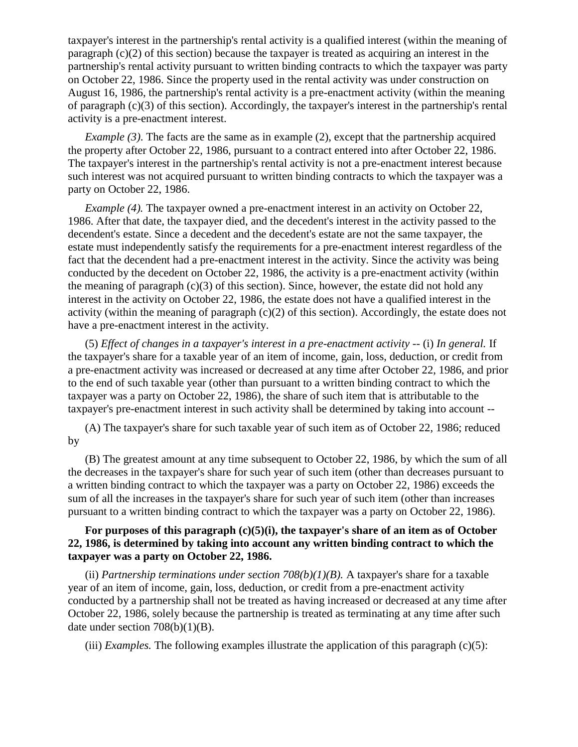taxpayer's interest in the partnership's rental activity is a qualified interest (within the meaning of paragraph (c)(2) of this section) because the taxpayer is treated as acquiring an interest in the partnership's rental activity pursuant to written binding contracts to which the taxpayer was party on October 22, 1986. Since the property used in the rental activity was under construction on August 16, 1986, the partnership's rental activity is a pre-enactment activity (within the meaning of paragraph (c)(3) of this section). Accordingly, the taxpayer's interest in the partnership's rental activity is a pre-enactment interest.

*Example (3)*. The facts are the same as in example (2), except that the partnership acquired the property after October 22, 1986, pursuant to a contract entered into after October 22, 1986. The taxpayer's interest in the partnership's rental activity is not a pre-enactment interest because such interest was not acquired pursuant to written binding contracts to which the taxpayer was a party on October 22, 1986.

*Example (4).* The taxpayer owned a pre-enactment interest in an activity on October 22, 1986. After that date, the taxpayer died, and the decedent's interest in the activity passed to the decendent's estate. Since a decedent and the decedent's estate are not the same taxpayer, the estate must independently satisfy the requirements for a pre-enactment interest regardless of the fact that the decendent had a pre-enactment interest in the activity. Since the activity was being conducted by the decedent on October 22, 1986, the activity is a pre-enactment activity (within the meaning of paragraph (c)(3) of this section). Since, however, the estate did not hold any interest in the activity on October 22, 1986, the estate does not have a qualified interest in the activity (within the meaning of paragraph (c)(2) of this section). Accordingly, the estate does not have a pre-enactment interest in the activity.

(5) *Effect of changes in a taxpayer's interest in a pre-enactment activity* -- (i) *In general.* If the taxpayer's share for a taxable year of an item of income, gain, loss, deduction, or credit from a pre-enactment activity was increased or decreased at any time after October 22, 1986, and prior to the end of such taxable year (other than pursuant to a written binding contract to which the taxpayer was a party on October 22, 1986), the share of such item that is attributable to the taxpayer's pre-enactment interest in such activity shall be determined by taking into account --

(A) The taxpayer's share for such taxable year of such item as of October 22, 1986; reduced by

(B) The greatest amount at any time subsequent to October 22, 1986, by which the sum of all the decreases in the taxpayer's share for such year of such item (other than decreases pursuant to a written binding contract to which the taxpayer was a party on October 22, 1986) exceeds the sum of all the increases in the taxpayer's share for such year of such item (other than increases pursuant to a written binding contract to which the taxpayer was a party on October 22, 1986).

**For purposes of this paragraph (c)(5)(i), the taxpayer's share of an item as of October 22, 1986, is determined by taking into account any written binding contract to which the taxpayer was a party on October 22, 1986.**

(ii) *Partnership terminations under section 708(b)(1)(B).* A taxpayer's share for a taxable year of an item of income, gain, loss, deduction, or credit from a pre-enactment activity conducted by a partnership shall not be treated as having increased or decreased at any time after October 22, 1986, solely because the partnership is treated as terminating at any time after such date under section 708(b)(1)(B).

(iii) *Examples.* The following examples illustrate the application of this paragraph (c)(5):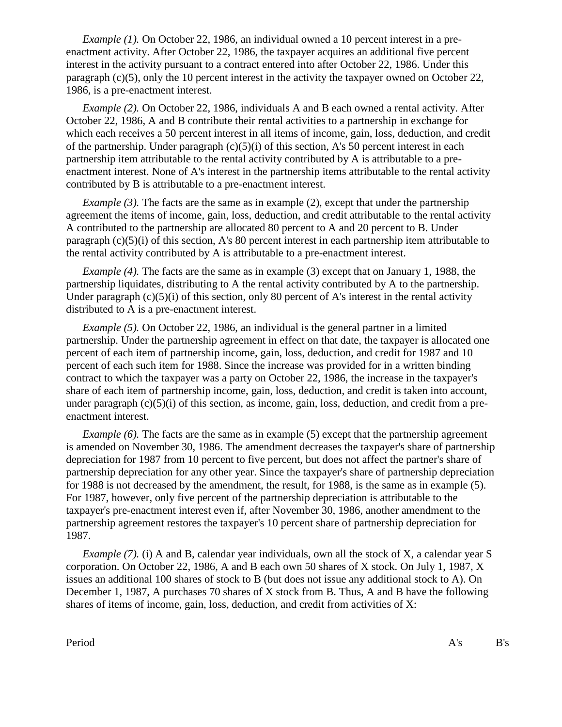*Example (1).* On October 22, 1986, an individual owned a 10 percent interest in a pre-enactment activity. After October 22, 1986, the taxpayer acquires an additional five percent interest in the activity pursuant to a contract entered into after October 22, 1986. Under this paragraph (c)(5), only the 10 percent interest in the activity the taxpayer owned on October 22, 1986, is a pre-enactment interest.

*Example (2).* On October 22, 1986, individuals A and B each owned a rental activity. After October 22, 1986, A and B contribute their rental activities to a partnership in exchange for which each receives a 50 percent interest in all items of income, gain, loss, deduction, and credit of the partnership. Under paragraph (c)(5)(i) of this section, A's 50 percent interest in each partnership item attributable to the rental activity contributed by A is attributable to a pre-enactment interest. None of A's interest in the partnership items attributable to the rental activity contributed by B is attributable to a pre-enactment interest.

*Example (3).* The facts are the same as in example (2), except that under the partnership agreement the items of income, gain, loss, deduction, and credit attributable to the rental activity A contributed to the partnership are allocated 80 percent to A and 20 percent to B. Under paragraph (c)(5)(i) of this section, A's 80 percent interest in each partnership item attributable to the rental activity contributed by A is attributable to a pre-enactment interest.

*Example (4).* The facts are the same as in example (3) except that on January 1, 1988, the partnership liquidates, distributing to A the rental activity contributed by A to the partnership. Under paragraph (c)(5)(i) of this section, only 80 percent of A's interest in the rental activity distributed to A is a pre-enactment interest.

*Example (5).* On October 22, 1986, an individual is the general partner in a limited partnership. Under the partnership agreement in effect on that date, the taxpayer is allocated one percent of each item of partnership income, gain, loss, deduction, and credit for 1987 and 10 percent of each such item for 1988. Since the increase was provided for in a written binding contract to which the taxpayer was a party on October 22, 1986, the increase in the taxpayer's share of each item of partnership income, gain, loss, deduction, and credit is taken into account, under paragraph (c)(5)(i) of this section, as income, gain, loss, deduction, and credit from a pre-enactment interest.

*Example (6).* The facts are the same as in example (5) except that the partnership agreement is amended on November 30, 1986. The amendment decreases the taxpayer's share of partnership depreciation for 1987 from 10 percent to five percent, but does not affect the partner's share of partnership depreciation for any other year. Since the taxpayer's share of partnership depreciation for 1988 is not decreased by the amendment, the result, for 1988, is the same as in example (5). For 1987, however, only five percent of the partnership depreciation is attributable to the taxpayer's pre-enactment interest even if, after November 30, 1986, another amendment to the partnership agreement restores the taxpayer's 10 percent share of partnership depreciation for 1987.

*Example (7).* (i) A and B, calendar year individuals, own all the stock of X, a calendar year S corporation. On October 22, 1986, A and B each own 50 shares of X stock. On July 1, 1987, X issues an additional 100 shares of stock to B (but does not issue any additional stock to A). On December 1, 1987, A purchases 70 shares of X stock from B. Thus, A and B have the following shares of items of income, gain, loss, deduction, and credit from activities of X:

| Period | A's | B's |
|---|---|---|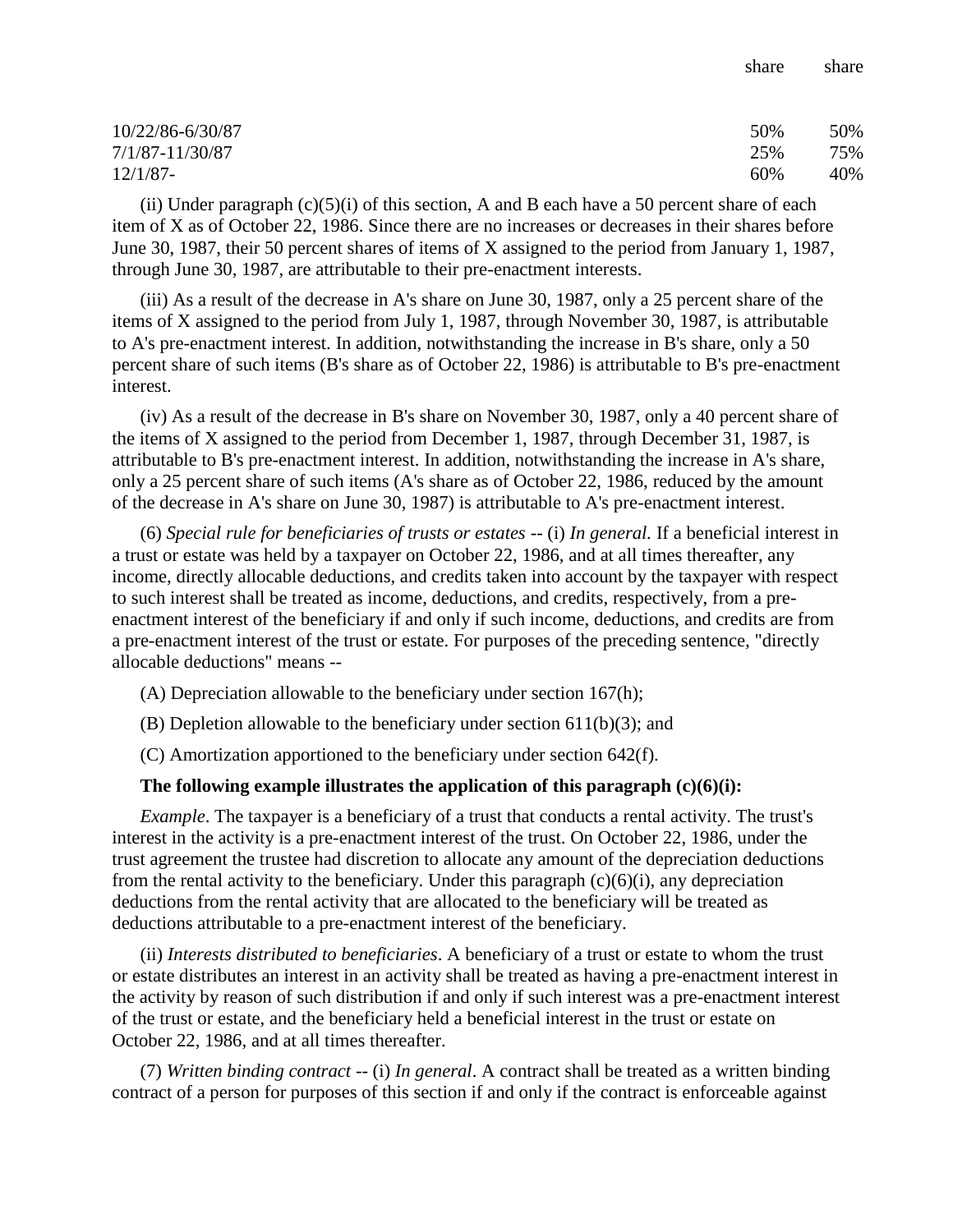| | share | share |
|---|---|---|
| 10/22/86-6/30/87 | 50% | 50% |
| 7/1/87-11/30/87 | 25% | 75% |
| 12/1/87- | 60% | 40% |

(ii) Under paragraph (c)(5)(i) of this section, A and B each have a 50 percent share of each item of X as of October 22, 1986. Since there are no increases or decreases in their shares before June 30, 1987, their 50 percent shares of items of X assigned to the period from January 1, 1987, through June 30, 1987, are attributable to their pre-enactment interests.

(iii) As a result of the decrease in A's share on June 30, 1987, only a 25 percent share of the items of X assigned to the period from July 1, 1987, through November 30, 1987, is attributable to A's pre-enactment interest. In addition, notwithstanding the increase in B's share, only a 50 percent share of such items (B's share as of October 22, 1986) is attributable to B's pre-enactment interest.

(iv) As a result of the decrease in B's share on November 30, 1987, only a 40 percent share of the items of X assigned to the period from December 1, 1987, through December 31, 1987, is attributable to B's pre-enactment interest. In addition, notwithstanding the increase in A's share, only a 25 percent share of such items (A's share as of October 22, 1986, reduced by the amount of the decrease in A's share on June 30, 1987) is attributable to A's pre-enactment interest.

(6) *Special rule for beneficiaries of trusts or estates* -- (i) *In general.* If a beneficial interest in a trust or estate was held by a taxpayer on October 22, 1986, and at all times thereafter, any income, directly allocable deductions, and credits taken into account by the taxpayer with respect to such interest shall be treated as income, deductions, and credits, respectively, from a pre-enactment interest of the beneficiary if and only if such income, deductions, and credits are from a pre-enactment interest of the trust or estate. For purposes of the preceding sentence, "directly allocable deductions" means --

(A) Depreciation allowable to the beneficiary under section 167(h);

(B) Depletion allowable to the beneficiary under section 611(b)(3); and

(C) Amortization apportioned to the beneficiary under section 642(f).

**The following example illustrates the application of this paragraph (c)(6)(i):**

*Example*. The taxpayer is a beneficiary of a trust that conducts a rental activity. The trust's interest in the activity is a pre-enactment interest of the trust. On October 22, 1986, under the trust agreement the trustee had discretion to allocate any amount of the depreciation deductions from the rental activity to the beneficiary. Under this paragraph (c)(6)(i), any depreciation deductions from the rental activity that are allocated to the beneficiary will be treated as deductions attributable to a pre-enactment interest of the beneficiary.

(ii) *Interests distributed to beneficiaries*. A beneficiary of a trust or estate to whom the trust or estate distributes an interest in an activity shall be treated as having a pre-enactment interest in the activity by reason of such distribution if and only if such interest was a pre-enactment interest of the trust or estate, and the beneficiary held a beneficial interest in the trust or estate on October 22, 1986, and at all times thereafter.

(7) *Written binding contract* -- (i) *In general*. A contract shall be treated as a written binding contract of a person for purposes of this section if and only if the contract is enforceable against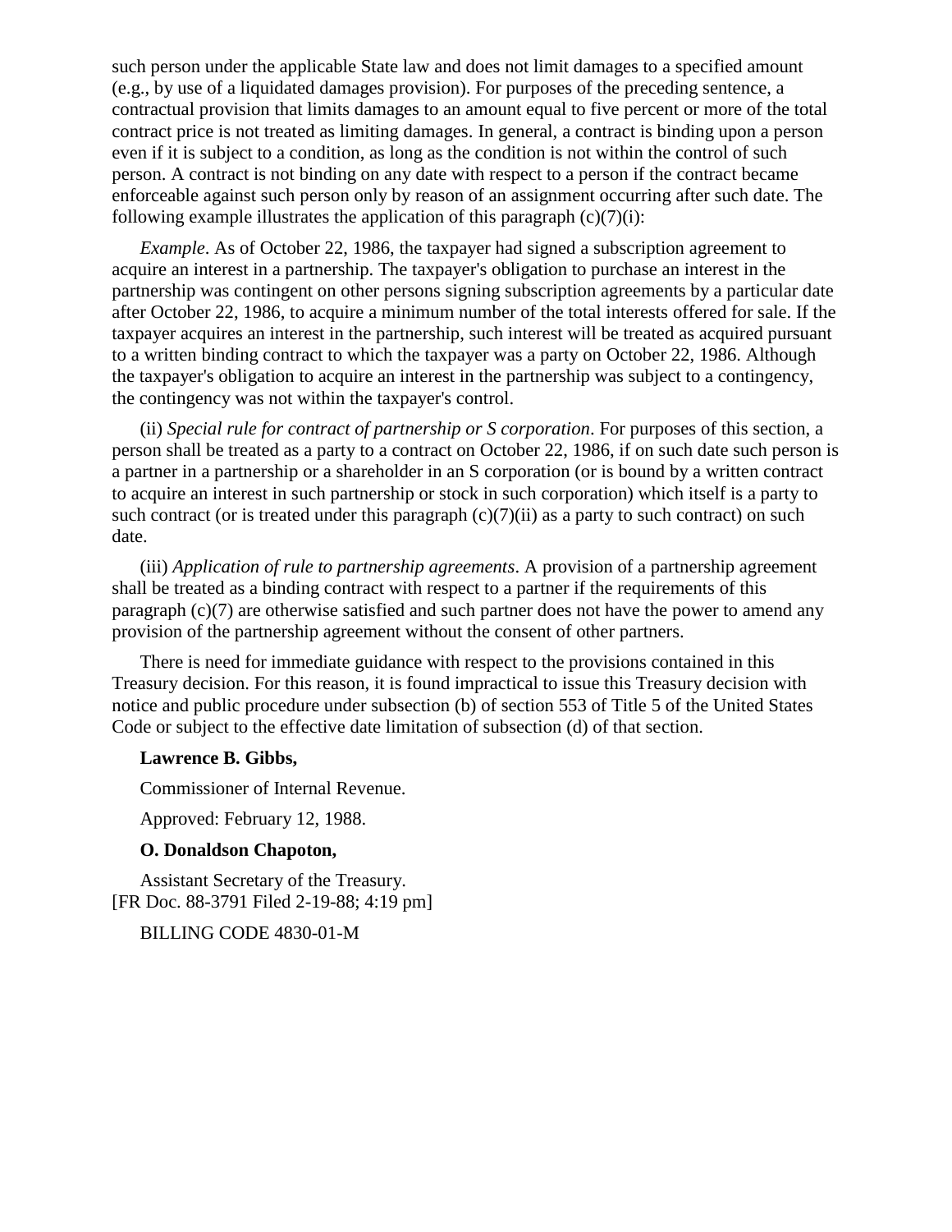such person under the applicable State law and does not limit damages to a specified amount (e.g., by use of a liquidated damages provision). For purposes of the preceding sentence, a contractual provision that limits damages to an amount equal to five percent or more of the total contract price is not treated as limiting damages. In general, a contract is binding upon a person even if it is subject to a condition, as long as the condition is not within the control of such person. A contract is not binding on any date with respect to a person if the contract became enforceable against such person only by reason of an assignment occurring after such date. The following example illustrates the application of this paragraph (c)(7)(i):

*Example*. As of October 22, 1986, the taxpayer had signed a subscription agreement to acquire an interest in a partnership. The taxpayer's obligation to purchase an interest in the partnership was contingent on other persons signing subscription agreements by a particular date after October 22, 1986, to acquire a minimum number of the total interests offered for sale. If the taxpayer acquires an interest in the partnership, such interest will be treated as acquired pursuant to a written binding contract to which the taxpayer was a party on October 22, 1986. Although the taxpayer's obligation to acquire an interest in the partnership was subject to a contingency, the contingency was not within the taxpayer's control.

(ii) *Special rule for contract of partnership or S corporation*. For purposes of this section, a person shall be treated as a party to a contract on October 22, 1986, if on such date such person is a partner in a partnership or a shareholder in an S corporation (or is bound by a written contract to acquire an interest in such partnership or stock in such corporation) which itself is a party to such contract (or is treated under this paragraph (c)(7)(ii) as a party to such contract) on such date.

(iii) *Application of rule to partnership agreements*. A provision of a partnership agreement shall be treated as a binding contract with respect to a partner if the requirements of this paragraph (c)(7) are otherwise satisfied and such partner does not have the power to amend any provision of the partnership agreement without the consent of other partners.

There is need for immediate guidance with respect to the provisions contained in this Treasury decision. For this reason, it is found impractical to issue this Treasury decision with notice and public procedure under subsection (b) of section 553 of Title 5 of the United States Code or subject to the effective date limitation of subsection (d) of that section.

**Lawrence B. Gibbs,**

Commissioner of Internal Revenue.

Approved: February 12, 1988.

**O. Donaldson Chapoton,**

Assistant Secretary of the Treasury.
[FR Doc. 88-3791 Filed 2-19-88; 4:19 pm]

BILLING CODE 4830-01-M